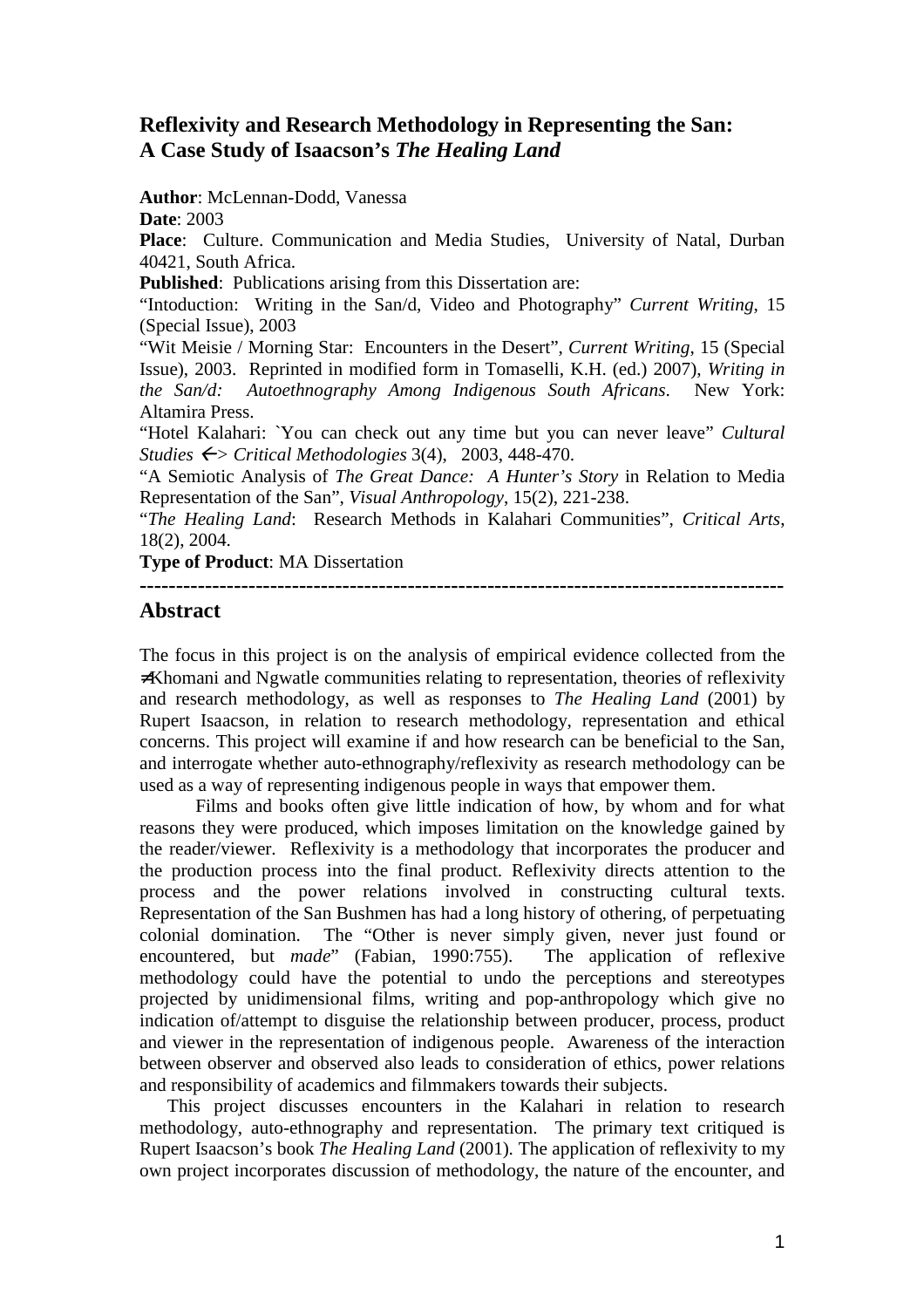# Reflexivity and Research Methodology in Representing the San: A Case Study of Isaacson's *The Healing Land*

**Author**: McLennan-Dodd, Vanessa

**Date**: 2003

**Place**: Culture. Communication and Media Studies, University of Natal, Durban 40421, South Africa.

**Published**: Publications arising from this Dissertation are:

"Intoduction: Writing in the San/d, Video and Photography" *Current Writing*, 15 (Special Issue), 2003

"Wit Meisie / Morning Star: Encounters in the Desert", *Current Writing*, 15 (Special Issue), 2003. Reprinted in modified form in Tomaselli, K.H. (ed.) 2007), *Writing in the San/d: Autoethnography Among Indigenous South Africans*. New York: Altamira Press.

"Hotel Kalahari: `You can check out any time but you can never leave" *Cultural Studies* <-> *Critical Methodologies* 3(4), 2003, 448-470.

"A Semiotic Analysis of *The Great Dance: A Hunter's Story* in Relation to Media Representation of the San", *Visual Anthropology*, 15(2), 221-238.

"*The Healing Land*: Research Methods in Kalahari Communities", *Critical Arts*, 18(2), 2004.

**Type of Product**: MA Dissertation

---

## Abstract

The focus in this project is on the analysis of empirical evidence collected from the ≠Khomani and Ngwatle communities relating to representation, theories of reflexivity and research methodology, as well as responses to *The Healing Land* (2001) by Rupert Isaacson, in relation to research methodology, representation and ethical concerns. This project will examine if and how research can be beneficial to the San, and interrogate whether auto-ethnography/reflexivity as research methodology can be used as a way of representing indigenous people in ways that empower them.

Films and books often give little indication of how, by whom and for what reasons they were produced, which imposes limitation on the knowledge gained by the reader/viewer. Reflexivity is a methodology that incorporates the producer and the production process into the final product. Reflexivity directs attention to the process and the power relations involved in constructing cultural texts. Representation of the San Bushmen has had a long history of othering, of perpetuating colonial domination. The "Other is never simply given, never just found or encountered, but *made*" (Fabian, 1990:755). The application of reflexive methodology could have the potential to undo the perceptions and stereotypes projected by unidimensional films, writing and pop-anthropology which give no indication of/attempt to disguise the relationship between producer, process, product and viewer in the representation of indigenous people. Awareness of the interaction between observer and observed also leads to consideration of ethics, power relations and responsibility of academics and filmmakers towards their subjects.

This project discusses encounters in the Kalahari in relation to research methodology, auto-ethnography and representation. The primary text critiqued is Rupert Isaacson's book *The Healing Land* (2001). The application of reflexivity to my own project incorporates discussion of methodology, the nature of the encounter, and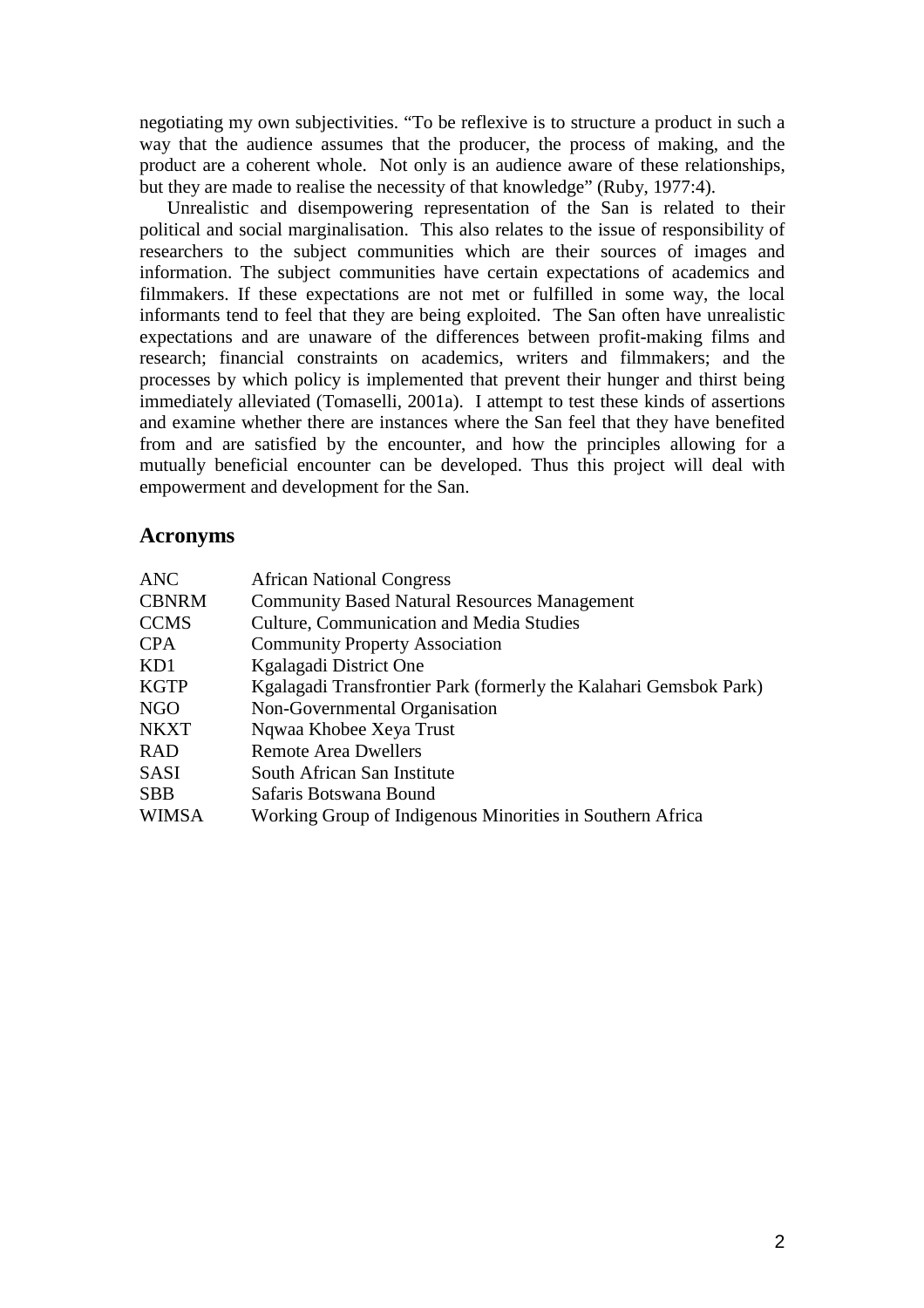negotiating my own subjectivities. "To be reflexive is to structure a product in such a way that the audience assumes that the producer, the process of making, and the product are a coherent whole. Not only is an audience aware of these relationships, but they are made to realise the necessity of that knowledge" (Ruby, 1977:4).

Unrealistic and disempowering representation of the San is related to their political and social marginalisation. This also relates to the issue of responsibility of researchers to the subject communities which are their sources of images and information. The subject communities have certain expectations of academics and filmmakers. If these expectations are not met or fulfilled in some way, the local informants tend to feel that they are being exploited. The San often have unrealistic expectations and are unaware of the differences between profit-making films and research; financial constraints on academics, writers and filmmakers; and the processes by which policy is implemented that prevent their hunger and thirst being immediately alleviated (Tomaselli, 2001a). I attempt to test these kinds of assertions and examine whether there are instances where the San feel that they have benefited from and are satisfied by the encounter, and how the principles allowing for a mutually beneficial encounter can be developed. Thus this project will deal with empowerment and development for the San.

## Acronyms

| | |
|---|---|
| ANC | African National Congress |
| CBNRM | Community Based Natural Resources Management |
| CCMS | Culture, Communication and Media Studies |
| CPA | Community Property Association |
| KD1 | Kgalagadi District One |
| KGTP | Kgalagadi Transfrontier Park (formerly the Kalahari Gemsbok Park) |
| NGO | Non-Governmental Organisation |
| NKXT | Nqwaa Khobee Xeya Trust |
| RAD | Remote Area Dwellers |
| SASI | South African San Institute |
| SBB | Safaris Botswana Bound |
| WIMSA | Working Group of Indigenous Minorities in Southern Africa |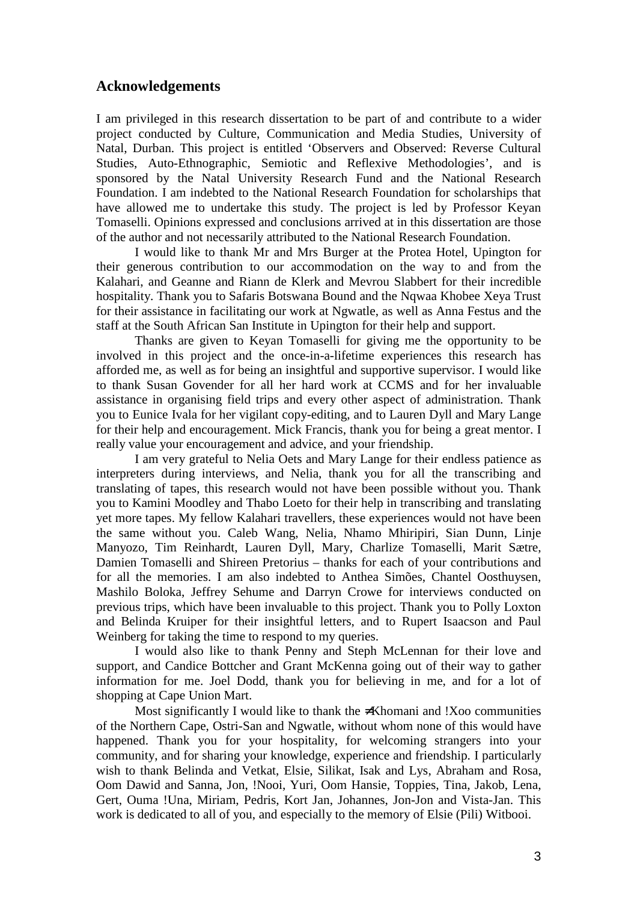## Acknowledgements

I am privileged in this research dissertation to be part of and contribute to a wider project conducted by Culture, Communication and Media Studies, University of Natal, Durban. This project is entitled 'Observers and Observed: Reverse Cultural Studies, Auto-Ethnographic, Semiotic and Reflexive Methodologies', and is sponsored by the Natal University Research Fund and the National Research Foundation. I am indebted to the National Research Foundation for scholarships that have allowed me to undertake this study. The project is led by Professor Keyan Tomaselli. Opinions expressed and conclusions arrived at in this dissertation are those of the author and not necessarily attributed to the National Research Foundation.

I would like to thank Mr and Mrs Burger at the Protea Hotel, Upington for their generous contribution to our accommodation on the way to and from the Kalahari, and Geanne and Riann de Klerk and Mevrou Slabbert for their incredible hospitality. Thank you to Safaris Botswana Bound and the Nqwaa Khobee Xeya Trust for their assistance in facilitating our work at Ngwatle, as well as Anna Festus and the staff at the South African San Institute in Upington for their help and support.

Thanks are given to Keyan Tomaselli for giving me the opportunity to be involved in this project and the once-in-a-lifetime experiences this research has afforded me, as well as for being an insightful and supportive supervisor. I would like to thank Susan Govender for all her hard work at CCMS and for her invaluable assistance in organising field trips and every other aspect of administration. Thank you to Eunice Ivala for her vigilant copy-editing, and to Lauren Dyll and Mary Lange for their help and encouragement. Mick Francis, thank you for being a great mentor. I really value your encouragement and advice, and your friendship.

I am very grateful to Nelia Oets and Mary Lange for their endless patience as interpreters during interviews, and Nelia, thank you for all the transcribing and translating of tapes, this research would not have been possible without you. Thank you to Kamini Moodley and Thabo Loeto for their help in transcribing and translating yet more tapes. My fellow Kalahari travellers, these experiences would not have been the same without you. Caleb Wang, Nelia, Nhamo Mhiripiri, Sian Dunn, Linje Manyozo, Tim Reinhardt, Lauren Dyll, Mary, Charlize Tomaselli, Marit Sætre, Damien Tomaselli and Shireen Pretorius – thanks for each of your contributions and for all the memories. I am also indebted to Anthea Simões, Chantel Oosthuysen, Mashilo Boloka, Jeffrey Sehume and Darryn Crowe for interviews conducted on previous trips, which have been invaluable to this project. Thank you to Polly Loxton and Belinda Kruiper for their insightful letters, and to Rupert Isaacson and Paul Weinberg for taking the time to respond to my queries.

I would also like to thank Penny and Steph McLennan for their love and support, and Candice Bottcher and Grant McKenna going out of their way to gather information for me. Joel Dodd, thank you for believing in me, and for a lot of shopping at Cape Union Mart.

Most significantly I would like to thank the ≠Khomani and !Xoo communities of the Northern Cape, Ostri-San and Ngwatle, without whom none of this would have happened. Thank you for your hospitality, for welcoming strangers into your community, and for sharing your knowledge, experience and friendship. I particularly wish to thank Belinda and Vetkat, Elsie, Silikat, Isak and Lys, Abraham and Rosa, Oom Dawid and Sanna, Jon, !Nooi, Yuri, Oom Hansie, Toppies, Tina, Jakob, Lena, Gert, Ouma !Una, Miriam, Pedris, Kort Jan, Johannes, Jon-Jon and Vista-Jan. This work is dedicated to all of you, and especially to the memory of Elsie (Pili) Witbooi.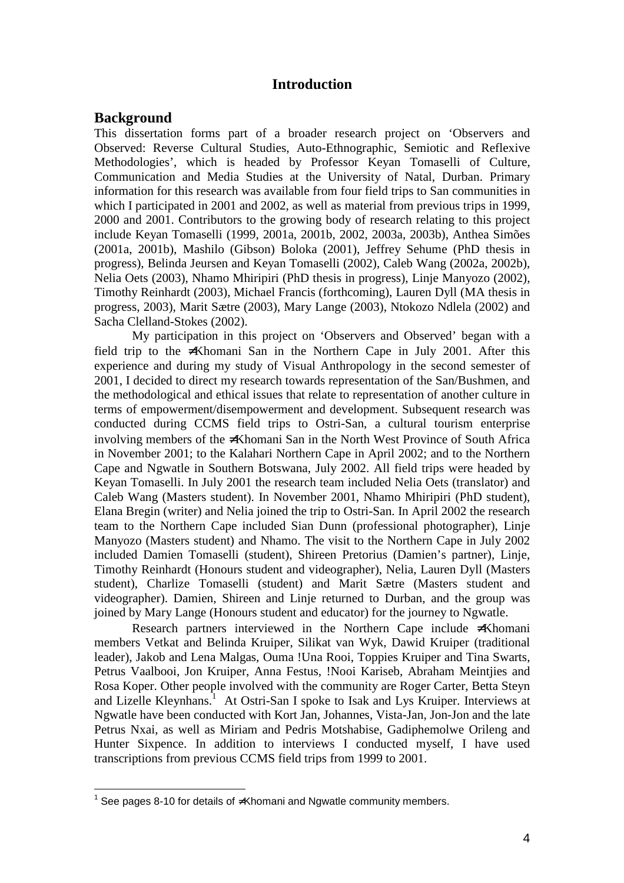# Introduction

## Background

This dissertation forms part of a broader research project on 'Observers and Observed: Reverse Cultural Studies, Auto-Ethnographic, Semiotic and Reflexive Methodologies', which is headed by Professor Keyan Tomaselli of Culture, Communication and Media Studies at the University of Natal, Durban. Primary information for this research was available from four field trips to San communities in which I participated in 2001 and 2002, as well as material from previous trips in 1999, 2000 and 2001. Contributors to the growing body of research relating to this project include Keyan Tomaselli (1999, 2001a, 2001b, 2002, 2003a, 2003b), Anthea Simões (2001a, 2001b), Mashilo (Gibson) Boloka (2001), Jeffrey Sehume (PhD thesis in progress), Belinda Jeursen and Keyan Tomaselli (2002), Caleb Wang (2002a, 2002b), Nelia Oets (2003), Nhamo Mhiripiri (PhD thesis in progress), Linje Manyozo (2002), Timothy Reinhardt (2003), Michael Francis (forthcoming), Lauren Dyll (MA thesis in progress, 2003), Marit Sætre (2003), Mary Lange (2003), Ntokozo Ndlela (2002) and Sacha Clelland-Stokes (2002).

My participation in this project on 'Observers and Observed' began with a field trip to the ≠Khomani San in the Northern Cape in July 2001. After this experience and during my study of Visual Anthropology in the second semester of 2001, I decided to direct my research towards representation of the San/Bushmen, and the methodological and ethical issues that relate to representation of another culture in terms of empowerment/disempowerment and development. Subsequent research was conducted during CCMS field trips to Ostri-San, a cultural tourism enterprise involving members of the ≠Khomani San in the North West Province of South Africa in November 2001; to the Kalahari Northern Cape in April 2002; and to the Northern Cape and Ngwatle in Southern Botswana, July 2002. All field trips were headed by Keyan Tomaselli. In July 2001 the research team included Nelia Oets (translator) and Caleb Wang (Masters student). In November 2001, Nhamo Mhiripiri (PhD student), Elana Bregin (writer) and Nelia joined the trip to Ostri-San. In April 2002 the research team to the Northern Cape included Sian Dunn (professional photographer), Linje Manyozo (Masters student) and Nhamo. The visit to the Northern Cape in July 2002 included Damien Tomaselli (student), Shireen Pretorius (Damien's partner), Linje, Timothy Reinhardt (Honours student and videographer), Nelia, Lauren Dyll (Masters student), Charlize Tomaselli (student) and Marit Sætre (Masters student and videographer). Damien, Shireen and Linje returned to Durban, and the group was joined by Mary Lange (Honours student and educator) for the journey to Ngwatle.

Research partners interviewed in the Northern Cape include ≠Khomani members Vetkat and Belinda Kruiper, Silikat van Wyk, Dawid Kruiper (traditional leader), Jakob and Lena Malgas, Ouma !Una Rooi, Toppies Kruiper and Tina Swarts, Petrus Vaalbooi, Jon Kruiper, Anna Festus, !Nooi Kariseb, Abraham Meintjies and Rosa Koper. Other people involved with the community are Roger Carter, Betta Steyn and Lizelle Kleynhans.[1] At Ostri-San I spoke to Isak and Lys Kruiper. Interviews at Ngwatle have been conducted with Kort Jan, Johannes, Vista-Jan, Jon-Jon and the late Petrus Nxai, as well as Miriam and Pedris Motshabise, Gadiphemolwe Orileng and Hunter Sixpence. In addition to interviews I conducted myself, I have used transcriptions from previous CCMS field trips from 1999 to 2001.

[1] See pages 8-10 for details of ≠Khomani and Ngwatle community members.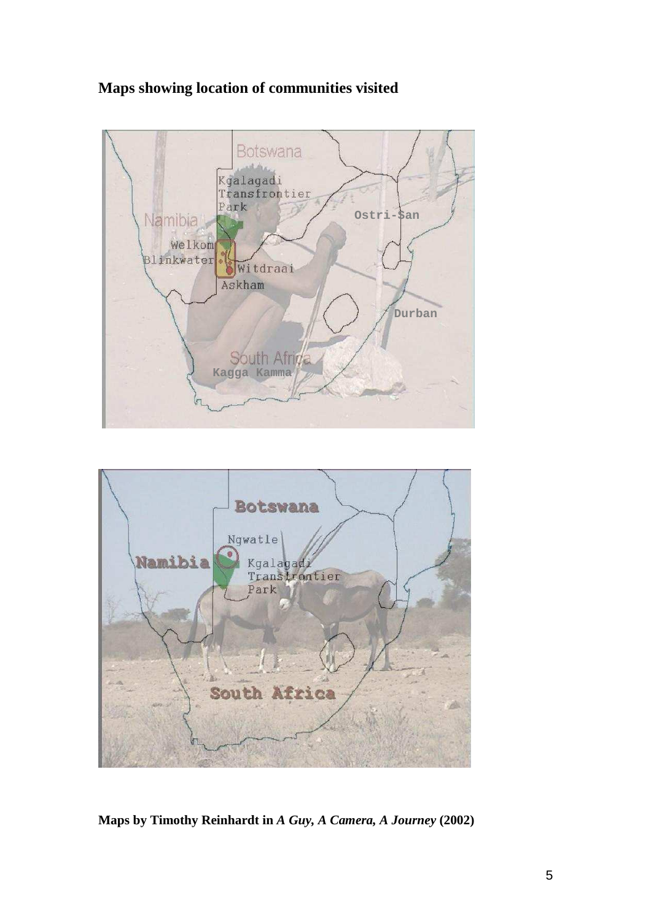**Maps showing location of communities visited**

**Maps by Timothy Reinhardt in *A Guy, A Camera, A Journey* (2002)**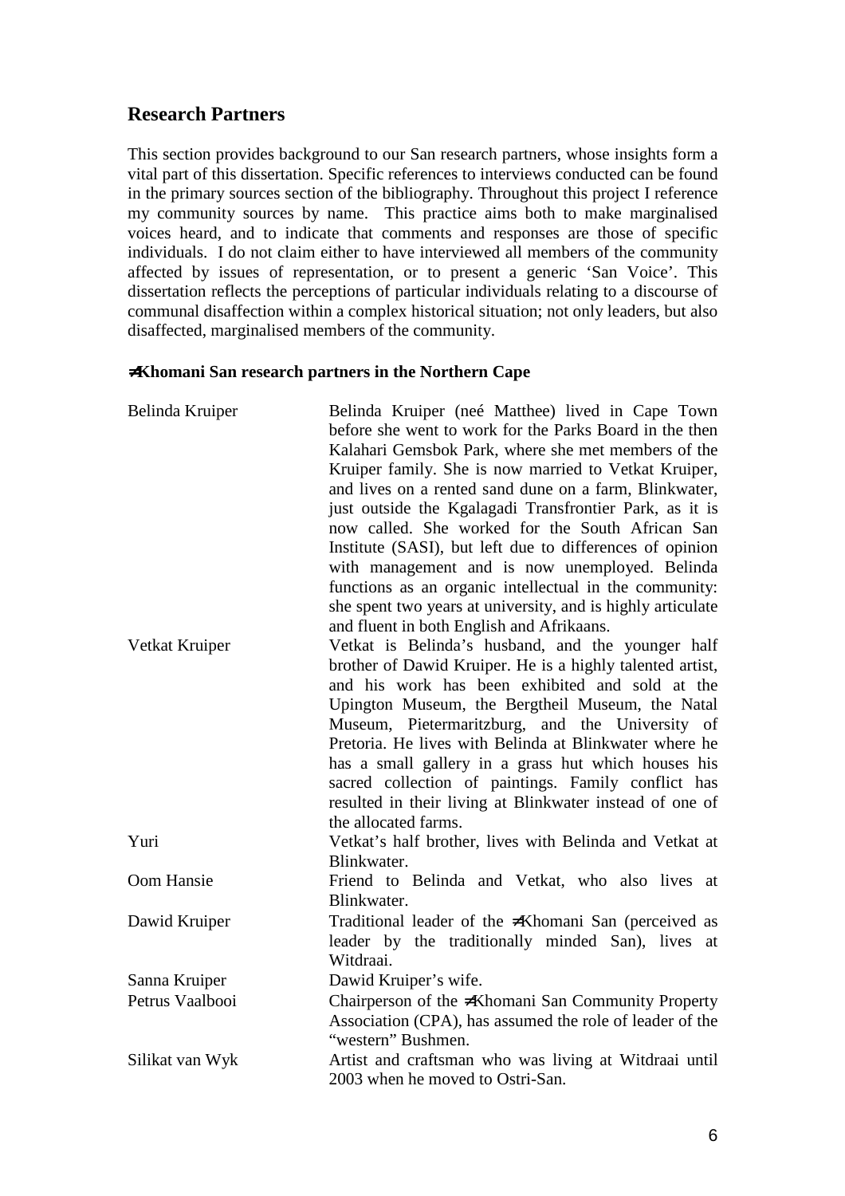## Research Partners

This section provides background to our San research partners, whose insights form a vital part of this dissertation. Specific references to interviews conducted can be found in the primary sources section of the bibliography. Throughout this project I reference my community sources by name. This practice aims both to make marginalised voices heard, and to indicate that comments and responses are those of specific individuals. I do not claim either to have interviewed all members of the community affected by issues of representation, or to present a generic 'San Voice'. This dissertation reflects the perceptions of particular individuals relating to a discourse of communal disaffection within a complex historical situation; not only leaders, but also disaffected, marginalised members of the community.

### ≠Khomani San research partners in the Northern Cape

| | |
|---|---|
| Belinda Kruiper | Belinda Kruiper (neé Matthee) lived in Cape Town before she went to work for the Parks Board in the then Kalahari Gemsbok Park, where she met members of the Kruiper family. She is now married to Vetkat Kruiper, and lives on a rented sand dune on a farm, Blinkwater, just outside the Kgalagadi Transfrontier Park, as it is now called. She worked for the South African San Institute (SASI), but left due to differences of opinion with management and is now unemployed. Belinda functions as an organic intellectual in the community: she spent two years at university, and is highly articulate and fluent in both English and Afrikaans. |
| Vetkat Kruiper | Vetkat is Belinda's husband, and the younger half brother of Dawid Kruiper. He is a highly talented artist, and his work has been exhibited and sold at the Upington Museum, the Bergtheil Museum, the Natal Museum, Pietermaritzburg, and the University of Pretoria. He lives with Belinda at Blinkwater where he has a small gallery in a grass hut which houses his sacred collection of paintings. Family conflict has resulted in their living at Blinkwater instead of one of the allocated farms. |
| Yuri | Vetkat's half brother, lives with Belinda and Vetkat at Blinkwater. |
| Oom Hansie | Friend to Belinda and Vetkat, who also lives at Blinkwater. |
| Dawid Kruiper | Traditional leader of the ≠Khomani San (perceived as leader by the traditionally minded San), lives at Witdraai. |
| Sanna Kruiper | Dawid Kruiper's wife. |
| Petrus Vaalbooi | Chairperson of the ≠Khomani San Community Property Association (CPA), has assumed the role of leader of the "western" Bushmen. |
| Silikat van Wyk | Artist and craftsman who was living at Witdraai until 2003 when he moved to Ostri-San. |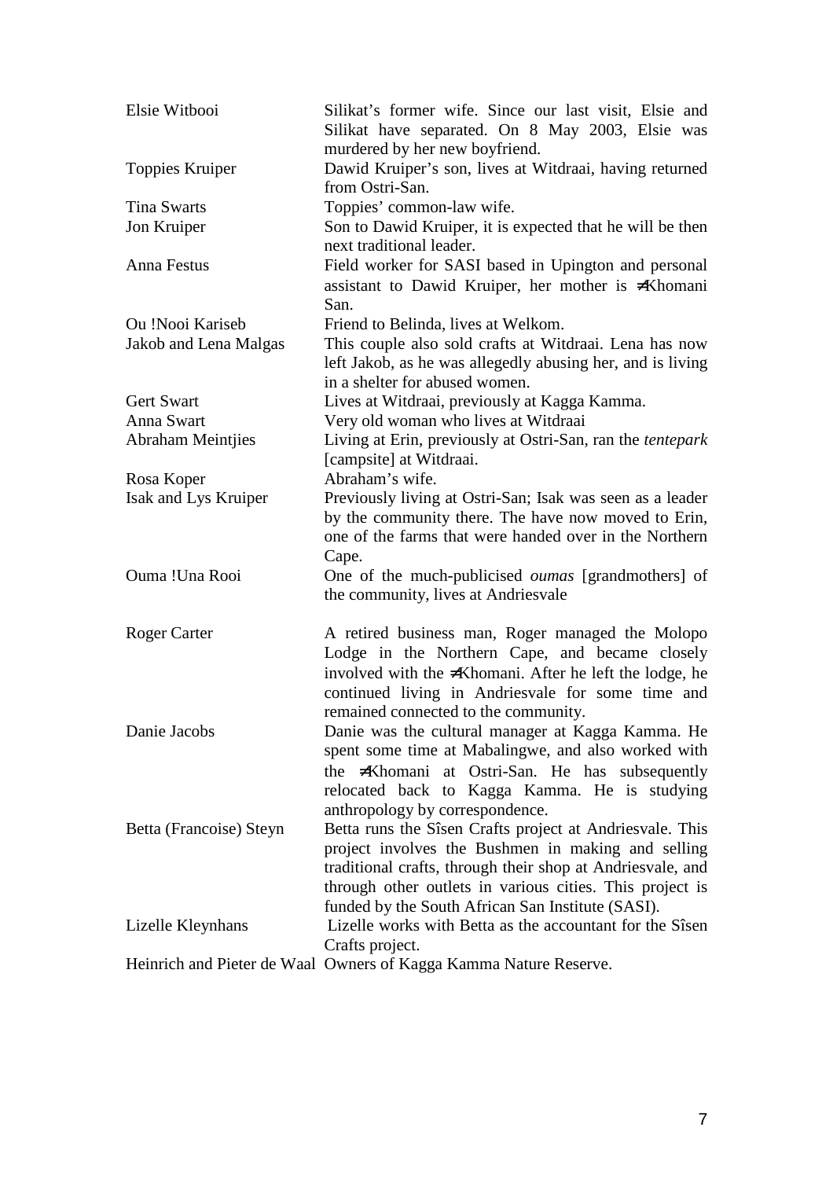| | |
|---|---|
| Elsie Witbooi | Silikat's former wife. Since our last visit, Elsie and Silikat have separated. On 8 May 2003, Elsie was murdered by her new boyfriend. |
| Toppies Kruiper | Dawid Kruiper's son, lives at Witdraai, having returned from Ostri-San. |
| Tina Swarts | Toppies' common-law wife. |
| Jon Kruiper | Son to Dawid Kruiper, it is expected that he will be then next traditional leader. |
| Anna Festus | Field worker for SASI based in Upington and personal assistant to Dawid Kruiper, her mother is ≠Khomani San. |
| Ou !Nooi Kariseb | Friend to Belinda, lives at Welkom. |
| Jakob and Lena Malgas | This couple also sold crafts at Witdraai. Lena has now left Jakob, as he was allegedly abusing her, and is living in a shelter for abused women. |
| Gert Swart | Lives at Witdraai, previously at Kagga Kamma. |
| Anna Swart | Very old woman who lives at Witdraai |
| Abraham Meintjies | Living at Erin, previously at Ostri-San, ran the *tentepark* [campsite] at Witdraai. |
| Rosa Koper | Abraham's wife. |
| Isak and Lys Kruiper | Previously living at Ostri-San; Isak was seen as a leader by the community there. The have now moved to Erin, one of the farms that were handed over in the Northern Cape. |
| Ouma !Una Rooi | One of the much-publicised *oumas* [grandmothers] of the community, lives at Andriesvale |
| Roger Carter | A retired business man, Roger managed the Molopo Lodge in the Northern Cape, and became closely involved with the ≠Khomani. After he left the lodge, he continued living in Andriesvale for some time and remained connected to the community. |
| Danie Jacobs | Danie was the cultural manager at Kagga Kamma. He spent some time at Mabalingwe, and also worked with the ≠Khomani at Ostri-San. He has subsequently relocated back to Kagga Kamma. He is studying anthropology by correspondence. |
| Betta (Francoise) Steyn | Betta runs the Sîsen Crafts project at Andriesvale. This project involves the Bushmen in making and selling traditional crafts, through their shop at Andriesvale, and through other outlets in various cities. This project is funded by the South African San Institute (SASI). |
| Lizelle Kleynhans | Lizelle works with Betta as the accountant for the Sîsen Crafts project. |
| Heinrich and Pieter de Waal | Owners of Kagga Kamma Nature Reserve. |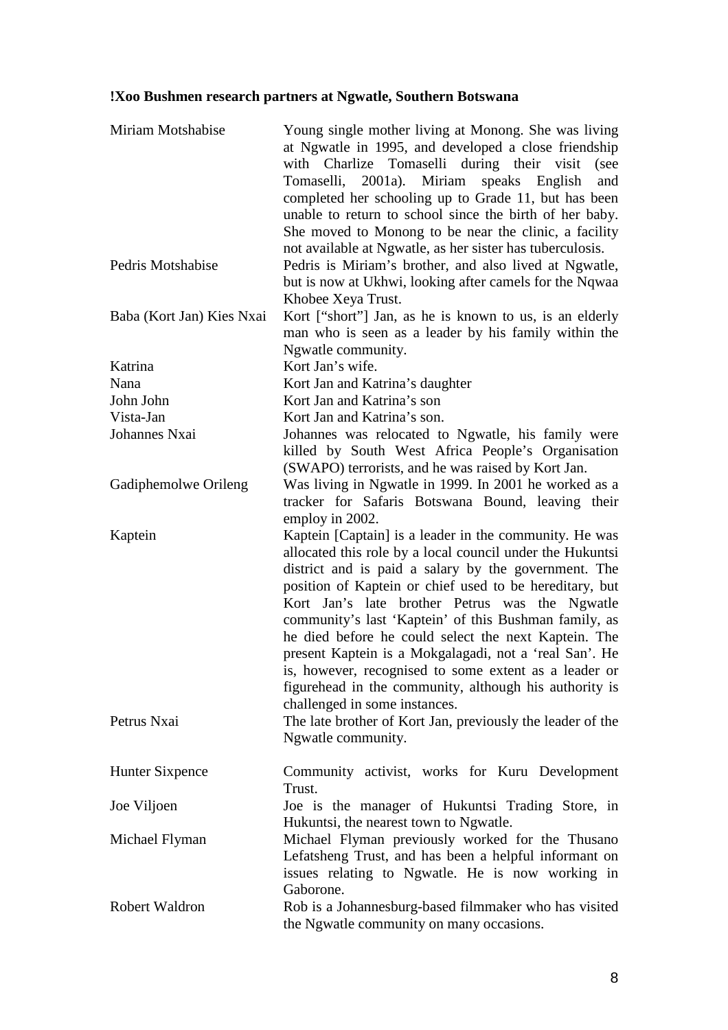**!Xoo Bushmen research partners at Ngwatle, Southern Botswana**

| | |
|---|---|
| Miriam Motshabise | Young single mother living at Monong. She was living at Ngwatle in 1995, and developed a close friendship with Charlize Tomaselli during their visit (see Tomaselli, 2001a). Miriam speaks English and completed her schooling up to Grade 11, but has been unable to return to school since the birth of her baby. She moved to Monong to be near the clinic, a facility not available at Ngwatle, as her sister has tuberculosis. |
| Pedris Motshabise | Pedris is Miriam's brother, and also lived at Ngwatle, but is now at Ukhwi, looking after camels for the Nqwaa Khobee Xeya Trust. |
| Baba (Kort Jan) Kies Nxai | Kort ["short"] Jan, as he is known to us, is an elderly man who is seen as a leader by his family within the Ngwatle community. |
| Katrina | Kort Jan's wife. |
| Nana | Kort Jan and Katrina's daughter |
| John John | Kort Jan and Katrina's son |
| Vista-Jan | Kort Jan and Katrina's son. |
| Johannes Nxai | Johannes was relocated to Ngwatle, his family were killed by South West Africa People's Organisation (SWAPO) terrorists, and he was raised by Kort Jan. |
| Gadiphemolwe Orileng | Was living in Ngwatle in 1999. In 2001 he worked as a tracker for Safaris Botswana Bound, leaving their employ in 2002. |
| Kaptein | Kaptein [Captain] is a leader in the community. He was allocated this role by a local council under the Hukuntsi district and is paid a salary by the government. The position of Kaptein or chief used to be hereditary, but Kort Jan's late brother Petrus was the Ngwatle community's last 'Kaptein' of this Bushman family, as he died before he could select the next Kaptein. The present Kaptein is a Mokgalagadi, not a 'real San'. He is, however, recognised to some extent as a leader or figurehead in the community, although his authority is challenged in some instances. |
| Petrus Nxai | The late brother of Kort Jan, previously the leader of the Ngwatle community. |
| Hunter Sixpence | Community activist, works for Kuru Development Trust. |
| Joe Viljoen | Joe is the manager of Hukuntsi Trading Store, in Hukuntsi, the nearest town to Ngwatle. |
| Michael Flyman | Michael Flyman previously worked for the Thusano Lefatsheng Trust, and has been a helpful informant on issues relating to Ngwatle. He is now working in Gaborone. |
| Robert Waldron | Rob is a Johannesburg-based filmmaker who has visited the Ngwatle community on many occasions. |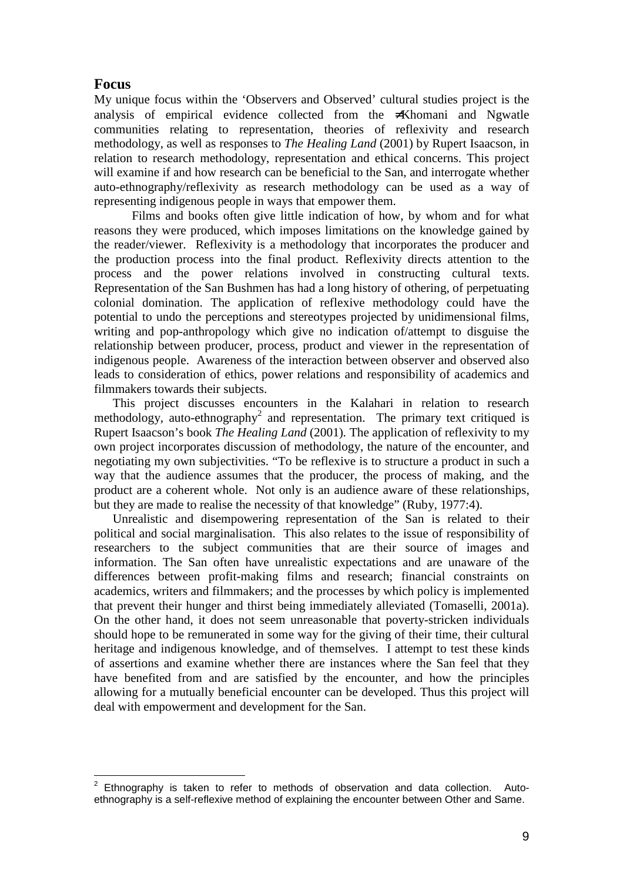## Focus

My unique focus within the 'Observers and Observed' cultural studies project is the analysis of empirical evidence collected from the ≠Khomani and Ngwatle communities relating to representation, theories of reflexivity and research methodology, as well as responses to *The Healing Land* (2001) by Rupert Isaacson, in relation to research methodology, representation and ethical concerns. This project will examine if and how research can be beneficial to the San, and interrogate whether auto-ethnography/reflexivity as research methodology can be used as a way of representing indigenous people in ways that empower them.

Films and books often give little indication of how, by whom and for what reasons they were produced, which imposes limitations on the knowledge gained by the reader/viewer. Reflexivity is a methodology that incorporates the producer and the production process into the final product. Reflexivity directs attention to the process and the power relations involved in constructing cultural texts. Representation of the San Bushmen has had a long history of othering, of perpetuating colonial domination. The application of reflexive methodology could have the potential to undo the perceptions and stereotypes projected by unidimensional films, writing and pop-anthropology which give no indication of/attempt to disguise the relationship between producer, process, product and viewer in the representation of indigenous people. Awareness of the interaction between observer and observed also leads to consideration of ethics, power relations and responsibility of academics and filmmakers towards their subjects.

This project discusses encounters in the Kalahari in relation to research methodology, auto-ethnography[2] and representation. The primary text critiqued is Rupert Isaacson's book *The Healing Land* (2001). The application of reflexivity to my own project incorporates discussion of methodology, the nature of the encounter, and negotiating my own subjectivities. "To be reflexive is to structure a product in such a way that the audience assumes that the producer, the process of making, and the product are a coherent whole. Not only is an audience aware of these relationships, but they are made to realise the necessity of that knowledge" (Ruby, 1977:4).

Unrealistic and disempowering representation of the San is related to their political and social marginalisation. This also relates to the issue of responsibility of researchers to the subject communities that are their source of images and information. The San often have unrealistic expectations and are unaware of the differences between profit-making films and research; financial constraints on academics, writers and filmmakers; and the processes by which policy is implemented that prevent their hunger and thirst being immediately alleviated (Tomaselli, 2001a). On the other hand, it does not seem unreasonable that poverty-stricken individuals should hope to be remunerated in some way for the giving of their time, their cultural heritage and indigenous knowledge, and of themselves. I attempt to test these kinds of assertions and examine whether there are instances where the San feel that they have benefited from and are satisfied by the encounter, and how the principles allowing for a mutually beneficial encounter can be developed. Thus this project will deal with empowerment and development for the San.

[2] Ethnography is taken to refer to methods of observation and data collection. Auto-ethnography is a self-reflexive method of explaining the encounter between Other and Same.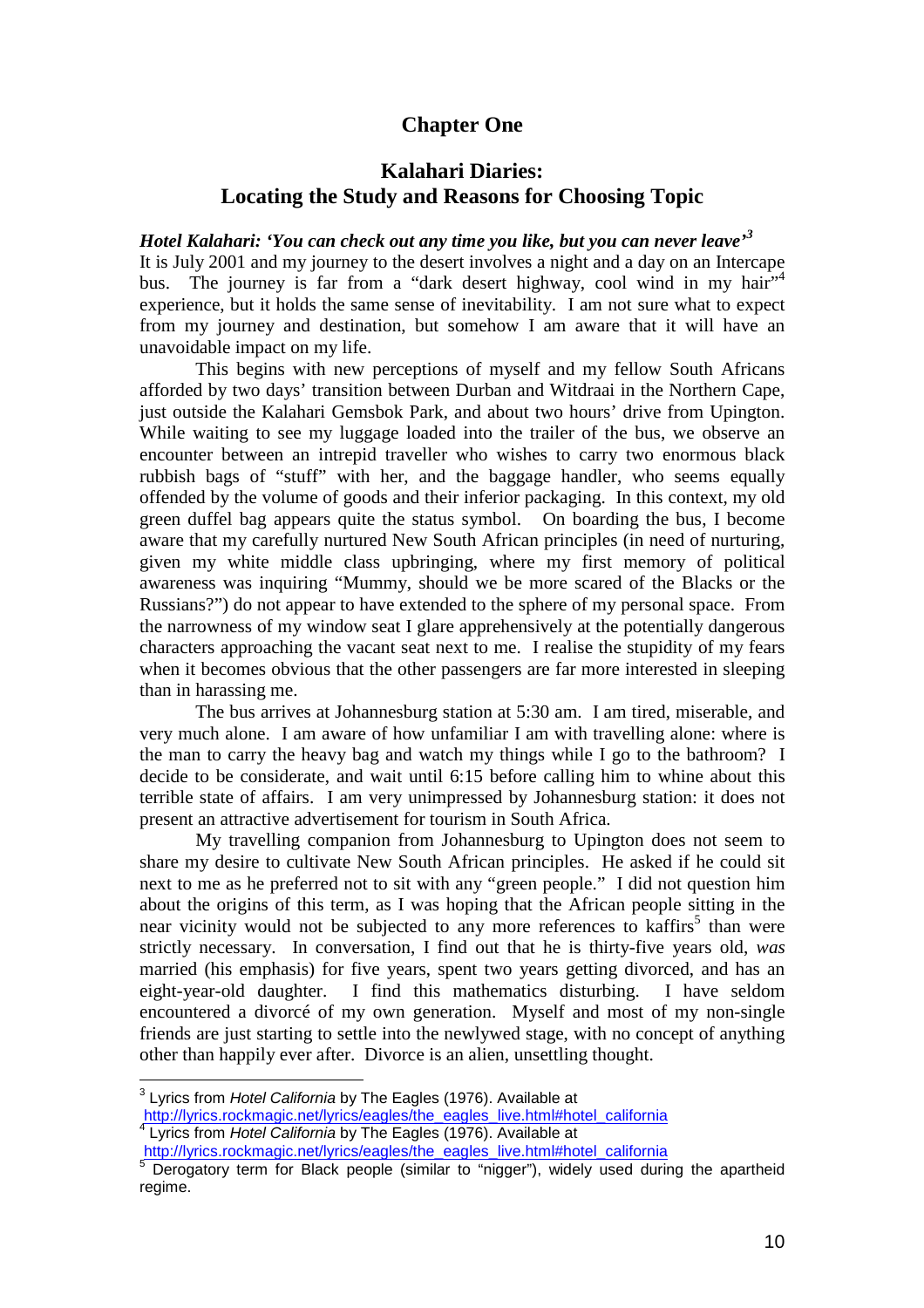# Chapter One

## Kalahari Diaries: Locating the Study and Reasons for Choosing Topic

### *Hotel Kalahari: 'You can check out any time you like, but you can never leave'*[3]

It is July 2001 and my journey to the desert involves a night and a day on an Intercape bus. The journey is far from a "dark desert highway, cool wind in my hair"[4] experience, but it holds the same sense of inevitability. I am not sure what to expect from my journey and destination, but somehow I am aware that it will have an unavoidable impact on my life.

This begins with new perceptions of myself and my fellow South Africans afforded by two days' transition between Durban and Witdraai in the Northern Cape, just outside the Kalahari Gemsbok Park, and about two hours' drive from Upington. While waiting to see my luggage loaded into the trailer of the bus, we observe an encounter between an intrepid traveller who wishes to carry two enormous black rubbish bags of "stuff" with her, and the baggage handler, who seems equally offended by the volume of goods and their inferior packaging. In this context, my old green duffel bag appears quite the status symbol. On boarding the bus, I become aware that my carefully nurtured New South African principles (in need of nurturing, given my white middle class upbringing, where my first memory of political awareness was inquiring "Mummy, should we be more scared of the Blacks or the Russians?") do not appear to have extended to the sphere of my personal space. From the narrowness of my window seat I glare apprehensively at the potentially dangerous characters approaching the vacant seat next to me. I realise the stupidity of my fears when it becomes obvious that the other passengers are far more interested in sleeping than in harassing me.

The bus arrives at Johannesburg station at 5:30 am. I am tired, miserable, and very much alone. I am aware of how unfamiliar I am with travelling alone: where is the man to carry the heavy bag and watch my things while I go to the bathroom? I decide to be considerate, and wait until 6:15 before calling him to whine about this terrible state of affairs. I am very unimpressed by Johannesburg station: it does not present an attractive advertisement for tourism in South Africa.

My travelling companion from Johannesburg to Upington does not seem to share my desire to cultivate New South African principles. He asked if he could sit next to me as he preferred not to sit with any "green people." I did not question him about the origins of this term, as I was hoping that the African people sitting in the near vicinity would not be subjected to any more references to kaffirs[5] than were strictly necessary. In conversation, I find out that he is thirty-five years old, *was* married (his emphasis) for five years, spent two years getting divorced, and has an eight-year-old daughter. I find this mathematics disturbing. I have seldom encountered a divorcé of my own generation. Myself and most of my non-single friends are just starting to settle into the newlywed stage, with no concept of anything other than happily ever after. Divorce is an alien, unsettling thought.

---

[3] Lyrics from *Hotel California* by The Eagles (1976). Available at http://lyrics.rockmagic.net/lyrics/eagles/the_eagles_live.html#hotel_california

[4] Lyrics from *Hotel California* by The Eagles (1976). Available at http://lyrics.rockmagic.net/lyrics/eagles/the_eagles_live.html#hotel_california

[5] Derogatory term for Black people (similar to "nigger"), widely used during the apartheid regime.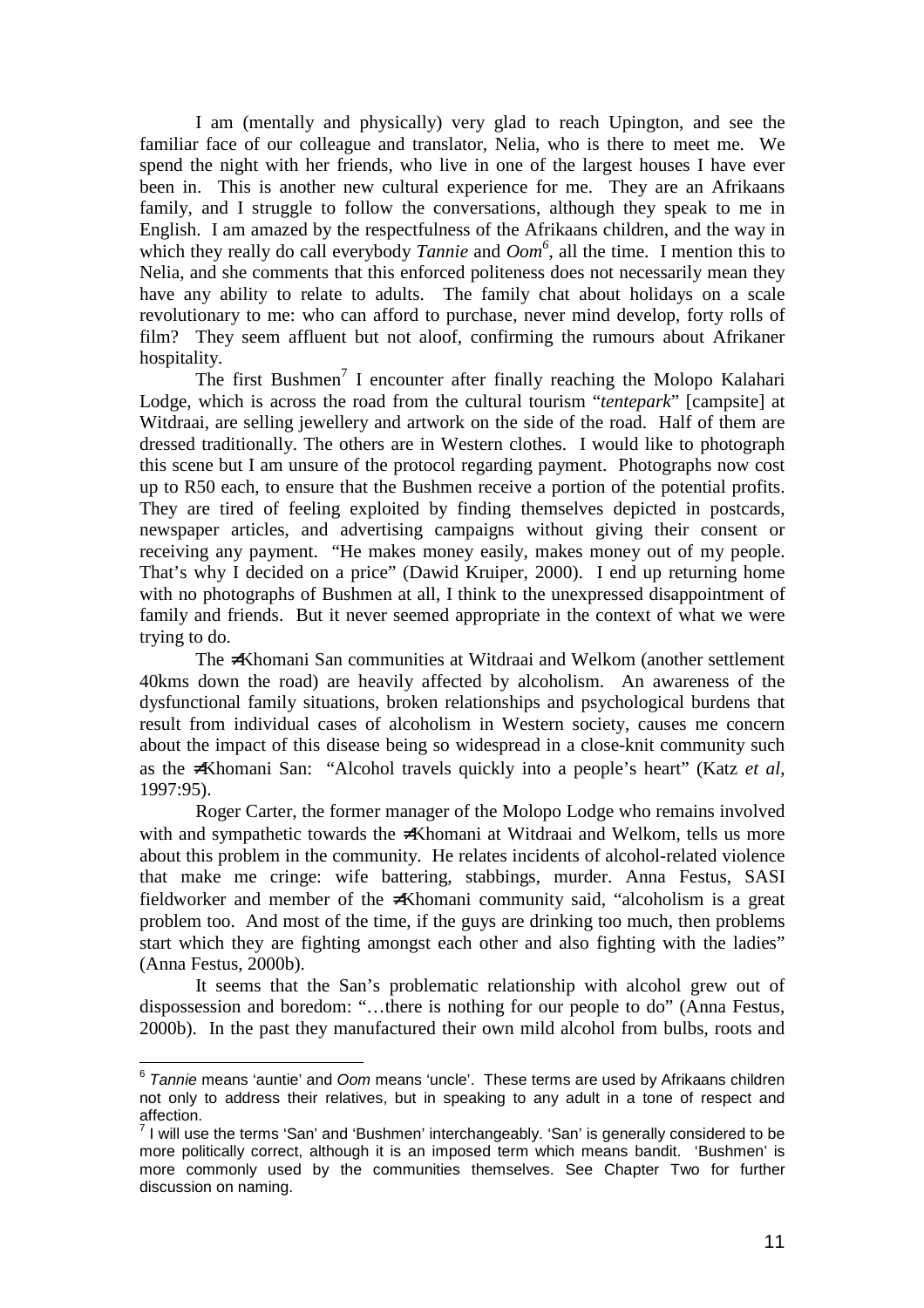I am (mentally and physically) very glad to reach Upington, and see the familiar face of our colleague and translator, Nelia, who is there to meet me. We spend the night with her friends, who live in one of the largest houses I have ever been in. This is another new cultural experience for me. They are an Afrikaans family, and I struggle to follow the conversations, although they speak to me in English. I am amazed by the respectfulness of the Afrikaans children, and the way in which they really do call everybody *Tannie* and *Oom*[6], all the time. I mention this to Nelia, and she comments that this enforced politeness does not necessarily mean they have any ability to relate to adults. The family chat about holidays on a scale revolutionary to me: who can afford to purchase, never mind develop, forty rolls of film? They seem affluent but not aloof, confirming the rumours about Afrikaner hospitality.

The first Bushmen[7] I encounter after finally reaching the Molopo Kalahari Lodge, which is across the road from the cultural tourism "*tentepark*" [campsite] at Witdraai, are selling jewellery and artwork on the side of the road. Half of them are dressed traditionally. The others are in Western clothes. I would like to photograph this scene but I am unsure of the protocol regarding payment. Photographs now cost up to R50 each, to ensure that the Bushmen receive a portion of the potential profits. They are tired of feeling exploited by finding themselves depicted in postcards, newspaper articles, and advertising campaigns without giving their consent or receiving any payment. "He makes money easily, makes money out of my people. That's why I decided on a price" (Dawid Kruiper, 2000). I end up returning home with no photographs of Bushmen at all, I think to the unexpressed disappointment of family and friends. But it never seemed appropriate in the context of what we were trying to do.

The ≠Khomani San communities at Witdraai and Welkom (another settlement 40kms down the road) are heavily affected by alcoholism. An awareness of the dysfunctional family situations, broken relationships and psychological burdens that result from individual cases of alcoholism in Western society, causes me concern about the impact of this disease being so widespread in a close-knit community such as the ≠Khomani San: "Alcohol travels quickly into a people's heart" (Katz *et al*, 1997:95).

Roger Carter, the former manager of the Molopo Lodge who remains involved with and sympathetic towards the ≠Khomani at Witdraai and Welkom, tells us more about this problem in the community. He relates incidents of alcohol-related violence that make me cringe: wife battering, stabbings, murder. Anna Festus, SASI fieldworker and member of the ≠Khomani community said, "alcoholism is a great problem too. And most of the time, if the guys are drinking too much, then problems start which they are fighting amongst each other and also fighting with the ladies" (Anna Festus, 2000b).

It seems that the San's problematic relationship with alcohol grew out of dispossession and boredom: "…there is nothing for our people to do" (Anna Festus, 2000b). In the past they manufactured their own mild alcohol from bulbs, roots and

---

[6] *Tannie* means 'auntie' and *Oom* means 'uncle'. These terms are used by Afrikaans children not only to address their relatives, but in speaking to any adult in a tone of respect and affection.

[7] I will use the terms 'San' and 'Bushmen' interchangeably. 'San' is generally considered to be more politically correct, although it is an imposed term which means bandit. 'Bushmen' is more commonly used by the communities themselves. See Chapter Two for further discussion on naming.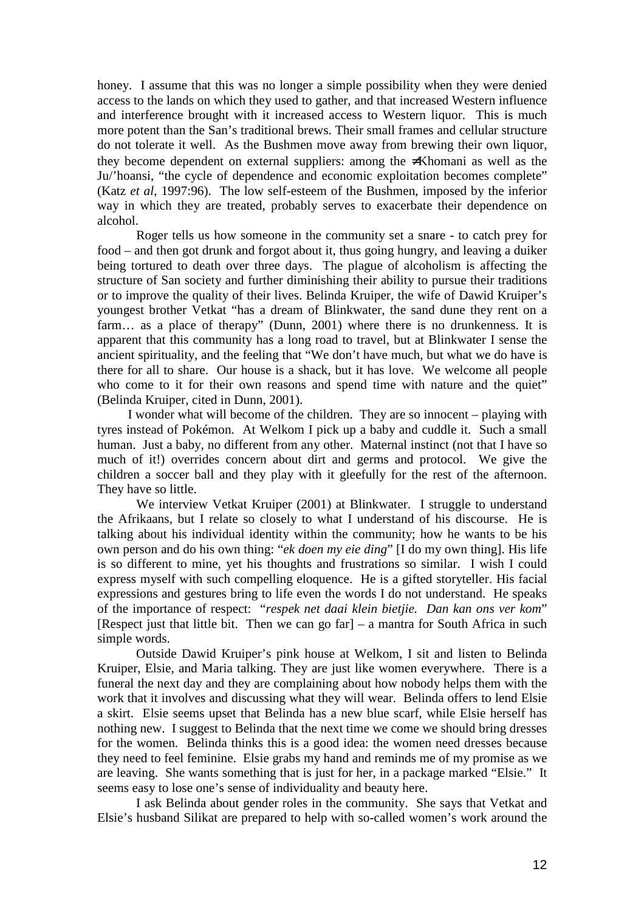honey. I assume that this was no longer a simple possibility when they were denied access to the lands on which they used to gather, and that increased Western influence and interference brought with it increased access to Western liquor. This is much more potent than the San's traditional brews. Their small frames and cellular structure do not tolerate it well. As the Bushmen move away from brewing their own liquor, they become dependent on external suppliers: among the ≠Khomani as well as the Ju/'hoansi, "the cycle of dependence and economic exploitation becomes complete" (Katz *et al*, 1997:96). The low self-esteem of the Bushmen, imposed by the inferior way in which they are treated, probably serves to exacerbate their dependence on alcohol.

Roger tells us how someone in the community set a snare - to catch prey for food – and then got drunk and forgot about it, thus going hungry, and leaving a duiker being tortured to death over three days. The plague of alcoholism is affecting the structure of San society and further diminishing their ability to pursue their traditions or to improve the quality of their lives. Belinda Kruiper, the wife of Dawid Kruiper's youngest brother Vetkat "has a dream of Blinkwater, the sand dune they rent on a farm… as a place of therapy" (Dunn, 2001) where there is no drunkenness. It is apparent that this community has a long road to travel, but at Blinkwater I sense the ancient spirituality, and the feeling that "We don't have much, but what we do have is there for all to share. Our house is a shack, but it has love. We welcome all people who come to it for their own reasons and spend time with nature and the quiet" (Belinda Kruiper, cited in Dunn, 2001).

I wonder what will become of the children. They are so innocent – playing with tyres instead of Pokémon. At Welkom I pick up a baby and cuddle it. Such a small human. Just a baby, no different from any other. Maternal instinct (not that I have so much of it!) overrides concern about dirt and germs and protocol. We give the children a soccer ball and they play with it gleefully for the rest of the afternoon. They have so little.

We interview Vetkat Kruiper (2001) at Blinkwater. I struggle to understand the Afrikaans, but I relate so closely to what I understand of his discourse. He is talking about his individual identity within the community; how he wants to be his own person and do his own thing: "*ek doen my eie ding*" [I do my own thing]. His life is so different to mine, yet his thoughts and frustrations so similar. I wish I could express myself with such compelling eloquence. He is a gifted storyteller. His facial expressions and gestures bring to life even the words I do not understand. He speaks of the importance of respect: "*respek net daai klein bietjie. Dan kan ons ver kom*" [Respect just that little bit. Then we can go far] – a mantra for South Africa in such simple words.

Outside Dawid Kruiper's pink house at Welkom, I sit and listen to Belinda Kruiper, Elsie, and Maria talking. They are just like women everywhere. There is a funeral the next day and they are complaining about how nobody helps them with the work that it involves and discussing what they will wear. Belinda offers to lend Elsie a skirt. Elsie seems upset that Belinda has a new blue scarf, while Elsie herself has nothing new. I suggest to Belinda that the next time we come we should bring dresses for the women. Belinda thinks this is a good idea: the women need dresses because they need to feel feminine. Elsie grabs my hand and reminds me of my promise as we are leaving. She wants something that is just for her, in a package marked "Elsie." It seems easy to lose one's sense of individuality and beauty here.

I ask Belinda about gender roles in the community. She says that Vetkat and Elsie's husband Silikat are prepared to help with so-called women's work around the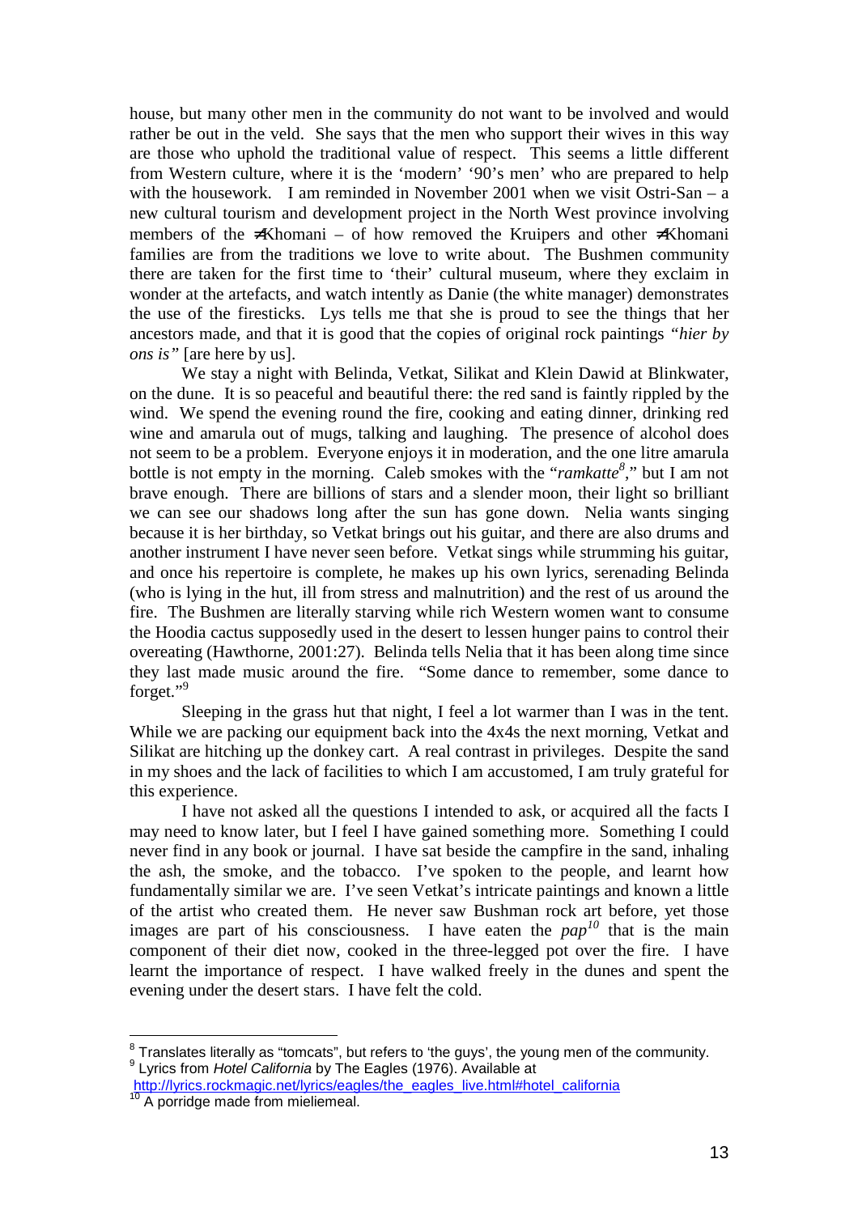house, but many other men in the community do not want to be involved and would rather be out in the veld. She says that the men who support their wives in this way are those who uphold the traditional value of respect. This seems a little different from Western culture, where it is the 'modern' '90's men' who are prepared to help with the housework. I am reminded in November 2001 when we visit Ostri-San – a new cultural tourism and development project in the North West province involving members of the ≠Khomani – of how removed the Kruipers and other ≠Khomani families are from the traditions we love to write about. The Bushmen community there are taken for the first time to 'their' cultural museum, where they exclaim in wonder at the artefacts, and watch intently as Danie (the white manager) demonstrates the use of the firesticks. Lys tells me that she is proud to see the things that her ancestors made, and that it is good that the copies of original rock paintings *"hier by ons is"* [are here by us].

We stay a night with Belinda, Vetkat, Silikat and Klein Dawid at Blinkwater, on the dune. It is so peaceful and beautiful there: the red sand is faintly rippled by the wind. We spend the evening round the fire, cooking and eating dinner, drinking red wine and amarula out of mugs, talking and laughing. The presence of alcohol does not seem to be a problem. Everyone enjoys it in moderation, and the one litre amarula bottle is not empty in the morning. Caleb smokes with the "*ramkatte*[8]," but I am not brave enough. There are billions of stars and a slender moon, their light so brilliant we can see our shadows long after the sun has gone down. Nelia wants singing because it is her birthday, so Vetkat brings out his guitar, and there are also drums and another instrument I have never seen before. Vetkat sings while strumming his guitar, and once his repertoire is complete, he makes up his own lyrics, serenading Belinda (who is lying in the hut, ill from stress and malnutrition) and the rest of us around the fire. The Bushmen are literally starving while rich Western women want to consume the Hoodia cactus supposedly used in the desert to lessen hunger pains to control their overeating (Hawthorne, 2001:27). Belinda tells Nelia that it has been along time since they last made music around the fire. "Some dance to remember, some dance to forget."[9]

Sleeping in the grass hut that night, I feel a lot warmer than I was in the tent. While we are packing our equipment back into the 4x4s the next morning, Vetkat and Silikat are hitching up the donkey cart. A real contrast in privileges. Despite the sand in my shoes and the lack of facilities to which I am accustomed, I am truly grateful for this experience.

I have not asked all the questions I intended to ask, or acquired all the facts I may need to know later, but I feel I have gained something more. Something I could never find in any book or journal. I have sat beside the campfire in the sand, inhaling the ash, the smoke, and the tobacco. I've spoken to the people, and learnt how fundamentally similar we are. I've seen Vetkat's intricate paintings and known a little of the artist who created them. He never saw Bushman rock art before, yet those images are part of his consciousness. I have eaten the *pap*[10] that is the main component of their diet now, cooked in the three-legged pot over the fire. I have learnt the importance of respect. I have walked freely in the dunes and spent the evening under the desert stars. I have felt the cold.

---

[8] Translates literally as "tomcats", but refers to 'the guys', the young men of the community.

[9] Lyrics from *Hotel California* by The Eagles (1976). Available at http://lyrics.rockmagic.net/lyrics/eagles/the_eagles_live.html#hotel_california

[10] A porridge made from mieliemeal.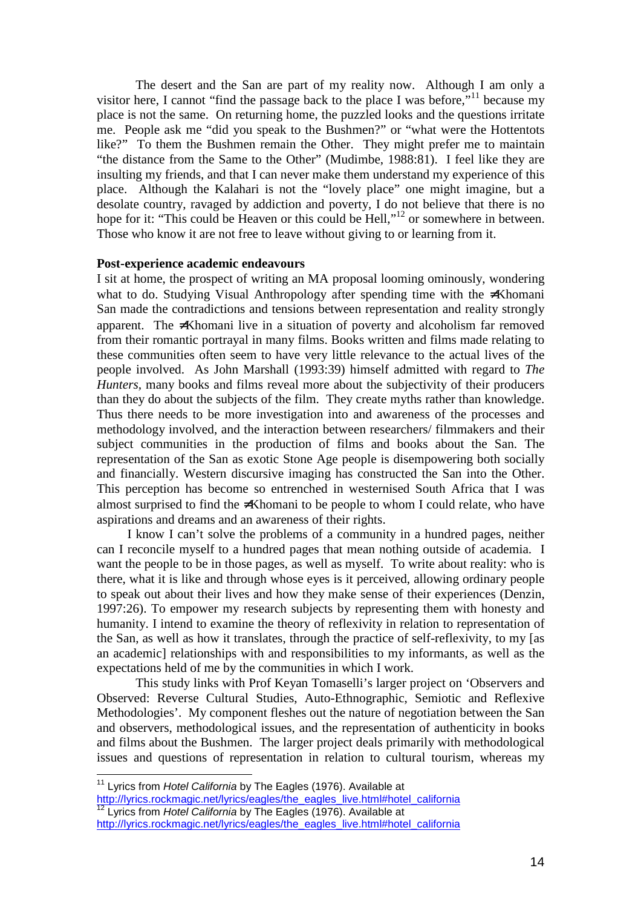The desert and the San are part of my reality now. Although I am only a visitor here, I cannot "find the passage back to the place I was before,"[11] because my place is not the same. On returning home, the puzzled looks and the questions irritate me. People ask me "did you speak to the Bushmen?" or "what were the Hottentots like?" To them the Bushmen remain the Other. They might prefer me to maintain "the distance from the Same to the Other" (Mudimbe, 1988:81). I feel like they are insulting my friends, and that I can never make them understand my experience of this place. Although the Kalahari is not the "lovely place" one might imagine, but a desolate country, ravaged by addiction and poverty, I do not believe that there is no hope for it: "This could be Heaven or this could be Hell,"[12] or somewhere in between. Those who know it are not free to leave without giving to or learning from it.

**Post-experience academic endeavours**

I sit at home, the prospect of writing an MA proposal looming ominously, wondering what to do. Studying Visual Anthropology after spending time with the ≠Khomani San made the contradictions and tensions between representation and reality strongly apparent. The ≠Khomani live in a situation of poverty and alcoholism far removed from their romantic portrayal in many films. Books written and films made relating to these communities often seem to have very little relevance to the actual lives of the people involved. As John Marshall (1993:39) himself admitted with regard to *The Hunters*, many books and films reveal more about the subjectivity of their producers than they do about the subjects of the film. They create myths rather than knowledge. Thus there needs to be more investigation into and awareness of the processes and methodology involved, and the interaction between researchers/ filmmakers and their subject communities in the production of films and books about the San. The representation of the San as exotic Stone Age people is disempowering both socially and financially. Western discursive imaging has constructed the San into the Other. This perception has become so entrenched in westernised South Africa that I was almost surprised to find the ≠Khomani to be people to whom I could relate, who have aspirations and dreams and an awareness of their rights.

I know I can't solve the problems of a community in a hundred pages, neither can I reconcile myself to a hundred pages that mean nothing outside of academia. I want the people to be in those pages, as well as myself. To write about reality: who is there, what it is like and through whose eyes is it perceived, allowing ordinary people to speak out about their lives and how they make sense of their experiences (Denzin, 1997:26). To empower my research subjects by representing them with honesty and humanity. I intend to examine the theory of reflexivity in relation to representation of the San, as well as how it translates, through the practice of self-reflexivity, to my [as an academic] relationships with and responsibilities to my informants, as well as the expectations held of me by the communities in which I work.

This study links with Prof Keyan Tomaselli's larger project on 'Observers and Observed: Reverse Cultural Studies, Auto-Ethnographic, Semiotic and Reflexive Methodologies'. My component fleshes out the nature of negotiation between the San and observers, methodological issues, and the representation of authenticity in books and films about the Bushmen. The larger project deals primarily with methodological issues and questions of representation in relation to cultural tourism, whereas my

---

[11] Lyrics from *Hotel California* by The Eagles (1976). Available at http://lyrics.rockmagic.net/lyrics/eagles/the_eagles_live.html#hotel_california

[12] Lyrics from *Hotel California* by The Eagles (1976). Available at http://lyrics.rockmagic.net/lyrics/eagles/the_eagles_live.html#hotel_california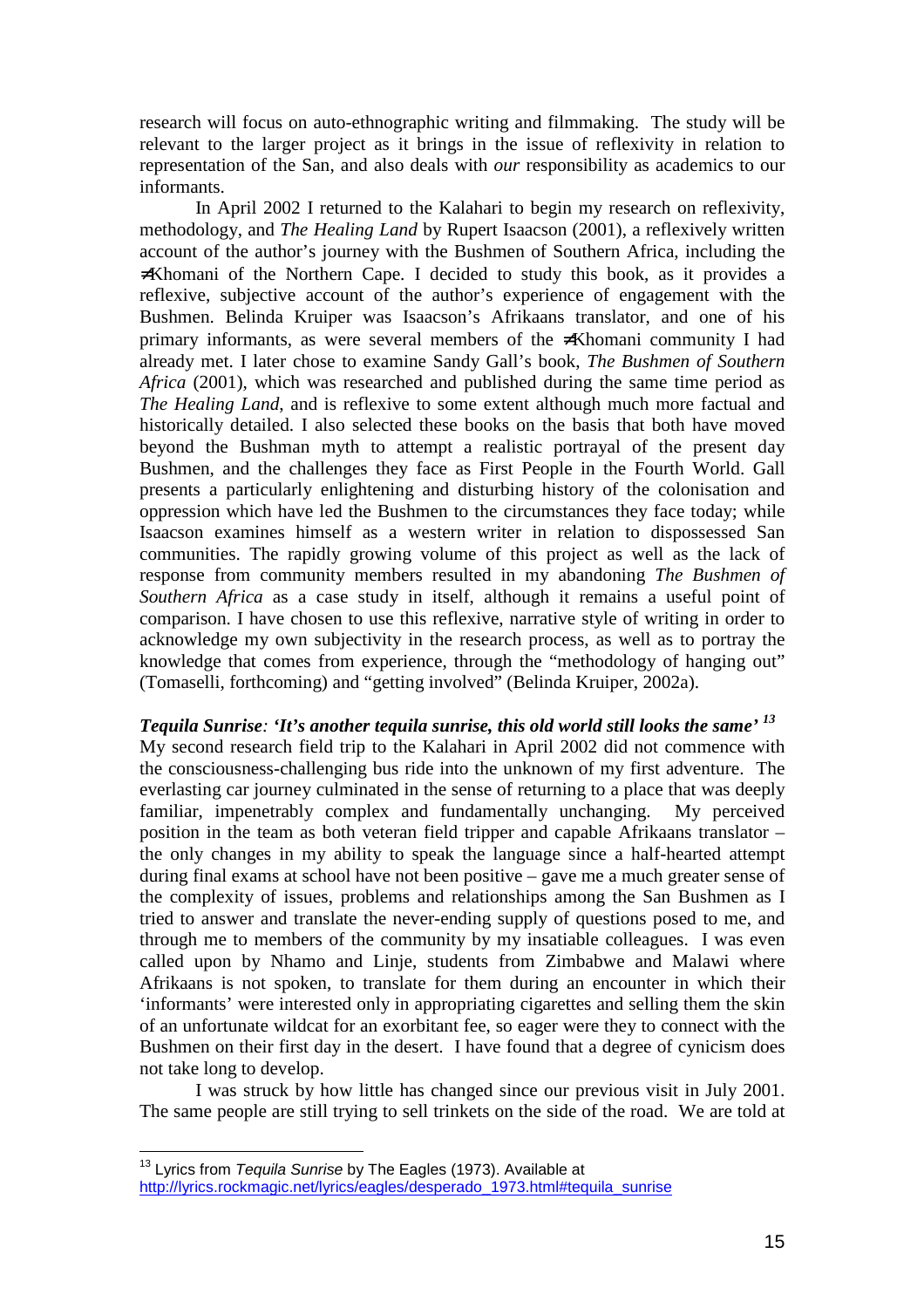research will focus on auto-ethnographic writing and filmmaking. The study will be relevant to the larger project as it brings in the issue of reflexivity in relation to representation of the San, and also deals with *our* responsibility as academics to our informants.

In April 2002 I returned to the Kalahari to begin my research on reflexivity, methodology, and *The Healing Land* by Rupert Isaacson (2001), a reflexively written account of the author's journey with the Bushmen of Southern Africa, including the ≠Khomani of the Northern Cape. I decided to study this book, as it provides a reflexive, subjective account of the author's experience of engagement with the Bushmen. Belinda Kruiper was Isaacson's Afrikaans translator, and one of his primary informants, as were several members of the ≠Khomani community I had already met. I later chose to examine Sandy Gall's book, *The Bushmen of Southern Africa* (2001), which was researched and published during the same time period as *The Healing Land*, and is reflexive to some extent although much more factual and historically detailed. I also selected these books on the basis that both have moved beyond the Bushman myth to attempt a realistic portrayal of the present day Bushmen, and the challenges they face as First People in the Fourth World. Gall presents a particularly enlightening and disturbing history of the colonisation and oppression which have led the Bushmen to the circumstances they face today; while Isaacson examines himself as a western writer in relation to dispossessed San communities. The rapidly growing volume of this project as well as the lack of response from community members resulted in my abandoning *The Bushmen of Southern Africa* as a case study in itself, although it remains a useful point of comparison. I have chosen to use this reflexive, narrative style of writing in order to acknowledge my own subjectivity in the research process, as well as to portray the knowledge that comes from experience, through the "methodology of hanging out" (Tomaselli, forthcoming) and "getting involved" (Belinda Kruiper, 2002a).

***Tequila Sunrise*: 'It's another tequila sunrise, this old world still looks the same'** [13]

My second research field trip to the Kalahari in April 2002 did not commence with the consciousness-challenging bus ride into the unknown of my first adventure. The everlasting car journey culminated in the sense of returning to a place that was deeply familiar, impenetrably complex and fundamentally unchanging. My perceived position in the team as both veteran field tripper and capable Afrikaans translator – the only changes in my ability to speak the language since a half-hearted attempt during final exams at school have not been positive – gave me a much greater sense of the complexity of issues, problems and relationships among the San Bushmen as I tried to answer and translate the never-ending supply of questions posed to me, and through me to members of the community by my insatiable colleagues. I was even called upon by Nhamo and Linje, students from Zimbabwe and Malawi where Afrikaans is not spoken, to translate for them during an encounter in which their 'informants' were interested only in appropriating cigarettes and selling them the skin of an unfortunate wildcat for an exorbitant fee, so eager were they to connect with the Bushmen on their first day in the desert. I have found that a degree of cynicism does not take long to develop.

I was struck by how little has changed since our previous visit in July 2001. The same people are still trying to sell trinkets on the side of the road. We are told at

[13] Lyrics from *Tequila Sunrise* by The Eagles (1973). Available at http://lyrics.rockmagic.net/lyrics/eagles/desperado_1973.html#tequila_sunrise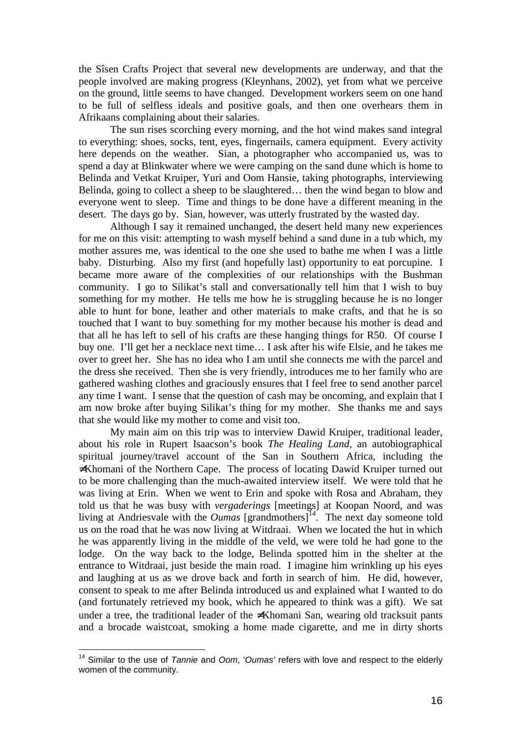the Sîsen Crafts Project that several new developments are underway, and that the people involved are making progress (Kleynhans, 2002), yet from what we perceive on the ground, little seems to have changed. Development workers seem on one hand to be full of selfless ideals and positive goals, and then one overhears them in Afrikaans complaining about their salaries.

The sun rises scorching every morning, and the hot wind makes sand integral to everything: shoes, socks, tent, eyes, fingernails, camera equipment. Every activity here depends on the weather. Sian, a photographer who accompanied us, was to spend a day at Blinkwater where we were camping on the sand dune which is home to Belinda and Vetkat Kruiper, Yuri and Oom Hansie, taking photographs, interviewing Belinda, going to collect a sheep to be slaughtered… then the wind began to blow and everyone went to sleep. Time and things to be done have a different meaning in the desert. The days go by. Sian, however, was utterly frustrated by the wasted day.

Although I say it remained unchanged, the desert held many new experiences for me on this visit: attempting to wash myself behind a sand dune in a tub which, my mother assures me, was identical to the one she used to bathe me when I was a little baby. Disturbing. Also my first (and hopefully last) opportunity to eat porcupine. I became more aware of the complexities of our relationships with the Bushman community. I go to Silikat's stall and conversationally tell him that I wish to buy something for my mother. He tells me how he is struggling because he is no longer able to hunt for bone, leather and other materials to make crafts, and that he is so touched that I want to buy something for my mother because his mother is dead and that all he has left to sell of his crafts are these hanging things for R50. Of course I buy one. I'll get her a necklace next time… I ask after his wife Elsie, and he takes me over to greet her. She has no idea who I am until she connects me with the parcel and the dress she received. Then she is very friendly, introduces me to her family who are gathered washing clothes and graciously ensures that I feel free to send another parcel any time I want. I sense that the question of cash may be oncoming, and explain that I am now broke after buying Silikat's thing for my mother. She thanks me and says that she would like my mother to come and visit too.

My main aim on this trip was to interview Dawid Kruiper, traditional leader, about his role in Rupert Isaacson's book *The Healing Land*, an autobiographical spiritual journey/travel account of the San in Southern Africa, including the ≠Khomani of the Northern Cape. The process of locating Dawid Kruiper turned out to be more challenging than the much-awaited interview itself. We were told that he was living at Erin. When we went to Erin and spoke with Rosa and Abraham, they told us that he was busy with *vergaderings* [meetings] at Koopan Noord, and was living at Andriesvale with the *Oumas* [grandmothers][14]. The next day someone told us on the road that he was now living at Witdraai. When we located the hut in which he was apparently living in the middle of the veld, we were told he had gone to the lodge. On the way back to the lodge, Belinda spotted him in the shelter at the entrance to Witdraai, just beside the main road. I imagine him wrinkling up his eyes and laughing at us as we drove back and forth in search of him. He did, however, consent to speak to me after Belinda introduced us and explained what I wanted to do (and fortunately retrieved my book, which he appeared to think was a gift). We sat under a tree, the traditional leader of the ≠Khomani San, wearing old tracksuit pants and a brocade waistcoat, smoking a home made cigarette, and me in dirty shorts

[14] Similar to the use of *Tannie* and *Oom*, '*Oumas'* refers with love and respect to the elderly women of the community.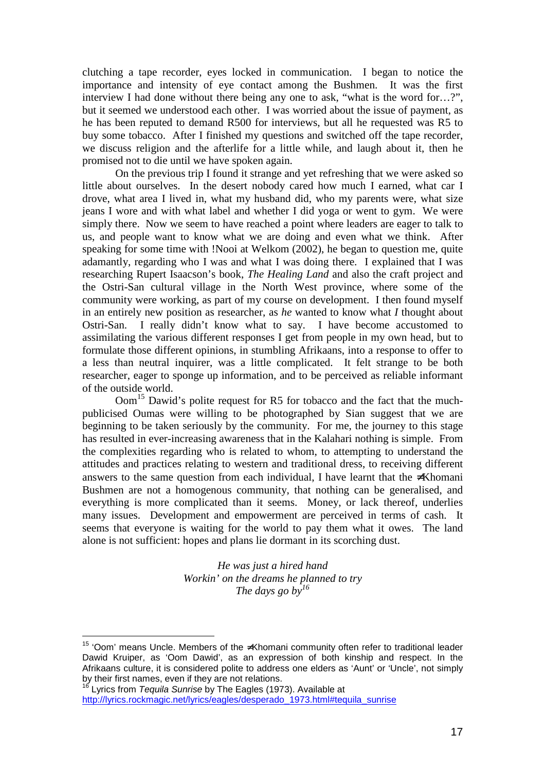clutching a tape recorder, eyes locked in communication. I began to notice the importance and intensity of eye contact among the Bushmen. It was the first interview I had done without there being any one to ask, "what is the word for…?", but it seemed we understood each other. I was worried about the issue of payment, as he has been reputed to demand R500 for interviews, but all he requested was R5 to buy some tobacco. After I finished my questions and switched off the tape recorder, we discuss religion and the afterlife for a little while, and laugh about it, then he promised not to die until we have spoken again.

On the previous trip I found it strange and yet refreshing that we were asked so little about ourselves. In the desert nobody cared how much I earned, what car I drove, what area I lived in, what my husband did, who my parents were, what size jeans I wore and with what label and whether I did yoga or went to gym. We were simply there. Now we seem to have reached a point where leaders are eager to talk to us, and people want to know what we are doing and even what we think. After speaking for some time with !Nooi at Welkom (2002), he began to question me, quite adamantly, regarding who I was and what I was doing there. I explained that I was researching Rupert Isaacson's book, *The Healing Land* and also the craft project and the Ostri-San cultural village in the North West province, where some of the community were working, as part of my course on development. I then found myself in an entirely new position as researcher, as *he* wanted to know what *I* thought about Ostri-San. I really didn't know what to say. I have become accustomed to assimilating the various different responses I get from people in my own head, but to formulate those different opinions, in stumbling Afrikaans, into a response to offer to a less than neutral inquirer, was a little complicated. It felt strange to be both researcher, eager to sponge up information, and to be perceived as reliable informant of the outside world.

Oom[15] Dawid's polite request for R5 for tobacco and the fact that the much-publicised Oumas were willing to be photographed by Sian suggest that we are beginning to be taken seriously by the community. For me, the journey to this stage has resulted in ever-increasing awareness that in the Kalahari nothing is simple. From the complexities regarding who is related to whom, to attempting to understand the attitudes and practices relating to western and traditional dress, to receiving different answers to the same question from each individual, I have learnt that the ≠Khomani Bushmen are not a homogenous community, that nothing can be generalised, and everything is more complicated than it seems. Money, or lack thereof, underlies many issues. Development and empowerment are perceived in terms of cash. It seems that everyone is waiting for the world to pay them what it owes. The land alone is not sufficient: hopes and plans lie dormant in its scorching dust.

*He was just a hired hand*
*Workin' on the dreams he planned to try*
*The days go by*[16]

---

[15] 'Oom' means Uncle. Members of the ≠Khomani community often refer to traditional leader Dawid Kruiper, as 'Oom Dawid', as an expression of both kinship and respect. In the Afrikaans culture, it is considered polite to address one elders as 'Aunt' or 'Uncle', not simply by their first names, even if they are not relations.

[16] Lyrics from *Tequila Sunrise* by The Eagles (1973). Available at http://lyrics.rockmagic.net/lyrics/eagles/desperado_1973.html#tequila_sunrise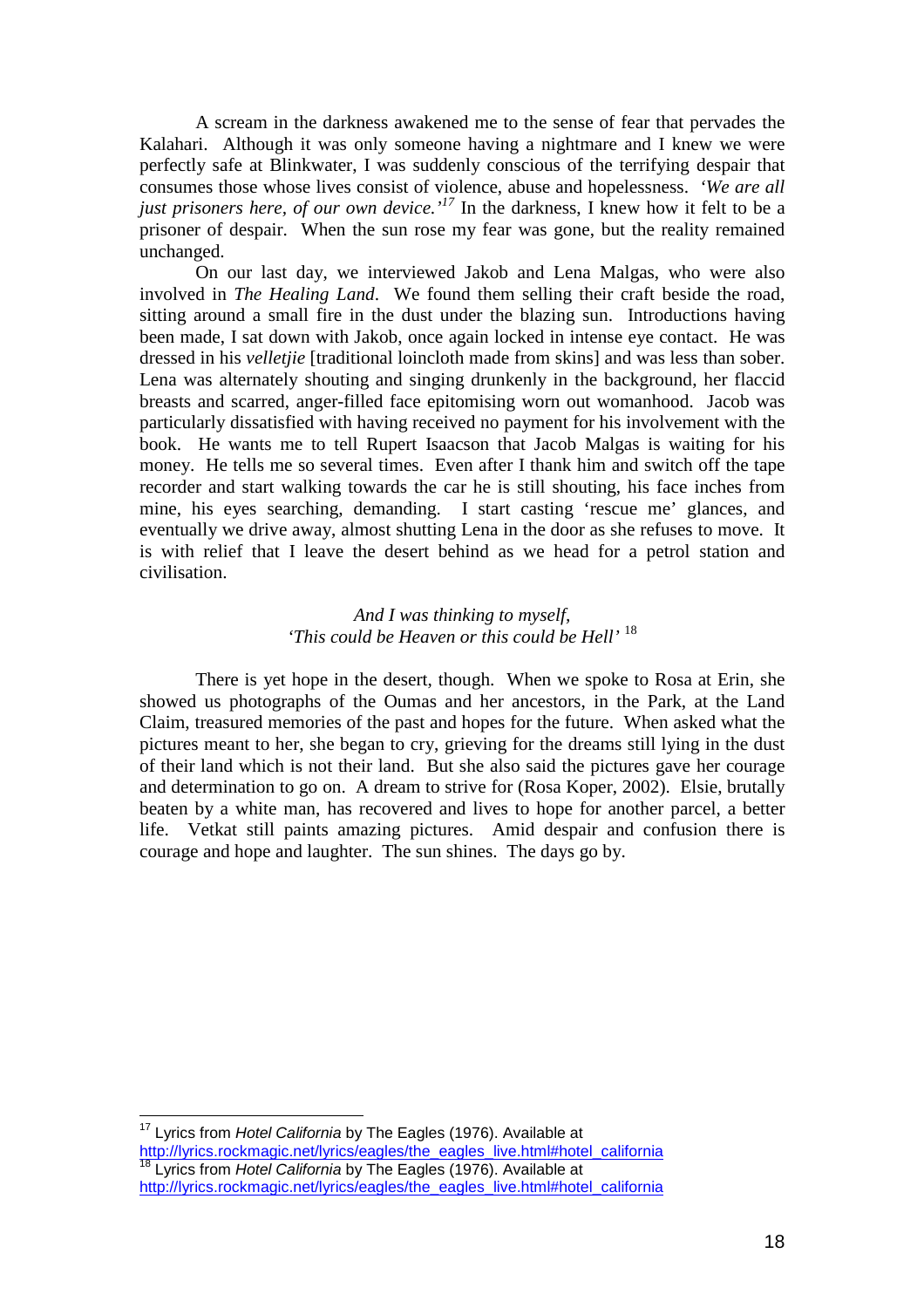A scream in the darkness awakened me to the sense of fear that pervades the Kalahari. Although it was only someone having a nightmare and I knew we were perfectly safe at Blinkwater, I was suddenly conscious of the terrifying despair that consumes those whose lives consist of violence, abuse and hopelessness. *'We are all just prisoners here, of our own device.'*[17] In the darkness, I knew how it felt to be a prisoner of despair. When the sun rose my fear was gone, but the reality remained unchanged.

On our last day, we interviewed Jakob and Lena Malgas, who were also involved in *The Healing Land*. We found them selling their craft beside the road, sitting around a small fire in the dust under the blazing sun. Introductions having been made, I sat down with Jakob, once again locked in intense eye contact. He was dressed in his *velletjie* [traditional loincloth made from skins] and was less than sober. Lena was alternately shouting and singing drunkenly in the background, her flaccid breasts and scarred, anger-filled face epitomising worn out womanhood. Jacob was particularly dissatisfied with having received no payment for his involvement with the book. He wants me to tell Rupert Isaacson that Jacob Malgas is waiting for his money. He tells me so several times. Even after I thank him and switch off the tape recorder and start walking towards the car he is still shouting, his face inches from mine, his eyes searching, demanding. I start casting 'rescue me' glances, and eventually we drive away, almost shutting Lena in the door as she refuses to move. It is with relief that I leave the desert behind as we head for a petrol station and civilisation.

*And I was thinking to myself,*
*'This could be Heaven or this could be Hell'* [18]

There is yet hope in the desert, though. When we spoke to Rosa at Erin, she showed us photographs of the Oumas and her ancestors, in the Park, at the Land Claim, treasured memories of the past and hopes for the future. When asked what the pictures meant to her, she began to cry, grieving for the dreams still lying in the dust of their land which is not their land. But she also said the pictures gave her courage and determination to go on. A dream to strive for (Rosa Koper, 2002). Elsie, brutally beaten by a white man, has recovered and lives to hope for another parcel, a better life. Vetkat still paints amazing pictures. Amid despair and confusion there is courage and hope and laughter. The sun shines. The days go by.

---

[17] Lyrics from *Hotel California* by The Eagles (1976). Available at http://lyrics.rockmagic.net/lyrics/eagles/the_eagles_live.html#hotel_california

[18] Lyrics from *Hotel California* by The Eagles (1976). Available at http://lyrics.rockmagic.net/lyrics/eagles/the_eagles_live.html#hotel_california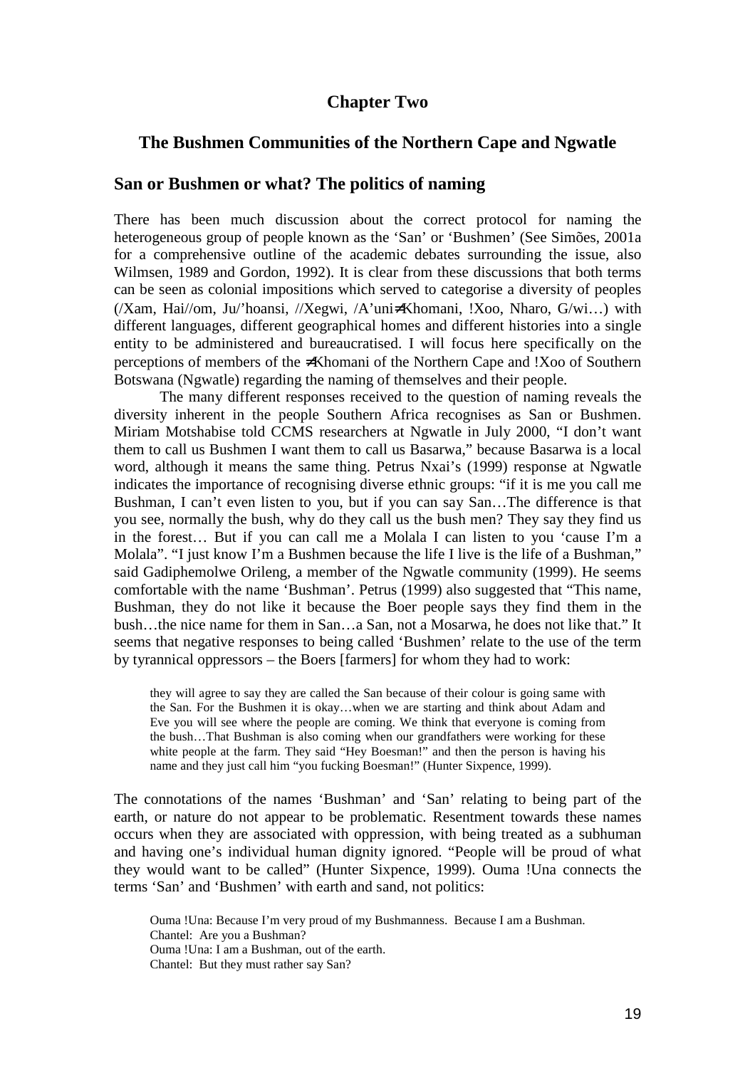# Chapter Two

## The Bushmen Communities of the Northern Cape and Ngwatle

### San or Bushmen or what? The politics of naming

There has been much discussion about the correct protocol for naming the heterogeneous group of people known as the 'San' or 'Bushmen' (See Simões, 2001a for a comprehensive outline of the academic debates surrounding the issue, also Wilmsen, 1989 and Gordon, 1992). It is clear from these discussions that both terms can be seen as colonial impositions which served to categorise a diversity of peoples (/Xam, Hai//om, Ju/'hoansi, //Xegwi, /A'uni≠Khomani, !Xoo, Nharo, G/wi…) with different languages, different geographical homes and different histories into a single entity to be administered and bureaucratised. I will focus here specifically on the perceptions of members of the ≠Khomani of the Northern Cape and !Xoo of Southern Botswana (Ngwatle) regarding the naming of themselves and their people.

The many different responses received to the question of naming reveals the diversity inherent in the people Southern Africa recognises as San or Bushmen. Miriam Motshabise told CCMS researchers at Ngwatle in July 2000, "I don't want them to call us Bushmen I want them to call us Basarwa," because Basarwa is a local word, although it means the same thing. Petrus Nxai's (1999) response at Ngwatle indicates the importance of recognising diverse ethnic groups: "if it is me you call me Bushman, I can't even listen to you, but if you can say San…The difference is that you see, normally the bush, why do they call us the bush men? They say they find us in the forest… But if you can call me a Molala I can listen to you 'cause I'm a Molala". "I just know I'm a Bushmen because the life I live is the life of a Bushman," said Gadiphemolwe Orileng, a member of the Ngwatle community (1999). He seems comfortable with the name 'Bushman'. Petrus (1999) also suggested that "This name, Bushman, they do not like it because the Boer people says they find them in the bush…the nice name for them in San…a San, not a Mosarwa, he does not like that." It seems that negative responses to being called 'Bushmen' relate to the use of the term by tyrannical oppressors – the Boers [farmers] for whom they had to work:

> they will agree to say they are called the San because of their colour is going same with the San. For the Bushmen it is okay…when we are starting and think about Adam and Eve you will see where the people are coming. We think that everyone is coming from the bush…That Bushman is also coming when our grandfathers were working for these white people at the farm. They said "Hey Boesman!" and then the person is having his name and they just call him "you fucking Boesman!" (Hunter Sixpence, 1999).

The connotations of the names 'Bushman' and 'San' relating to being part of the earth, or nature do not appear to be problematic. Resentment towards these names occurs when they are associated with oppression, with being treated as a subhuman and having one's individual human dignity ignored. "People will be proud of what they would want to be called" (Hunter Sixpence, 1999). Ouma !Una connects the terms 'San' and 'Bushmen' with earth and sand, not politics:

> Ouma !Una: Because I'm very proud of my Bushmanness. Because I am a Bushman.
> Chantel: Are you a Bushman?
> Ouma !Una: I am a Bushman, out of the earth.
> Chantel: But they must rather say San?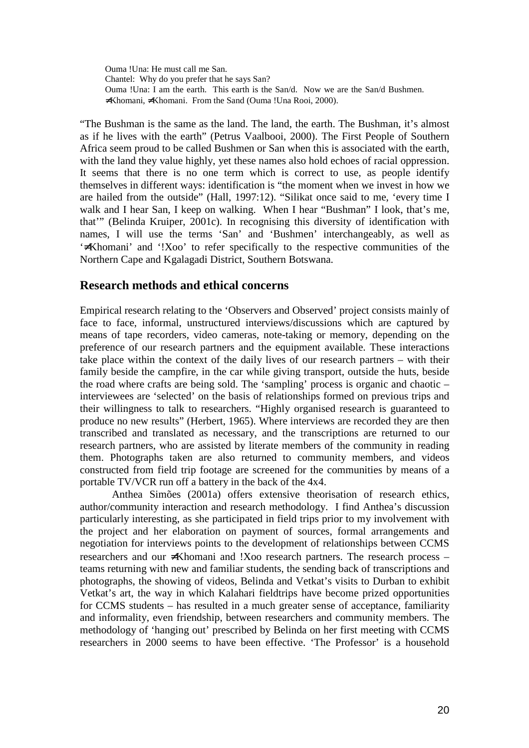> Ouma !Una: He must call me San.
> Chantel: Why do you prefer that he says San?
> Ouma !Una: I am the earth. This earth is the San/d. Now we are the San/d Bushmen. ≠Khomani, ≠Khomani. From the Sand (Ouma !Una Rooi, 2000).

"The Bushman is the same as the land. The land, the earth. The Bushman, it's almost as if he lives with the earth" (Petrus Vaalbooi, 2000). The First People of Southern Africa seem proud to be called Bushmen or San when this is associated with the earth, with the land they value highly, yet these names also hold echoes of racial oppression. It seems that there is no one term which is correct to use, as people identify themselves in different ways: identification is "the moment when we invest in how we are hailed from the outside" (Hall, 1997:12). "Silikat once said to me, 'every time I walk and I hear San, I keep on walking. When I hear "Bushman" I look, that's me, that'" (Belinda Kruiper, 2001c). In recognising this diversity of identification with names, I will use the terms 'San' and 'Bushmen' interchangeably, as well as '≠Khomani' and '!Xoo' to refer specifically to the respective communities of the Northern Cape and Kgalagadi District, Southern Botswana.

## Research methods and ethical concerns

Empirical research relating to the 'Observers and Observed' project consists mainly of face to face, informal, unstructured interviews/discussions which are captured by means of tape recorders, video cameras, note-taking or memory, depending on the preference of our research partners and the equipment available. These interactions take place within the context of the daily lives of our research partners – with their family beside the campfire, in the car while giving transport, outside the huts, beside the road where crafts are being sold. The 'sampling' process is organic and chaotic – interviewees are 'selected' on the basis of relationships formed on previous trips and their willingness to talk to researchers. "Highly organised research is guaranteed to produce no new results" (Herbert, 1965). Where interviews are recorded they are then transcribed and translated as necessary, and the transcriptions are returned to our research partners, who are assisted by literate members of the community in reading them. Photographs taken are also returned to community members, and videos constructed from field trip footage are screened for the communities by means of a portable TV/VCR run off a battery in the back of the 4x4.

Anthea Simões (2001a) offers extensive theorisation of research ethics, author/community interaction and research methodology. I find Anthea's discussion particularly interesting, as she participated in field trips prior to my involvement with the project and her elaboration on payment of sources, formal arrangements and negotiation for interviews points to the development of relationships between CCMS researchers and our ≠Khomani and !Xoo research partners. The research process – teams returning with new and familiar students, the sending back of transcriptions and photographs, the showing of videos, Belinda and Vetkat's visits to Durban to exhibit Vetkat's art, the way in which Kalahari fieldtrips have become prized opportunities for CCMS students – has resulted in a much greater sense of acceptance, familiarity and informality, even friendship, between researchers and community members. The methodology of 'hanging out' prescribed by Belinda on her first meeting with CCMS researchers in 2000 seems to have been effective. 'The Professor' is a household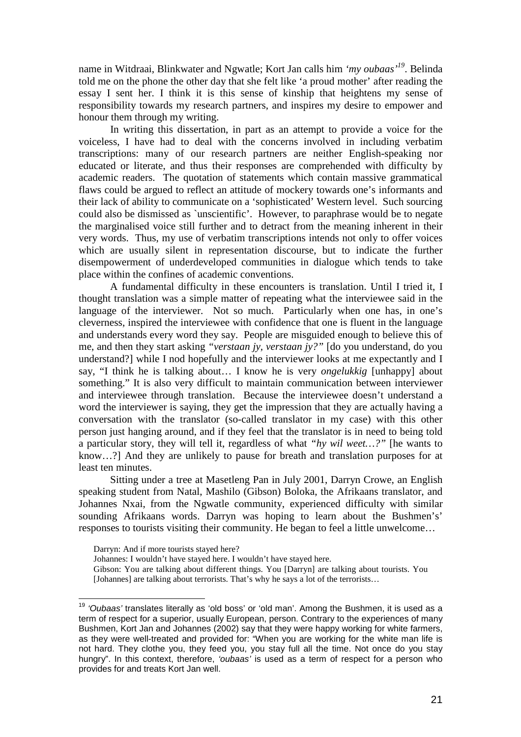name in Witdraai, Blinkwater and Ngwatle; Kort Jan calls him *'my oubaas'*[19]. Belinda told me on the phone the other day that she felt like 'a proud mother' after reading the essay I sent her. I think it is this sense of kinship that heightens my sense of responsibility towards my research partners, and inspires my desire to empower and honour them through my writing.

In writing this dissertation, in part as an attempt to provide a voice for the voiceless, I have had to deal with the concerns involved in including verbatim transcriptions: many of our research partners are neither English-speaking nor educated or literate, and thus their responses are comprehended with difficulty by academic readers. The quotation of statements which contain massive grammatical flaws could be argued to reflect an attitude of mockery towards one's informants and their lack of ability to communicate on a 'sophisticated' Western level. Such sourcing could also be dismissed as `unscientific'. However, to paraphrase would be to negate the marginalised voice still further and to detract from the meaning inherent in their very words. Thus, my use of verbatim transcriptions intends not only to offer voices which are usually silent in representation discourse, but to indicate the further disempowerment of underdeveloped communities in dialogue which tends to take place within the confines of academic conventions.

A fundamental difficulty in these encounters is translation. Until I tried it, I thought translation was a simple matter of repeating what the interviewee said in the language of the interviewer. Not so much. Particularly when one has, in one's cleverness, inspired the interviewee with confidence that one is fluent in the language and understands every word they say. People are misguided enough to believe this of me, and then they start asking *"verstaan jy, verstaan jy?"* [do you understand, do you understand?] while I nod hopefully and the interviewer looks at me expectantly and I say, "I think he is talking about… I know he is very *ongelukkig* [unhappy] about something." It is also very difficult to maintain communication between interviewer and interviewee through translation. Because the interviewee doesn't understand a word the interviewer is saying, they get the impression that they are actually having a conversation with the translator (so-called translator in my case) with this other person just hanging around, and if they feel that the translator is in need to being told a particular story, they will tell it, regardless of what *"hy wil weet…?"* [he wants to know…?] And they are unlikely to pause for breath and translation purposes for at least ten minutes.

Sitting under a tree at Masetleng Pan in July 2001, Darryn Crowe, an English speaking student from Natal, Mashilo (Gibson) Boloka, the Afrikaans translator, and Johannes Nxai, from the Ngwatle community, experienced difficulty with similar sounding Afrikaans words. Darryn was hoping to learn about the Bushmen's' responses to tourists visiting their community. He began to feel a little unwelcome…

> Darryn: And if more tourists stayed here?
>
> Johannes: I wouldn't have stayed here. I wouldn't have stayed here.
>
> Gibson: You are talking about different things. You [Darryn] are talking about tourists. You [Johannes] are talking about terrorists. That's why he says a lot of the terrorists…

[19] *'Oubaas'* translates literally as 'old boss' or 'old man'. Among the Bushmen, it is used as a term of respect for a superior, usually European, person. Contrary to the experiences of many Bushmen, Kort Jan and Johannes (2002) say that they were happy working for white farmers, as they were well-treated and provided for: "When you are working for the white man life is not hard. They clothe you, they feed you, you stay full all the time. Not once do you stay hungry". In this context, therefore, *'oubaas'* is used as a term of respect for a person who provides for and treats Kort Jan well.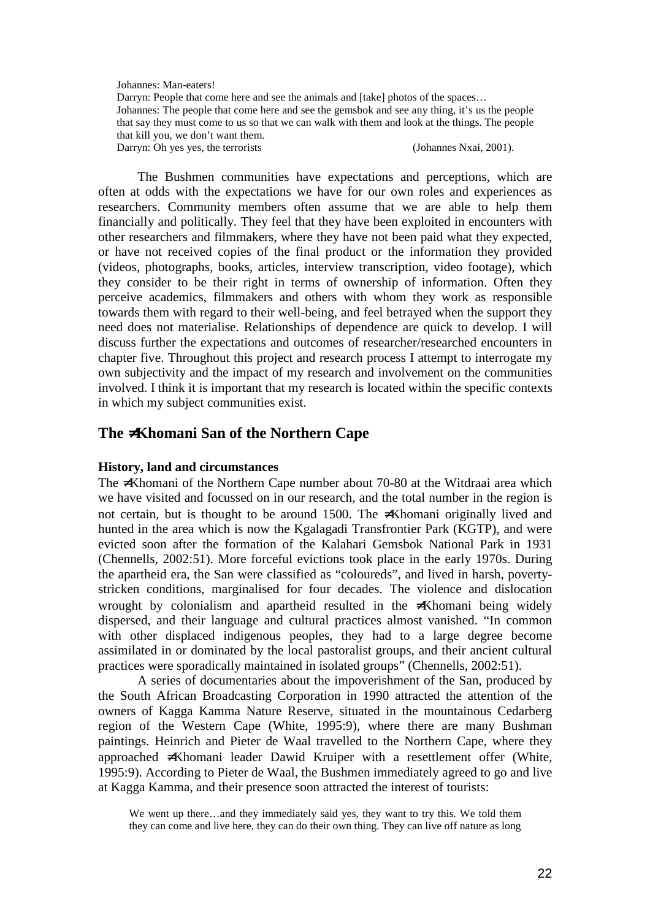> Johannes: Man-eaters!
> Darryn: People that come here and see the animals and [take] photos of the spaces…
> Johannes: The people that come here and see the gemsbok and see any thing, it's us the people that say they must come to us so that we can walk with them and look at the things. The people that kill you, we don't want them.
> Darryn: Oh yes yes, the terrorists (Johannes Nxai, 2001).

The Bushmen communities have expectations and perceptions, which are often at odds with the expectations we have for our own roles and experiences as researchers. Community members often assume that we are able to help them financially and politically. They feel that they have been exploited in encounters with other researchers and filmmakers, where they have not been paid what they expected, or have not received copies of the final product or the information they provided (videos, photographs, books, articles, interview transcription, video footage), which they consider to be their right in terms of ownership of information. Often they perceive academics, filmmakers and others with whom they work as responsible towards them with regard to their well-being, and feel betrayed when the support they need does not materialise. Relationships of dependence are quick to develop. I will discuss further the expectations and outcomes of researcher/researched encounters in chapter five. Throughout this project and research process I attempt to interrogate my own subjectivity and the impact of my research and involvement on the communities involved. I think it is important that my research is located within the specific contexts in which my subject communities exist.

## The ≠Khomani San of the Northern Cape

### History, land and circumstances

The ≠Khomani of the Northern Cape number about 70-80 at the Witdraai area which we have visited and focussed on in our research, and the total number in the region is not certain, but is thought to be around 1500. The ≠Khomani originally lived and hunted in the area which is now the Kgalagadi Transfrontier Park (KGTP), and were evicted soon after the formation of the Kalahari Gemsbok National Park in 1931 (Chennells, 2002:51). More forceful evictions took place in the early 1970s. During the apartheid era, the San were classified as "coloureds", and lived in harsh, poverty-stricken conditions, marginalised for four decades. The violence and dislocation wrought by colonialism and apartheid resulted in the ≠Khomani being widely dispersed, and their language and cultural practices almost vanished. "In common with other displaced indigenous peoples, they had to a large degree become assimilated in or dominated by the local pastoralist groups, and their ancient cultural practices were sporadically maintained in isolated groups" (Chennells, 2002:51).

A series of documentaries about the impoverishment of the San, produced by the South African Broadcasting Corporation in 1990 attracted the attention of the owners of Kagga Kamma Nature Reserve, situated in the mountainous Cedarberg region of the Western Cape (White, 1995:9), where there are many Bushman paintings. Heinrich and Pieter de Waal travelled to the Northern Cape, where they approached ≠Khomani leader Dawid Kruiper with a resettlement offer (White, 1995:9). According to Pieter de Waal, the Bushmen immediately agreed to go and live at Kagga Kamma, and their presence soon attracted the interest of tourists:

> We went up there…and they immediately said yes, they want to try this. We told them they can come and live here, they can do their own thing. They can live off nature as long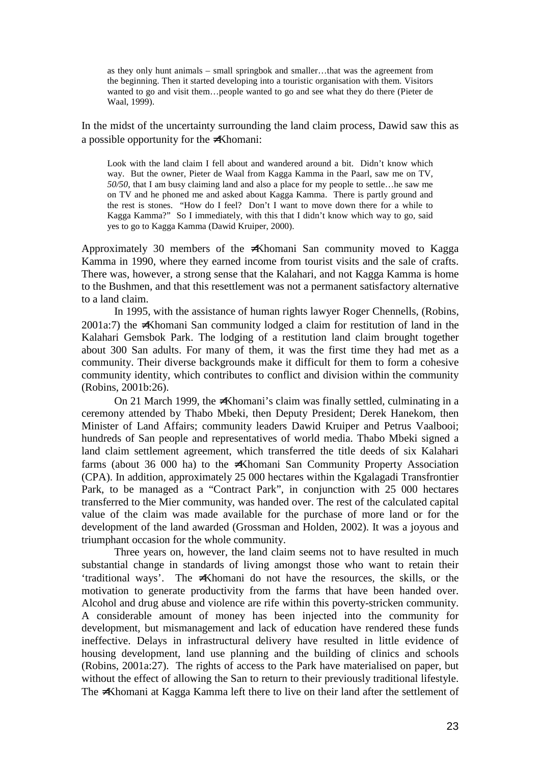> as they only hunt animals – small springbok and smaller…that was the agreement from the beginning. Then it started developing into a touristic organisation with them. Visitors wanted to go and visit them…people wanted to go and see what they do there (Pieter de Waal, 1999).

In the midst of the uncertainty surrounding the land claim process, Dawid saw this as a possible opportunity for the ≠Khomani:

> Look with the land claim I fell about and wandered around a bit. Didn't know which way. But the owner, Pieter de Waal from Kagga Kamma in the Paarl, saw me on TV, *50/50*, that I am busy claiming land and also a place for my people to settle…he saw me on TV and he phoned me and asked about Kagga Kamma. There is partly ground and the rest is stones. "How do I feel? Don't I want to move down there for a while to Kagga Kamma?" So I immediately, with this that I didn't know which way to go, said yes to go to Kagga Kamma (Dawid Kruiper, 2000).

Approximately 30 members of the ≠Khomani San community moved to Kagga Kamma in 1990, where they earned income from tourist visits and the sale of crafts. There was, however, a strong sense that the Kalahari, and not Kagga Kamma is home to the Bushmen, and that this resettlement was not a permanent satisfactory alternative to a land claim.

In 1995, with the assistance of human rights lawyer Roger Chennells, (Robins, 2001a:7) the ≠Khomani San community lodged a claim for restitution of land in the Kalahari Gemsbok Park. The lodging of a restitution land claim brought together about 300 San adults. For many of them, it was the first time they had met as a community. Their diverse backgrounds make it difficult for them to form a cohesive community identity, which contributes to conflict and division within the community (Robins, 2001b:26).

On 21 March 1999, the ≠Khomani's claim was finally settled, culminating in a ceremony attended by Thabo Mbeki, then Deputy President; Derek Hanekom, then Minister of Land Affairs; community leaders Dawid Kruiper and Petrus Vaalbooi; hundreds of San people and representatives of world media. Thabo Mbeki signed a land claim settlement agreement, which transferred the title deeds of six Kalahari farms (about 36 000 ha) to the ≠Khomani San Community Property Association (CPA). In addition, approximately 25 000 hectares within the Kgalagadi Transfrontier Park, to be managed as a "Contract Park", in conjunction with 25 000 hectares transferred to the Mier community, was handed over. The rest of the calculated capital value of the claim was made available for the purchase of more land or for the development of the land awarded (Grossman and Holden, 2002). It was a joyous and triumphant occasion for the whole community.

Three years on, however, the land claim seems not to have resulted in much substantial change in standards of living amongst those who want to retain their 'traditional ways'. The ≠Khomani do not have the resources, the skills, or the motivation to generate productivity from the farms that have been handed over. Alcohol and drug abuse and violence are rife within this poverty-stricken community. A considerable amount of money has been injected into the community for development, but mismanagement and lack of education have rendered these funds ineffective. Delays in infrastructural delivery have resulted in little evidence of housing development, land use planning and the building of clinics and schools (Robins, 2001a:27). The rights of access to the Park have materialised on paper, but without the effect of allowing the San to return to their previously traditional lifestyle. The ≠Khomani at Kagga Kamma left there to live on their land after the settlement of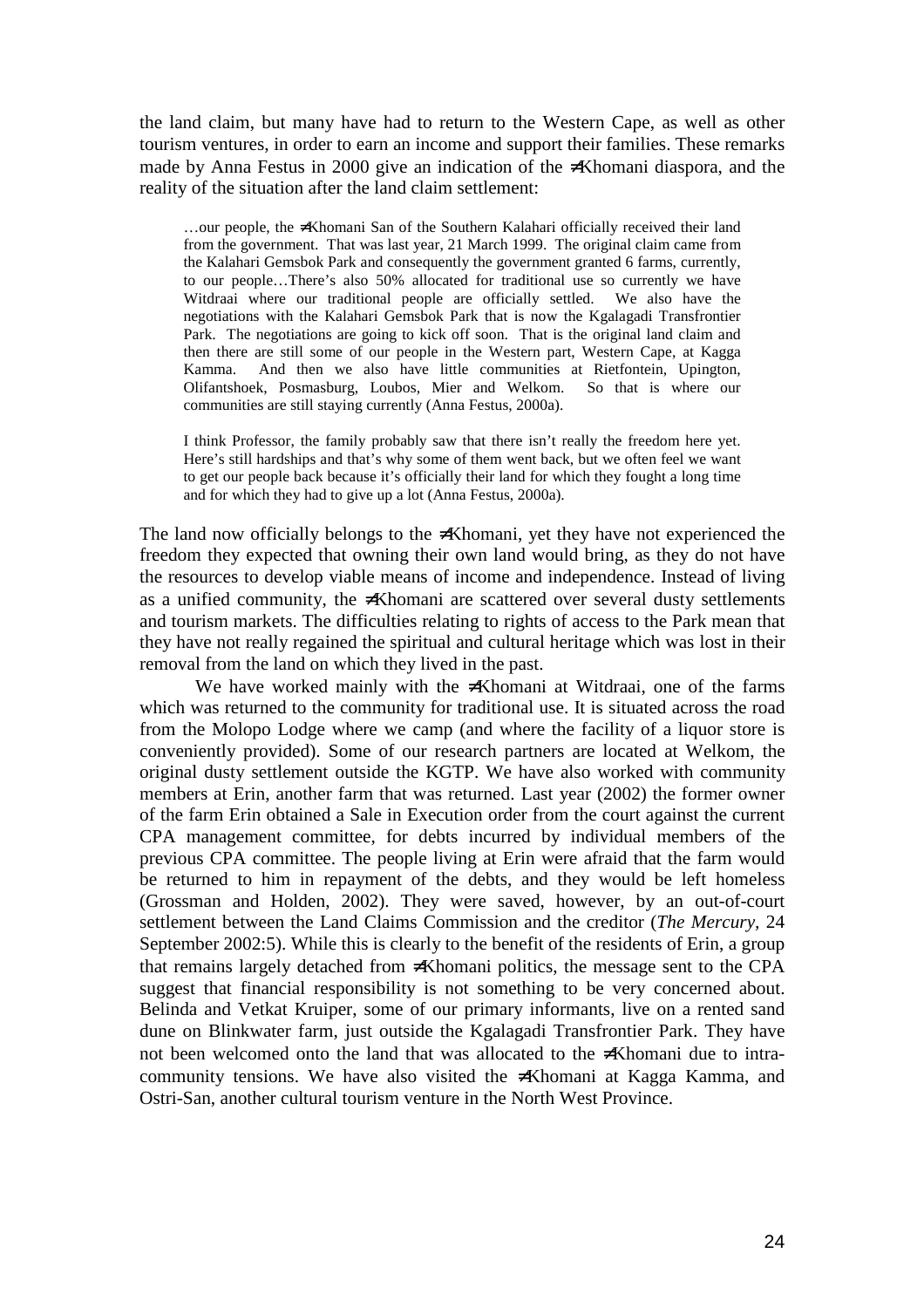the land claim, but many have had to return to the Western Cape, as well as other tourism ventures, in order to earn an income and support their families. These remarks made by Anna Festus in 2000 give an indication of the ≠Khomani diaspora, and the reality of the situation after the land claim settlement:

> …our people, the ≠Khomani San of the Southern Kalahari officially received their land from the government. That was last year, 21 March 1999. The original claim came from the Kalahari Gemsbok Park and consequently the government granted 6 farms, currently, to our people…There's also 50% allocated for traditional use so currently we have Witdraai where our traditional people are officially settled. We also have the negotiations with the Kalahari Gemsbok Park that is now the Kgalagadi Transfrontier Park. The negotiations are going to kick off soon. That is the original land claim and then there are still some of our people in the Western part, Western Cape, at Kagga Kamma. And then we also have little communities at Rietfontein, Upington, Olifantshoek, Posmasburg, Loubos, Mier and Welkom. So that is where our communities are still staying currently (Anna Festus, 2000a).

> I think Professor, the family probably saw that there isn't really the freedom here yet. Here's still hardships and that's why some of them went back, but we often feel we want to get our people back because it's officially their land for which they fought a long time and for which they had to give up a lot (Anna Festus, 2000a).

The land now officially belongs to the ≠Khomani, yet they have not experienced the freedom they expected that owning their own land would bring, as they do not have the resources to develop viable means of income and independence. Instead of living as a unified community, the ≠Khomani are scattered over several dusty settlements and tourism markets. The difficulties relating to rights of access to the Park mean that they have not really regained the spiritual and cultural heritage which was lost in their removal from the land on which they lived in the past.

We have worked mainly with the ≠Khomani at Witdraai, one of the farms which was returned to the community for traditional use. It is situated across the road from the Molopo Lodge where we camp (and where the facility of a liquor store is conveniently provided). Some of our research partners are located at Welkom, the original dusty settlement outside the KGTP. We have also worked with community members at Erin, another farm that was returned. Last year (2002) the former owner of the farm Erin obtained a Sale in Execution order from the court against the current CPA management committee, for debts incurred by individual members of the previous CPA committee. The people living at Erin were afraid that the farm would be returned to him in repayment of the debts, and they would be left homeless (Grossman and Holden, 2002). They were saved, however, by an out-of-court settlement between the Land Claims Commission and the creditor (*The Mercury*, 24 September 2002:5). While this is clearly to the benefit of the residents of Erin, a group that remains largely detached from ≠Khomani politics, the message sent to the CPA suggest that financial responsibility is not something to be very concerned about. Belinda and Vetkat Kruiper, some of our primary informants, live on a rented sand dune on Blinkwater farm, just outside the Kgalagadi Transfrontier Park. They have not been welcomed onto the land that was allocated to the ≠Khomani due to intra-community tensions. We have also visited the ≠Khomani at Kagga Kamma, and Ostri-San, another cultural tourism venture in the North West Province.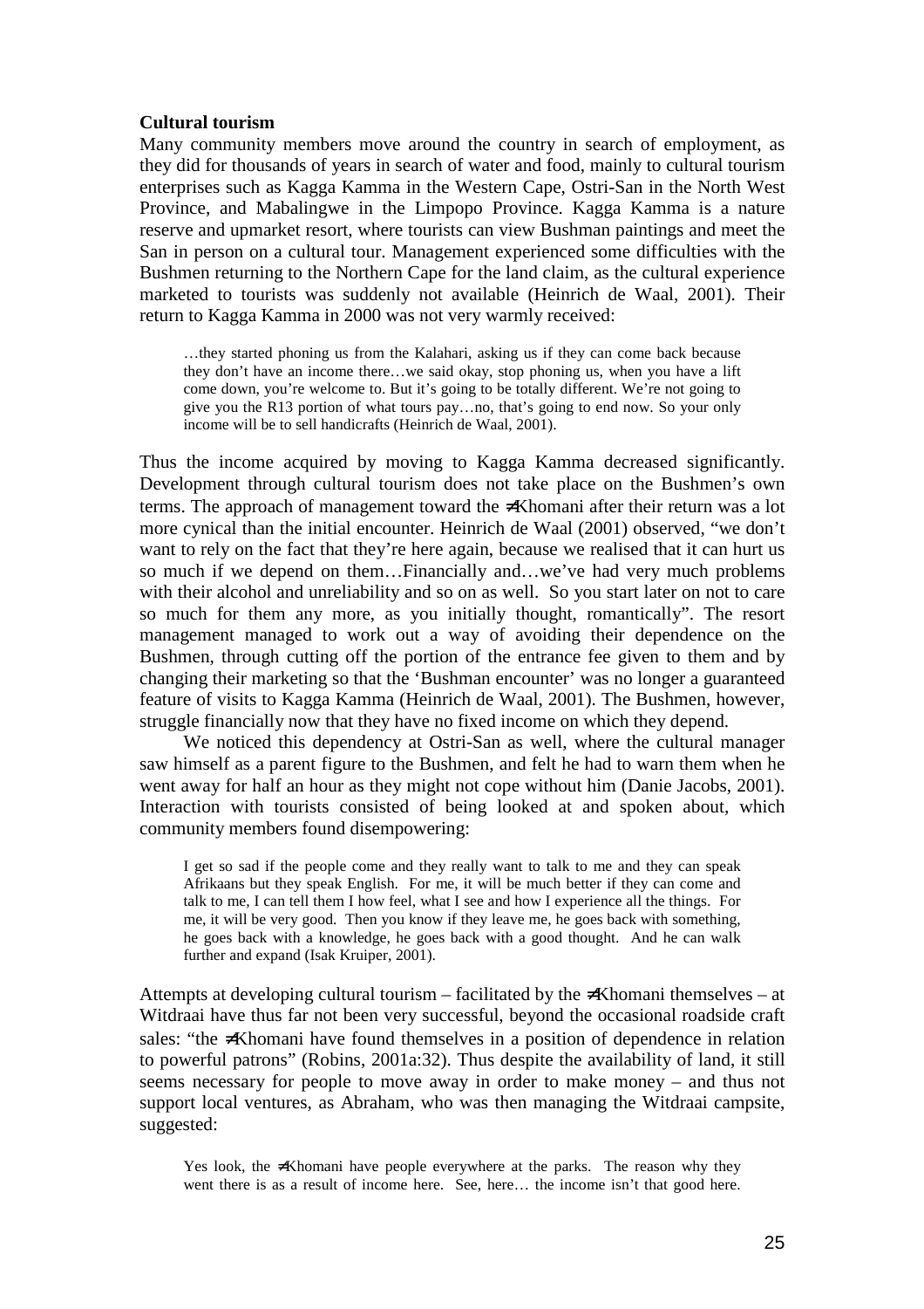**Cultural tourism**

Many community members move around the country in search of employment, as they did for thousands of years in search of water and food, mainly to cultural tourism enterprises such as Kagga Kamma in the Western Cape, Ostri-San in the North West Province, and Mabalingwe in the Limpopo Province. Kagga Kamma is a nature reserve and upmarket resort, where tourists can view Bushman paintings and meet the San in person on a cultural tour. Management experienced some difficulties with the Bushmen returning to the Northern Cape for the land claim, as the cultural experience marketed to tourists was suddenly not available (Heinrich de Waal, 2001). Their return to Kagga Kamma in 2000 was not very warmly received:

> …they started phoning us from the Kalahari, asking us if they can come back because they don't have an income there…we said okay, stop phoning us, when you have a lift come down, you're welcome to. But it's going to be totally different. We're not going to give you the R13 portion of what tours pay…no, that's going to end now. So your only income will be to sell handicrafts (Heinrich de Waal, 2001).

Thus the income acquired by moving to Kagga Kamma decreased significantly. Development through cultural tourism does not take place on the Bushmen's own terms. The approach of management toward the ≠Khomani after their return was a lot more cynical than the initial encounter. Heinrich de Waal (2001) observed, "we don't want to rely on the fact that they're here again, because we realised that it can hurt us so much if we depend on them…Financially and…we've had very much problems with their alcohol and unreliability and so on as well. So you start later on not to care so much for them any more, as you initially thought, romantically". The resort management managed to work out a way of avoiding their dependence on the Bushmen, through cutting off the portion of the entrance fee given to them and by changing their marketing so that the 'Bushman encounter' was no longer a guaranteed feature of visits to Kagga Kamma (Heinrich de Waal, 2001). The Bushmen, however, struggle financially now that they have no fixed income on which they depend.

We noticed this dependency at Ostri-San as well, where the cultural manager saw himself as a parent figure to the Bushmen, and felt he had to warn them when he went away for half an hour as they might not cope without him (Danie Jacobs, 2001). Interaction with tourists consisted of being looked at and spoken about, which community members found disempowering:

> I get so sad if the people come and they really want to talk to me and they can speak Afrikaans but they speak English. For me, it will be much better if they can come and talk to me, I can tell them I how feel, what I see and how I experience all the things. For me, it will be very good. Then you know if they leave me, he goes back with something, he goes back with a knowledge, he goes back with a good thought. And he can walk further and expand (Isak Kruiper, 2001).

Attempts at developing cultural tourism – facilitated by the ≠Khomani themselves – at Witdraai have thus far not been very successful, beyond the occasional roadside craft sales: "the ≠Khomani have found themselves in a position of dependence in relation to powerful patrons" (Robins, 2001a:32). Thus despite the availability of land, it still seems necessary for people to move away in order to make money – and thus not support local ventures, as Abraham, who was then managing the Witdraai campsite, suggested:

> Yes look, the ≠Khomani have people everywhere at the parks. The reason why they went there is as a result of income here. See, here… the income isn't that good here.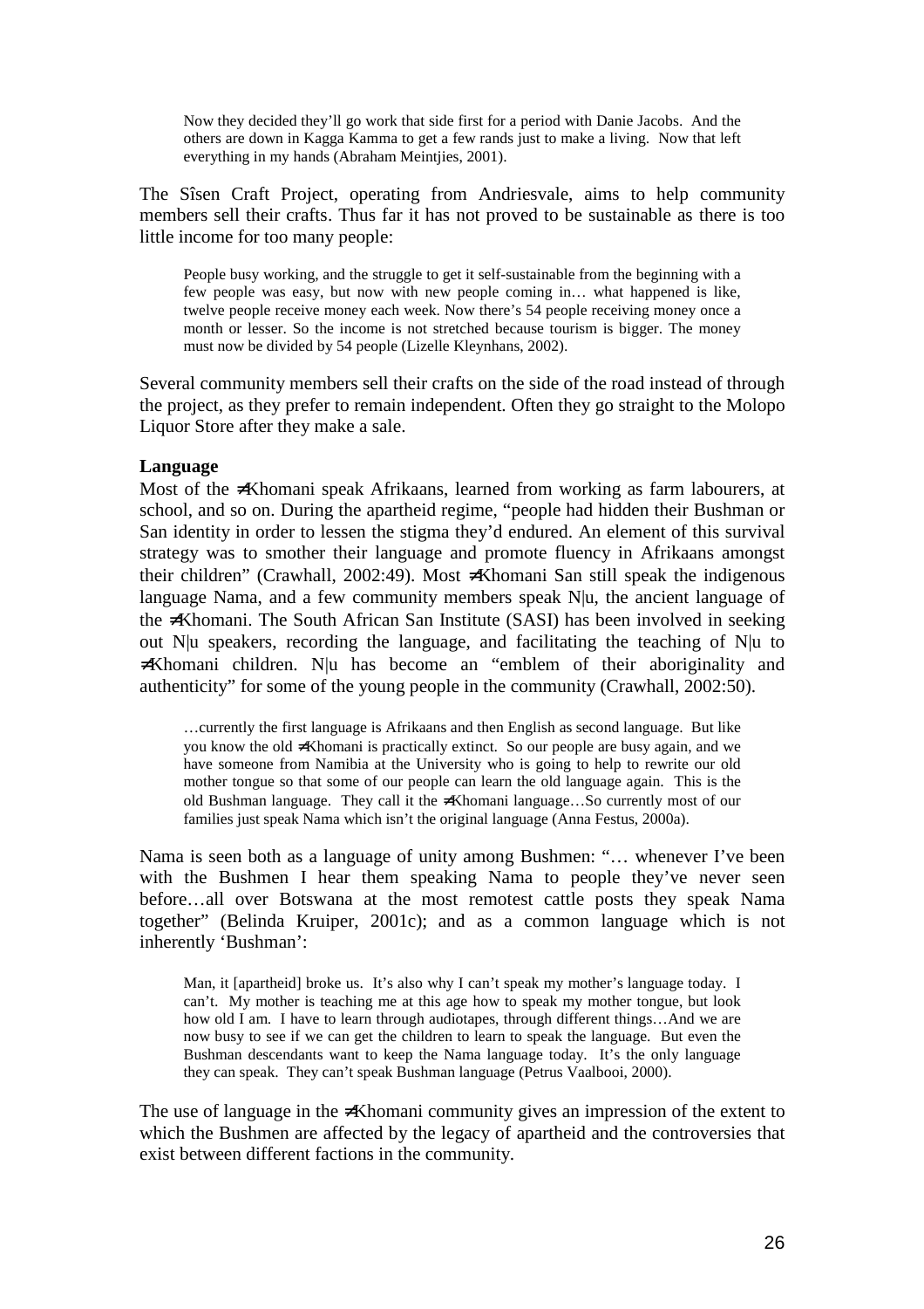> Now they decided they'll go work that side first for a period with Danie Jacobs. And the others are down in Kagga Kamma to get a few rands just to make a living. Now that left everything in my hands (Abraham Meintjies, 2001).

The Sîsen Craft Project, operating from Andriesvale, aims to help community members sell their crafts. Thus far it has not proved to be sustainable as there is too little income for too many people:

> People busy working, and the struggle to get it self-sustainable from the beginning with a few people was easy, but now with new people coming in… what happened is like, twelve people receive money each week. Now there's 54 people receiving money once a month or lesser. So the income is not stretched because tourism is bigger. The money must now be divided by 54 people (Lizelle Kleynhans, 2002).

Several community members sell their crafts on the side of the road instead of through the project, as they prefer to remain independent. Often they go straight to the Molopo Liquor Store after they make a sale.

**Language**

Most of the ≠Khomani speak Afrikaans, learned from working as farm labourers, at school, and so on. During the apartheid regime, "people had hidden their Bushman or San identity in order to lessen the stigma they'd endured. An element of this survival strategy was to smother their language and promote fluency in Afrikaans amongst their children" (Crawhall, 2002:49). Most ≠Khomani San still speak the indigenous language Nama, and a few community members speak N|u, the ancient language of the ≠Khomani. The South African San Institute (SASI) has been involved in seeking out N|u speakers, recording the language, and facilitating the teaching of N|u to ≠Khomani children. N|u has become an "emblem of their aboriginality and authenticity" for some of the young people in the community (Crawhall, 2002:50).

> …currently the first language is Afrikaans and then English as second language. But like you know the old ≠Khomani is practically extinct. So our people are busy again, and we have someone from Namibia at the University who is going to help to rewrite our old mother tongue so that some of our people can learn the old language again. This is the old Bushman language. They call it the ≠Khomani language…So currently most of our families just speak Nama which isn't the original language (Anna Festus, 2000a).

Nama is seen both as a language of unity among Bushmen: "… whenever I've been with the Bushmen I hear them speaking Nama to people they've never seen before…all over Botswana at the most remotest cattle posts they speak Nama together" (Belinda Kruiper, 2001c); and as a common language which is not inherently 'Bushman':

> Man, it [apartheid] broke us. It's also why I can't speak my mother's language today. I can't. My mother is teaching me at this age how to speak my mother tongue, but look how old I am. I have to learn through audiotapes, through different things…And we are now busy to see if we can get the children to learn to speak the language. But even the Bushman descendants want to keep the Nama language today. It's the only language they can speak. They can't speak Bushman language (Petrus Vaalbooi, 2000).

The use of language in the ≠Khomani community gives an impression of the extent to which the Bushmen are affected by the legacy of apartheid and the controversies that exist between different factions in the community.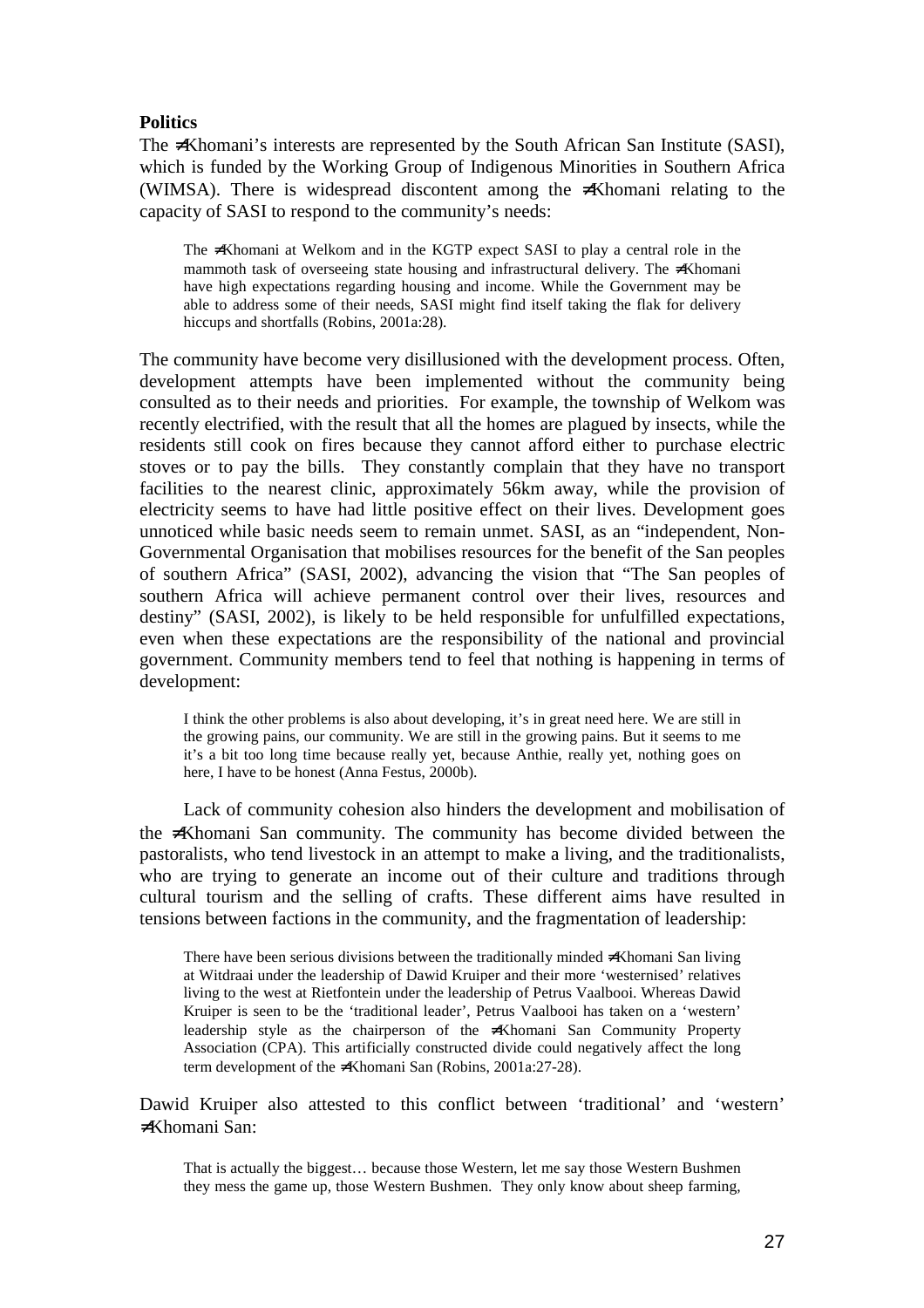**Politics**

The ≠Khomani's interests are represented by the South African San Institute (SASI), which is funded by the Working Group of Indigenous Minorities in Southern Africa (WIMSA). There is widespread discontent among the ≠Khomani relating to the capacity of SASI to respond to the community's needs:

> The ≠Khomani at Welkom and in the KGTP expect SASI to play a central role in the mammoth task of overseeing state housing and infrastructural delivery. The ≠Khomani have high expectations regarding housing and income. While the Government may be able to address some of their needs, SASI might find itself taking the flak for delivery hiccups and shortfalls (Robins, 2001a:28).

The community have become very disillusioned with the development process. Often, development attempts have been implemented without the community being consulted as to their needs and priorities. For example, the township of Welkom was recently electrified, with the result that all the homes are plagued by insects, while the residents still cook on fires because they cannot afford either to purchase electric stoves or to pay the bills. They constantly complain that they have no transport facilities to the nearest clinic, approximately 56km away, while the provision of electricity seems to have had little positive effect on their lives. Development goes unnoticed while basic needs seem to remain unmet. SASI, as an "independent, Non-Governmental Organisation that mobilises resources for the benefit of the San peoples of southern Africa" (SASI, 2002), advancing the vision that "The San peoples of southern Africa will achieve permanent control over their lives, resources and destiny" (SASI, 2002), is likely to be held responsible for unfulfilled expectations, even when these expectations are the responsibility of the national and provincial government. Community members tend to feel that nothing is happening in terms of development:

> I think the other problems is also about developing, it's in great need here. We are still in the growing pains, our community. We are still in the growing pains. But it seems to me it's a bit too long time because really yet, because Anthie, really yet, nothing goes on here, I have to be honest (Anna Festus, 2000b).

Lack of community cohesion also hinders the development and mobilisation of the ≠Khomani San community. The community has become divided between the pastoralists, who tend livestock in an attempt to make a living, and the traditionalists, who are trying to generate an income out of their culture and traditions through cultural tourism and the selling of crafts. These different aims have resulted in tensions between factions in the community, and the fragmentation of leadership:

> There have been serious divisions between the traditionally minded ≠Khomani San living at Witdraai under the leadership of Dawid Kruiper and their more 'westernised' relatives living to the west at Rietfontein under the leadership of Petrus Vaalbooi. Whereas Dawid Kruiper is seen to be the 'traditional leader', Petrus Vaalbooi has taken on a 'western' leadership style as the chairperson of the ≠Khomani San Community Property Association (CPA). This artificially constructed divide could negatively affect the long term development of the ≠Khomani San (Robins, 2001a:27-28).

Dawid Kruiper also attested to this conflict between 'traditional' and 'western' ≠Khomani San:

> That is actually the biggest… because those Western, let me say those Western Bushmen they mess the game up, those Western Bushmen. They only know about sheep farming,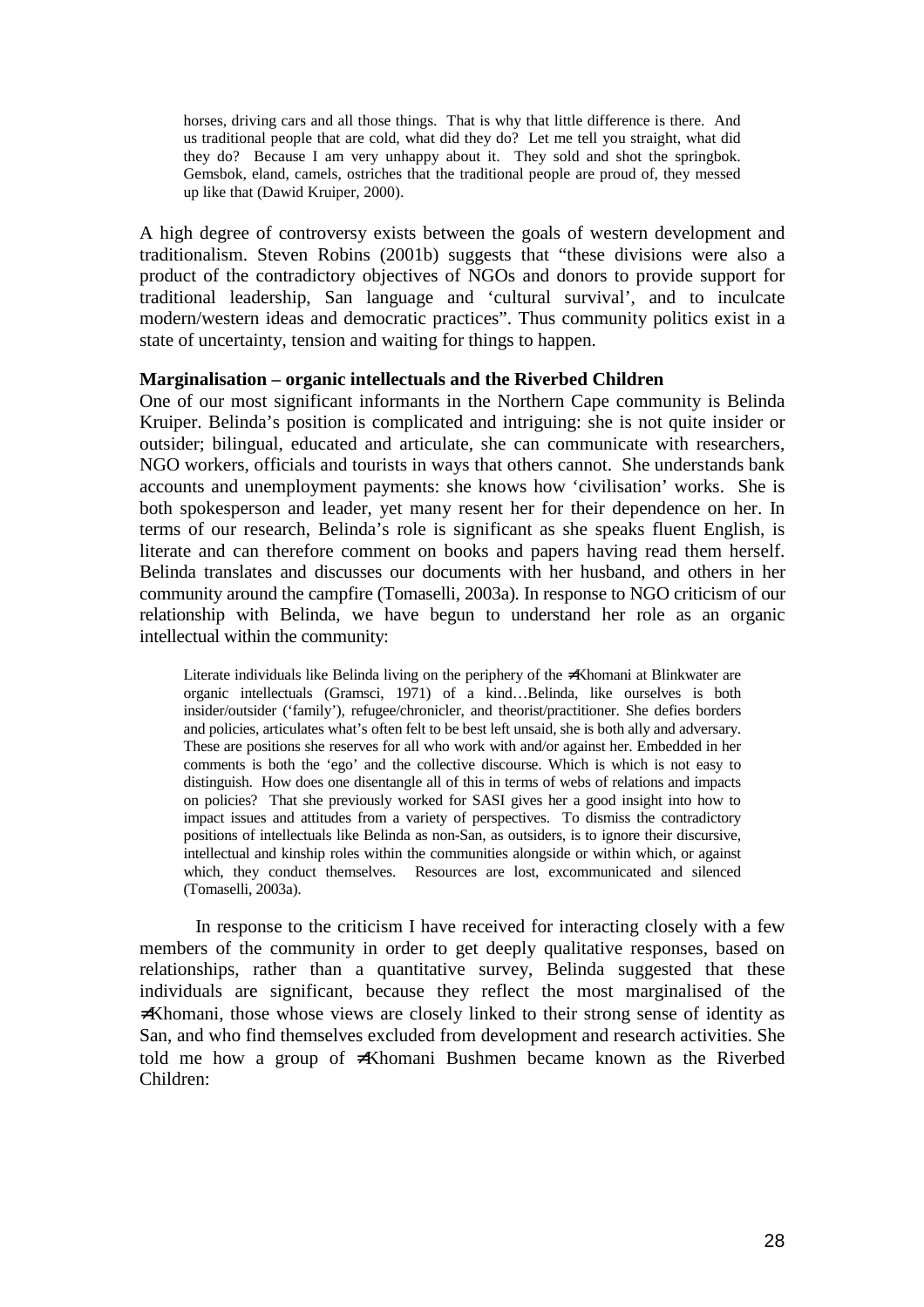> horses, driving cars and all those things. That is why that little difference is there. And us traditional people that are cold, what did they do? Let me tell you straight, what did they do? Because I am very unhappy about it. They sold and shot the springbok. Gemsbok, eland, camels, ostriches that the traditional people are proud of, they messed up like that (Dawid Kruiper, 2000).

A high degree of controversy exists between the goals of western development and traditionalism. Steven Robins (2001b) suggests that "these divisions were also a product of the contradictory objectives of NGOs and donors to provide support for traditional leadership, San language and 'cultural survival', and to inculcate modern/western ideas and democratic practices". Thus community politics exist in a state of uncertainty, tension and waiting for things to happen.

**Marginalisation – organic intellectuals and the Riverbed Children**

One of our most significant informants in the Northern Cape community is Belinda Kruiper. Belinda's position is complicated and intriguing: she is not quite insider or outsider; bilingual, educated and articulate, she can communicate with researchers, NGO workers, officials and tourists in ways that others cannot. She understands bank accounts and unemployment payments: she knows how 'civilisation' works. She is both spokesperson and leader, yet many resent her for their dependence on her. In terms of our research, Belinda's role is significant as she speaks fluent English, is literate and can therefore comment on books and papers having read them herself. Belinda translates and discusses our documents with her husband, and others in her community around the campfire (Tomaselli, 2003a). In response to NGO criticism of our relationship with Belinda, we have begun to understand her role as an organic intellectual within the community:

> Literate individuals like Belinda living on the periphery of the ≠Khomani at Blinkwater are organic intellectuals (Gramsci, 1971) of a kind…Belinda, like ourselves is both insider/outsider ('family'), refugee/chronicler, and theorist/practitioner. She defies borders and policies, articulates what's often felt to be best left unsaid, she is both ally and adversary. These are positions she reserves for all who work with and/or against her. Embedded in her comments is both the 'ego' and the collective discourse. Which is which is not easy to distinguish. How does one disentangle all of this in terms of webs of relations and impacts on policies? That she previously worked for SASI gives her a good insight into how to impact issues and attitudes from a variety of perspectives. To dismiss the contradictory positions of intellectuals like Belinda as non-San, as outsiders, is to ignore their discursive, intellectual and kinship roles within the communities alongside or within which, or against which, they conduct themselves. Resources are lost, excommunicated and silenced (Tomaselli, 2003a).

In response to the criticism I have received for interacting closely with a few members of the community in order to get deeply qualitative responses, based on relationships, rather than a quantitative survey, Belinda suggested that these individuals are significant, because they reflect the most marginalised of the ≠Khomani, those whose views are closely linked to their strong sense of identity as San, and who find themselves excluded from development and research activities. She told me how a group of ≠Khomani Bushmen became known as the Riverbed Children: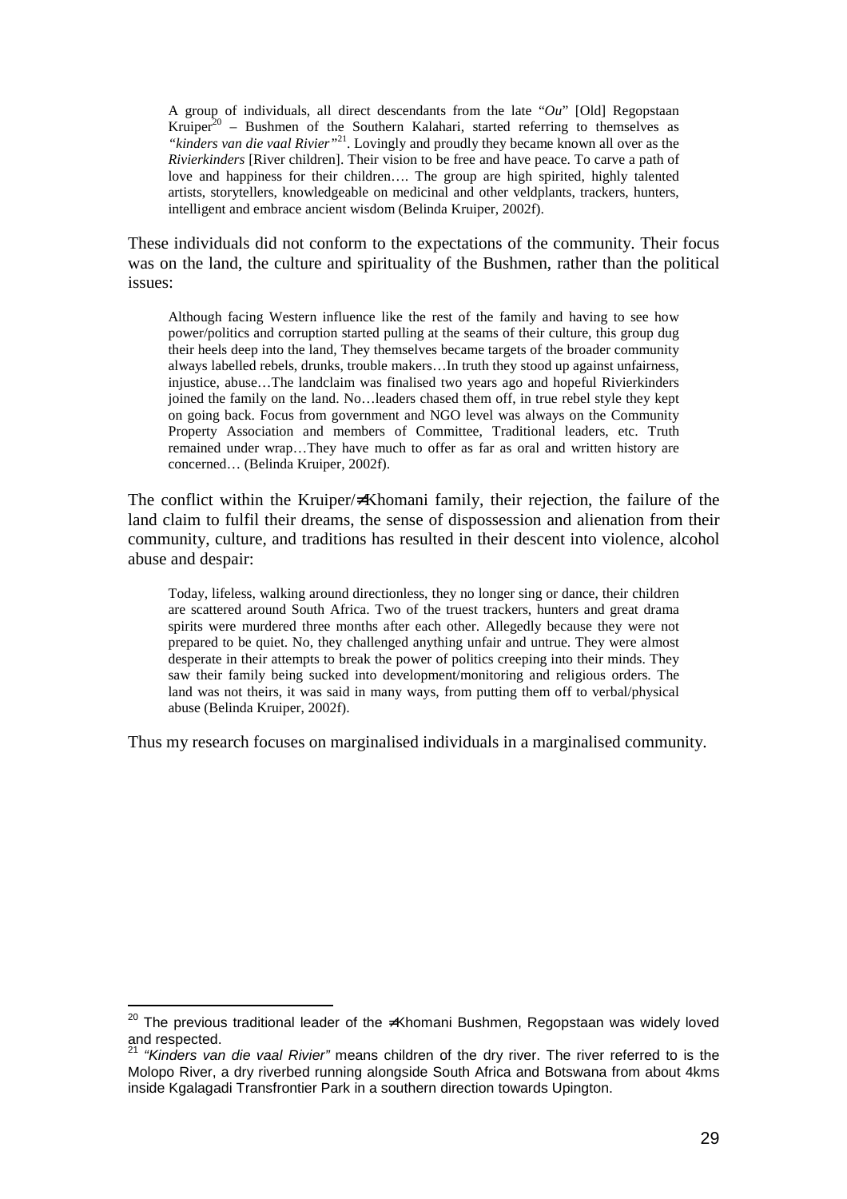> A group of individuals, all direct descendants from the late "*Ou*" [Old] Regopstaan Kruiper[20] – Bushmen of the Southern Kalahari, started referring to themselves as *"kinders van die vaal Rivier"*[21]. Lovingly and proudly they became known all over as the *Rivierkinders* [River children]. Their vision to be free and have peace. To carve a path of love and happiness for their children…. The group are high spirited, highly talented artists, storytellers, knowledgeable on medicinal and other veldplants, trackers, hunters, intelligent and embrace ancient wisdom (Belinda Kruiper, 2002f).

These individuals did not conform to the expectations of the community. Their focus was on the land, the culture and spirituality of the Bushmen, rather than the political issues:

> Although facing Western influence like the rest of the family and having to see how power/politics and corruption started pulling at the seams of their culture, this group dug their heels deep into the land, They themselves became targets of the broader community always labelled rebels, drunks, trouble makers…In truth they stood up against unfairness, injustice, abuse…The landclaim was finalised two years ago and hopeful Rivierkinders joined the family on the land. No…leaders chased them off, in true rebel style they kept on going back. Focus from government and NGO level was always on the Community Property Association and members of Committee, Traditional leaders, etc. Truth remained under wrap…They have much to offer as far as oral and written history are concerned… (Belinda Kruiper, 2002f).

The conflict within the Kruiper/≠Khomani family, their rejection, the failure of the land claim to fulfil their dreams, the sense of dispossession and alienation from their community, culture, and traditions has resulted in their descent into violence, alcohol abuse and despair:

> Today, lifeless, walking around directionless, they no longer sing or dance, their children are scattered around South Africa. Two of the truest trackers, hunters and great drama spirits were murdered three months after each other. Allegedly because they were not prepared to be quiet. No, they challenged anything unfair and untrue. They were almost desperate in their attempts to break the power of politics creeping into their minds. They saw their family being sucked into development/monitoring and religious orders. The land was not theirs, it was said in many ways, from putting them off to verbal/physical abuse (Belinda Kruiper, 2002f).

Thus my research focuses on marginalised individuals in a marginalised community.

---

[20] The previous traditional leader of the ≠Khomani Bushmen, Regopstaan was widely loved and respected.

[21] *"Kinders van die vaal Rivier"* means children of the dry river. The river referred to is the Molopo River, a dry riverbed running alongside South Africa and Botswana from about 4kms inside Kgalagadi Transfrontier Park in a southern direction towards Upington.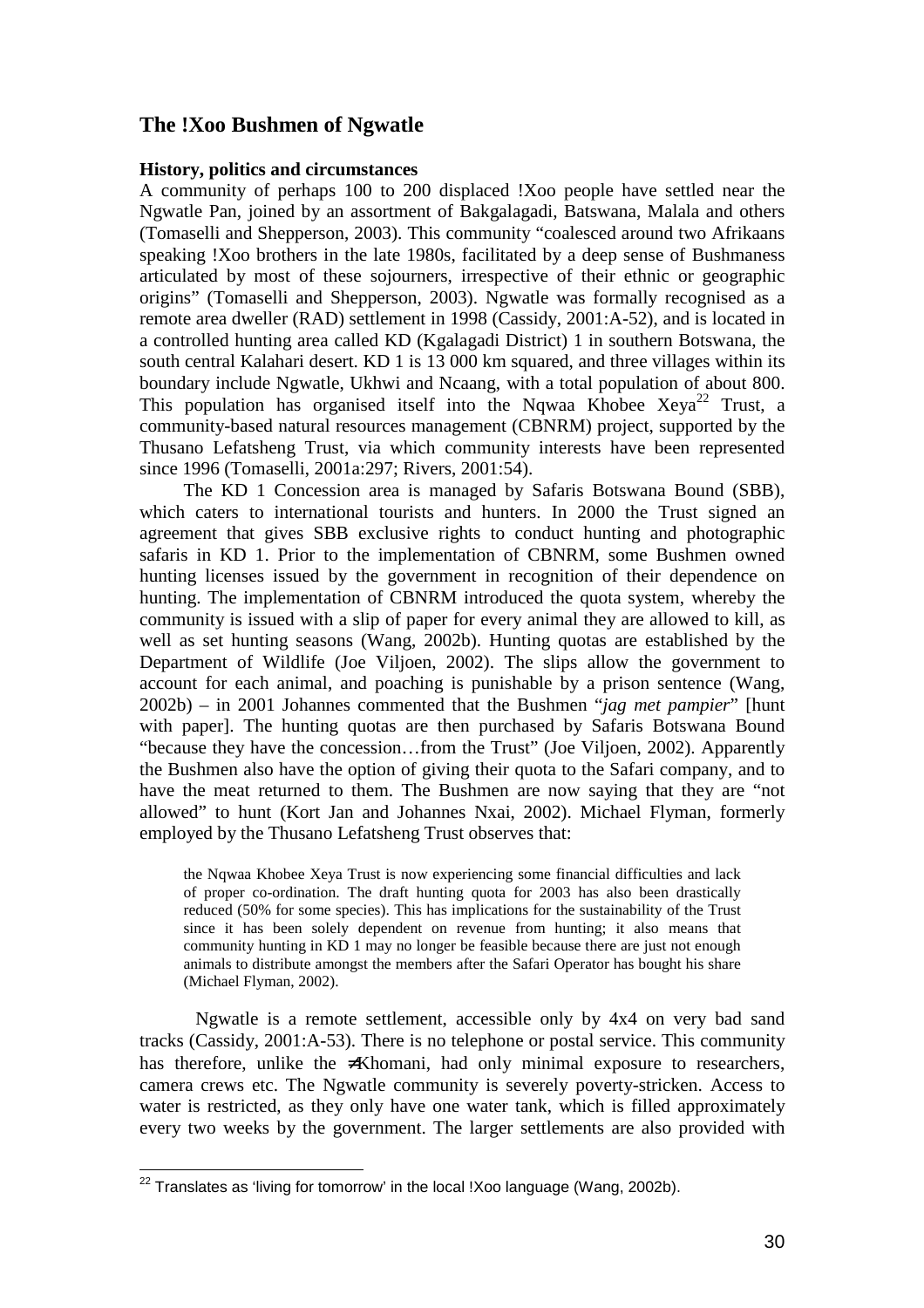## The !Xoo Bushmen of Ngwatle

### History, politics and circumstances

A community of perhaps 100 to 200 displaced !Xoo people have settled near the Ngwatle Pan, joined by an assortment of Bakgalagadi, Batswana, Malala and others (Tomaselli and Shepperson, 2003). This community "coalesced around two Afrikaans speaking !Xoo brothers in the late 1980s, facilitated by a deep sense of Bushmaness articulated by most of these sojourners, irrespective of their ethnic or geographic origins" (Tomaselli and Shepperson, 2003). Ngwatle was formally recognised as a remote area dweller (RAD) settlement in 1998 (Cassidy, 2001:A-52), and is located in a controlled hunting area called KD (Kgalagadi District) 1 in southern Botswana, the south central Kalahari desert. KD 1 is 13 000 km squared, and three villages within its boundary include Ngwatle, Ukhwi and Ncaang, with a total population of about 800. This population has organised itself into the Nqwaa Khobee Xeya[22] Trust, a community-based natural resources management (CBNRM) project, supported by the Thusano Lefatsheng Trust, via which community interests have been represented since 1996 (Tomaselli, 2001a:297; Rivers, 2001:54).

The KD 1 Concession area is managed by Safaris Botswana Bound (SBB), which caters to international tourists and hunters. In 2000 the Trust signed an agreement that gives SBB exclusive rights to conduct hunting and photographic safaris in KD 1. Prior to the implementation of CBNRM, some Bushmen owned hunting licenses issued by the government in recognition of their dependence on hunting. The implementation of CBNRM introduced the quota system, whereby the community is issued with a slip of paper for every animal they are allowed to kill, as well as set hunting seasons (Wang, 2002b). Hunting quotas are established by the Department of Wildlife (Joe Viljoen, 2002). The slips allow the government to account for each animal, and poaching is punishable by a prison sentence (Wang, 2002b) – in 2001 Johannes commented that the Bushmen "*jag met pampier*" [hunt with paper]. The hunting quotas are then purchased by Safaris Botswana Bound "because they have the concession…from the Trust" (Joe Viljoen, 2002). Apparently the Bushmen also have the option of giving their quota to the Safari company, and to have the meat returned to them. The Bushmen are now saying that they are "not allowed" to hunt (Kort Jan and Johannes Nxai, 2002). Michael Flyman, formerly employed by the Thusano Lefatsheng Trust observes that:

> the Nqwaa Khobee Xeya Trust is now experiencing some financial difficulties and lack of proper co-ordination. The draft hunting quota for 2003 has also been drastically reduced (50% for some species). This has implications for the sustainability of the Trust since it has been solely dependent on revenue from hunting; it also means that community hunting in KD 1 may no longer be feasible because there are just not enough animals to distribute amongst the members after the Safari Operator has bought his share (Michael Flyman, 2002).

Ngwatle is a remote settlement, accessible only by 4x4 on very bad sand tracks (Cassidy, 2001:A-53). There is no telephone or postal service. This community has therefore, unlike the ≠Khomani, had only minimal exposure to researchers, camera crews etc. The Ngwatle community is severely poverty-stricken. Access to water is restricted, as they only have one water tank, which is filled approximately every two weeks by the government. The larger settlements are also provided with

[22] Translates as 'living for tomorrow' in the local !Xoo language (Wang, 2002b).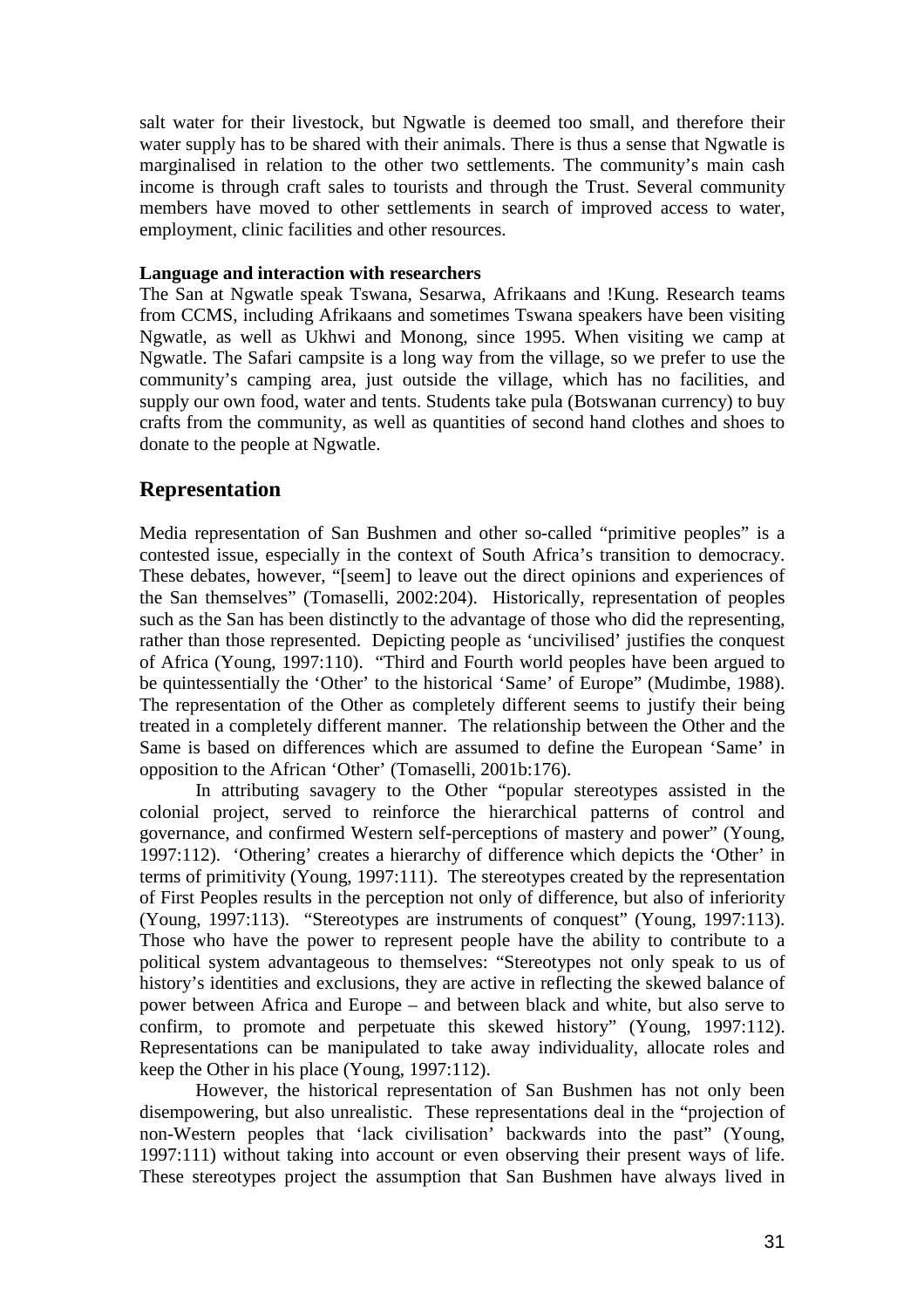salt water for their livestock, but Ngwatle is deemed too small, and therefore their water supply has to be shared with their animals. There is thus a sense that Ngwatle is marginalised in relation to the other two settlements. The community's main cash income is through craft sales to tourists and through the Trust. Several community members have moved to other settlements in search of improved access to water, employment, clinic facilities and other resources.

**Language and interaction with researchers**

The San at Ngwatle speak Tswana, Sesarwa, Afrikaans and !Kung. Research teams from CCMS, including Afrikaans and sometimes Tswana speakers have been visiting Ngwatle, as well as Ukhwi and Monong, since 1995. When visiting we camp at Ngwatle. The Safari campsite is a long way from the village, so we prefer to use the community's camping area, just outside the village, which has no facilities, and supply our own food, water and tents. Students take pula (Botswanan currency) to buy crafts from the community, as well as quantities of second hand clothes and shoes to donate to the people at Ngwatle.

## Representation

Media representation of San Bushmen and other so-called "primitive peoples" is a contested issue, especially in the context of South Africa's transition to democracy. These debates, however, "[seem] to leave out the direct opinions and experiences of the San themselves" (Tomaselli, 2002:204). Historically, representation of peoples such as the San has been distinctly to the advantage of those who did the representing, rather than those represented. Depicting people as 'uncivilised' justifies the conquest of Africa (Young, 1997:110). "Third and Fourth world peoples have been argued to be quintessentially the 'Other' to the historical 'Same' of Europe" (Mudimbe, 1988). The representation of the Other as completely different seems to justify their being treated in a completely different manner. The relationship between the Other and the Same is based on differences which are assumed to define the European 'Same' in opposition to the African 'Other' (Tomaselli, 2001b:176).

In attributing savagery to the Other "popular stereotypes assisted in the colonial project, served to reinforce the hierarchical patterns of control and governance, and confirmed Western self-perceptions of mastery and power" (Young, 1997:112). 'Othering' creates a hierarchy of difference which depicts the 'Other' in terms of primitivity (Young, 1997:111). The stereotypes created by the representation of First Peoples results in the perception not only of difference, but also of inferiority (Young, 1997:113). "Stereotypes are instruments of conquest" (Young, 1997:113). Those who have the power to represent people have the ability to contribute to a political system advantageous to themselves: "Stereotypes not only speak to us of history's identities and exclusions, they are active in reflecting the skewed balance of power between Africa and Europe – and between black and white, but also serve to confirm, to promote and perpetuate this skewed history" (Young, 1997:112). Representations can be manipulated to take away individuality, allocate roles and keep the Other in his place (Young, 1997:112).

However, the historical representation of San Bushmen has not only been disempowering, but also unrealistic. These representations deal in the "projection of non-Western peoples that 'lack civilisation' backwards into the past" (Young, 1997:111) without taking into account or even observing their present ways of life. These stereotypes project the assumption that San Bushmen have always lived in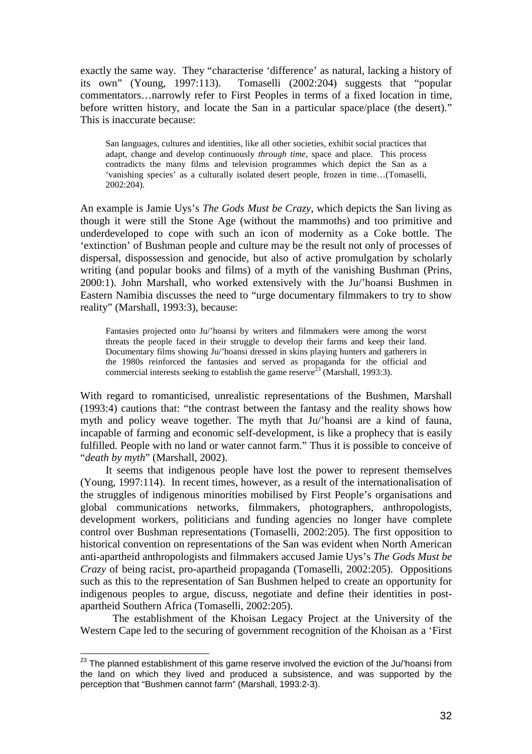exactly the same way. They "characterise 'difference' as natural, lacking a history of its own" (Young, 1997:113). Tomaselli (2002:204) suggests that "popular commentators…narrowly refer to First Peoples in terms of a fixed location in time, before written history, and locate the San in a particular space/place (the desert)." This is inaccurate because:

> San languages, cultures and identities, like all other societies, exhibit social practices that adapt, change and develop continuously *through time*, space and place. This process contradicts the many films and television programmes which depict the San as a 'vanishing species' as a culturally isolated desert people, frozen in time…(Tomaselli, 2002:204).

An example is Jamie Uys's *The Gods Must be Crazy*, which depicts the San living as though it were still the Stone Age (without the mammoths) and too primitive and underdeveloped to cope with such an icon of modernity as a Coke bottle. The 'extinction' of Bushman people and culture may be the result not only of processes of dispersal, dispossession and genocide, but also of active promulgation by scholarly writing (and popular books and films) of a myth of the vanishing Bushman (Prins, 2000:1). John Marshall, who worked extensively with the Ju/'hoansi Bushmen in Eastern Namibia discusses the need to "urge documentary filmmakers to try to show reality" (Marshall, 1993:3), because:

> Fantasies projected onto Ju/'hoansi by writers and filmmakers were among the worst threats the people faced in their struggle to develop their farms and keep their land. Documentary films showing Ju/'hoansi dressed in skins playing hunters and gatherers in the 1980s reinforced the fantasies and served as propaganda for the official and commercial interests seeking to establish the game reserve[23] (Marshall, 1993:3).

With regard to romanticised, unrealistic representations of the Bushmen, Marshall (1993:4) cautions that: "the contrast between the fantasy and the reality shows how myth and policy weave together. The myth that Ju/'hoansi are a kind of fauna, incapable of farming and economic self-development, is like a prophecy that is easily fulfilled. People with no land or water cannot farm." Thus it is possible to conceive of "*death by myth*" (Marshall, 2002).

It seems that indigenous people have lost the power to represent themselves (Young, 1997:114). In recent times, however, as a result of the internationalisation of the struggles of indigenous minorities mobilised by First People's organisations and global communications networks, filmmakers, photographers, anthropologists, development workers, politicians and funding agencies no longer have complete control over Bushman representations (Tomaselli, 2002:205). The first opposition to historical convention on representations of the San was evident when North American anti-apartheid anthropologists and filmmakers accused Jamie Uys's *The Gods Must be Crazy* of being racist, pro-apartheid propaganda (Tomaselli, 2002:205). Oppositions such as this to the representation of San Bushmen helped to create an opportunity for indigenous peoples to argue, discuss, negotiate and define their identities in post-apartheid Southern Africa (Tomaselli, 2002:205).

The establishment of the Khoisan Legacy Project at the University of the Western Cape led to the securing of government recognition of the Khoisan as a 'First

---

[23] The planned establishment of this game reserve involved the eviction of the Ju/'hoansi from the land on which they lived and produced a subsistence, and was supported by the perception that "Bushmen cannot farm" (Marshall, 1993:2-3).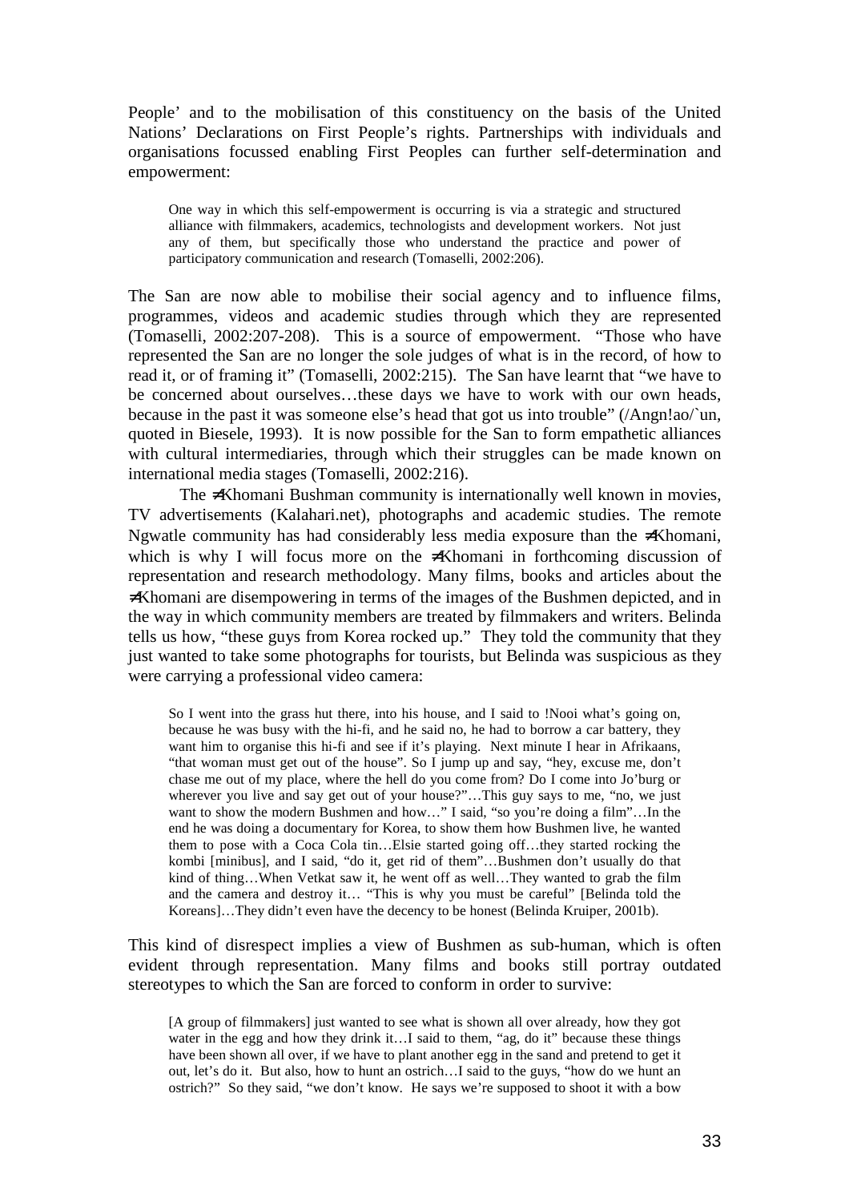People' and to the mobilisation of this constituency on the basis of the United Nations' Declarations on First People's rights. Partnerships with individuals and organisations focussed enabling First Peoples can further self-determination and empowerment:

> One way in which this self-empowerment is occurring is via a strategic and structured alliance with filmmakers, academics, technologists and development workers. Not just any of them, but specifically those who understand the practice and power of participatory communication and research (Tomaselli, 2002:206).

The San are now able to mobilise their social agency and to influence films, programmes, videos and academic studies through which they are represented (Tomaselli, 2002:207-208). This is a source of empowerment. "Those who have represented the San are no longer the sole judges of what is in the record, of how to read it, or of framing it" (Tomaselli, 2002:215). The San have learnt that "we have to be concerned about ourselves…these days we have to work with our own heads, because in the past it was someone else's head that got us into trouble" (/Angn!ao/`un, quoted in Biesele, 1993). It is now possible for the San to form empathetic alliances with cultural intermediaries, through which their struggles can be made known on international media stages (Tomaselli, 2002:216).

The ≠Khomani Bushman community is internationally well known in movies, TV advertisements (Kalahari.net), photographs and academic studies. The remote Ngwatle community has had considerably less media exposure than the ≠Khomani, which is why I will focus more on the ≠Khomani in forthcoming discussion of representation and research methodology. Many films, books and articles about the ≠Khomani are disempowering in terms of the images of the Bushmen depicted, and in the way in which community members are treated by filmmakers and writers. Belinda tells us how, "these guys from Korea rocked up." They told the community that they just wanted to take some photographs for tourists, but Belinda was suspicious as they were carrying a professional video camera:

> So I went into the grass hut there, into his house, and I said to !Nooi what's going on, because he was busy with the hi-fi, and he said no, he had to borrow a car battery, they want him to organise this hi-fi and see if it's playing. Next minute I hear in Afrikaans, "that woman must get out of the house". So I jump up and say, "hey, excuse me, don't chase me out of my place, where the hell do you come from? Do I come into Jo'burg or wherever you live and say get out of your house?"…This guy says to me, "no, we just want to show the modern Bushmen and how…" I said, "so you're doing a film"…In the end he was doing a documentary for Korea, to show them how Bushmen live, he wanted them to pose with a Coca Cola tin…Elsie started going off…they started rocking the kombi [minibus], and I said, "do it, get rid of them"…Bushmen don't usually do that kind of thing…When Vetkat saw it, he went off as well…They wanted to grab the film and the camera and destroy it… "This is why you must be careful" [Belinda told the Koreans]…They didn't even have the decency to be honest (Belinda Kruiper, 2001b).

This kind of disrespect implies a view of Bushmen as sub-human, which is often evident through representation. Many films and books still portray outdated stereotypes to which the San are forced to conform in order to survive:

> [A group of filmmakers] just wanted to see what is shown all over already, how they got water in the egg and how they drink it…I said to them, "ag, do it" because these things have been shown all over, if we have to plant another egg in the sand and pretend to get it out, let's do it. But also, how to hunt an ostrich…I said to the guys, "how do we hunt an ostrich?" So they said, "we don't know. He says we're supposed to shoot it with a bow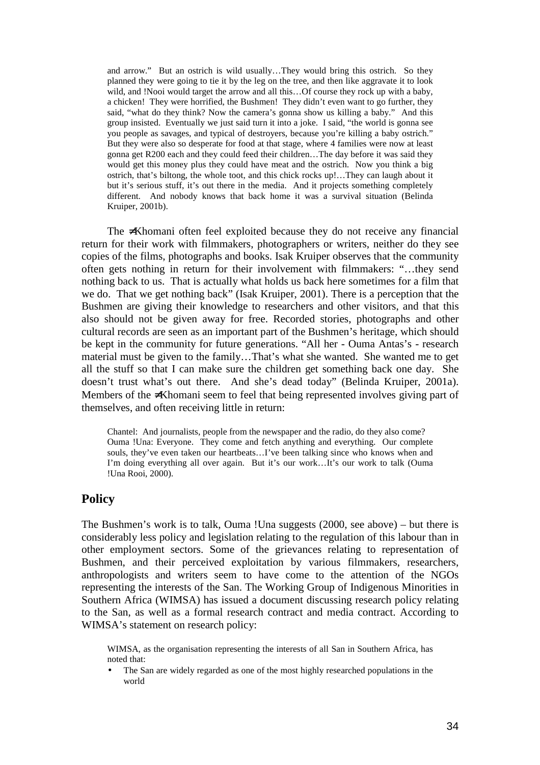> and arrow." But an ostrich is wild usually…They would bring this ostrich. So they planned they were going to tie it by the leg on the tree, and then like aggravate it to look wild, and !Nooi would target the arrow and all this…Of course they rock up with a baby, a chicken! They were horrified, the Bushmen! They didn't even want to go further, they said, "what do they think? Now the camera's gonna show us killing a baby." And this group insisted. Eventually we just said turn it into a joke. I said, "the world is gonna see you people as savages, and typical of destroyers, because you're killing a baby ostrich." But they were also so desperate for food at that stage, where 4 families were now at least gonna get R200 each and they could feed their children…The day before it was said they would get this money plus they could have meat and the ostrich. Now you think a big ostrich, that's biltong, the whole toot, and this chick rocks up!…They can laugh about it but it's serious stuff, it's out there in the media. And it projects something completely different. And nobody knows that back home it was a survival situation (Belinda Kruiper, 2001b).

The ≠Khomani often feel exploited because they do not receive any financial return for their work with filmmakers, photographers or writers, neither do they see copies of the films, photographs and books. Isak Kruiper observes that the community often gets nothing in return for their involvement with filmmakers: "…they send nothing back to us. That is actually what holds us back here sometimes for a film that we do. That we get nothing back" (Isak Kruiper, 2001). There is a perception that the Bushmen are giving their knowledge to researchers and other visitors, and that this also should not be given away for free. Recorded stories, photographs and other cultural records are seen as an important part of the Bushmen's heritage, which should be kept in the community for future generations. "All her - Ouma Antas's - research material must be given to the family…That's what she wanted. She wanted me to get all the stuff so that I can make sure the children get something back one day. She doesn't trust what's out there. And she's dead today" (Belinda Kruiper, 2001a). Members of the ≠Khomani seem to feel that being represented involves giving part of themselves, and often receiving little in return:

> Chantel: And journalists, people from the newspaper and the radio, do they also come?
> Ouma !Una: Everyone. They come and fetch anything and everything. Our complete souls, they've even taken our heartbeats…I've been talking since who knows when and I'm doing everything all over again. But it's our work…It's our work to talk (Ouma !Una Rooi, 2000).

## Policy

The Bushmen's work is to talk, Ouma !Una suggests (2000, see above) – but there is considerably less policy and legislation relating to the regulation of this labour than in other employment sectors. Some of the grievances relating to representation of Bushmen, and their perceived exploitation by various filmmakers, researchers, anthropologists and writers seem to have come to the attention of the NGOs representing the interests of the San. The Working Group of Indigenous Minorities in Southern Africa (WIMSA) has issued a document discussing research policy relating to the San, as well as a formal research contract and media contract. According to WIMSA's statement on research policy:

> WIMSA, as the organisation representing the interests of all San in Southern Africa, has noted that:
>
> - The San are widely regarded as one of the most highly researched populations in the world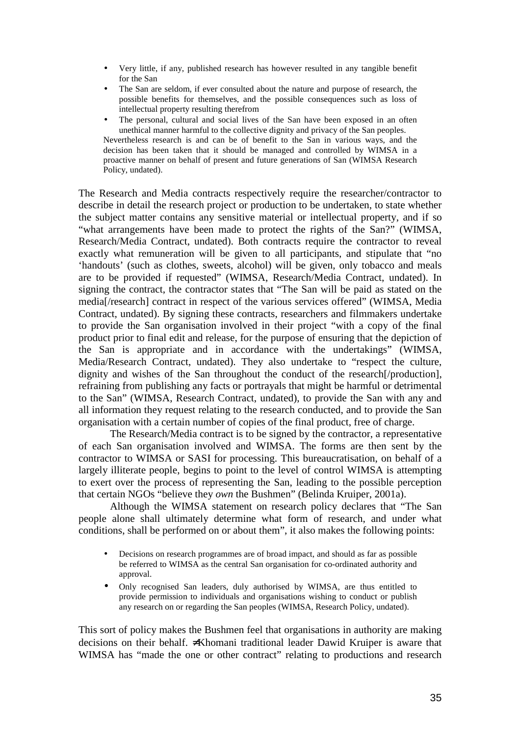- Very little, if any, published research has however resulted in any tangible benefit for the San
- The San are seldom, if ever consulted about the nature and purpose of research, the possible benefits for themselves, and the possible consequences such as loss of intellectual property resulting therefrom
- The personal, cultural and social lives of the San have been exposed in an often unethical manner harmful to the collective dignity and privacy of the San peoples.

Nevertheless research is and can be of benefit to the San in various ways, and the decision has been taken that it should be managed and controlled by WIMSA in a proactive manner on behalf of present and future generations of San (WIMSA Research Policy, undated).

The Research and Media contracts respectively require the researcher/contractor to describe in detail the research project or production to be undertaken, to state whether the subject matter contains any sensitive material or intellectual property, and if so "what arrangements have been made to protect the rights of the San?" (WIMSA, Research/Media Contract, undated). Both contracts require the contractor to reveal exactly what remuneration will be given to all participants, and stipulate that "no 'handouts' (such as clothes, sweets, alcohol) will be given, only tobacco and meals are to be provided if requested" (WIMSA, Research/Media Contract, undated). In signing the contract, the contractor states that "The San will be paid as stated on the media[/research] contract in respect of the various services offered" (WIMSA, Media Contract, undated). By signing these contracts, researchers and filmmakers undertake to provide the San organisation involved in their project "with a copy of the final product prior to final edit and release, for the purpose of ensuring that the depiction of the San is appropriate and in accordance with the undertakings" (WIMSA, Media/Research Contract, undated). They also undertake to "respect the culture, dignity and wishes of the San throughout the conduct of the research[/production], refraining from publishing any facts or portrayals that might be harmful or detrimental to the San" (WIMSA, Research Contract, undated), to provide the San with any and all information they request relating to the research conducted, and to provide the San organisation with a certain number of copies of the final product, free of charge.

The Research/Media contract is to be signed by the contractor, a representative of each San organisation involved and WIMSA. The forms are then sent by the contractor to WIMSA or SASI for processing. This bureaucratisation, on behalf of a largely illiterate people, begins to point to the level of control WIMSA is attempting to exert over the process of representing the San, leading to the possible perception that certain NGOs "believe they *own* the Bushmen" (Belinda Kruiper, 2001a).

Although the WIMSA statement on research policy declares that "The San people alone shall ultimately determine what form of research, and under what conditions, shall be performed on or about them", it also makes the following points:

- Decisions on research programmes are of broad impact, and should as far as possible be referred to WIMSA as the central San organisation for co-ordinated authority and approval.
- Only recognised San leaders, duly authorised by WIMSA, are thus entitled to provide permission to individuals and organisations wishing to conduct or publish any research on or regarding the San peoples (WIMSA, Research Policy, undated).

This sort of policy makes the Bushmen feel that organisations in authority are making decisions on their behalf. ≠Khomani traditional leader Dawid Kruiper is aware that WIMSA has "made the one or other contract" relating to productions and research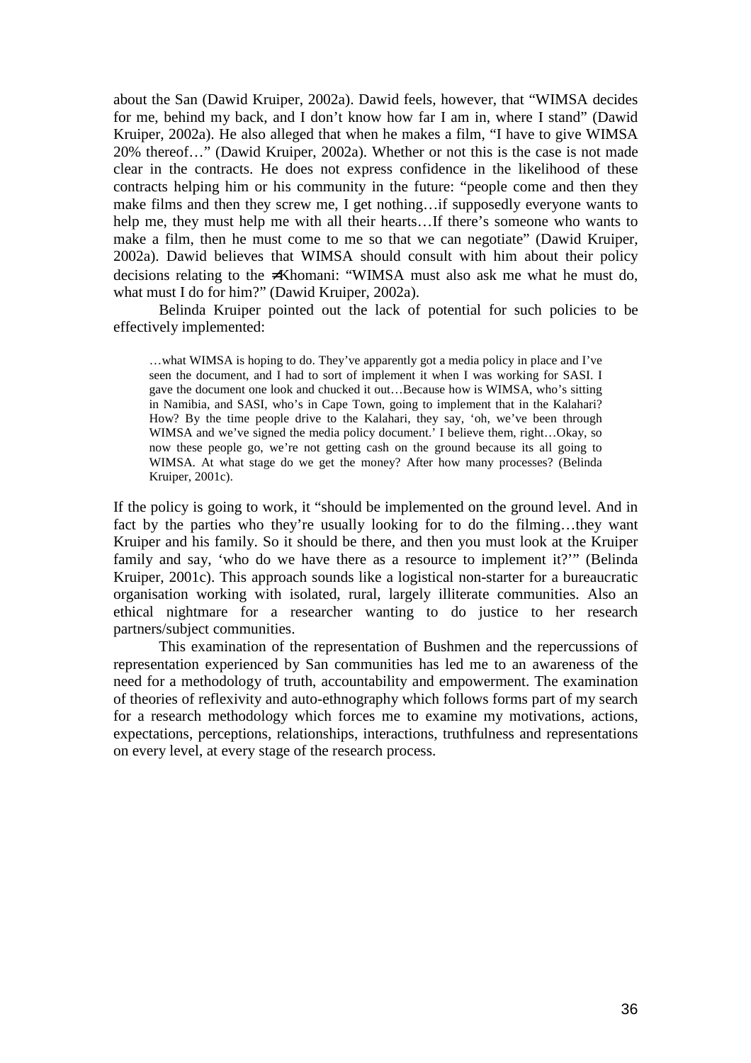about the San (Dawid Kruiper, 2002a). Dawid feels, however, that "WIMSA decides for me, behind my back, and I don't know how far I am in, where I stand" (Dawid Kruiper, 2002a). He also alleged that when he makes a film, "I have to give WIMSA 20% thereof…" (Dawid Kruiper, 2002a). Whether or not this is the case is not made clear in the contracts. He does not express confidence in the likelihood of these contracts helping him or his community in the future: "people come and then they make films and then they screw me, I get nothing…if supposedly everyone wants to help me, they must help me with all their hearts…If there's someone who wants to make a film, then he must come to me so that we can negotiate" (Dawid Kruiper, 2002a). Dawid believes that WIMSA should consult with him about their policy decisions relating to the ≠Khomani: "WIMSA must also ask me what he must do, what must I do for him?" (Dawid Kruiper, 2002a).

Belinda Kruiper pointed out the lack of potential for such policies to be effectively implemented:

> …what WIMSA is hoping to do. They've apparently got a media policy in place and I've seen the document, and I had to sort of implement it when I was working for SASI. I gave the document one look and chucked it out…Because how is WIMSA, who's sitting in Namibia, and SASI, who's in Cape Town, going to implement that in the Kalahari? How? By the time people drive to the Kalahari, they say, 'oh, we've been through WIMSA and we've signed the media policy document.' I believe them, right…Okay, so now these people go, we're not getting cash on the ground because its all going to WIMSA. At what stage do we get the money? After how many processes? (Belinda Kruiper, 2001c).

If the policy is going to work, it "should be implemented on the ground level. And in fact by the parties who they're usually looking for to do the filming…they want Kruiper and his family. So it should be there, and then you must look at the Kruiper family and say, 'who do we have there as a resource to implement it?'" (Belinda Kruiper, 2001c). This approach sounds like a logistical non-starter for a bureaucratic organisation working with isolated, rural, largely illiterate communities. Also an ethical nightmare for a researcher wanting to do justice to her research partners/subject communities.

This examination of the representation of Bushmen and the repercussions of representation experienced by San communities has led me to an awareness of the need for a methodology of truth, accountability and empowerment. The examination of theories of reflexivity and auto-ethnography which follows forms part of my search for a research methodology which forces me to examine my motivations, actions, expectations, perceptions, relationships, interactions, truthfulness and representations on every level, at every stage of the research process.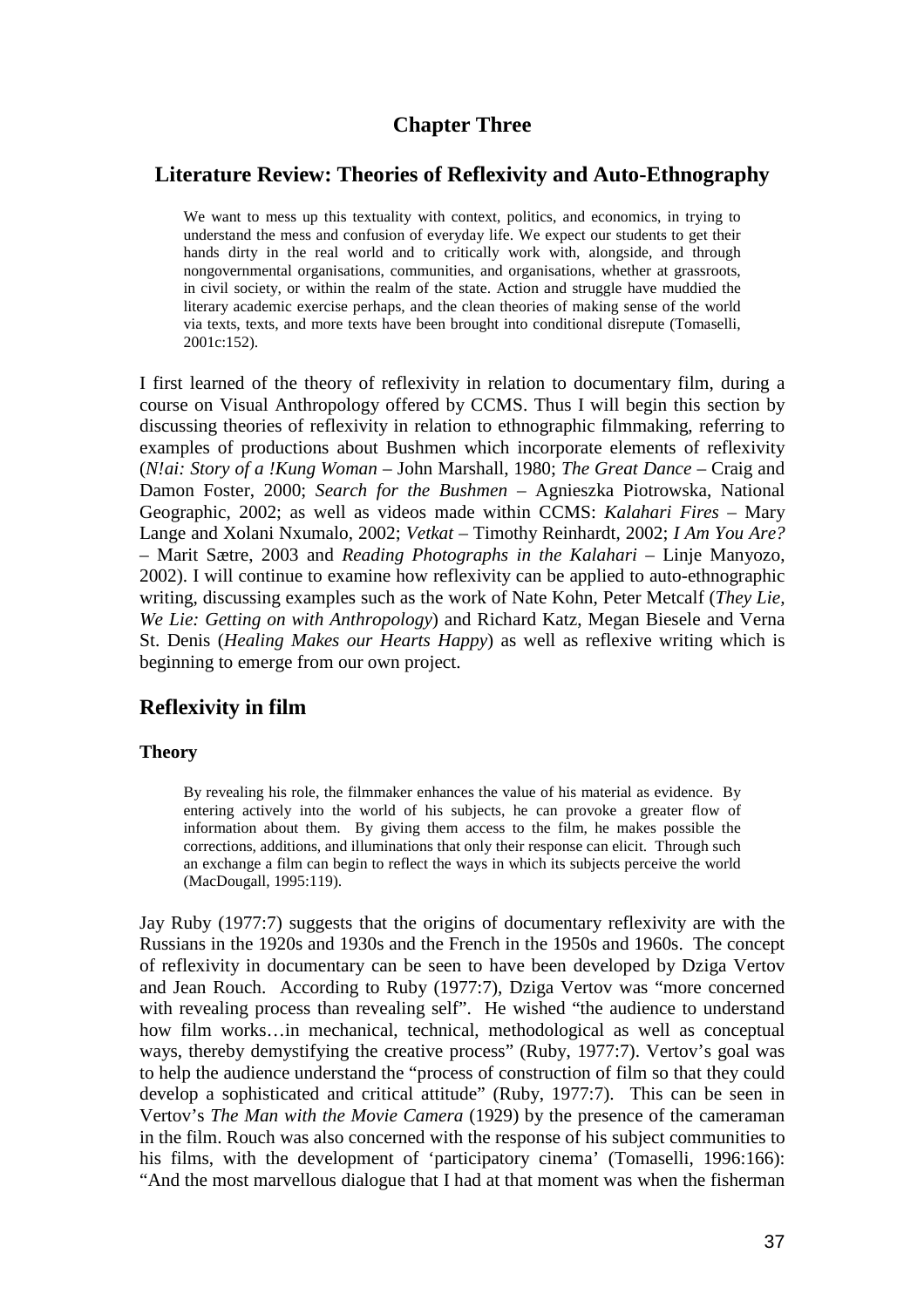# Chapter Three

## Literature Review: Theories of Reflexivity and Auto-Ethnography

> We want to mess up this textuality with context, politics, and economics, in trying to understand the mess and confusion of everyday life. We expect our students to get their hands dirty in the real world and to critically work with, alongside, and through nongovernmental organisations, communities, and organisations, whether at grassroots, in civil society, or within the realm of the state. Action and struggle have muddied the literary academic exercise perhaps, and the clean theories of making sense of the world via texts, texts, and more texts have been brought into conditional disrepute (Tomaselli, 2001c:152).

I first learned of the theory of reflexivity in relation to documentary film, during a course on Visual Anthropology offered by CCMS. Thus I will begin this section by discussing theories of reflexivity in relation to ethnographic filmmaking, referring to examples of productions about Bushmen which incorporate elements of reflexivity (*N!ai: Story of a !Kung Woman* – John Marshall, 1980; *The Great Dance* – Craig and Damon Foster, 2000; *Search for the Bushmen* – Agnieszka Piotrowska, National Geographic, 2002; as well as videos made within CCMS: *Kalahari Fires* – Mary Lange and Xolani Nxumalo, 2002; *Vetkat* – Timothy Reinhardt, 2002; *I Am You Are?* – Marit Sætre, 2003 and *Reading Photographs in the Kalahari* – Linje Manyozo, 2002). I will continue to examine how reflexivity can be applied to auto-ethnographic writing, discussing examples such as the work of Nate Kohn, Peter Metcalf (*They Lie, We Lie: Getting on with Anthropology*) and Richard Katz, Megan Biesele and Verna St. Denis (*Healing Makes our Hearts Happy*) as well as reflexive writing which is beginning to emerge from our own project.

## Reflexivity in film

### Theory

> By revealing his role, the filmmaker enhances the value of his material as evidence. By entering actively into the world of his subjects, he can provoke a greater flow of information about them. By giving them access to the film, he makes possible the corrections, additions, and illuminations that only their response can elicit. Through such an exchange a film can begin to reflect the ways in which its subjects perceive the world (MacDougall, 1995:119).

Jay Ruby (1977:7) suggests that the origins of documentary reflexivity are with the Russians in the 1920s and 1930s and the French in the 1950s and 1960s. The concept of reflexivity in documentary can be seen to have been developed by Dziga Vertov and Jean Rouch. According to Ruby (1977:7), Dziga Vertov was "more concerned with revealing process than revealing self". He wished "the audience to understand how film works…in mechanical, technical, methodological as well as conceptual ways, thereby demystifying the creative process" (Ruby, 1977:7). Vertov's goal was to help the audience understand the "process of construction of film so that they could develop a sophisticated and critical attitude" (Ruby, 1977:7). This can be seen in Vertov's *The Man with the Movie Camera* (1929) by the presence of the cameraman in the film. Rouch was also concerned with the response of his subject communities to his films, with the development of 'participatory cinema' (Tomaselli, 1996:166): "And the most marvellous dialogue that I had at that moment was when the fisherman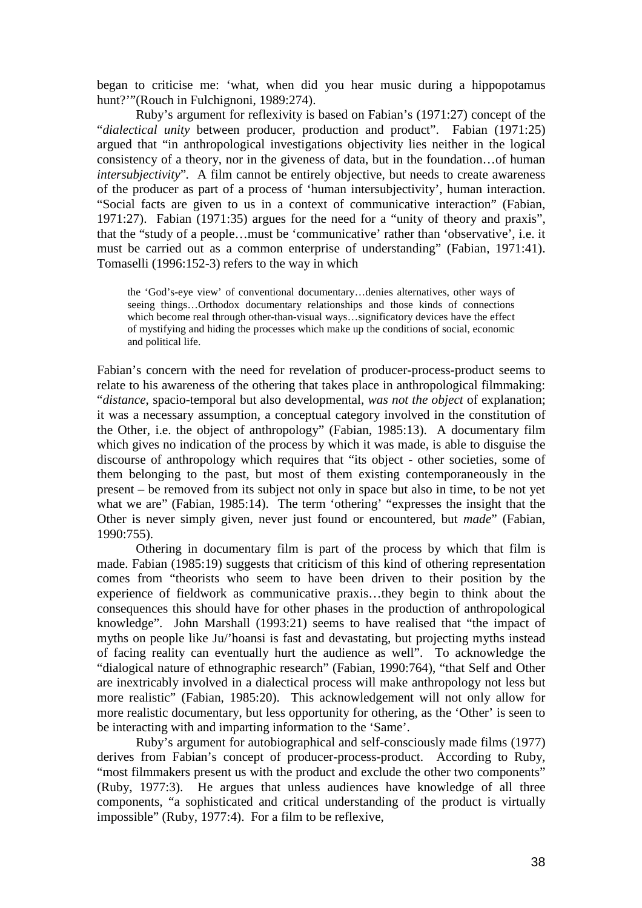began to criticise me: 'what, when did you hear music during a hippopotamus hunt?'"(Rouch in Fulchignoni, 1989:274).

Ruby's argument for reflexivity is based on Fabian's (1971:27) concept of the "*dialectical unity* between producer, production and product". Fabian (1971:25) argued that "in anthropological investigations objectivity lies neither in the logical consistency of a theory, nor in the giveness of data, but in the foundation…of human *intersubjectivity*". A film cannot be entirely objective, but needs to create awareness of the producer as part of a process of 'human intersubjectivity', human interaction. "Social facts are given to us in a context of communicative interaction" (Fabian, 1971:27). Fabian (1971:35) argues for the need for a "unity of theory and praxis", that the "study of a people…must be 'communicative' rather than 'observative', i.e. it must be carried out as a common enterprise of understanding" (Fabian, 1971:41). Tomaselli (1996:152-3) refers to the way in which

> the 'God's-eye view' of conventional documentary…denies alternatives, other ways of seeing things…Orthodox documentary relationships and those kinds of connections which become real through other-than-visual ways…significatory devices have the effect of mystifying and hiding the processes which make up the conditions of social, economic and political life.

Fabian's concern with the need for revelation of producer-process-product seems to relate to his awareness of the othering that takes place in anthropological filmmaking: "*distance*, spacio-temporal but also developmental, *was not the object* of explanation; it was a necessary assumption, a conceptual category involved in the constitution of the Other, i.e. the object of anthropology" (Fabian, 1985:13). A documentary film which gives no indication of the process by which it was made, is able to disguise the discourse of anthropology which requires that "its object - other societies, some of them belonging to the past, but most of them existing contemporaneously in the present – be removed from its subject not only in space but also in time, to be not yet what we are" (Fabian, 1985:14). The term 'othering' "expresses the insight that the Other is never simply given, never just found or encountered, but *made*" (Fabian, 1990:755).

Othering in documentary film is part of the process by which that film is made. Fabian (1985:19) suggests that criticism of this kind of othering representation comes from "theorists who seem to have been driven to their position by the experience of fieldwork as communicative praxis…they begin to think about the consequences this should have for other phases in the production of anthropological knowledge". John Marshall (1993:21) seems to have realised that "the impact of myths on people like Ju/'hoansi is fast and devastating, but projecting myths instead of facing reality can eventually hurt the audience as well". To acknowledge the "dialogical nature of ethnographic research" (Fabian, 1990:764), "that Self and Other are inextricably involved in a dialectical process will make anthropology not less but more realistic" (Fabian, 1985:20). This acknowledgement will not only allow for more realistic documentary, but less opportunity for othering, as the 'Other' is seen to be interacting with and imparting information to the 'Same'.

Ruby's argument for autobiographical and self-consciously made films (1977) derives from Fabian's concept of producer-process-product. According to Ruby, "most filmmakers present us with the product and exclude the other two components" (Ruby, 1977:3). He argues that unless audiences have knowledge of all three components, "a sophisticated and critical understanding of the product is virtually impossible" (Ruby, 1977:4). For a film to be reflexive,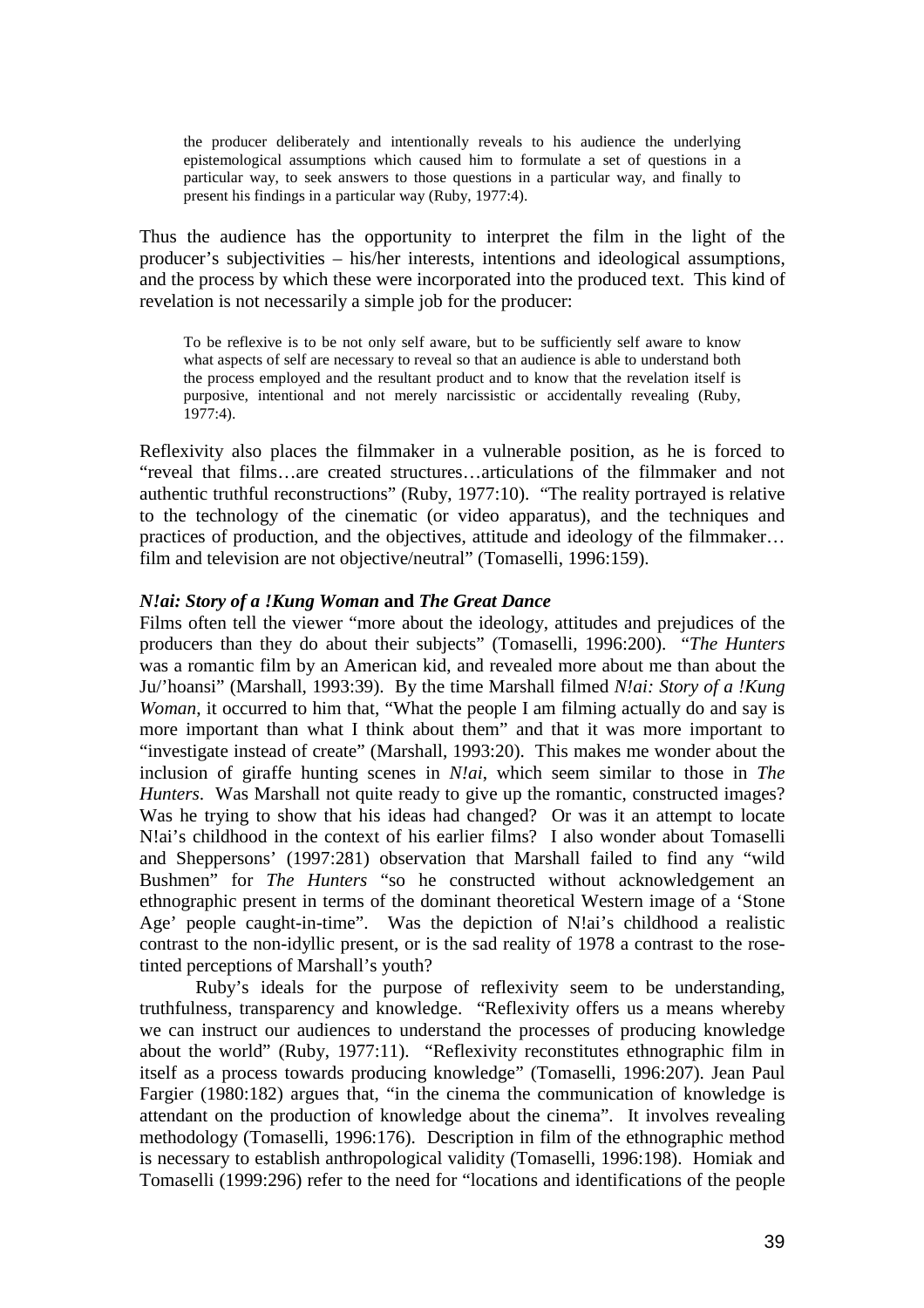> the producer deliberately and intentionally reveals to his audience the underlying epistemological assumptions which caused him to formulate a set of questions in a particular way, to seek answers to those questions in a particular way, and finally to present his findings in a particular way (Ruby, 1977:4).

Thus the audience has the opportunity to interpret the film in the light of the producer's subjectivities – his/her interests, intentions and ideological assumptions, and the process by which these were incorporated into the produced text. This kind of revelation is not necessarily a simple job for the producer:

> To be reflexive is to be not only self aware, but to be sufficiently self aware to know what aspects of self are necessary to reveal so that an audience is able to understand both the process employed and the resultant product and to know that the revelation itself is purposive, intentional and not merely narcissistic or accidentally revealing (Ruby, 1977:4).

Reflexivity also places the filmmaker in a vulnerable position, as he is forced to "reveal that films…are created structures…articulations of the filmmaker and not authentic truthful reconstructions" (Ruby, 1977:10). "The reality portrayed is relative to the technology of the cinematic (or video apparatus), and the techniques and practices of production, and the objectives, attitude and ideology of the filmmaker… film and television are not objective/neutral" (Tomaselli, 1996:159).

### *N!ai: Story of a !Kung Woman* and *The Great Dance*

Films often tell the viewer "more about the ideology, attitudes and prejudices of the producers than they do about their subjects" (Tomaselli, 1996:200). "*The Hunters* was a romantic film by an American kid, and revealed more about me than about the Ju/'hoansi" (Marshall, 1993:39). By the time Marshall filmed *N!ai: Story of a !Kung Woman*, it occurred to him that, "What the people I am filming actually do and say is more important than what I think about them" and that it was more important to "investigate instead of create" (Marshall, 1993:20). This makes me wonder about the inclusion of giraffe hunting scenes in *N!ai*, which seem similar to those in *The Hunters*. Was Marshall not quite ready to give up the romantic, constructed images? Was he trying to show that his ideas had changed? Or was it an attempt to locate N!ai's childhood in the context of his earlier films? I also wonder about Tomaselli and Sheppersons' (1997:281) observation that Marshall failed to find any "wild Bushmen" for *The Hunters* "so he constructed without acknowledgement an ethnographic present in terms of the dominant theoretical Western image of a 'Stone Age' people caught-in-time". Was the depiction of N!ai's childhood a realistic contrast to the non-idyllic present, or is the sad reality of 1978 a contrast to the rose-tinted perceptions of Marshall's youth?

Ruby's ideals for the purpose of reflexivity seem to be understanding, truthfulness, transparency and knowledge. "Reflexivity offers us a means whereby we can instruct our audiences to understand the processes of producing knowledge about the world" (Ruby, 1977:11). "Reflexivity reconstitutes ethnographic film in itself as a process towards producing knowledge" (Tomaselli, 1996:207). Jean Paul Fargier (1980:182) argues that, "in the cinema the communication of knowledge is attendant on the production of knowledge about the cinema". It involves revealing methodology (Tomaselli, 1996:176). Description in film of the ethnographic method is necessary to establish anthropological validity (Tomaselli, 1996:198). Homiak and Tomaselli (1999:296) refer to the need for "locations and identifications of the people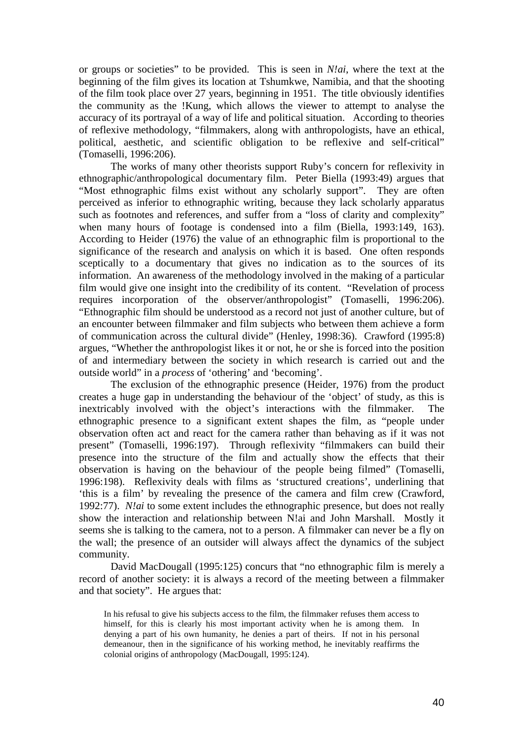or groups or societies" to be provided. This is seen in *N!ai*, where the text at the beginning of the film gives its location at Tshumkwe, Namibia, and that the shooting of the film took place over 27 years, beginning in 1951. The title obviously identifies the community as the !Kung, which allows the viewer to attempt to analyse the accuracy of its portrayal of a way of life and political situation. According to theories of reflexive methodology, "filmmakers, along with anthropologists, have an ethical, political, aesthetic, and scientific obligation to be reflexive and self-critical" (Tomaselli, 1996:206).

The works of many other theorists support Ruby's concern for reflexivity in ethnographic/anthropological documentary film. Peter Biella (1993:49) argues that "Most ethnographic films exist without any scholarly support". They are often perceived as inferior to ethnographic writing, because they lack scholarly apparatus such as footnotes and references, and suffer from a "loss of clarity and complexity" when many hours of footage is condensed into a film (Biella, 1993:149, 163). According to Heider (1976) the value of an ethnographic film is proportional to the significance of the research and analysis on which it is based. One often responds sceptically to a documentary that gives no indication as to the sources of its information. An awareness of the methodology involved in the making of a particular film would give one insight into the credibility of its content. "Revelation of process requires incorporation of the observer/anthropologist" (Tomaselli, 1996:206). "Ethnographic film should be understood as a record not just of another culture, but of an encounter between filmmaker and film subjects who between them achieve a form of communication across the cultural divide" (Henley, 1998:36). Crawford (1995:8) argues, "Whether the anthropologist likes it or not, he or she is forced into the position of and intermediary between the society in which research is carried out and the outside world" in a *process* of 'othering' and 'becoming'.

The exclusion of the ethnographic presence (Heider, 1976) from the product creates a huge gap in understanding the behaviour of the 'object' of study, as this is inextricably involved with the object's interactions with the filmmaker. The ethnographic presence to a significant extent shapes the film, as "people under observation often act and react for the camera rather than behaving as if it was not present" (Tomaselli, 1996:197). Through reflexivity "filmmakers can build their presence into the structure of the film and actually show the effects that their observation is having on the behaviour of the people being filmed" (Tomaselli, 1996:198). Reflexivity deals with films as 'structured creations', underlining that 'this is a film' by revealing the presence of the camera and film crew (Crawford, 1992:77). *N!ai* to some extent includes the ethnographic presence, but does not really show the interaction and relationship between N!ai and John Marshall. Mostly it seems she is talking to the camera, not to a person. A filmmaker can never be a fly on the wall; the presence of an outsider will always affect the dynamics of the subject community.

David MacDougall (1995:125) concurs that "no ethnographic film is merely a record of another society: it is always a record of the meeting between a filmmaker and that society". He argues that:

> In his refusal to give his subjects access to the film, the filmmaker refuses them access to himself, for this is clearly his most important activity when he is among them. In denying a part of his own humanity, he denies a part of theirs. If not in his personal demeanour, then in the significance of his working method, he inevitably reaffirms the colonial origins of anthropology (MacDougall, 1995:124).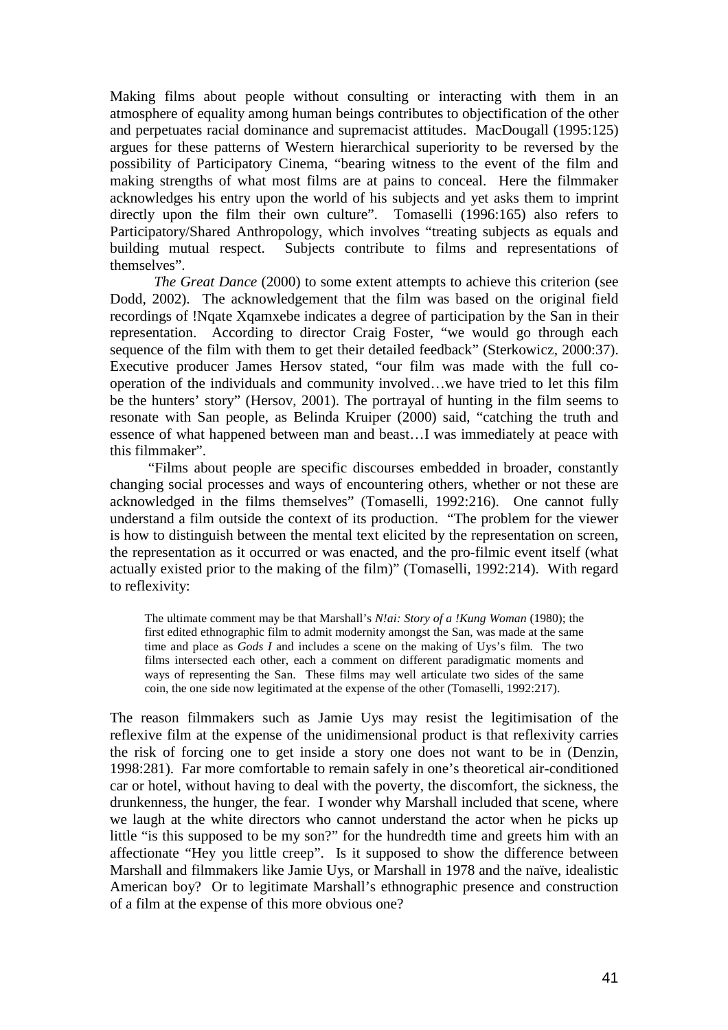Making films about people without consulting or interacting with them in an atmosphere of equality among human beings contributes to objectification of the other and perpetuates racial dominance and supremacist attitudes. MacDougall (1995:125) argues for these patterns of Western hierarchical superiority to be reversed by the possibility of Participatory Cinema, "bearing witness to the event of the film and making strengths of what most films are at pains to conceal. Here the filmmaker acknowledges his entry upon the world of his subjects and yet asks them to imprint directly upon the film their own culture". Tomaselli (1996:165) also refers to Participatory/Shared Anthropology, which involves "treating subjects as equals and building mutual respect. Subjects contribute to films and representations of themselves".

*The Great Dance* (2000) to some extent attempts to achieve this criterion (see Dodd, 2002). The acknowledgement that the film was based on the original field recordings of !Nqate Xqamxebe indicates a degree of participation by the San in their representation. According to director Craig Foster, "we would go through each sequence of the film with them to get their detailed feedback" (Sterkowicz, 2000:37). Executive producer James Hersov stated, "our film was made with the full co-operation of the individuals and community involved…we have tried to let this film be the hunters' story" (Hersov, 2001). The portrayal of hunting in the film seems to resonate with San people, as Belinda Kruiper (2000) said, "catching the truth and essence of what happened between man and beast…I was immediately at peace with this filmmaker".

"Films about people are specific discourses embedded in broader, constantly changing social processes and ways of encountering others, whether or not these are acknowledged in the films themselves" (Tomaselli, 1992:216). One cannot fully understand a film outside the context of its production. "The problem for the viewer is how to distinguish between the mental text elicited by the representation on screen, the representation as it occurred or was enacted, and the pro-filmic event itself (what actually existed prior to the making of the film)" (Tomaselli, 1992:214). With regard to reflexivity:

> The ultimate comment may be that Marshall's *N!ai: Story of a !Kung Woman* (1980); the first edited ethnographic film to admit modernity amongst the San, was made at the same time and place as *Gods I* and includes a scene on the making of Uys's film. The two films intersected each other, each a comment on different paradigmatic moments and ways of representing the San. These films may well articulate two sides of the same coin, the one side now legitimated at the expense of the other (Tomaselli, 1992:217).

The reason filmmakers such as Jamie Uys may resist the legitimisation of the reflexive film at the expense of the unidimensional product is that reflexivity carries the risk of forcing one to get inside a story one does not want to be in (Denzin, 1998:281). Far more comfortable to remain safely in one's theoretical air-conditioned car or hotel, without having to deal with the poverty, the discomfort, the sickness, the drunkenness, the hunger, the fear. I wonder why Marshall included that scene, where we laugh at the white directors who cannot understand the actor when he picks up little "is this supposed to be my son?" for the hundredth time and greets him with an affectionate "Hey you little creep". Is it supposed to show the difference between Marshall and filmmakers like Jamie Uys, or Marshall in 1978 and the naïve, idealistic American boy? Or to legitimate Marshall's ethnographic presence and construction of a film at the expense of this more obvious one?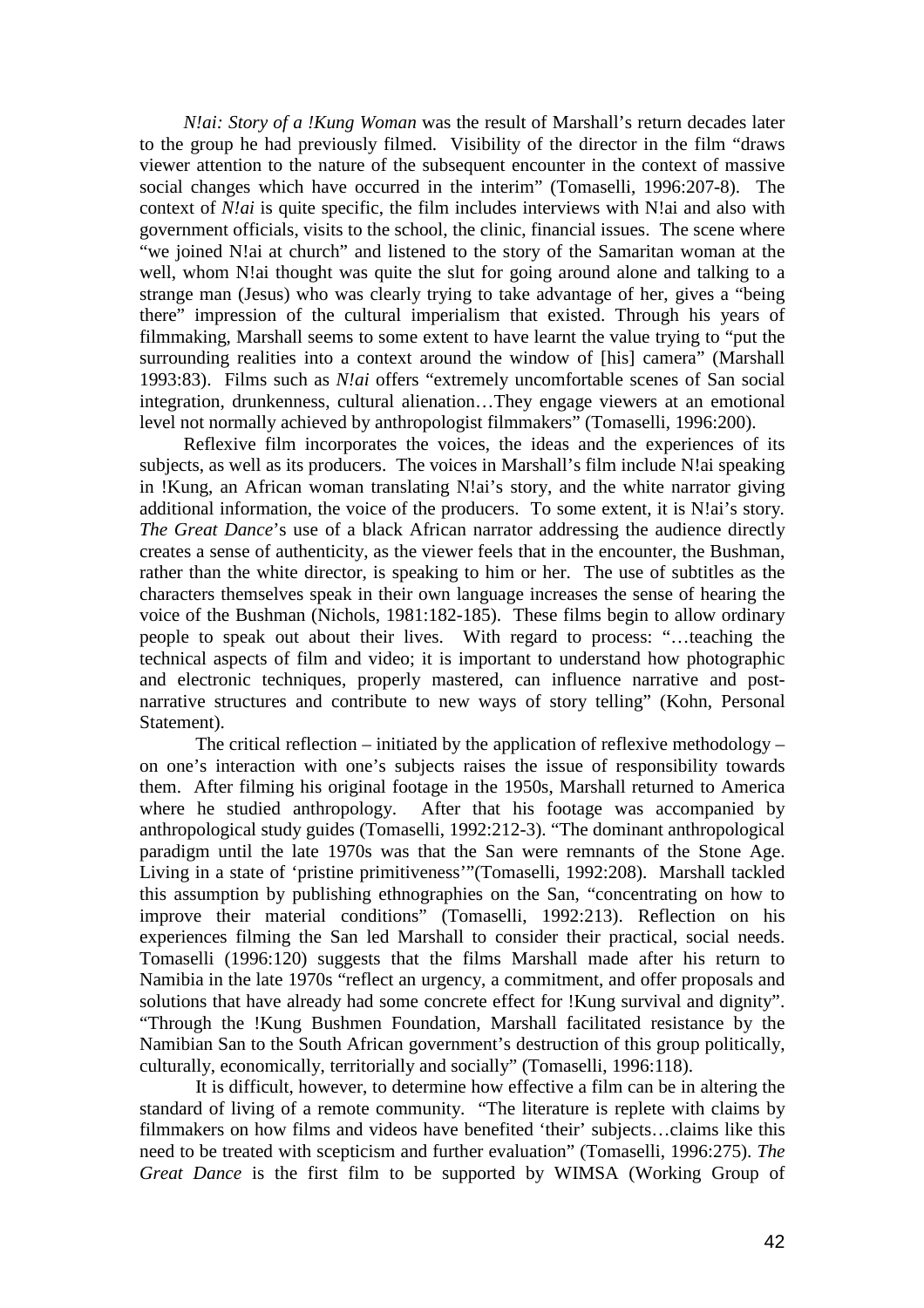*N!ai: Story of a !Kung Woman* was the result of Marshall's return decades later to the group he had previously filmed. Visibility of the director in the film "draws viewer attention to the nature of the subsequent encounter in the context of massive social changes which have occurred in the interim" (Tomaselli, 1996:207-8). The context of *N!ai* is quite specific, the film includes interviews with N!ai and also with government officials, visits to the school, the clinic, financial issues. The scene where "we joined N!ai at church" and listened to the story of the Samaritan woman at the well, whom N!ai thought was quite the slut for going around alone and talking to a strange man (Jesus) who was clearly trying to take advantage of her, gives a "being there" impression of the cultural imperialism that existed. Through his years of filmmaking, Marshall seems to some extent to have learnt the value trying to "put the surrounding realities into a context around the window of [his] camera" (Marshall 1993:83). Films such as *N!ai* offers "extremely uncomfortable scenes of San social integration, drunkenness, cultural alienation…They engage viewers at an emotional level not normally achieved by anthropologist filmmakers" (Tomaselli, 1996:200).

Reflexive film incorporates the voices, the ideas and the experiences of its subjects, as well as its producers. The voices in Marshall's film include N!ai speaking in !Kung, an African woman translating N!ai's story, and the white narrator giving additional information, the voice of the producers. To some extent, it is N!ai's story. *The Great Dance*'s use of a black African narrator addressing the audience directly creates a sense of authenticity, as the viewer feels that in the encounter, the Bushman, rather than the white director, is speaking to him or her. The use of subtitles as the characters themselves speak in their own language increases the sense of hearing the voice of the Bushman (Nichols, 1981:182-185). These films begin to allow ordinary people to speak out about their lives. With regard to process: "…teaching the technical aspects of film and video; it is important to understand how photographic and electronic techniques, properly mastered, can influence narrative and post-narrative structures and contribute to new ways of story telling" (Kohn, Personal Statement).

The critical reflection – initiated by the application of reflexive methodology – on one's interaction with one's subjects raises the issue of responsibility towards them. After filming his original footage in the 1950s, Marshall returned to America where he studied anthropology. After that his footage was accompanied by anthropological study guides (Tomaselli, 1992:212-3). "The dominant anthropological paradigm until the late 1970s was that the San were remnants of the Stone Age. Living in a state of 'pristine primitiveness'"(Tomaselli, 1992:208). Marshall tackled this assumption by publishing ethnographies on the San, "concentrating on how to improve their material conditions" (Tomaselli, 1992:213). Reflection on his experiences filming the San led Marshall to consider their practical, social needs. Tomaselli (1996:120) suggests that the films Marshall made after his return to Namibia in the late 1970s "reflect an urgency, a commitment, and offer proposals and solutions that have already had some concrete effect for !Kung survival and dignity". "Through the !Kung Bushmen Foundation, Marshall facilitated resistance by the Namibian San to the South African government's destruction of this group politically, culturally, economically, territorially and socially" (Tomaselli, 1996:118).

It is difficult, however, to determine how effective a film can be in altering the standard of living of a remote community. "The literature is replete with claims by filmmakers on how films and videos have benefited 'their' subjects…claims like this need to be treated with scepticism and further evaluation" (Tomaselli, 1996:275). *The Great Dance* is the first film to be supported by WIMSA (Working Group of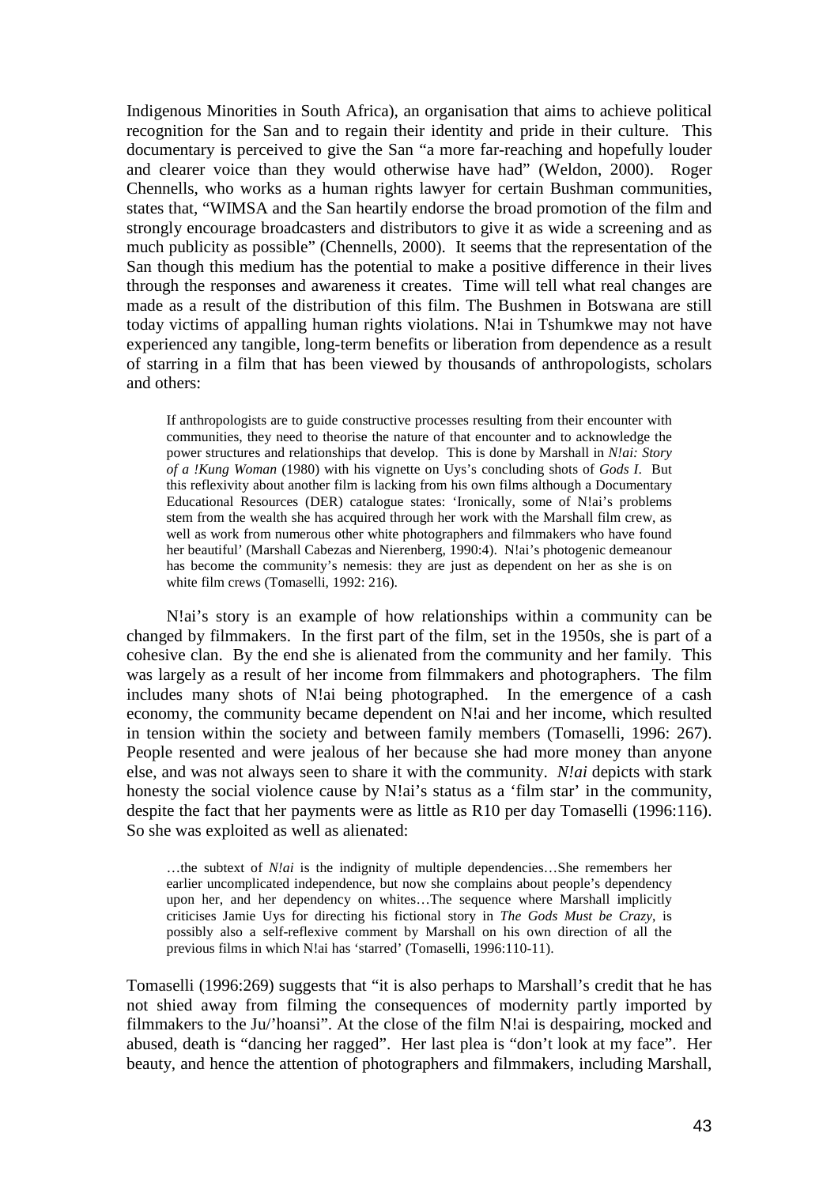Indigenous Minorities in South Africa), an organisation that aims to achieve political recognition for the San and to regain their identity and pride in their culture. This documentary is perceived to give the San "a more far-reaching and hopefully louder and clearer voice than they would otherwise have had" (Weldon, 2000). Roger Chennells, who works as a human rights lawyer for certain Bushman communities, states that, "WIMSA and the San heartily endorse the broad promotion of the film and strongly encourage broadcasters and distributors to give it as wide a screening and as much publicity as possible" (Chennells, 2000). It seems that the representation of the San though this medium has the potential to make a positive difference in their lives through the responses and awareness it creates. Time will tell what real changes are made as a result of the distribution of this film. The Bushmen in Botswana are still today victims of appalling human rights violations. N!ai in Tshumkwe may not have experienced any tangible, long-term benefits or liberation from dependence as a result of starring in a film that has been viewed by thousands of anthropologists, scholars and others:

> If anthropologists are to guide constructive processes resulting from their encounter with communities, they need to theorise the nature of that encounter and to acknowledge the power structures and relationships that develop. This is done by Marshall in *N!ai: Story of a !Kung Woman* (1980) with his vignette on Uys's concluding shots of *Gods I*. But this reflexivity about another film is lacking from his own films although a Documentary Educational Resources (DER) catalogue states: 'Ironically, some of N!ai's problems stem from the wealth she has acquired through her work with the Marshall film crew, as well as work from numerous other white photographers and filmmakers who have found her beautiful' (Marshall Cabezas and Nierenberg, 1990:4). N!ai's photogenic demeanour has become the community's nemesis: they are just as dependent on her as she is on white film crews (Tomaselli, 1992: 216).

N!ai's story is an example of how relationships within a community can be changed by filmmakers. In the first part of the film, set in the 1950s, she is part of a cohesive clan. By the end she is alienated from the community and her family. This was largely as a result of her income from filmmakers and photographers. The film includes many shots of N!ai being photographed. In the emergence of a cash economy, the community became dependent on N!ai and her income, which resulted in tension within the society and between family members (Tomaselli, 1996: 267). People resented and were jealous of her because she had more money than anyone else, and was not always seen to share it with the community. *N!ai* depicts with stark honesty the social violence cause by N!ai's status as a 'film star' in the community, despite the fact that her payments were as little as R10 per day Tomaselli (1996:116). So she was exploited as well as alienated:

> …the subtext of *N!ai* is the indignity of multiple dependencies…She remembers her earlier uncomplicated independence, but now she complains about people's dependency upon her, and her dependency on whites…The sequence where Marshall implicitly criticises Jamie Uys for directing his fictional story in *The Gods Must be Crazy*, is possibly also a self-reflexive comment by Marshall on his own direction of all the previous films in which N!ai has 'starred' (Tomaselli, 1996:110-11).

Tomaselli (1996:269) suggests that "it is also perhaps to Marshall's credit that he has not shied away from filming the consequences of modernity partly imported by filmmakers to the Ju/'hoansi". At the close of the film N!ai is despairing, mocked and abused, death is "dancing her ragged". Her last plea is "don't look at my face". Her beauty, and hence the attention of photographers and filmmakers, including Marshall,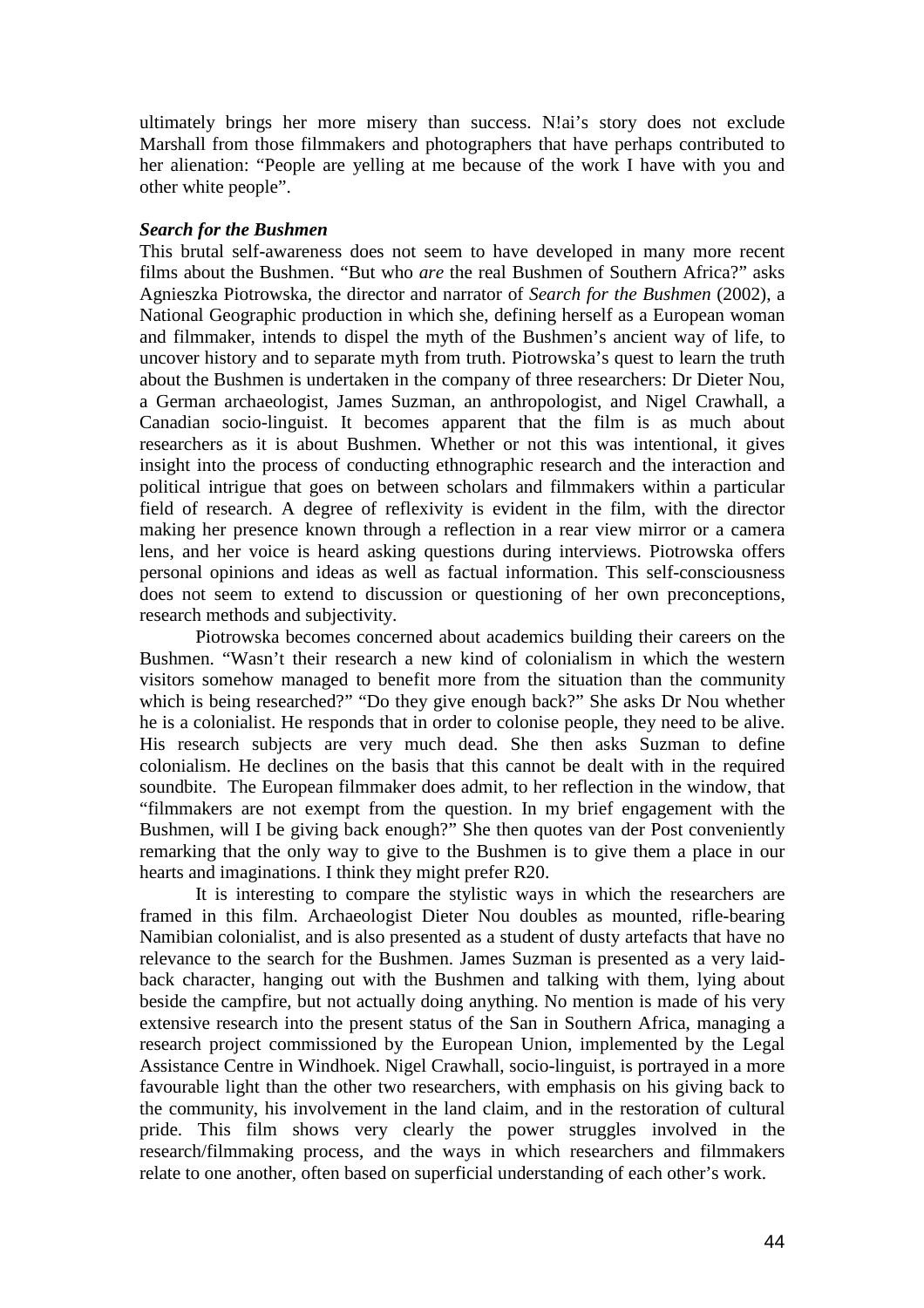ultimately brings her more misery than success. N!ai's story does not exclude Marshall from those filmmakers and photographers that have perhaps contributed to her alienation: "People are yelling at me because of the work I have with you and other white people".

### *Search for the Bushmen*

This brutal self-awareness does not seem to have developed in many more recent films about the Bushmen. "But who *are* the real Bushmen of Southern Africa?" asks Agnieszka Piotrowska, the director and narrator of *Search for the Bushmen* (2002), a National Geographic production in which she, defining herself as a European woman and filmmaker, intends to dispel the myth of the Bushmen's ancient way of life, to uncover history and to separate myth from truth. Piotrowska's quest to learn the truth about the Bushmen is undertaken in the company of three researchers: Dr Dieter Nou, a German archaeologist, James Suzman, an anthropologist, and Nigel Crawhall, a Canadian socio-linguist. It becomes apparent that the film is as much about researchers as it is about Bushmen. Whether or not this was intentional, it gives insight into the process of conducting ethnographic research and the interaction and political intrigue that goes on between scholars and filmmakers within a particular field of research. A degree of reflexivity is evident in the film, with the director making her presence known through a reflection in a rear view mirror or a camera lens, and her voice is heard asking questions during interviews. Piotrowska offers personal opinions and ideas as well as factual information. This self-consciousness does not seem to extend to discussion or questioning of her own preconceptions, research methods and subjectivity.

Piotrowska becomes concerned about academics building their careers on the Bushmen. "Wasn't their research a new kind of colonialism in which the western visitors somehow managed to benefit more from the situation than the community which is being researched?" "Do they give enough back?" She asks Dr Nou whether he is a colonialist. He responds that in order to colonise people, they need to be alive. His research subjects are very much dead. She then asks Suzman to define colonialism. He declines on the basis that this cannot be dealt with in the required soundbite. The European filmmaker does admit, to her reflection in the window, that "filmmakers are not exempt from the question. In my brief engagement with the Bushmen, will I be giving back enough?" She then quotes van der Post conveniently remarking that the only way to give to the Bushmen is to give them a place in our hearts and imaginations. I think they might prefer R20.

It is interesting to compare the stylistic ways in which the researchers are framed in this film. Archaeologist Dieter Nou doubles as mounted, rifle-bearing Namibian colonialist, and is also presented as a student of dusty artefacts that have no relevance to the search for the Bushmen. James Suzman is presented as a very laid-back character, hanging out with the Bushmen and talking with them, lying about beside the campfire, but not actually doing anything. No mention is made of his very extensive research into the present status of the San in Southern Africa, managing a research project commissioned by the European Union, implemented by the Legal Assistance Centre in Windhoek. Nigel Crawhall, socio-linguist, is portrayed in a more favourable light than the other two researchers, with emphasis on his giving back to the community, his involvement in the land claim, and in the restoration of cultural pride. This film shows very clearly the power struggles involved in the research/filmmaking process, and the ways in which researchers and filmmakers relate to one another, often based on superficial understanding of each other's work.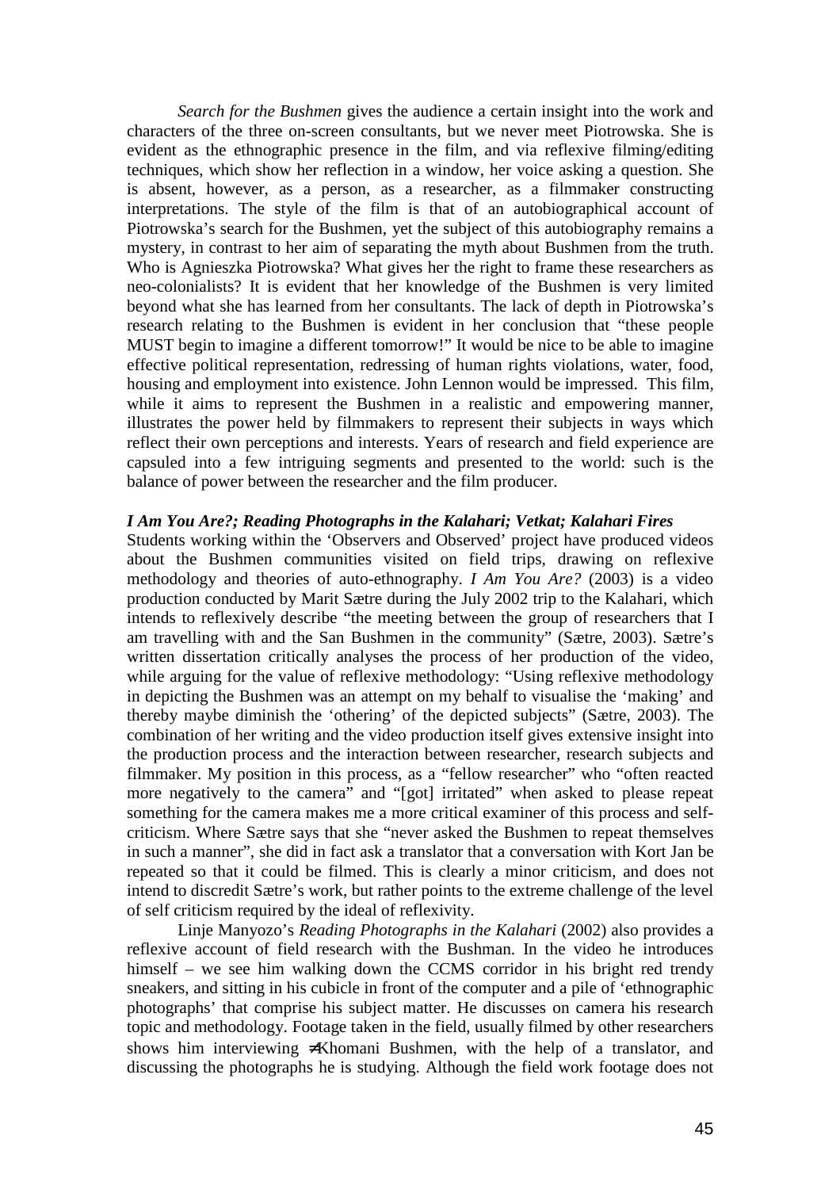*Search for the Bushmen* gives the audience a certain insight into the work and characters of the three on-screen consultants, but we never meet Piotrowska. She is evident as the ethnographic presence in the film, and via reflexive filming/editing techniques, which show her reflection in a window, her voice asking a question. She is absent, however, as a person, as a researcher, as a filmmaker constructing interpretations. The style of the film is that of an autobiographical account of Piotrowska's search for the Bushmen, yet the subject of this autobiography remains a mystery, in contrast to her aim of separating the myth about Bushmen from the truth. Who is Agnieszka Piotrowska? What gives her the right to frame these researchers as neo-colonialists? It is evident that her knowledge of the Bushmen is very limited beyond what she has learned from her consultants. The lack of depth in Piotrowska's research relating to the Bushmen is evident in her conclusion that "these people MUST begin to imagine a different tomorrow!" It would be nice to be able to imagine effective political representation, redressing of human rights violations, water, food, housing and employment into existence. John Lennon would be impressed. This film, while it aims to represent the Bushmen in a realistic and empowering manner, illustrates the power held by filmmakers to represent their subjects in ways which reflect their own perceptions and interests. Years of research and field experience are capsuled into a few intriguing segments and presented to the world: such is the balance of power between the researcher and the film producer.

### *I Am You Are?; Reading Photographs in the Kalahari; Vetkat; Kalahari Fires*

Students working within the 'Observers and Observed' project have produced videos about the Bushmen communities visited on field trips, drawing on reflexive methodology and theories of auto-ethnography. *I Am You Are?* (2003) is a video production conducted by Marit Sætre during the July 2002 trip to the Kalahari, which intends to reflexively describe "the meeting between the group of researchers that I am travelling with and the San Bushmen in the community" (Sætre, 2003). Sætre's written dissertation critically analyses the process of her production of the video, while arguing for the value of reflexive methodology: "Using reflexive methodology in depicting the Bushmen was an attempt on my behalf to visualise the 'making' and thereby maybe diminish the 'othering' of the depicted subjects" (Sætre, 2003). The combination of her writing and the video production itself gives extensive insight into the production process and the interaction between researcher, research subjects and filmmaker. My position in this process, as a "fellow researcher" who "often reacted more negatively to the camera" and "[got] irritated" when asked to please repeat something for the camera makes me a more critical examiner of this process and self-criticism. Where Sætre says that she "never asked the Bushmen to repeat themselves in such a manner", she did in fact ask a translator that a conversation with Kort Jan be repeated so that it could be filmed. This is clearly a minor criticism, and does not intend to discredit Sætre's work, but rather points to the extreme challenge of the level of self criticism required by the ideal of reflexivity.

Linje Manyozo's *Reading Photographs in the Kalahari* (2002) also provides a reflexive account of field research with the Bushman. In the video he introduces himself – we see him walking down the CCMS corridor in his bright red trendy sneakers, and sitting in his cubicle in front of the computer and a pile of 'ethnographic photographs' that comprise his subject matter. He discusses on camera his research topic and methodology. Footage taken in the field, usually filmed by other researchers shows him interviewing ≠Khomani Bushmen, with the help of a translator, and discussing the photographs he is studying. Although the field work footage does not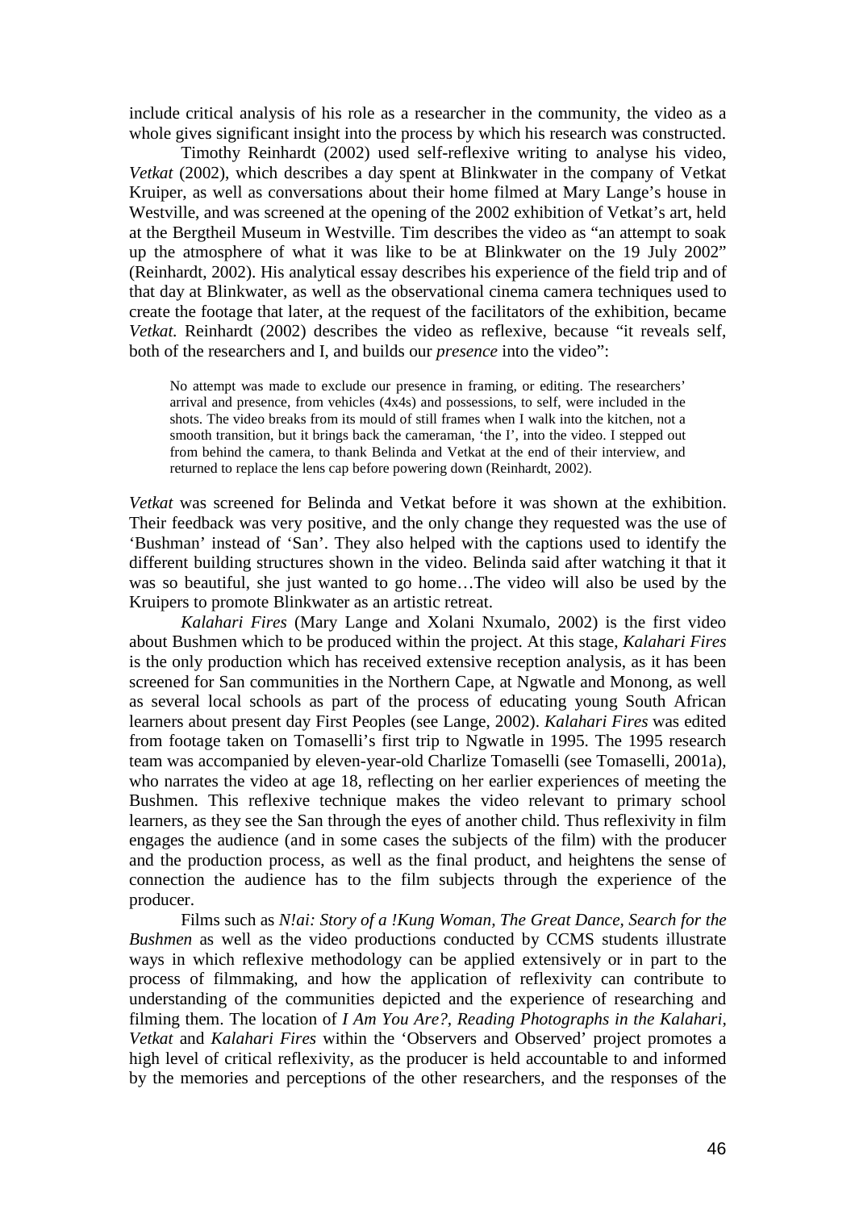include critical analysis of his role as a researcher in the community, the video as a whole gives significant insight into the process by which his research was constructed.

Timothy Reinhardt (2002) used self-reflexive writing to analyse his video, *Vetkat* (2002), which describes a day spent at Blinkwater in the company of Vetkat Kruiper, as well as conversations about their home filmed at Mary Lange's house in Westville, and was screened at the opening of the 2002 exhibition of Vetkat's art, held at the Bergtheil Museum in Westville. Tim describes the video as "an attempt to soak up the atmosphere of what it was like to be at Blinkwater on the 19 July 2002" (Reinhardt, 2002). His analytical essay describes his experience of the field trip and of that day at Blinkwater, as well as the observational cinema camera techniques used to create the footage that later, at the request of the facilitators of the exhibition, became *Vetkat.* Reinhardt (2002) describes the video as reflexive, because "it reveals self, both of the researchers and I, and builds our *presence* into the video":

> No attempt was made to exclude our presence in framing, or editing. The researchers' arrival and presence, from vehicles (4x4s) and possessions, to self, were included in the shots. The video breaks from its mould of still frames when I walk into the kitchen, not a smooth transition, but it brings back the cameraman, 'the I', into the video. I stepped out from behind the camera, to thank Belinda and Vetkat at the end of their interview, and returned to replace the lens cap before powering down (Reinhardt, 2002).

*Vetkat* was screened for Belinda and Vetkat before it was shown at the exhibition. Their feedback was very positive, and the only change they requested was the use of 'Bushman' instead of 'San'. They also helped with the captions used to identify the different building structures shown in the video. Belinda said after watching it that it was so beautiful, she just wanted to go home…The video will also be used by the Kruipers to promote Blinkwater as an artistic retreat.

*Kalahari Fires* (Mary Lange and Xolani Nxumalo, 2002) is the first video about Bushmen which to be produced within the project. At this stage, *Kalahari Fires* is the only production which has received extensive reception analysis, as it has been screened for San communities in the Northern Cape, at Ngwatle and Monong, as well as several local schools as part of the process of educating young South African learners about present day First Peoples (see Lange, 2002). *Kalahari Fires* was edited from footage taken on Tomaselli's first trip to Ngwatle in 1995. The 1995 research team was accompanied by eleven-year-old Charlize Tomaselli (see Tomaselli, 2001a), who narrates the video at age 18, reflecting on her earlier experiences of meeting the Bushmen. This reflexive technique makes the video relevant to primary school learners, as they see the San through the eyes of another child. Thus reflexivity in film engages the audience (and in some cases the subjects of the film) with the producer and the production process, as well as the final product, and heightens the sense of connection the audience has to the film subjects through the experience of the producer.

Films such as *N!ai: Story of a !Kung Woman, The Great Dance, Search for the Bushmen* as well as the video productions conducted by CCMS students illustrate ways in which reflexive methodology can be applied extensively or in part to the process of filmmaking, and how the application of reflexivity can contribute to understanding of the communities depicted and the experience of researching and filming them. The location of *I Am You Are?, Reading Photographs in the Kalahari, Vetkat* and *Kalahari Fires* within the 'Observers and Observed' project promotes a high level of critical reflexivity, as the producer is held accountable to and informed by the memories and perceptions of the other researchers, and the responses of the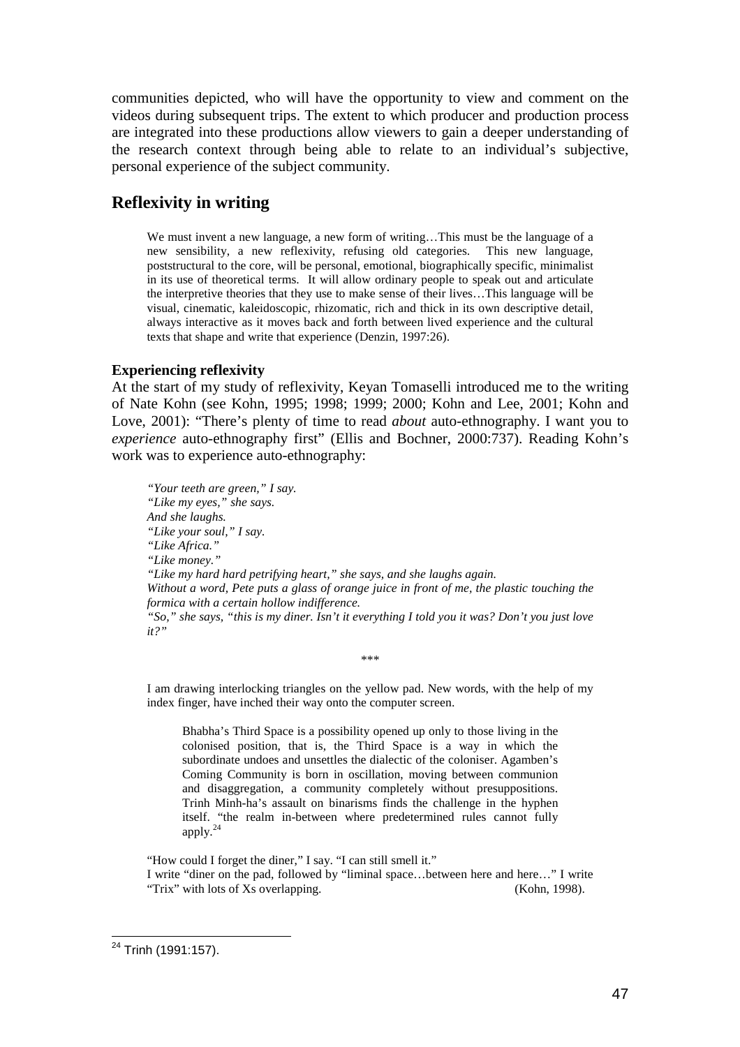communities depicted, who will have the opportunity to view and comment on the videos during subsequent trips. The extent to which producer and production process are integrated into these productions allow viewers to gain a deeper understanding of the research context through being able to relate to an individual's subjective, personal experience of the subject community.

## Reflexivity in writing

> We must invent a new language, a new form of writing…This must be the language of a new sensibility, a new reflexivity, refusing old categories. This new language, poststructural to the core, will be personal, emotional, biographically specific, minimalist in its use of theoretical terms. It will allow ordinary people to speak out and articulate the interpretive theories that they use to make sense of their lives…This language will be visual, cinematic, kaleidoscopic, rhizomatic, rich and thick in its own descriptive detail, always interactive as it moves back and forth between lived experience and the cultural texts that shape and write that experience (Denzin, 1997:26).

### Experiencing reflexivity

At the start of my study of reflexivity, Keyan Tomaselli introduced me to the writing of Nate Kohn (see Kohn, 1995; 1998; 1999; 2000; Kohn and Lee, 2001; Kohn and Love, 2001): "There's plenty of time to read *about* auto-ethnography. I want you to *experience* auto-ethnography first" (Ellis and Bochner, 2000:737). Reading Kohn's work was to experience auto-ethnography:

> *"Your teeth are green," I say.*
> *"Like my eyes," she says.*
> *And she laughs.*
> *"Like your soul," I say.*
> *"Like Africa."*
> *"Like money."*
> *"Like my hard hard petrifying heart," she says, and she laughs again.*
> *Without a word, Pete puts a glass of orange juice in front of me, the plastic touching the formica with a certain hollow indifference.*
> *"So," she says, "this is my diner. Isn't it everything I told you it was? Don't you just love it?"*
>
> \*\*\*
>
> I am drawing interlocking triangles on the yellow pad. New words, with the help of my index finger, have inched their way onto the computer screen.
>
> > Bhabha's Third Space is a possibility opened up only to those living in the colonised position, that is, the Third Space is a way in which the subordinate undoes and unsettles the dialectic of the coloniser. Agamben's Coming Community is born in oscillation, moving between communion and disaggregation, a community completely without presuppositions. Trinh Minh-ha's assault on binarisms finds the challenge in the hyphen itself. "the realm in-between where predetermined rules cannot fully apply.[24]
>
> "How could I forget the diner," I say. "I can still smell it."
> I write "diner on the pad, followed by "liminal space…between here and here…" I write "Trix" with lots of Xs overlapping. (Kohn, 1998).

---

[24] Trinh (1991:157).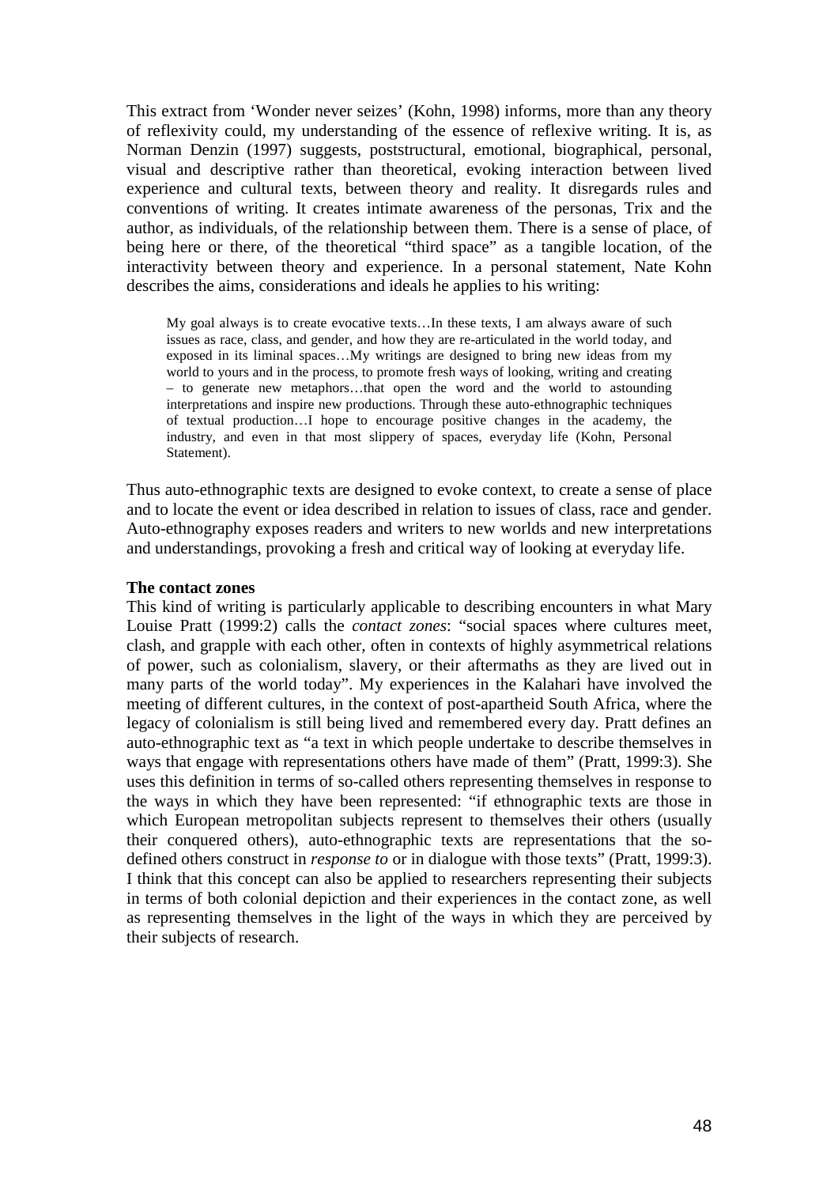This extract from 'Wonder never seizes' (Kohn, 1998) informs, more than any theory of reflexivity could, my understanding of the essence of reflexive writing. It is, as Norman Denzin (1997) suggests, poststructural, emotional, biographical, personal, visual and descriptive rather than theoretical, evoking interaction between lived experience and cultural texts, between theory and reality. It disregards rules and conventions of writing. It creates intimate awareness of the personas, Trix and the author, as individuals, of the relationship between them. There is a sense of place, of being here or there, of the theoretical "third space" as a tangible location, of the interactivity between theory and experience. In a personal statement, Nate Kohn describes the aims, considerations and ideals he applies to his writing:

> My goal always is to create evocative texts…In these texts, I am always aware of such issues as race, class, and gender, and how they are re-articulated in the world today, and exposed in its liminal spaces…My writings are designed to bring new ideas from my world to yours and in the process, to promote fresh ways of looking, writing and creating – to generate new metaphors…that open the word and the world to astounding interpretations and inspire new productions. Through these auto-ethnographic techniques of textual production…I hope to encourage positive changes in the academy, the industry, and even in that most slippery of spaces, everyday life (Kohn, Personal Statement).

Thus auto-ethnographic texts are designed to evoke context, to create a sense of place and to locate the event or idea described in relation to issues of class, race and gender. Auto-ethnography exposes readers and writers to new worlds and new interpretations and understandings, provoking a fresh and critical way of looking at everyday life.

**The contact zones**

This kind of writing is particularly applicable to describing encounters in what Mary Louise Pratt (1999:2) calls the *contact zones*: "social spaces where cultures meet, clash, and grapple with each other, often in contexts of highly asymmetrical relations of power, such as colonialism, slavery, or their aftermaths as they are lived out in many parts of the world today". My experiences in the Kalahari have involved the meeting of different cultures, in the context of post-apartheid South Africa, where the legacy of colonialism is still being lived and remembered every day. Pratt defines an auto-ethnographic text as "a text in which people undertake to describe themselves in ways that engage with representations others have made of them" (Pratt, 1999:3). She uses this definition in terms of so-called others representing themselves in response to the ways in which they have been represented: "if ethnographic texts are those in which European metropolitan subjects represent to themselves their others (usually their conquered others), auto-ethnographic texts are representations that the so-defined others construct in *response to* or in dialogue with those texts" (Pratt, 1999:3). I think that this concept can also be applied to researchers representing their subjects in terms of both colonial depiction and their experiences in the contact zone, as well as representing themselves in the light of the ways in which they are perceived by their subjects of research.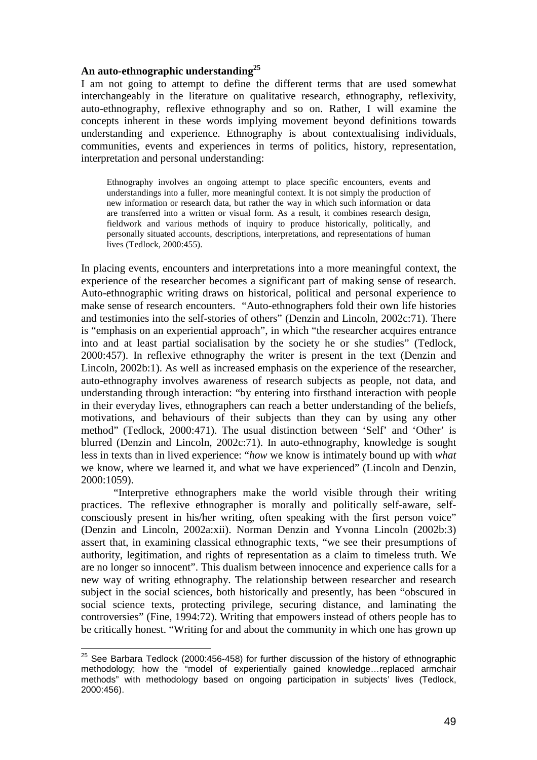### An auto-ethnographic understanding[25]

I am not going to attempt to define the different terms that are used somewhat interchangeably in the literature on qualitative research, ethnography, reflexivity, auto-ethnography, reflexive ethnography and so on. Rather, I will examine the concepts inherent in these words implying movement beyond definitions towards understanding and experience. Ethnography is about contextualising individuals, communities, events and experiences in terms of politics, history, representation, interpretation and personal understanding:

> Ethnography involves an ongoing attempt to place specific encounters, events and understandings into a fuller, more meaningful context. It is not simply the production of new information or research data, but rather the way in which such information or data are transferred into a written or visual form. As a result, it combines research design, fieldwork and various methods of inquiry to produce historically, politically, and personally situated accounts, descriptions, interpretations, and representations of human lives (Tedlock, 2000:455).

In placing events, encounters and interpretations into a more meaningful context, the experience of the researcher becomes a significant part of making sense of research. Auto-ethnographic writing draws on historical, political and personal experience to make sense of research encounters. "Auto-ethnographers fold their own life histories and testimonies into the self-stories of others" (Denzin and Lincoln, 2002c:71). There is "emphasis on an experiential approach", in which "the researcher acquires entrance into and at least partial socialisation by the society he or she studies" (Tedlock, 2000:457). In reflexive ethnography the writer is present in the text (Denzin and Lincoln, 2002b:1). As well as increased emphasis on the experience of the researcher, auto-ethnography involves awareness of research subjects as people, not data, and understanding through interaction: "by entering into firsthand interaction with people in their everyday lives, ethnographers can reach a better understanding of the beliefs, motivations, and behaviours of their subjects than they can by using any other method" (Tedlock, 2000:471). The usual distinction between 'Self' and 'Other' is blurred (Denzin and Lincoln, 2002c:71). In auto-ethnography, knowledge is sought less in texts than in lived experience: "*how* we know is intimately bound up with *what* we know, where we learned it, and what we have experienced" (Lincoln and Denzin, 2000:1059).

"Interpretive ethnographers make the world visible through their writing practices. The reflexive ethnographer is morally and politically self-aware, self-consciously present in his/her writing, often speaking with the first person voice" (Denzin and Lincoln, 2002a:xii). Norman Denzin and Yvonna Lincoln (2002b:3) assert that, in examining classical ethnographic texts, "we see their presumptions of authority, legitimation, and rights of representation as a claim to timeless truth. We are no longer so innocent". This dualism between innocence and experience calls for a new way of writing ethnography. The relationship between researcher and research subject in the social sciences, both historically and presently, has been "obscured in social science texts, protecting privilege, securing distance, and laminating the controversies" (Fine, 1994:72). Writing that empowers instead of others people has to be critically honest. "Writing for and about the community in which one has grown up

---

[25] See Barbara Tedlock (2000:456-458) for further discussion of the history of ethnographic methodology; how the "model of experientially gained knowledge…replaced armchair methods" with methodology based on ongoing participation in subjects' lives (Tedlock, 2000:456).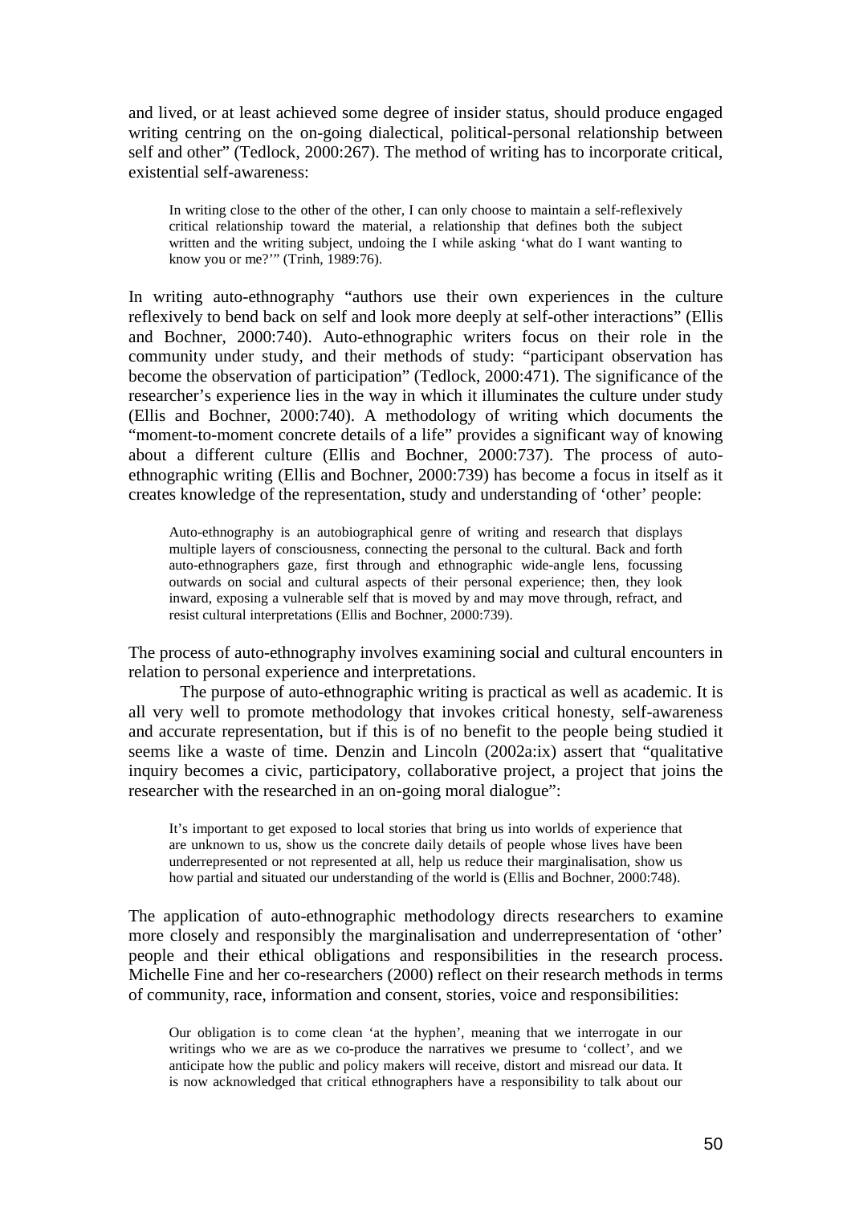and lived, or at least achieved some degree of insider status, should produce engaged writing centring on the on-going dialectical, political-personal relationship between self and other" (Tedlock, 2000:267). The method of writing has to incorporate critical, existential self-awareness:

> In writing close to the other of the other, I can only choose to maintain a self-reflexively critical relationship toward the material, a relationship that defines both the subject written and the writing subject, undoing the I while asking 'what do I want wanting to know you or me?'" (Trinh, 1989:76).

In writing auto-ethnography "authors use their own experiences in the culture reflexively to bend back on self and look more deeply at self-other interactions" (Ellis and Bochner, 2000:740). Auto-ethnographic writers focus on their role in the community under study, and their methods of study: "participant observation has become the observation of participation" (Tedlock, 2000:471). The significance of the researcher's experience lies in the way in which it illuminates the culture under study (Ellis and Bochner, 2000:740). A methodology of writing which documents the "moment-to-moment concrete details of a life" provides a significant way of knowing about a different culture (Ellis and Bochner, 2000:737). The process of auto-ethnographic writing (Ellis and Bochner, 2000:739) has become a focus in itself as it creates knowledge of the representation, study and understanding of 'other' people:

> Auto-ethnography is an autobiographical genre of writing and research that displays multiple layers of consciousness, connecting the personal to the cultural. Back and forth auto-ethnographers gaze, first through and ethnographic wide-angle lens, focussing outwards on social and cultural aspects of their personal experience; then, they look inward, exposing a vulnerable self that is moved by and may move through, refract, and resist cultural interpretations (Ellis and Bochner, 2000:739).

The process of auto-ethnography involves examining social and cultural encounters in relation to personal experience and interpretations.

The purpose of auto-ethnographic writing is practical as well as academic. It is all very well to promote methodology that invokes critical honesty, self-awareness and accurate representation, but if this is of no benefit to the people being studied it seems like a waste of time. Denzin and Lincoln (2002a:ix) assert that "qualitative inquiry becomes a civic, participatory, collaborative project, a project that joins the researcher with the researched in an on-going moral dialogue":

> It's important to get exposed to local stories that bring us into worlds of experience that are unknown to us, show us the concrete daily details of people whose lives have been underrepresented or not represented at all, help us reduce their marginalisation, show us how partial and situated our understanding of the world is (Ellis and Bochner, 2000:748).

The application of auto-ethnographic methodology directs researchers to examine more closely and responsibly the marginalisation and underrepresentation of 'other' people and their ethical obligations and responsibilities in the research process. Michelle Fine and her co-researchers (2000) reflect on their research methods in terms of community, race, information and consent, stories, voice and responsibilities:

> Our obligation is to come clean 'at the hyphen', meaning that we interrogate in our writings who we are as we co-produce the narratives we presume to 'collect', and we anticipate how the public and policy makers will receive, distort and misread our data. It is now acknowledged that critical ethnographers have a responsibility to talk about our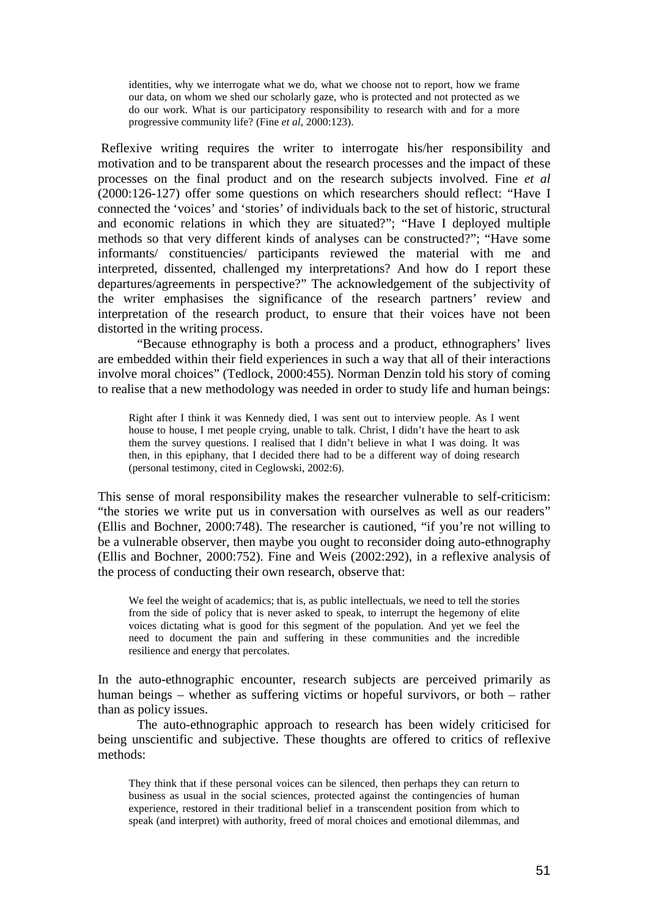> identities, why we interrogate what we do, what we choose not to report, how we frame our data, on whom we shed our scholarly gaze, who is protected and not protected as we do our work. What is our participatory responsibility to research with and for a more progressive community life? (Fine *et al*, 2000:123).

Reflexive writing requires the writer to interrogate his/her responsibility and motivation and to be transparent about the research processes and the impact of these processes on the final product and on the research subjects involved. Fine *et al* (2000:126-127) offer some questions on which researchers should reflect: "Have I connected the 'voices' and 'stories' of individuals back to the set of historic, structural and economic relations in which they are situated?"; "Have I deployed multiple methods so that very different kinds of analyses can be constructed?"; "Have some informants/ constituencies/ participants reviewed the material with me and interpreted, dissented, challenged my interpretations? And how do I report these departures/agreements in perspective?" The acknowledgement of the subjectivity of the writer emphasises the significance of the research partners' review and interpretation of the research product, to ensure that their voices have not been distorted in the writing process.

"Because ethnography is both a process and a product, ethnographers' lives are embedded within their field experiences in such a way that all of their interactions involve moral choices" (Tedlock, 2000:455). Norman Denzin told his story of coming to realise that a new methodology was needed in order to study life and human beings:

> Right after I think it was Kennedy died, I was sent out to interview people. As I went house to house, I met people crying, unable to talk. Christ, I didn't have the heart to ask them the survey questions. I realised that I didn't believe in what I was doing. It was then, in this epiphany, that I decided there had to be a different way of doing research (personal testimony, cited in Ceglowski, 2002:6).

This sense of moral responsibility makes the researcher vulnerable to self-criticism: "the stories we write put us in conversation with ourselves as well as our readers" (Ellis and Bochner, 2000:748). The researcher is cautioned, "if you're not willing to be a vulnerable observer, then maybe you ought to reconsider doing auto-ethnography (Ellis and Bochner, 2000:752). Fine and Weis (2002:292), in a reflexive analysis of the process of conducting their own research, observe that:

> We feel the weight of academics; that is, as public intellectuals, we need to tell the stories from the side of policy that is never asked to speak, to interrupt the hegemony of elite voices dictating what is good for this segment of the population. And yet we feel the need to document the pain and suffering in these communities and the incredible resilience and energy that percolates.

In the auto-ethnographic encounter, research subjects are perceived primarily as human beings – whether as suffering victims or hopeful survivors, or both – rather than as policy issues.

The auto-ethnographic approach to research has been widely criticised for being unscientific and subjective. These thoughts are offered to critics of reflexive methods:

> They think that if these personal voices can be silenced, then perhaps they can return to business as usual in the social sciences, protected against the contingencies of human experience, restored in their traditional belief in a transcendent position from which to speak (and interpret) with authority, freed of moral choices and emotional dilemmas, and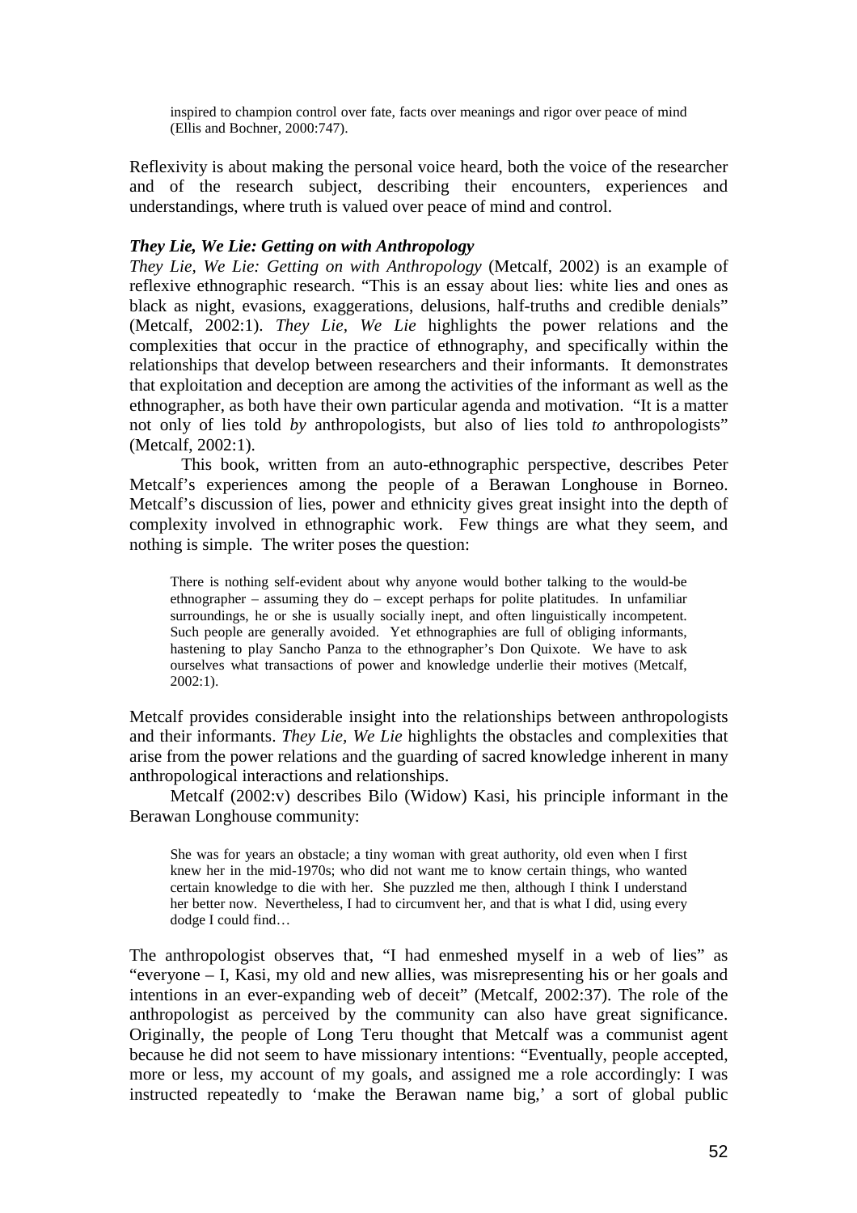> inspired to champion control over fate, facts over meanings and rigor over peace of mind (Ellis and Bochner, 2000:747).

Reflexivity is about making the personal voice heard, both the voice of the researcher and of the research subject, describing their encounters, experiences and understandings, where truth is valued over peace of mind and control.

### *They Lie, We Lie: Getting on with Anthropology*

*They Lie, We Lie: Getting on with Anthropology* (Metcalf, 2002) is an example of reflexive ethnographic research. "This is an essay about lies: white lies and ones as black as night, evasions, exaggerations, delusions, half-truths and credible denials" (Metcalf, 2002:1). *They Lie, We Lie* highlights the power relations and the complexities that occur in the practice of ethnography, and specifically within the relationships that develop between researchers and their informants. It demonstrates that exploitation and deception are among the activities of the informant as well as the ethnographer, as both have their own particular agenda and motivation. "It is a matter not only of lies told *by* anthropologists, but also of lies told *to* anthropologists" (Metcalf, 2002:1).

This book, written from an auto-ethnographic perspective, describes Peter Metcalf's experiences among the people of a Berawan Longhouse in Borneo. Metcalf's discussion of lies, power and ethnicity gives great insight into the depth of complexity involved in ethnographic work. Few things are what they seem, and nothing is simple. The writer poses the question:

> There is nothing self-evident about why anyone would bother talking to the would-be ethnographer – assuming they do – except perhaps for polite platitudes. In unfamiliar surroundings, he or she is usually socially inept, and often linguistically incompetent. Such people are generally avoided. Yet ethnographies are full of obliging informants, hastening to play Sancho Panza to the ethnographer's Don Quixote. We have to ask ourselves what transactions of power and knowledge underlie their motives (Metcalf, 2002:1).

Metcalf provides considerable insight into the relationships between anthropologists and their informants. *They Lie, We Lie* highlights the obstacles and complexities that arise from the power relations and the guarding of sacred knowledge inherent in many anthropological interactions and relationships.

Metcalf (2002:v) describes Bilo (Widow) Kasi, his principle informant in the Berawan Longhouse community:

> She was for years an obstacle; a tiny woman with great authority, old even when I first knew her in the mid-1970s; who did not want me to know certain things, who wanted certain knowledge to die with her. She puzzled me then, although I think I understand her better now. Nevertheless, I had to circumvent her, and that is what I did, using every dodge I could find…

The anthropologist observes that, "I had enmeshed myself in a web of lies" as "everyone – I, Kasi, my old and new allies, was misrepresenting his or her goals and intentions in an ever-expanding web of deceit" (Metcalf, 2002:37). The role of the anthropologist as perceived by the community can also have great significance. Originally, the people of Long Teru thought that Metcalf was a communist agent because he did not seem to have missionary intentions: "Eventually, people accepted, more or less, my account of my goals, and assigned me a role accordingly: I was instructed repeatedly to 'make the Berawan name big,' a sort of global public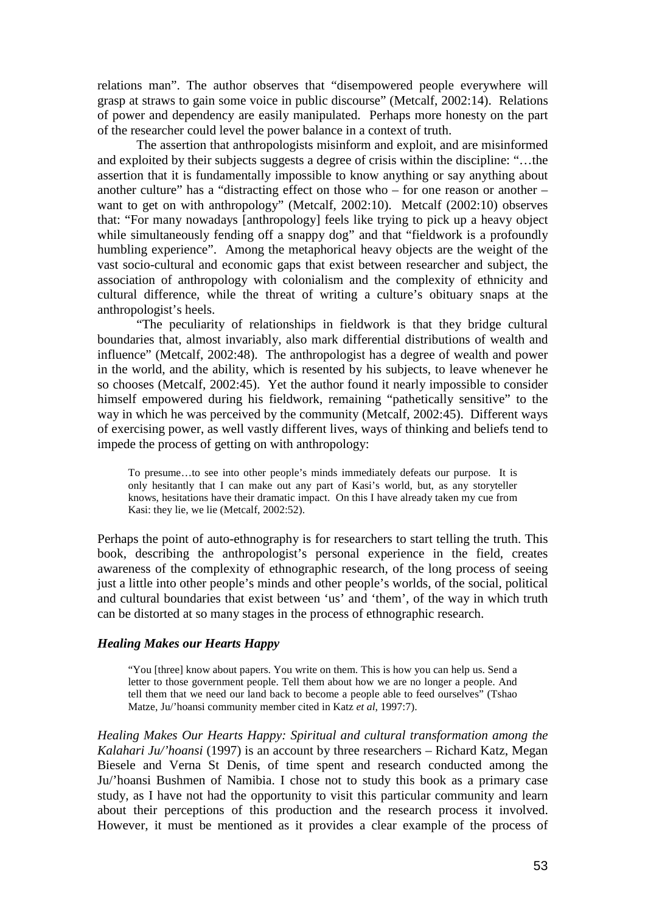relations man". The author observes that "disempowered people everywhere will grasp at straws to gain some voice in public discourse" (Metcalf, 2002:14). Relations of power and dependency are easily manipulated. Perhaps more honesty on the part of the researcher could level the power balance in a context of truth.

The assertion that anthropologists misinform and exploit, and are misinformed and exploited by their subjects suggests a degree of crisis within the discipline: "…the assertion that it is fundamentally impossible to know anything or say anything about another culture" has a "distracting effect on those who – for one reason or another – want to get on with anthropology" (Metcalf, 2002:10). Metcalf (2002:10) observes that: "For many nowadays [anthropology] feels like trying to pick up a heavy object while simultaneously fending off a snappy dog" and that "fieldwork is a profoundly humbling experience". Among the metaphorical heavy objects are the weight of the vast socio-cultural and economic gaps that exist between researcher and subject, the association of anthropology with colonialism and the complexity of ethnicity and cultural difference, while the threat of writing a culture's obituary snaps at the anthropologist's heels.

"The peculiarity of relationships in fieldwork is that they bridge cultural boundaries that, almost invariably, also mark differential distributions of wealth and influence" (Metcalf, 2002:48). The anthropologist has a degree of wealth and power in the world, and the ability, which is resented by his subjects, to leave whenever he so chooses (Metcalf, 2002:45). Yet the author found it nearly impossible to consider himself empowered during his fieldwork, remaining "pathetically sensitive" to the way in which he was perceived by the community (Metcalf, 2002:45). Different ways of exercising power, as well vastly different lives, ways of thinking and beliefs tend to impede the process of getting on with anthropology:

> To presume…to see into other people's minds immediately defeats our purpose. It is only hesitantly that I can make out any part of Kasi's world, but, as any storyteller knows, hesitations have their dramatic impact. On this I have already taken my cue from Kasi: they lie, we lie (Metcalf, 2002:52).

Perhaps the point of auto-ethnography is for researchers to start telling the truth. This book, describing the anthropologist's personal experience in the field, creates awareness of the complexity of ethnographic research, of the long process of seeing just a little into other people's minds and other people's worlds, of the social, political and cultural boundaries that exist between 'us' and 'them', of the way in which truth can be distorted at so many stages in the process of ethnographic research.

### *Healing Makes our Hearts Happy*

> "You [three] know about papers. You write on them. This is how you can help us. Send a letter to those government people. Tell them about how we are no longer a people. And tell them that we need our land back to become a people able to feed ourselves" (Tshao Matze, Ju/'hoansi community member cited in Katz *et al,* 1997:7).

*Healing Makes Our Hearts Happy: Spiritual and cultural transformation among the Kalahari Ju/'hoansi* (1997) is an account by three researchers – Richard Katz, Megan Biesele and Verna St Denis, of time spent and research conducted among the Ju/'hoansi Bushmen of Namibia. I chose not to study this book as a primary case study, as I have not had the opportunity to visit this particular community and learn about their perceptions of this production and the research process it involved. However, it must be mentioned as it provides a clear example of the process of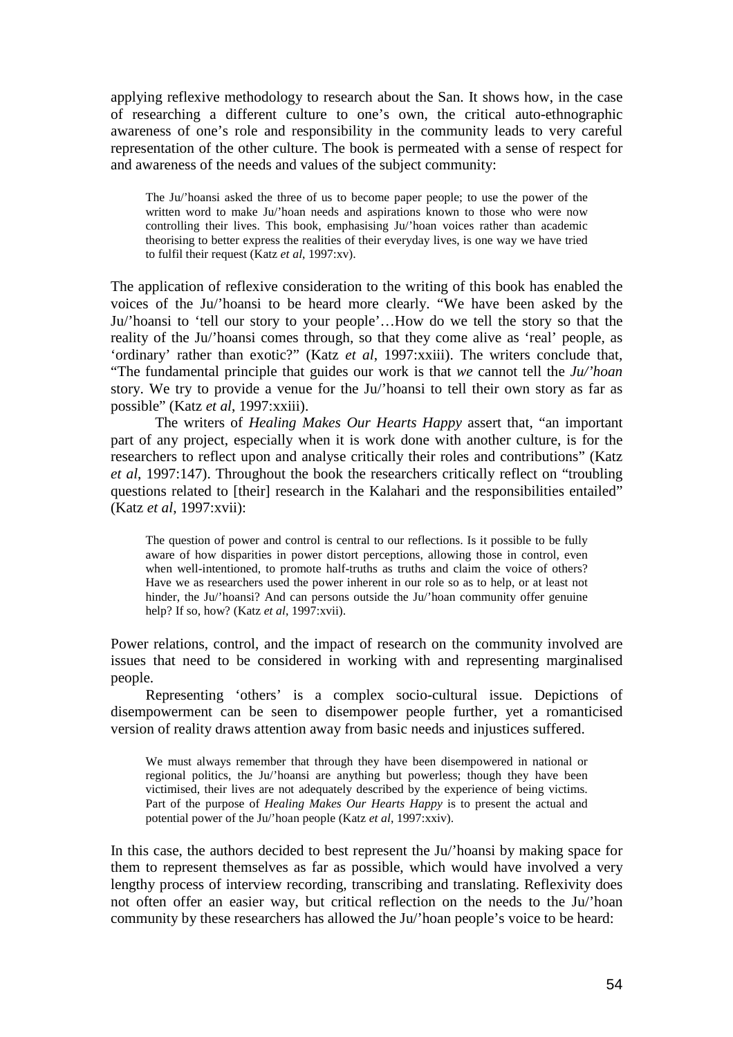applying reflexive methodology to research about the San. It shows how, in the case of researching a different culture to one's own, the critical auto-ethnographic awareness of one's role and responsibility in the community leads to very careful representation of the other culture. The book is permeated with a sense of respect for and awareness of the needs and values of the subject community:

> The Ju/'hoansi asked the three of us to become paper people; to use the power of the written word to make Ju/'hoan needs and aspirations known to those who were now controlling their lives. This book, emphasising Ju/'hoan voices rather than academic theorising to better express the realities of their everyday lives, is one way we have tried to fulfil their request (Katz *et al*, 1997:xv).

The application of reflexive consideration to the writing of this book has enabled the voices of the Ju/'hoansi to be heard more clearly. "We have been asked by the Ju/'hoansi to 'tell our story to your people'…How do we tell the story so that the reality of the Ju/'hoansi comes through, so that they come alive as 'real' people, as 'ordinary' rather than exotic?" (Katz *et al*, 1997:xxiii). The writers conclude that, "The fundamental principle that guides our work is that *we* cannot tell the *Ju/'hoan* story. We try to provide a venue for the Ju/'hoansi to tell their own story as far as possible" (Katz *et al*, 1997:xxiii).

The writers of *Healing Makes Our Hearts Happy* assert that, "an important part of any project, especially when it is work done with another culture, is for the researchers to reflect upon and analyse critically their roles and contributions" (Katz *et al*, 1997:147). Throughout the book the researchers critically reflect on "troubling questions related to [their] research in the Kalahari and the responsibilities entailed" (Katz *et al*, 1997:xvii):

> The question of power and control is central to our reflections. Is it possible to be fully aware of how disparities in power distort perceptions, allowing those in control, even when well-intentioned, to promote half-truths as truths and claim the voice of others? Have we as researchers used the power inherent in our role so as to help, or at least not hinder, the Ju/'hoansi? And can persons outside the Ju/'hoan community offer genuine help? If so, how? (Katz *et al*, 1997:xvii).

Power relations, control, and the impact of research on the community involved are issues that need to be considered in working with and representing marginalised people.

Representing 'others' is a complex socio-cultural issue. Depictions of disempowerment can be seen to disempower people further, yet a romanticised version of reality draws attention away from basic needs and injustices suffered.

> We must always remember that through they have been disempowered in national or regional politics, the Ju/'hoansi are anything but powerless; though they have been victimised, their lives are not adequately described by the experience of being victims. Part of the purpose of *Healing Makes Our Hearts Happy* is to present the actual and potential power of the Ju/'hoan people (Katz *et al*, 1997:xxiv).

In this case, the authors decided to best represent the Ju/'hoansi by making space for them to represent themselves as far as possible, which would have involved a very lengthy process of interview recording, transcribing and translating. Reflexivity does not often offer an easier way, but critical reflection on the needs to the Ju/'hoan community by these researchers has allowed the Ju/'hoan people's voice to be heard: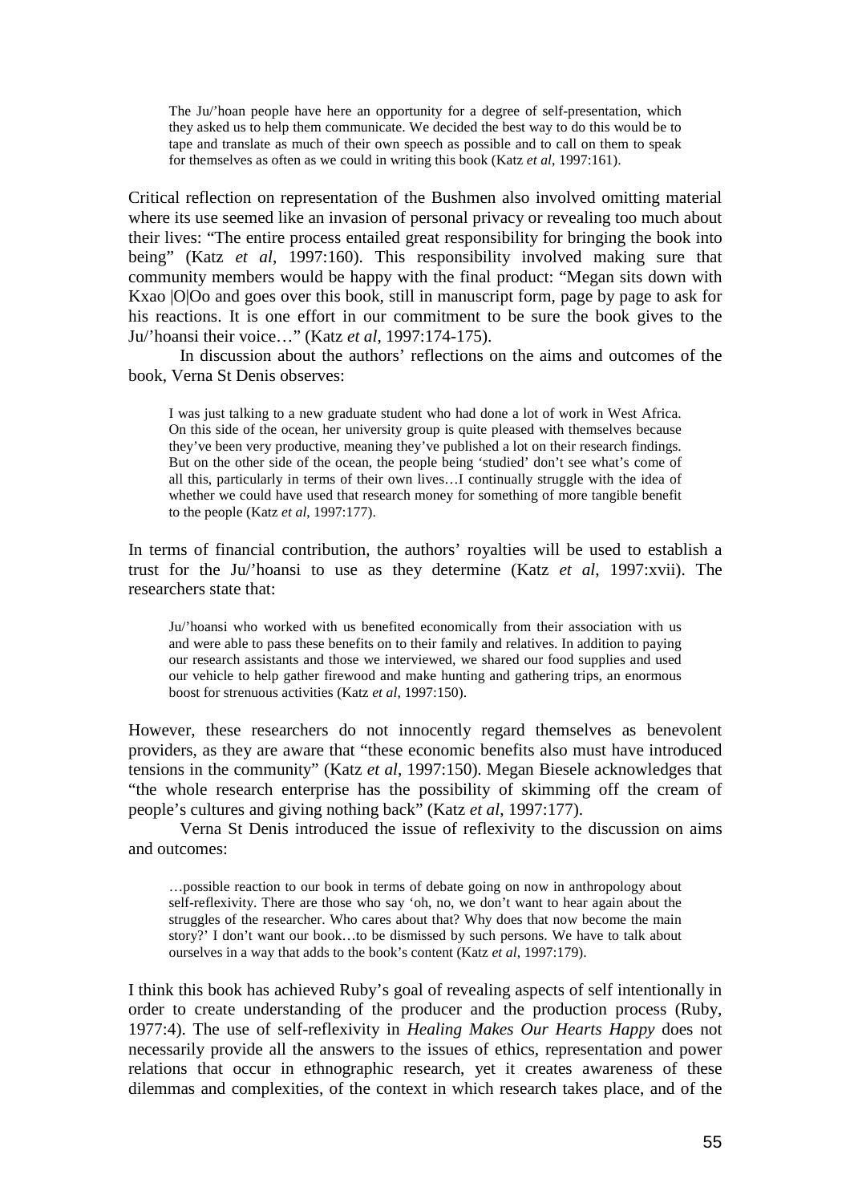> The Ju/'hoan people have here an opportunity for a degree of self-presentation, which they asked us to help them communicate. We decided the best way to do this would be to tape and translate as much of their own speech as possible and to call on them to speak for themselves as often as we could in writing this book (Katz *et al*, 1997:161).

Critical reflection on representation of the Bushmen also involved omitting material where its use seemed like an invasion of personal privacy or revealing too much about their lives: "The entire process entailed great responsibility for bringing the book into being" (Katz *et al*, 1997:160). This responsibility involved making sure that community members would be happy with the final product: "Megan sits down with Kxao |O|Oo and goes over this book, still in manuscript form, page by page to ask for his reactions. It is one effort in our commitment to be sure the book gives to the Ju/'hoansi their voice…" (Katz *et al*, 1997:174-175).

In discussion about the authors' reflections on the aims and outcomes of the book, Verna St Denis observes:

> I was just talking to a new graduate student who had done a lot of work in West Africa. On this side of the ocean, her university group is quite pleased with themselves because they've been very productive, meaning they've published a lot on their research findings. But on the other side of the ocean, the people being 'studied' don't see what's come of all this, particularly in terms of their own lives…I continually struggle with the idea of whether we could have used that research money for something of more tangible benefit to the people (Katz *et al*, 1997:177).

In terms of financial contribution, the authors' royalties will be used to establish a trust for the Ju/'hoansi to use as they determine (Katz *et al*, 1997:xvii). The researchers state that:

> Ju/'hoansi who worked with us benefited economically from their association with us and were able to pass these benefits on to their family and relatives. In addition to paying our research assistants and those we interviewed, we shared our food supplies and used our vehicle to help gather firewood and make hunting and gathering trips, an enormous boost for strenuous activities (Katz *et al*, 1997:150).

However, these researchers do not innocently regard themselves as benevolent providers, as they are aware that "these economic benefits also must have introduced tensions in the community" (Katz *et al*, 1997:150). Megan Biesele acknowledges that "the whole research enterprise has the possibility of skimming off the cream of people's cultures and giving nothing back" (Katz *et al*, 1997:177).

Verna St Denis introduced the issue of reflexivity to the discussion on aims and outcomes:

> …possible reaction to our book in terms of debate going on now in anthropology about self-reflexivity. There are those who say 'oh, no, we don't want to hear again about the struggles of the researcher. Who cares about that? Why does that now become the main story?' I don't want our book…to be dismissed by such persons. We have to talk about ourselves in a way that adds to the book's content (Katz *et al*, 1997:179).

I think this book has achieved Ruby's goal of revealing aspects of self intentionally in order to create understanding of the producer and the production process (Ruby, 1977:4). The use of self-reflexivity in *Healing Makes Our Hearts Happy* does not necessarily provide all the answers to the issues of ethics, representation and power relations that occur in ethnographic research, yet it creates awareness of these dilemmas and complexities, of the context in which research takes place, and of the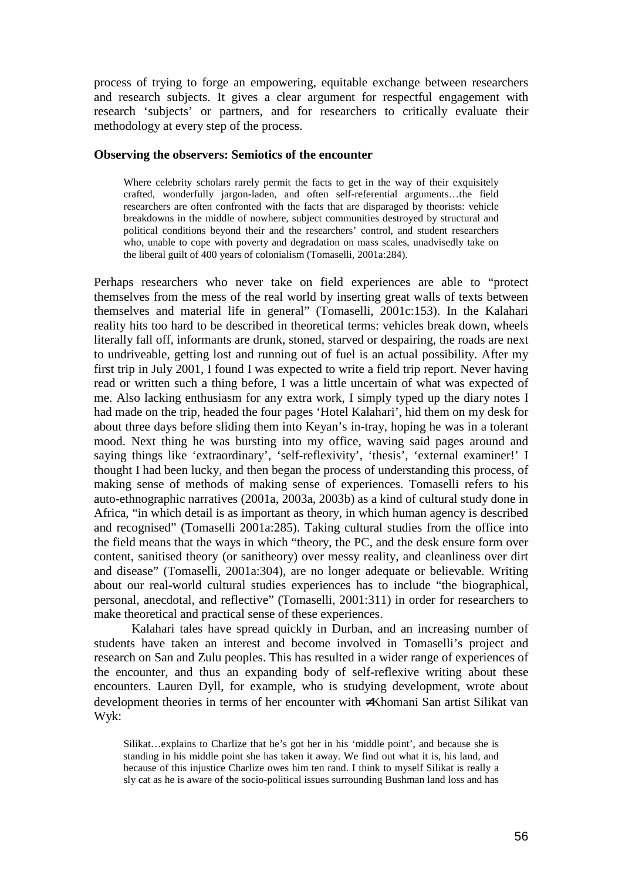process of trying to forge an empowering, equitable exchange between researchers and research subjects. It gives a clear argument for respectful engagement with research 'subjects' or partners, and for researchers to critically evaluate their methodology at every step of the process.

**Observing the observers: Semiotics of the encounter**

> Where celebrity scholars rarely permit the facts to get in the way of their exquisitely crafted, wonderfully jargon-laden, and often self-referential arguments…the field researchers are often confronted with the facts that are disparaged by theorists: vehicle breakdowns in the middle of nowhere, subject communities destroyed by structural and political conditions beyond their and the researchers' control, and student researchers who, unable to cope with poverty and degradation on mass scales, unadvisedly take on the liberal guilt of 400 years of colonialism (Tomaselli, 2001a:284).

Perhaps researchers who never take on field experiences are able to "protect themselves from the mess of the real world by inserting great walls of texts between themselves and material life in general" (Tomaselli, 2001c:153). In the Kalahari reality hits too hard to be described in theoretical terms: vehicles break down, wheels literally fall off, informants are drunk, stoned, starved or despairing, the roads are next to undriveable, getting lost and running out of fuel is an actual possibility. After my first trip in July 2001, I found I was expected to write a field trip report. Never having read or written such a thing before, I was a little uncertain of what was expected of me. Also lacking enthusiasm for any extra work, I simply typed up the diary notes I had made on the trip, headed the four pages 'Hotel Kalahari', hid them on my desk for about three days before sliding them into Keyan's in-tray, hoping he was in a tolerant mood. Next thing he was bursting into my office, waving said pages around and saying things like 'extraordinary', 'self-reflexivity', 'thesis', 'external examiner!' I thought I had been lucky, and then began the process of understanding this process, of making sense of methods of making sense of experiences. Tomaselli refers to his auto-ethnographic narratives (2001a, 2003a, 2003b) as a kind of cultural study done in Africa, "in which detail is as important as theory, in which human agency is described and recognised" (Tomaselli 2001a:285). Taking cultural studies from the office into the field means that the ways in which "theory, the PC, and the desk ensure form over content, sanitised theory (or sanitheory) over messy reality, and cleanliness over dirt and disease" (Tomaselli, 2001a:304), are no longer adequate or believable. Writing about our real-world cultural studies experiences has to include "the biographical, personal, anecdotal, and reflective" (Tomaselli, 2001:311) in order for researchers to make theoretical and practical sense of these experiences.

Kalahari tales have spread quickly in Durban, and an increasing number of students have taken an interest and become involved in Tomaselli's project and research on San and Zulu peoples. This has resulted in a wider range of experiences of the encounter, and thus an expanding body of self-reflexive writing about these encounters. Lauren Dyll, for example, who is studying development, wrote about development theories in terms of her encounter with ≠Khomani San artist Silikat van Wyk:

> Silikat…explains to Charlize that he's got her in his 'middle point', and because she is standing in his middle point she has taken it away. We find out what it is, his land, and because of this injustice Charlize owes him ten rand. I think to myself Silikat is really a sly cat as he is aware of the socio-political issues surrounding Bushman land loss and has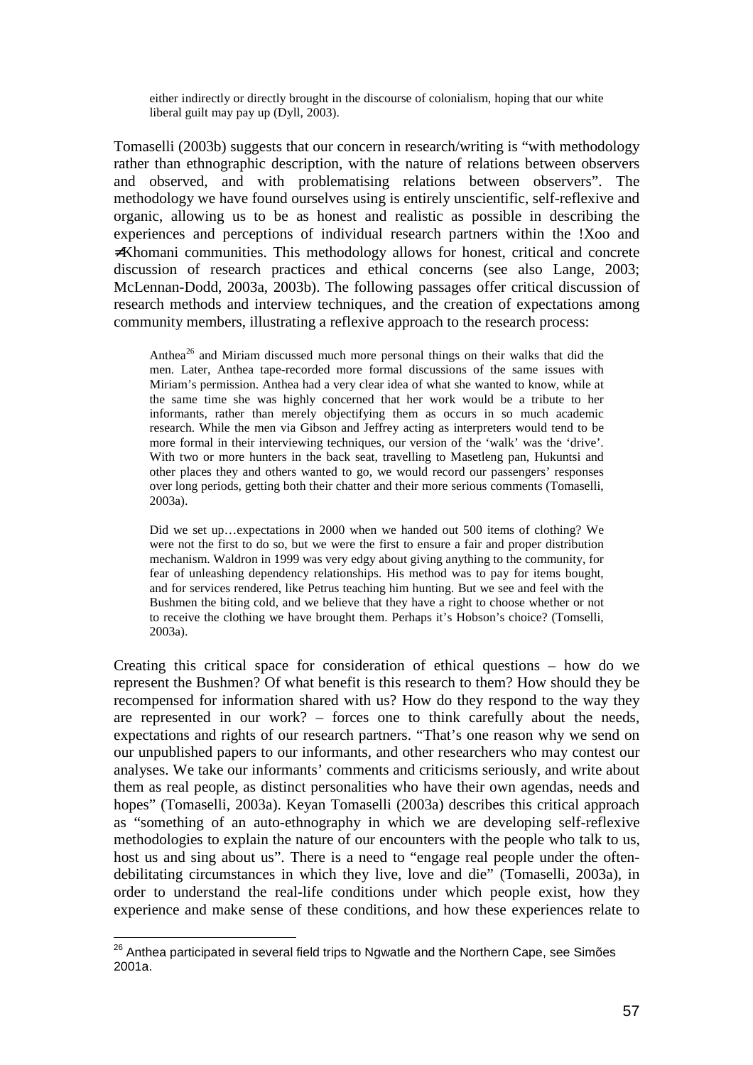either indirectly or directly brought in the discourse of colonialism, hoping that our white liberal guilt may pay up (Dyll, 2003).

Tomaselli (2003b) suggests that our concern in research/writing is "with methodology rather than ethnographic description, with the nature of relations between observers and observed, and with problematising relations between observers". The methodology we have found ourselves using is entirely unscientific, self-reflexive and organic, allowing us to be as honest and realistic as possible in describing the experiences and perceptions of individual research partners within the !Xoo and ≠Khomani communities. This methodology allows for honest, critical and concrete discussion of research practices and ethical concerns (see also Lange, 2003; McLennan-Dodd, 2003a, 2003b). The following passages offer critical discussion of research methods and interview techniques, and the creation of expectations among community members, illustrating a reflexive approach to the research process:

> Anthea[26] and Miriam discussed much more personal things on their walks that did the men. Later, Anthea tape-recorded more formal discussions of the same issues with Miriam's permission. Anthea had a very clear idea of what she wanted to know, while at the same time she was highly concerned that her work would be a tribute to her informants, rather than merely objectifying them as occurs in so much academic research. While the men via Gibson and Jeffrey acting as interpreters would tend to be more formal in their interviewing techniques, our version of the 'walk' was the 'drive'. With two or more hunters in the back seat, travelling to Masetleng pan, Hukuntsi and other places they and others wanted to go, we would record our passengers' responses over long periods, getting both their chatter and their more serious comments (Tomaselli, 2003a).

> Did we set up…expectations in 2000 when we handed out 500 items of clothing? We were not the first to do so, but we were the first to ensure a fair and proper distribution mechanism. Waldron in 1999 was very edgy about giving anything to the community, for fear of unleashing dependency relationships. His method was to pay for items bought, and for services rendered, like Petrus teaching him hunting. But we see and feel with the Bushmen the biting cold, and we believe that they have a right to choose whether or not to receive the clothing we have brought them. Perhaps it's Hobson's choice? (Tomselli, 2003a).

Creating this critical space for consideration of ethical questions – how do we represent the Bushmen? Of what benefit is this research to them? How should they be recompensed for information shared with us? How do they respond to the way they are represented in our work? – forces one to think carefully about the needs, expectations and rights of our research partners. "That's one reason why we send on our unpublished papers to our informants, and other researchers who may contest our analyses. We take our informants' comments and criticisms seriously, and write about them as real people, as distinct personalities who have their own agendas, needs and hopes" (Tomaselli, 2003a). Keyan Tomaselli (2003a) describes this critical approach as "something of an auto-ethnography in which we are developing self-reflexive methodologies to explain the nature of our encounters with the people who talk to us, host us and sing about us". There is a need to "engage real people under the often-debilitating circumstances in which they live, love and die" (Tomaselli, 2003a), in order to understand the real-life conditions under which people exist, how they experience and make sense of these conditions, and how these experiences relate to

[26] Anthea participated in several field trips to Ngwatle and the Northern Cape, see Simões 2001a.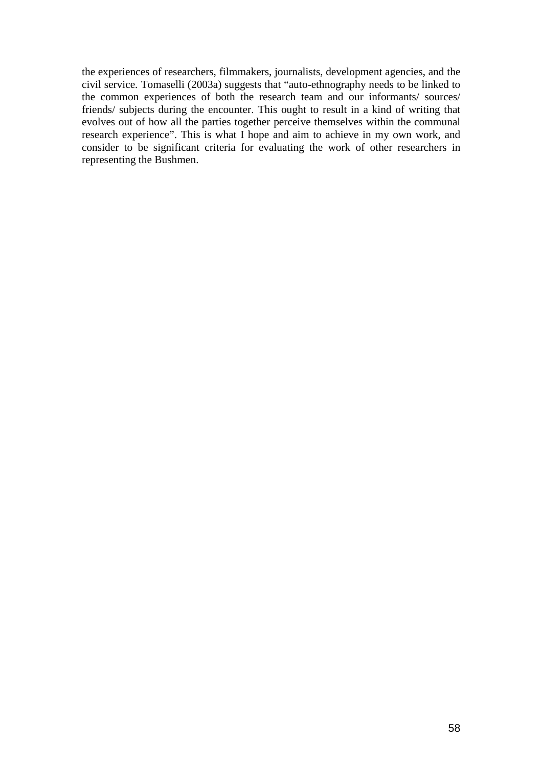the experiences of researchers, filmmakers, journalists, development agencies, and the civil service. Tomaselli (2003a) suggests that "auto-ethnography needs to be linked to the common experiences of both the research team and our informants/ sources/ friends/ subjects during the encounter. This ought to result in a kind of writing that evolves out of how all the parties together perceive themselves within the communal research experience". This is what I hope and aim to achieve in my own work, and consider to be significant criteria for evaluating the work of other researchers in representing the Bushmen.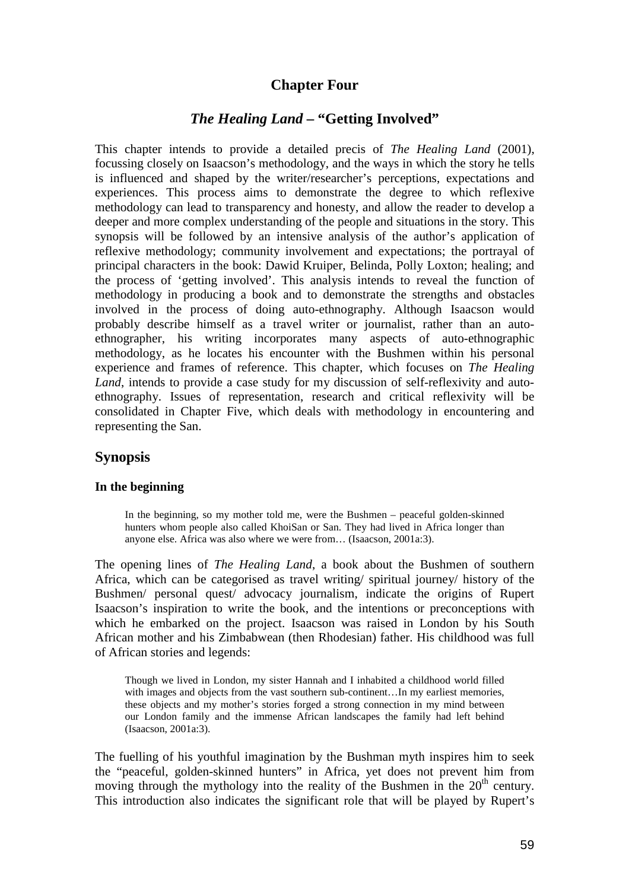# Chapter Four

## *The Healing Land* – "Getting Involved"

This chapter intends to provide a detailed precis of *The Healing Land* (2001), focussing closely on Isaacson's methodology, and the ways in which the story he tells is influenced and shaped by the writer/researcher's perceptions, expectations and experiences. This process aims to demonstrate the degree to which reflexive methodology can lead to transparency and honesty, and allow the reader to develop a deeper and more complex understanding of the people and situations in the story. This synopsis will be followed by an intensive analysis of the author's application of reflexive methodology; community involvement and expectations; the portrayal of principal characters in the book: Dawid Kruiper, Belinda, Polly Loxton; healing; and the process of 'getting involved'. This analysis intends to reveal the function of methodology in producing a book and to demonstrate the strengths and obstacles involved in the process of doing auto-ethnography. Although Isaacson would probably describe himself as a travel writer or journalist, rather than an auto-ethnographer, his writing incorporates many aspects of auto-ethnographic methodology, as he locates his encounter with the Bushmen within his personal experience and frames of reference. This chapter, which focuses on *The Healing Land*, intends to provide a case study for my discussion of self-reflexivity and auto-ethnography. Issues of representation, research and critical reflexivity will be consolidated in Chapter Five, which deals with methodology in encountering and representing the San.

## Synopsis

### In the beginning

> In the beginning, so my mother told me, were the Bushmen – peaceful golden-skinned hunters whom people also called KhoiSan or San. They had lived in Africa longer than anyone else. Africa was also where we were from… (Isaacson, 2001a:3).

The opening lines of *The Healing Land*, a book about the Bushmen of southern Africa, which can be categorised as travel writing/ spiritual journey/ history of the Bushmen/ personal quest/ advocacy journalism, indicate the origins of Rupert Isaacson's inspiration to write the book, and the intentions or preconceptions with which he embarked on the project. Isaacson was raised in London by his South African mother and his Zimbabwean (then Rhodesian) father. His childhood was full of African stories and legends:

> Though we lived in London, my sister Hannah and I inhabited a childhood world filled with images and objects from the vast southern sub-continent…In my earliest memories, these objects and my mother's stories forged a strong connection in my mind between our London family and the immense African landscapes the family had left behind (Isaacson, 2001a:3).

The fuelling of his youthful imagination by the Bushman myth inspires him to seek the "peaceful, golden-skinned hunters" in Africa, yet does not prevent him from moving through the mythology into the reality of the Bushmen in the 20$^{th}$ century. This introduction also indicates the significant role that will be played by Rupert's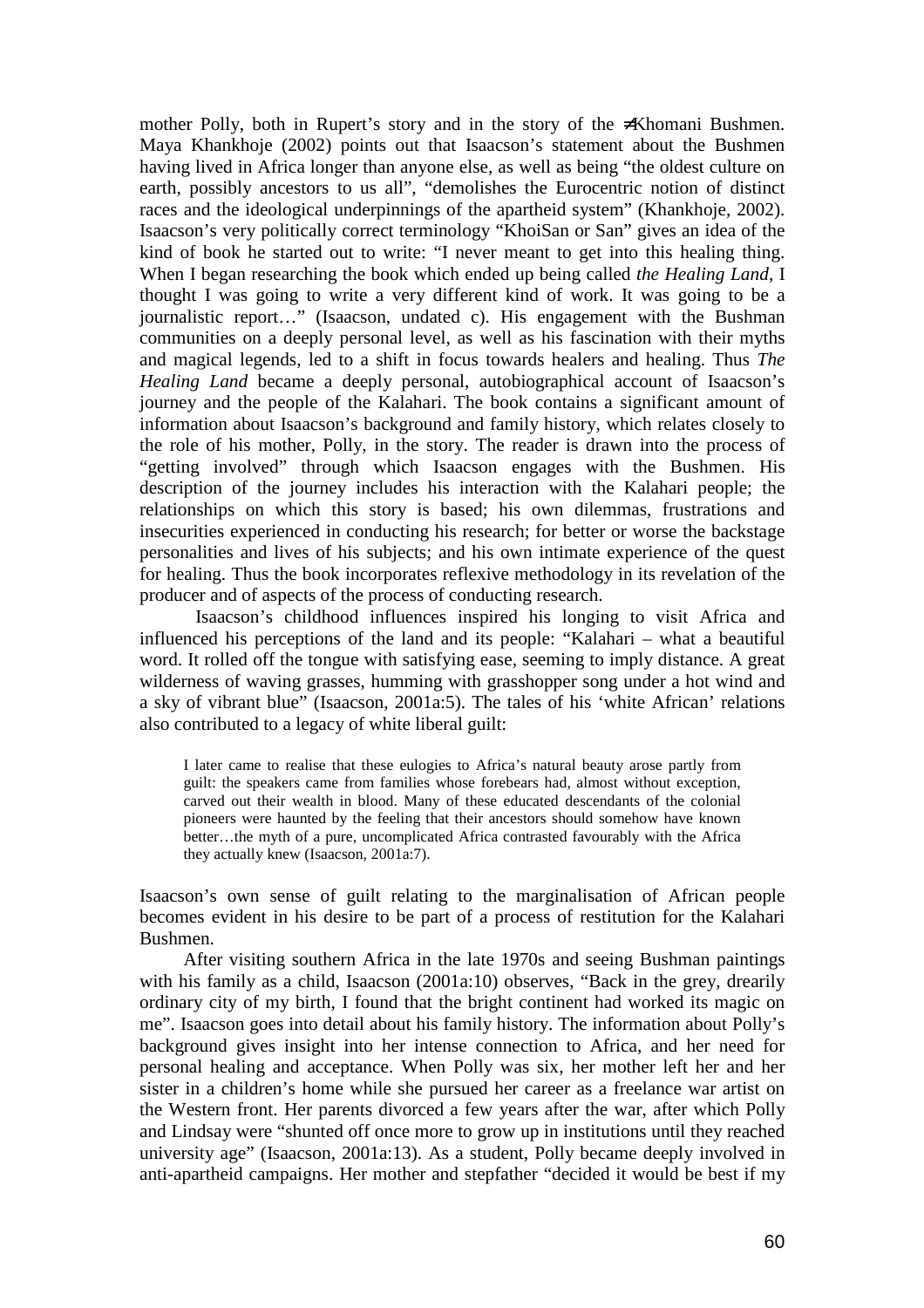mother Polly, both in Rupert's story and in the story of the ≠Khomani Bushmen. Maya Khankhoje (2002) points out that Isaacson's statement about the Bushmen having lived in Africa longer than anyone else, as well as being "the oldest culture on earth, possibly ancestors to us all", "demolishes the Eurocentric notion of distinct races and the ideological underpinnings of the apartheid system" (Khankhoje, 2002). Isaacson's very politically correct terminology "KhoiSan or San" gives an idea of the kind of book he started out to write: "I never meant to get into this healing thing. When I began researching the book which ended up being called *the Healing Land*, I thought I was going to write a very different kind of work. It was going to be a journalistic report…" (Isaacson, undated c). His engagement with the Bushman communities on a deeply personal level, as well as his fascination with their myths and magical legends, led to a shift in focus towards healers and healing. Thus *The Healing Land* became a deeply personal, autobiographical account of Isaacson's journey and the people of the Kalahari. The book contains a significant amount of information about Isaacson's background and family history, which relates closely to the role of his mother, Polly, in the story. The reader is drawn into the process of "getting involved" through which Isaacson engages with the Bushmen. His description of the journey includes his interaction with the Kalahari people; the relationships on which this story is based; his own dilemmas, frustrations and insecurities experienced in conducting his research; for better or worse the backstage personalities and lives of his subjects; and his own intimate experience of the quest for healing. Thus the book incorporates reflexive methodology in its revelation of the producer and of aspects of the process of conducting research.

Isaacson's childhood influences inspired his longing to visit Africa and influenced his perceptions of the land and its people: "Kalahari – what a beautiful word. It rolled off the tongue with satisfying ease, seeming to imply distance. A great wilderness of waving grasses, humming with grasshopper song under a hot wind and a sky of vibrant blue" (Isaacson, 2001a:5). The tales of his 'white African' relations also contributed to a legacy of white liberal guilt:

> I later came to realise that these eulogies to Africa's natural beauty arose partly from guilt: the speakers came from families whose forebears had, almost without exception, carved out their wealth in blood. Many of these educated descendants of the colonial pioneers were haunted by the feeling that their ancestors should somehow have known better…the myth of a pure, uncomplicated Africa contrasted favourably with the Africa they actually knew (Isaacson, 2001a:7).

Isaacson's own sense of guilt relating to the marginalisation of African people becomes evident in his desire to be part of a process of restitution for the Kalahari Bushmen.

After visiting southern Africa in the late 1970s and seeing Bushman paintings with his family as a child, Isaacson (2001a:10) observes, "Back in the grey, drearily ordinary city of my birth, I found that the bright continent had worked its magic on me". Isaacson goes into detail about his family history. The information about Polly's background gives insight into her intense connection to Africa, and her need for personal healing and acceptance. When Polly was six, her mother left her and her sister in a children's home while she pursued her career as a freelance war artist on the Western front. Her parents divorced a few years after the war, after which Polly and Lindsay were "shunted off once more to grow up in institutions until they reached university age" (Isaacson, 2001a:13). As a student, Polly became deeply involved in anti-apartheid campaigns. Her mother and stepfather "decided it would be best if my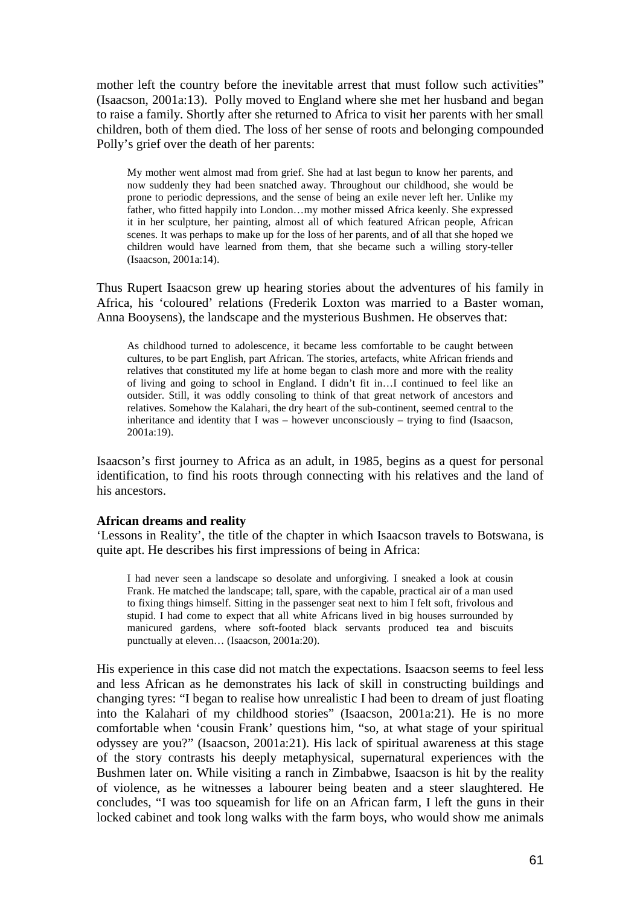mother left the country before the inevitable arrest that must follow such activities" (Isaacson, 2001a:13). Polly moved to England where she met her husband and began to raise a family. Shortly after she returned to Africa to visit her parents with her small children, both of them died. The loss of her sense of roots and belonging compounded Polly's grief over the death of her parents:

> My mother went almost mad from grief. She had at last begun to know her parents, and now suddenly they had been snatched away. Throughout our childhood, she would be prone to periodic depressions, and the sense of being an exile never left her. Unlike my father, who fitted happily into London…my mother missed Africa keenly. She expressed it in her sculpture, her painting, almost all of which featured African people, African scenes. It was perhaps to make up for the loss of her parents, and of all that she hoped we children would have learned from them, that she became such a willing story-teller (Isaacson, 2001a:14).

Thus Rupert Isaacson grew up hearing stories about the adventures of his family in Africa, his 'coloured' relations (Frederik Loxton was married to a Baster woman, Anna Booysens), the landscape and the mysterious Bushmen. He observes that:

> As childhood turned to adolescence, it became less comfortable to be caught between cultures, to be part English, part African. The stories, artefacts, white African friends and relatives that constituted my life at home began to clash more and more with the reality of living and going to school in England. I didn't fit in…I continued to feel like an outsider. Still, it was oddly consoling to think of that great network of ancestors and relatives. Somehow the Kalahari, the dry heart of the sub-continent, seemed central to the inheritance and identity that I was – however unconsciously – trying to find (Isaacson, 2001a:19).

Isaacson's first journey to Africa as an adult, in 1985, begins as a quest for personal identification, to find his roots through connecting with his relatives and the land of his ancestors.

**African dreams and reality**

'Lessons in Reality', the title of the chapter in which Isaacson travels to Botswana, is quite apt. He describes his first impressions of being in Africa:

> I had never seen a landscape so desolate and unforgiving. I sneaked a look at cousin Frank. He matched the landscape; tall, spare, with the capable, practical air of a man used to fixing things himself. Sitting in the passenger seat next to him I felt soft, frivolous and stupid. I had come to expect that all white Africans lived in big houses surrounded by manicured gardens, where soft-footed black servants produced tea and biscuits punctually at eleven… (Isaacson, 2001a:20).

His experience in this case did not match the expectations. Isaacson seems to feel less and less African as he demonstrates his lack of skill in constructing buildings and changing tyres: "I began to realise how unrealistic I had been to dream of just floating into the Kalahari of my childhood stories" (Isaacson, 2001a:21). He is no more comfortable when 'cousin Frank' questions him, "so, at what stage of your spiritual odyssey are you?" (Isaacson, 2001a:21). His lack of spiritual awareness at this stage of the story contrasts his deeply metaphysical, supernatural experiences with the Bushmen later on. While visiting a ranch in Zimbabwe, Isaacson is hit by the reality of violence, as he witnesses a labourer being beaten and a steer slaughtered. He concludes, "I was too squeamish for life on an African farm, I left the guns in their locked cabinet and took long walks with the farm boys, who would show me animals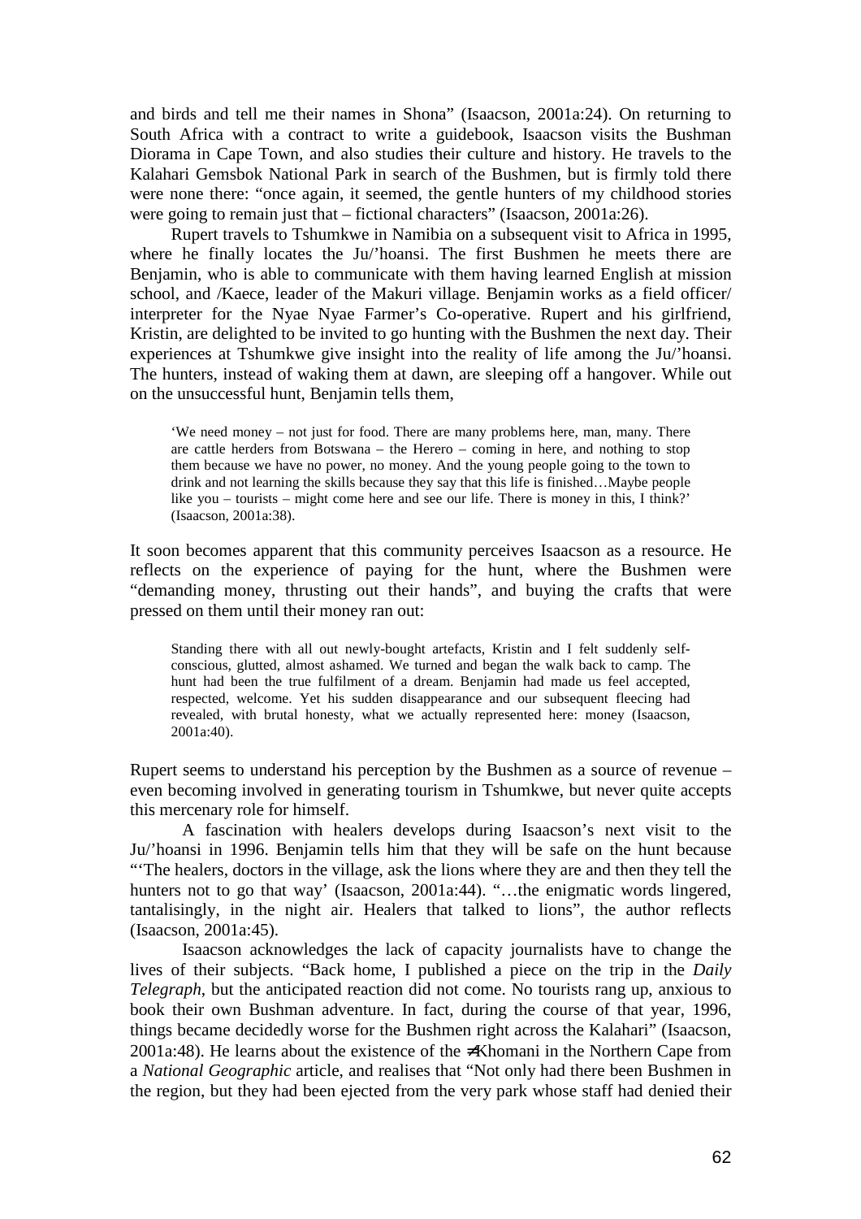and birds and tell me their names in Shona" (Isaacson, 2001a:24). On returning to South Africa with a contract to write a guidebook, Isaacson visits the Bushman Diorama in Cape Town, and also studies their culture and history. He travels to the Kalahari Gemsbok National Park in search of the Bushmen, but is firmly told there were none there: "once again, it seemed, the gentle hunters of my childhood stories were going to remain just that – fictional characters" (Isaacson, 2001a:26).

Rupert travels to Tshumkwe in Namibia on a subsequent visit to Africa in 1995, where he finally locates the Ju/'hoansi. The first Bushmen he meets there are Benjamin, who is able to communicate with them having learned English at mission school, and /Kaece, leader of the Makuri village. Benjamin works as a field officer/ interpreter for the Nyae Nyae Farmer's Co-operative. Rupert and his girlfriend, Kristin, are delighted to be invited to go hunting with the Bushmen the next day. Their experiences at Tshumkwe give insight into the reality of life among the Ju/'hoansi. The hunters, instead of waking them at dawn, are sleeping off a hangover. While out on the unsuccessful hunt, Benjamin tells them,

> 'We need money – not just for food. There are many problems here, man, many. There are cattle herders from Botswana – the Herero – coming in here, and nothing to stop them because we have no power, no money. And the young people going to the town to drink and not learning the skills because they say that this life is finished…Maybe people like you – tourists – might come here and see our life. There is money in this, I think?' (Isaacson, 2001a:38).

It soon becomes apparent that this community perceives Isaacson as a resource. He reflects on the experience of paying for the hunt, where the Bushmen were "demanding money, thrusting out their hands", and buying the crafts that were pressed on them until their money ran out:

> Standing there with all out newly-bought artefacts, Kristin and I felt suddenly self-conscious, glutted, almost ashamed. We turned and began the walk back to camp. The hunt had been the true fulfilment of a dream. Benjamin had made us feel accepted, respected, welcome. Yet his sudden disappearance and our subsequent fleecing had revealed, with brutal honesty, what we actually represented here: money (Isaacson, 2001a:40).

Rupert seems to understand his perception by the Bushmen as a source of revenue – even becoming involved in generating tourism in Tshumkwe, but never quite accepts this mercenary role for himself.

A fascination with healers develops during Isaacson's next visit to the Ju/'hoansi in 1996. Benjamin tells him that they will be safe on the hunt because "'The healers, doctors in the village, ask the lions where they are and then they tell the hunters not to go that way' (Isaacson, 2001a:44). "…the enigmatic words lingered, tantalisingly, in the night air. Healers that talked to lions", the author reflects (Isaacson, 2001a:45).

Isaacson acknowledges the lack of capacity journalists have to change the lives of their subjects. "Back home, I published a piece on the trip in the *Daily Telegraph*, but the anticipated reaction did not come. No tourists rang up, anxious to book their own Bushman adventure. In fact, during the course of that year, 1996, things became decidedly worse for the Bushmen right across the Kalahari" (Isaacson, 2001a:48). He learns about the existence of the ≠Khomani in the Northern Cape from a *National Geographic* article, and realises that "Not only had there been Bushmen in the region, but they had been ejected from the very park whose staff had denied their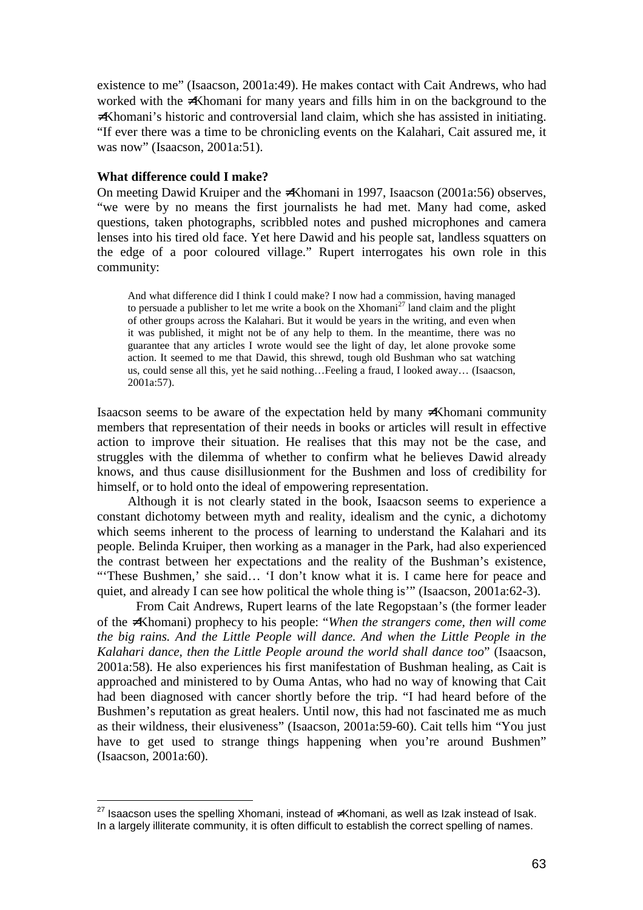existence to me" (Isaacson, 2001a:49). He makes contact with Cait Andrews, who had worked with the ≠Khomani for many years and fills him in on the background to the ≠Khomani's historic and controversial land claim, which she has assisted in initiating. "If ever there was a time to be chronicling events on the Kalahari, Cait assured me, it was now" (Isaacson, 2001a:51).

**What difference could I make?**

On meeting Dawid Kruiper and the ≠Khomani in 1997, Isaacson (2001a:56) observes, "we were by no means the first journalists he had met. Many had come, asked questions, taken photographs, scribbled notes and pushed microphones and camera lenses into his tired old face. Yet here Dawid and his people sat, landless squatters on the edge of a poor coloured village." Rupert interrogates his own role in this community:

> And what difference did I think I could make? I now had a commission, having managed to persuade a publisher to let me write a book on the Xhomani[27] land claim and the plight of other groups across the Kalahari. But it would be years in the writing, and even when it was published, it might not be of any help to them. In the meantime, there was no guarantee that any articles I wrote would see the light of day, let alone provoke some action. It seemed to me that Dawid, this shrewd, tough old Bushman who sat watching us, could sense all this, yet he said nothing…Feeling a fraud, I looked away… (Isaacson, 2001a:57).

Isaacson seems to be aware of the expectation held by many ≠Khomani community members that representation of their needs in books or articles will result in effective action to improve their situation. He realises that this may not be the case, and struggles with the dilemma of whether to confirm what he believes Dawid already knows, and thus cause disillusionment for the Bushmen and loss of credibility for himself, or to hold onto the ideal of empowering representation.

Although it is not clearly stated in the book, Isaacson seems to experience a constant dichotomy between myth and reality, idealism and the cynic, a dichotomy which seems inherent to the process of learning to understand the Kalahari and its people. Belinda Kruiper, then working as a manager in the Park, had also experienced the contrast between her expectations and the reality of the Bushman's existence, "'These Bushmen,' she said… 'I don't know what it is. I came here for peace and quiet, and already I can see how political the whole thing is'" (Isaacson, 2001a:62-3).

From Cait Andrews, Rupert learns of the late Regopstaan's (the former leader of the ≠Khomani) prophecy to his people: "*When the strangers come, then will come the big rains. And the Little People will dance. And when the Little People in the Kalahari dance, then the Little People around the world shall dance too*" (Isaacson, 2001a:58). He also experiences his first manifestation of Bushman healing, as Cait is approached and ministered to by Ouma Antas, who had no way of knowing that Cait had been diagnosed with cancer shortly before the trip. "I had heard before of the Bushmen's reputation as great healers. Until now, this had not fascinated me as much as their wildness, their elusiveness" (Isaacson, 2001a:59-60). Cait tells him "You just have to get used to strange things happening when you're around Bushmen" (Isaacson, 2001a:60).

---

[27] Isaacson uses the spelling Xhomani, instead of ≠Khomani, as well as Izak instead of Isak. In a largely illiterate community, it is often difficult to establish the correct spelling of names.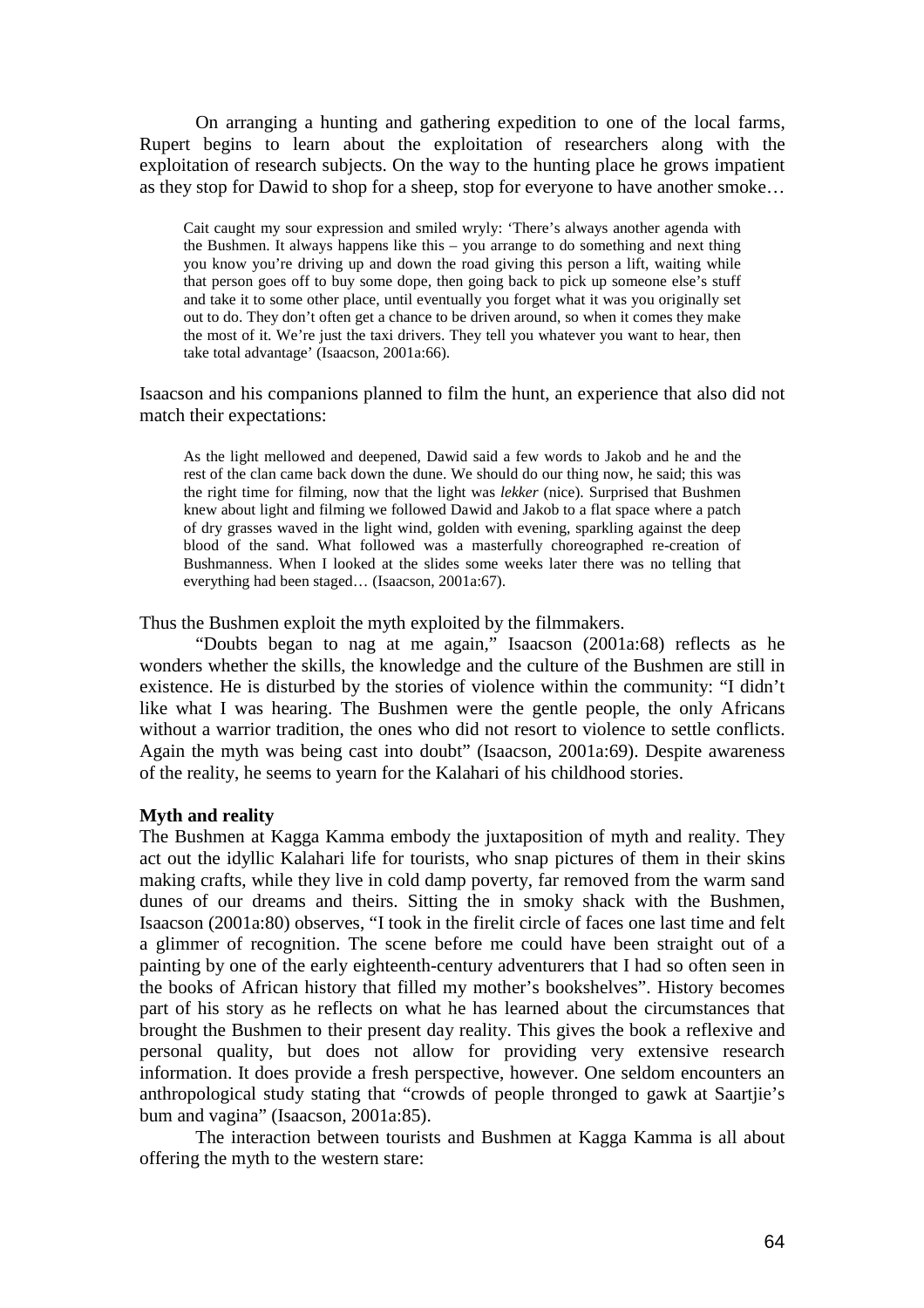On arranging a hunting and gathering expedition to one of the local farms, Rupert begins to learn about the exploitation of researchers along with the exploitation of research subjects. On the way to the hunting place he grows impatient as they stop for Dawid to shop for a sheep, stop for everyone to have another smoke…

> Cait caught my sour expression and smiled wryly: 'There's always another agenda with the Bushmen. It always happens like this – you arrange to do something and next thing you know you're driving up and down the road giving this person a lift, waiting while that person goes off to buy some dope, then going back to pick up someone else's stuff and take it to some other place, until eventually you forget what it was you originally set out to do. They don't often get a chance to be driven around, so when it comes they make the most of it. We're just the taxi drivers. They tell you whatever you want to hear, then take total advantage' (Isaacson, 2001a:66).

Isaacson and his companions planned to film the hunt, an experience that also did not match their expectations:

> As the light mellowed and deepened, Dawid said a few words to Jakob and he and the rest of the clan came back down the dune. We should do our thing now, he said; this was the right time for filming, now that the light was *lekker* (nice). Surprised that Bushmen knew about light and filming we followed Dawid and Jakob to a flat space where a patch of dry grasses waved in the light wind, golden with evening, sparkling against the deep blood of the sand. What followed was a masterfully choreographed re-creation of Bushmanness. When I looked at the slides some weeks later there was no telling that everything had been staged… (Isaacson, 2001a:67).

Thus the Bushmen exploit the myth exploited by the filmmakers.

"Doubts began to nag at me again," Isaacson (2001a:68) reflects as he wonders whether the skills, the knowledge and the culture of the Bushmen are still in existence. He is disturbed by the stories of violence within the community: "I didn't like what I was hearing. The Bushmen were the gentle people, the only Africans without a warrior tradition, the ones who did not resort to violence to settle conflicts. Again the myth was being cast into doubt" (Isaacson, 2001a:69). Despite awareness of the reality, he seems to yearn for the Kalahari of his childhood stories.

**Myth and reality**

The Bushmen at Kagga Kamma embody the juxtaposition of myth and reality. They act out the idyllic Kalahari life for tourists, who snap pictures of them in their skins making crafts, while they live in cold damp poverty, far removed from the warm sand dunes of our dreams and theirs. Sitting the in smoky shack with the Bushmen, Isaacson (2001a:80) observes, "I took in the firelit circle of faces one last time and felt a glimmer of recognition. The scene before me could have been straight out of a painting by one of the early eighteenth-century adventurers that I had so often seen in the books of African history that filled my mother's bookshelves". History becomes part of his story as he reflects on what he has learned about the circumstances that brought the Bushmen to their present day reality. This gives the book a reflexive and personal quality, but does not allow for providing very extensive research information. It does provide a fresh perspective, however. One seldom encounters an anthropological study stating that "crowds of people thronged to gawk at Saartjie's bum and vagina" (Isaacson, 2001a:85).

The interaction between tourists and Bushmen at Kagga Kamma is all about offering the myth to the western stare: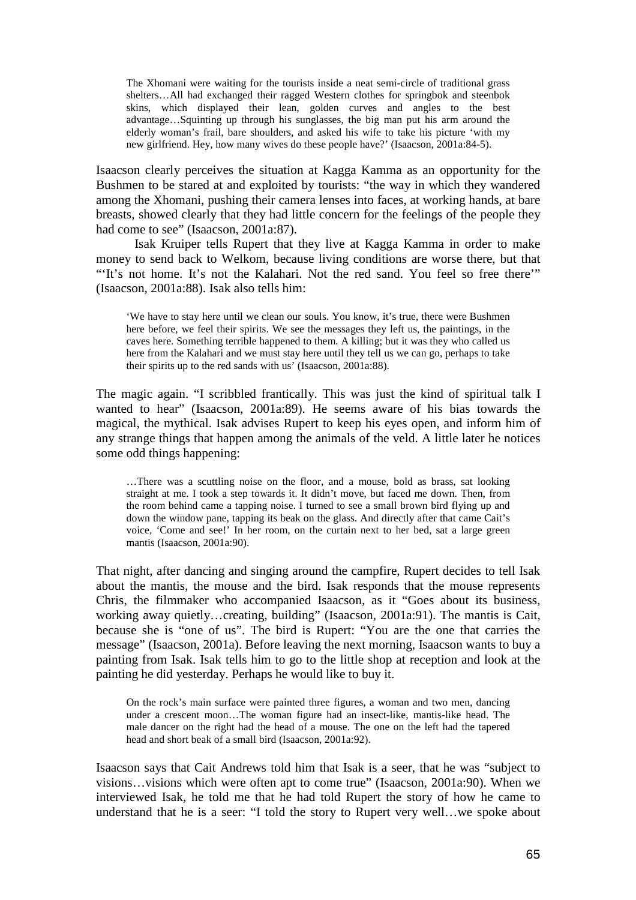> The Xhomani were waiting for the tourists inside a neat semi-circle of traditional grass shelters…All had exchanged their ragged Western clothes for springbok and steenbok skins, which displayed their lean, golden curves and angles to the best advantage…Squinting up through his sunglasses, the big man put his arm around the elderly woman's frail, bare shoulders, and asked his wife to take his picture 'with my new girlfriend. Hey, how many wives do these people have?' (Isaacson, 2001a:84-5).

Isaacson clearly perceives the situation at Kagga Kamma as an opportunity for the Bushmen to be stared at and exploited by tourists: "the way in which they wandered among the Xhomani, pushing their camera lenses into faces, at working hands, at bare breasts, showed clearly that they had little concern for the feelings of the people they had come to see" (Isaacson, 2001a:87).

Isak Kruiper tells Rupert that they live at Kagga Kamma in order to make money to send back to Welkom, because living conditions are worse there, but that "'It's not home. It's not the Kalahari. Not the red sand. You feel so free there'" (Isaacson, 2001a:88). Isak also tells him:

> 'We have to stay here until we clean our souls. You know, it's true, there were Bushmen here before, we feel their spirits. We see the messages they left us, the paintings, in the caves here. Something terrible happened to them. A killing; but it was they who called us here from the Kalahari and we must stay here until they tell us we can go, perhaps to take their spirits up to the red sands with us' (Isaacson, 2001a:88).

The magic again. "I scribbled frantically. This was just the kind of spiritual talk I wanted to hear" (Isaacson, 2001a:89). He seems aware of his bias towards the magical, the mythical. Isak advises Rupert to keep his eyes open, and inform him of any strange things that happen among the animals of the veld. A little later he notices some odd things happening:

> …There was a scuttling noise on the floor, and a mouse, bold as brass, sat looking straight at me. I took a step towards it. It didn't move, but faced me down. Then, from the room behind came a tapping noise. I turned to see a small brown bird flying up and down the window pane, tapping its beak on the glass. And directly after that came Cait's voice, 'Come and see!' In her room, on the curtain next to her bed, sat a large green mantis (Isaacson, 2001a:90).

That night, after dancing and singing around the campfire, Rupert decides to tell Isak about the mantis, the mouse and the bird. Isak responds that the mouse represents Chris, the filmmaker who accompanied Isaacson, as it "Goes about its business, working away quietly…creating, building" (Isaacson, 2001a:91). The mantis is Cait, because she is "one of us". The bird is Rupert: "You are the one that carries the message" (Isaacson, 2001a). Before leaving the next morning, Isaacson wants to buy a painting from Isak. Isak tells him to go to the little shop at reception and look at the painting he did yesterday. Perhaps he would like to buy it.

> On the rock's main surface were painted three figures, a woman and two men, dancing under a crescent moon…The woman figure had an insect-like, mantis-like head. The male dancer on the right had the head of a mouse. The one on the left had the tapered head and short beak of a small bird (Isaacson, 2001a:92).

Isaacson says that Cait Andrews told him that Isak is a seer, that he was "subject to visions…visions which were often apt to come true" (Isaacson, 2001a:90). When we interviewed Isak, he told me that he had told Rupert the story of how he came to understand that he is a seer: "I told the story to Rupert very well…we spoke about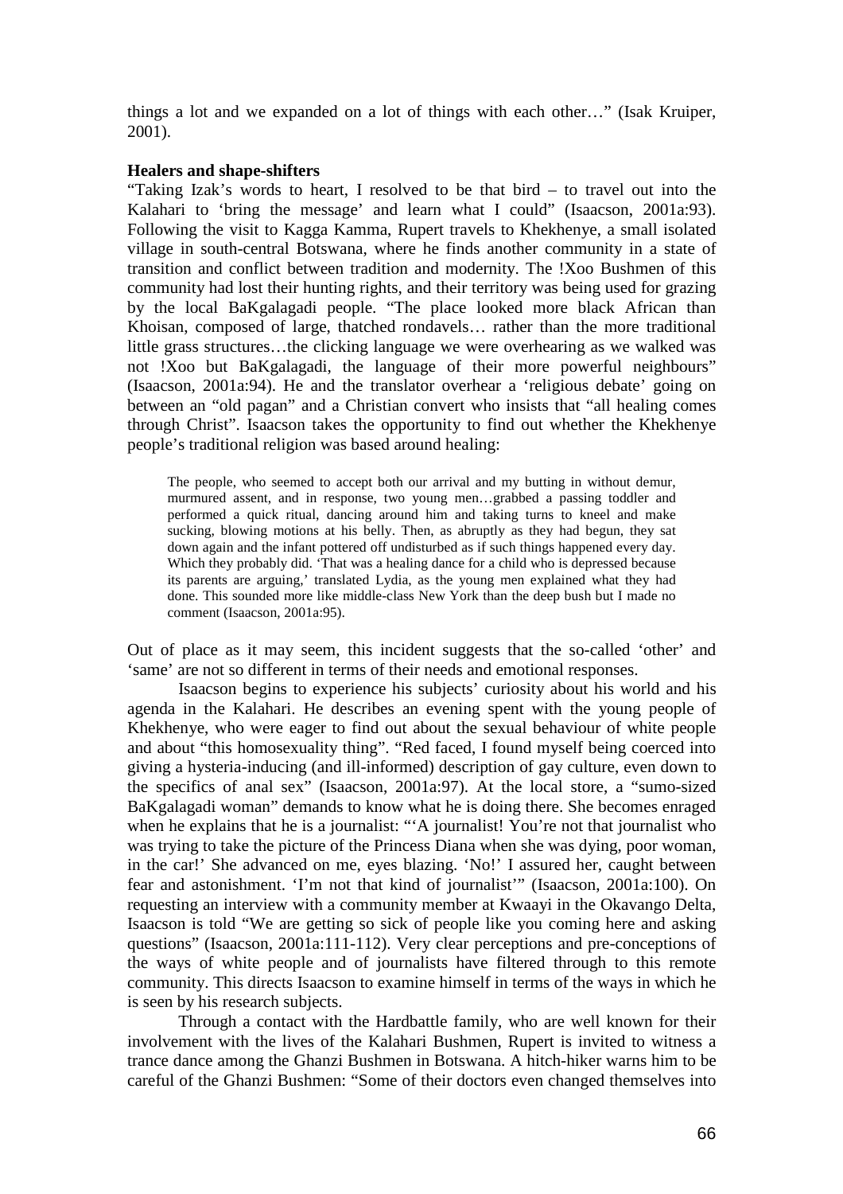things a lot and we expanded on a lot of things with each other…" (Isak Kruiper, 2001).

**Healers and shape-shifters**

"Taking Izak's words to heart, I resolved to be that bird – to travel out into the Kalahari to 'bring the message' and learn what I could" (Isaacson, 2001a:93). Following the visit to Kagga Kamma, Rupert travels to Khekhenye, a small isolated village in south-central Botswana, where he finds another community in a state of transition and conflict between tradition and modernity. The !Xoo Bushmen of this community had lost their hunting rights, and their territory was being used for grazing by the local BaKgalagadi people. "The place looked more black African than Khoisan, composed of large, thatched rondavels… rather than the more traditional little grass structures…the clicking language we were overhearing as we walked was not !Xoo but BaKgalagadi, the language of their more powerful neighbours" (Isaacson, 2001a:94). He and the translator overhear a 'religious debate' going on between an "old pagan" and a Christian convert who insists that "all healing comes through Christ". Isaacson takes the opportunity to find out whether the Khekhenye people's traditional religion was based around healing:

> The people, who seemed to accept both our arrival and my butting in without demur, murmured assent, and in response, two young men…grabbed a passing toddler and performed a quick ritual, dancing around him and taking turns to kneel and make sucking, blowing motions at his belly. Then, as abruptly as they had begun, they sat down again and the infant pottered off undisturbed as if such things happened every day. Which they probably did. 'That was a healing dance for a child who is depressed because its parents are arguing,' translated Lydia, as the young men explained what they had done. This sounded more like middle-class New York than the deep bush but I made no comment (Isaacson, 2001a:95).

Out of place as it may seem, this incident suggests that the so-called 'other' and 'same' are not so different in terms of their needs and emotional responses.

Isaacson begins to experience his subjects' curiosity about his world and his agenda in the Kalahari. He describes an evening spent with the young people of Khekhenye, who were eager to find out about the sexual behaviour of white people and about "this homosexuality thing". "Red faced, I found myself being coerced into giving a hysteria-inducing (and ill-informed) description of gay culture, even down to the specifics of anal sex" (Isaacson, 2001a:97). At the local store, a "sumo-sized BaKgalagadi woman" demands to know what he is doing there. She becomes enraged when he explains that he is a journalist: "'A journalist! You're not that journalist who was trying to take the picture of the Princess Diana when she was dying, poor woman, in the car!' She advanced on me, eyes blazing. 'No!' I assured her, caught between fear and astonishment. 'I'm not that kind of journalist'" (Isaacson, 2001a:100). On requesting an interview with a community member at Kwaayi in the Okavango Delta, Isaacson is told "We are getting so sick of people like you coming here and asking questions" (Isaacson, 2001a:111-112). Very clear perceptions and pre-conceptions of the ways of white people and of journalists have filtered through to this remote community. This directs Isaacson to examine himself in terms of the ways in which he is seen by his research subjects.

Through a contact with the Hardbattle family, who are well known for their involvement with the lives of the Kalahari Bushmen, Rupert is invited to witness a trance dance among the Ghanzi Bushmen in Botswana. A hitch-hiker warns him to be careful of the Ghanzi Bushmen: "Some of their doctors even changed themselves into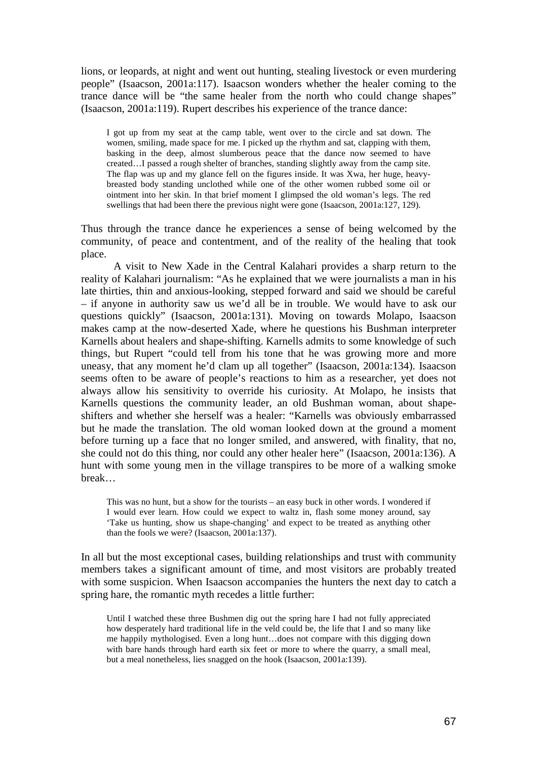lions, or leopards, at night and went out hunting, stealing livestock or even murdering people" (Isaacson, 2001a:117). Isaacson wonders whether the healer coming to the trance dance will be "the same healer from the north who could change shapes" (Isaacson, 2001a:119). Rupert describes his experience of the trance dance:

> I got up from my seat at the camp table, went over to the circle and sat down. The women, smiling, made space for me. I picked up the rhythm and sat, clapping with them, basking in the deep, almost slumberous peace that the dance now seemed to have created…I passed a rough shelter of branches, standing slightly away from the camp site. The flap was up and my glance fell on the figures inside. It was Xwa, her huge, heavy-breasted body standing unclothed while one of the other women rubbed some oil or ointment into her skin. In that brief moment I glimpsed the old woman's legs. The red swellings that had been there the previous night were gone (Isaacson, 2001a:127, 129).

Thus through the trance dance he experiences a sense of being welcomed by the community, of peace and contentment, and of the reality of the healing that took place.

A visit to New Xade in the Central Kalahari provides a sharp return to the reality of Kalahari journalism: "As he explained that we were journalists a man in his late thirties, thin and anxious-looking, stepped forward and said we should be careful – if anyone in authority saw us we'd all be in trouble. We would have to ask our questions quickly" (Isaacson, 2001a:131). Moving on towards Molapo, Isaacson makes camp at the now-deserted Xade, where he questions his Bushman interpreter Karnells about healers and shape-shifting. Karnells admits to some knowledge of such things, but Rupert "could tell from his tone that he was growing more and more uneasy, that any moment he'd clam up all together" (Isaacson, 2001a:134). Isaacson seems often to be aware of people's reactions to him as a researcher, yet does not always allow his sensitivity to override his curiosity. At Molapo, he insists that Karnells questions the community leader, an old Bushman woman, about shape-shifters and whether she herself was a healer: "Karnells was obviously embarrassed but he made the translation. The old woman looked down at the ground a moment before turning up a face that no longer smiled, and answered, with finality, that no, she could not do this thing, nor could any other healer here" (Isaacson, 2001a:136). A hunt with some young men in the village transpires to be more of a walking smoke break…

> This was no hunt, but a show for the tourists – an easy buck in other words. I wondered if I would ever learn. How could we expect to waltz in, flash some money around, say 'Take us hunting, show us shape-changing' and expect to be treated as anything other than the fools we were? (Isaacson, 2001a:137).

In all but the most exceptional cases, building relationships and trust with community members takes a significant amount of time, and most visitors are probably treated with some suspicion. When Isaacson accompanies the hunters the next day to catch a spring hare, the romantic myth recedes a little further:

> Until I watched these three Bushmen dig out the spring hare I had not fully appreciated how desperately hard traditional life in the veld could be, the life that I and so many like me happily mythologised. Even a long hunt…does not compare with this digging down with bare hands through hard earth six feet or more to where the quarry, a small meal, but a meal nonetheless, lies snagged on the hook (Isaacson, 2001a:139).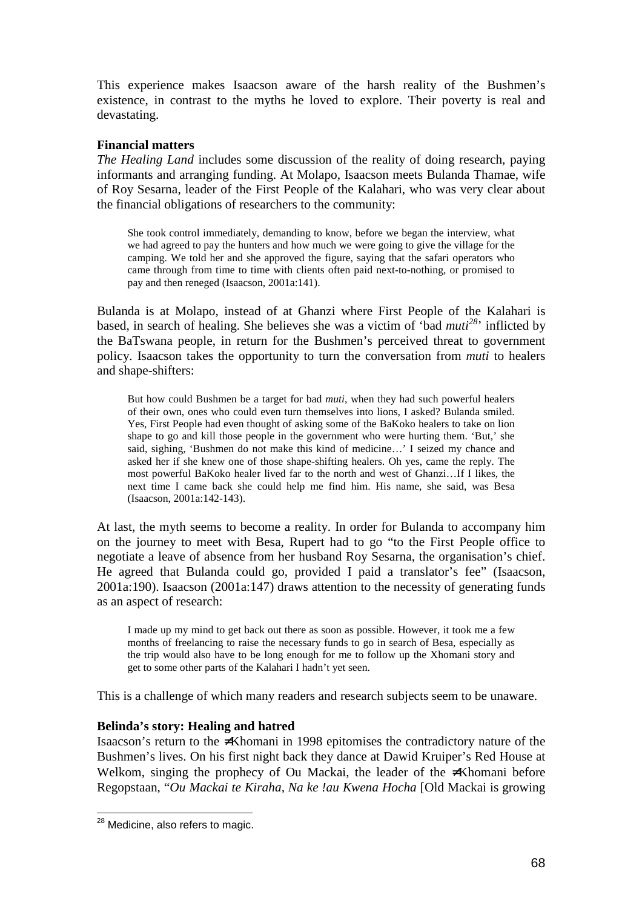This experience makes Isaacson aware of the harsh reality of the Bushmen's existence, in contrast to the myths he loved to explore. Their poverty is real and devastating.

**Financial matters**

*The Healing Land* includes some discussion of the reality of doing research, paying informants and arranging funding. At Molapo, Isaacson meets Bulanda Thamae, wife of Roy Sesarna, leader of the First People of the Kalahari, who was very clear about the financial obligations of researchers to the community:

> She took control immediately, demanding to know, before we began the interview, what we had agreed to pay the hunters and how much we were going to give the village for the camping. We told her and she approved the figure, saying that the safari operators who came through from time to time with clients often paid next-to-nothing, or promised to pay and then reneged (Isaacson, 2001a:141).

Bulanda is at Molapo, instead of at Ghanzi where First People of the Kalahari is based, in search of healing. She believes she was a victim of 'bad *muti*[28]' inflicted by the BaTswana people, in return for the Bushmen's perceived threat to government policy. Isaacson takes the opportunity to turn the conversation from *muti* to healers and shape-shifters:

> But how could Bushmen be a target for bad *muti*, when they had such powerful healers of their own, ones who could even turn themselves into lions, I asked? Bulanda smiled. Yes, First People had even thought of asking some of the BaKoko healers to take on lion shape to go and kill those people in the government who were hurting them. 'But,' she said, sighing, 'Bushmen do not make this kind of medicine…' I seized my chance and asked her if she knew one of those shape-shifting healers. Oh yes, came the reply. The most powerful BaKoko healer lived far to the north and west of Ghanzi…If I likes, the next time I came back she could help me find him. His name, she said, was Besa (Isaacson, 2001a:142-143).

At last, the myth seems to become a reality. In order for Bulanda to accompany him on the journey to meet with Besa, Rupert had to go "to the First People office to negotiate a leave of absence from her husband Roy Sesarna, the organisation's chief. He agreed that Bulanda could go, provided I paid a translator's fee" (Isaacson, 2001a:190). Isaacson (2001a:147) draws attention to the necessity of generating funds as an aspect of research:

> I made up my mind to get back out there as soon as possible. However, it took me a few months of freelancing to raise the necessary funds to go in search of Besa, especially as the trip would also have to be long enough for me to follow up the Xhomani story and get to some other parts of the Kalahari I hadn't yet seen.

This is a challenge of which many readers and research subjects seem to be unaware.

**Belinda's story: Healing and hatred**

Isaacson's return to the ≠Khomani in 1998 epitomises the contradictory nature of the Bushmen's lives. On his first night back they dance at Dawid Kruiper's Red House at Welkom, singing the prophecy of Ou Mackai, the leader of the ≠Khomani before Regopstaan, "*Ou Mackai te Kiraha, Na ke !au Kwena Hocha* [Old Mackai is growing

[28] Medicine, also refers to magic.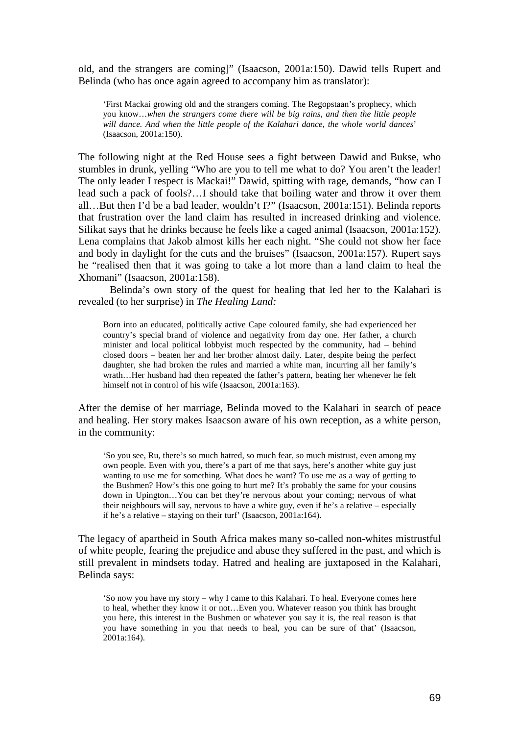old, and the strangers are coming]" (Isaacson, 2001a:150). Dawid tells Rupert and Belinda (who has once again agreed to accompany him as translator):

> 'First Mackai growing old and the strangers coming. The Regopstaan's prophecy, which you know…*when the strangers come there will be big rains, and then the little people will dance. And when the little people of the Kalahari dance, the whole world dances*' (Isaacson, 2001a:150).

The following night at the Red House sees a fight between Dawid and Bukse, who stumbles in drunk, yelling "Who are you to tell me what to do? You aren't the leader! The only leader I respect is Mackai!" Dawid, spitting with rage, demands, "how can I lead such a pack of fools?…I should take that boiling water and throw it over them all…But then I'd be a bad leader, wouldn't I?" (Isaacson, 2001a:151). Belinda reports that frustration over the land claim has resulted in increased drinking and violence. Silikat says that he drinks because he feels like a caged animal (Isaacson, 2001a:152). Lena complains that Jakob almost kills her each night. "She could not show her face and body in daylight for the cuts and the bruises" (Isaacson, 2001a:157). Rupert says he "realised then that it was going to take a lot more than a land claim to heal the Xhomani" (Isaacson, 2001a:158).

Belinda's own story of the quest for healing that led her to the Kalahari is revealed (to her surprise) in *The Healing Land:*

> Born into an educated, politically active Cape coloured family, she had experienced her country's special brand of violence and negativity from day one. Her father, a church minister and local political lobbyist much respected by the community, had – behind closed doors – beaten her and her brother almost daily. Later, despite being the perfect daughter, she had broken the rules and married a white man, incurring all her family's wrath…Her husband had then repeated the father's pattern, beating her whenever he felt himself not in control of his wife (Isaacson, 2001a:163).

After the demise of her marriage, Belinda moved to the Kalahari in search of peace and healing. Her story makes Isaacson aware of his own reception, as a white person, in the community:

> 'So you see, Ru, there's so much hatred, so much fear, so much mistrust, even among my own people. Even with you, there's a part of me that says, here's another white guy just wanting to use me for something. What does he want? To use me as a way of getting to the Bushmen? How's this one going to hurt me? It's probably the same for your cousins down in Upington…You can bet they're nervous about your coming; nervous of what their neighbours will say, nervous to have a white guy, even if he's a relative – especially if he's a relative – staying on their turf' (Isaacson, 2001a:164).

The legacy of apartheid in South Africa makes many so-called non-whites mistrustful of white people, fearing the prejudice and abuse they suffered in the past, and which is still prevalent in mindsets today. Hatred and healing are juxtaposed in the Kalahari, Belinda says:

> 'So now you have my story – why I came to this Kalahari. To heal. Everyone comes here to heal, whether they know it or not…Even you. Whatever reason you think has brought you here, this interest in the Bushmen or whatever you say it is, the real reason is that you have something in you that needs to heal, you can be sure of that' (Isaacson, 2001a:164).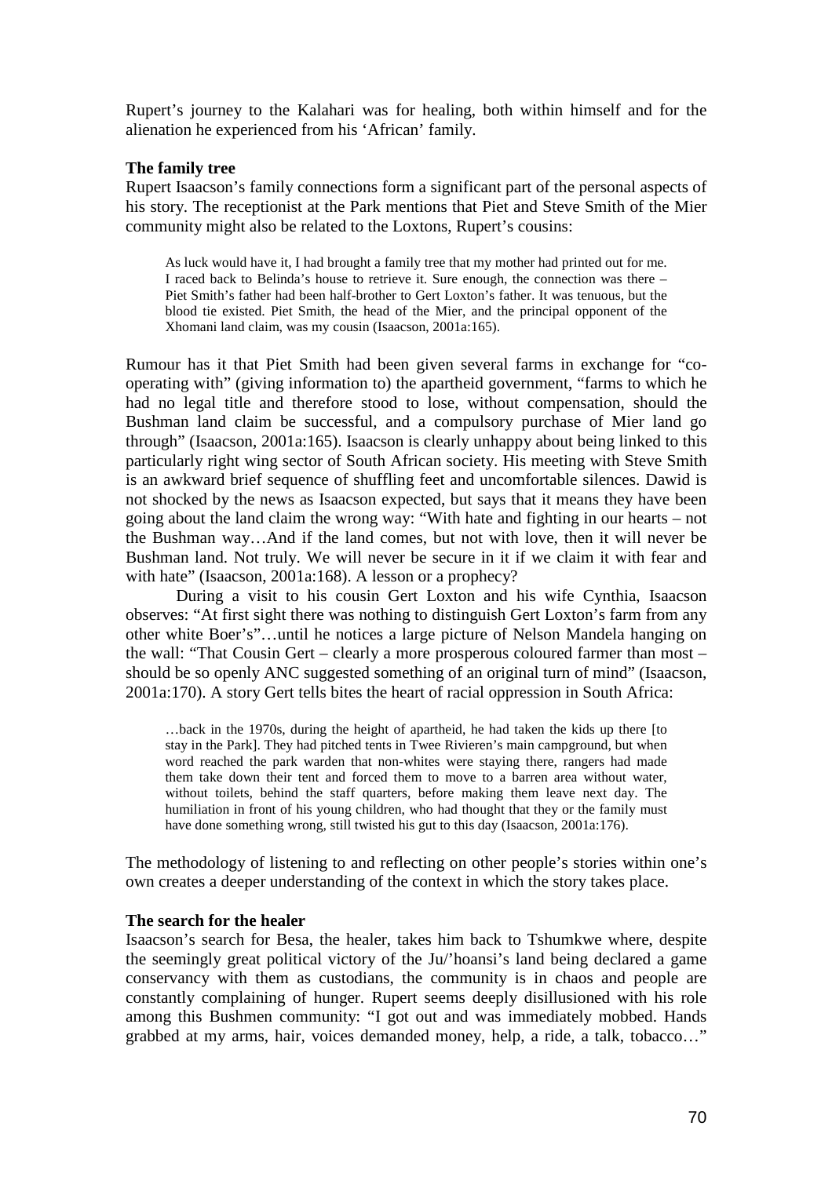Rupert's journey to the Kalahari was for healing, both within himself and for the alienation he experienced from his 'African' family.

**The family tree**

Rupert Isaacson's family connections form a significant part of the personal aspects of his story. The receptionist at the Park mentions that Piet and Steve Smith of the Mier community might also be related to the Loxtons, Rupert's cousins:

> As luck would have it, I had brought a family tree that my mother had printed out for me. I raced back to Belinda's house to retrieve it. Sure enough, the connection was there – Piet Smith's father had been half-brother to Gert Loxton's father. It was tenuous, but the blood tie existed. Piet Smith, the head of the Mier, and the principal opponent of the Xhomani land claim, was my cousin (Isaacson, 2001a:165).

Rumour has it that Piet Smith had been given several farms in exchange for "co-operating with" (giving information to) the apartheid government, "farms to which he had no legal title and therefore stood to lose, without compensation, should the Bushman land claim be successful, and a compulsory purchase of Mier land go through" (Isaacson, 2001a:165). Isaacson is clearly unhappy about being linked to this particularly right wing sector of South African society. His meeting with Steve Smith is an awkward brief sequence of shuffling feet and uncomfortable silences. Dawid is not shocked by the news as Isaacson expected, but says that it means they have been going about the land claim the wrong way: "With hate and fighting in our hearts – not the Bushman way…And if the land comes, but not with love, then it will never be Bushman land. Not truly. We will never be secure in it if we claim it with fear and with hate" (Isaacson, 2001a:168). A lesson or a prophecy?

During a visit to his cousin Gert Loxton and his wife Cynthia, Isaacson observes: "At first sight there was nothing to distinguish Gert Loxton's farm from any other white Boer's"…until he notices a large picture of Nelson Mandela hanging on the wall: "That Cousin Gert – clearly a more prosperous coloured farmer than most – should be so openly ANC suggested something of an original turn of mind" (Isaacson, 2001a:170). A story Gert tells bites the heart of racial oppression in South Africa:

> …back in the 1970s, during the height of apartheid, he had taken the kids up there [to stay in the Park]. They had pitched tents in Twee Rivieren's main campground, but when word reached the park warden that non-whites were staying there, rangers had made them take down their tent and forced them to move to a barren area without water, without toilets, behind the staff quarters, before making them leave next day. The humiliation in front of his young children, who had thought that they or the family must have done something wrong, still twisted his gut to this day (Isaacson, 2001a:176).

The methodology of listening to and reflecting on other people's stories within one's own creates a deeper understanding of the context in which the story takes place.

**The search for the healer**

Isaacson's search for Besa, the healer, takes him back to Tshumkwe where, despite the seemingly great political victory of the Ju/'hoansi's land being declared a game conservancy with them as custodians, the community is in chaos and people are constantly complaining of hunger. Rupert seems deeply disillusioned with his role among this Bushmen community: "I got out and was immediately mobbed. Hands grabbed at my arms, hair, voices demanded money, help, a ride, a talk, tobacco…"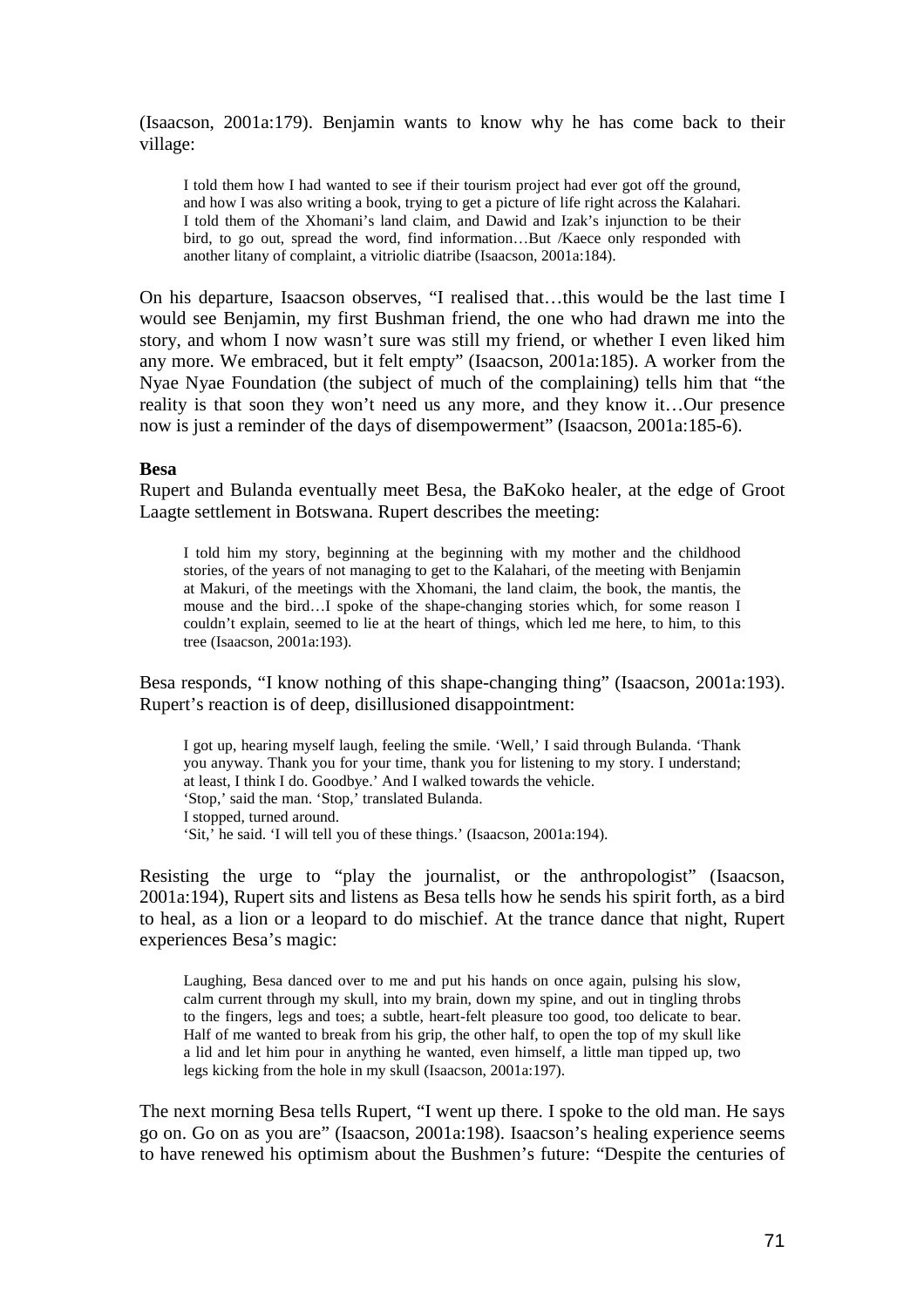(Isaacson, 2001a:179). Benjamin wants to know why he has come back to their village:

> I told them how I had wanted to see if their tourism project had ever got off the ground, and how I was also writing a book, trying to get a picture of life right across the Kalahari. I told them of the Xhomani's land claim, and Dawid and Izak's injunction to be their bird, to go out, spread the word, find information…But /Kaece only responded with another litany of complaint, a vitriolic diatribe (Isaacson, 2001a:184).

On his departure, Isaacson observes, "I realised that…this would be the last time I would see Benjamin, my first Bushman friend, the one who had drawn me into the story, and whom I now wasn't sure was still my friend, or whether I even liked him any more. We embraced, but it felt empty" (Isaacson, 2001a:185). A worker from the Nyae Nyae Foundation (the subject of much of the complaining) tells him that "the reality is that soon they won't need us any more, and they know it…Our presence now is just a reminder of the days of disempowerment" (Isaacson, 2001a:185-6).

**Besa**

Rupert and Bulanda eventually meet Besa, the BaKoko healer, at the edge of Groot Laagte settlement in Botswana. Rupert describes the meeting:

> I told him my story, beginning at the beginning with my mother and the childhood stories, of the years of not managing to get to the Kalahari, of the meeting with Benjamin at Makuri, of the meetings with the Xhomani, the land claim, the book, the mantis, the mouse and the bird…I spoke of the shape-changing stories which, for some reason I couldn't explain, seemed to lie at the heart of things, which led me here, to him, to this tree (Isaacson, 2001a:193).

Besa responds, "I know nothing of this shape-changing thing" (Isaacson, 2001a:193). Rupert's reaction is of deep, disillusioned disappointment:

> I got up, hearing myself laugh, feeling the smile. 'Well,' I said through Bulanda. 'Thank you anyway. Thank you for your time, thank you for listening to my story. I understand; at least, I think I do. Goodbye.' And I walked towards the vehicle.
> 'Stop,' said the man. 'Stop,' translated Bulanda.
> I stopped, turned around.
> 'Sit,' he said. 'I will tell you of these things.' (Isaacson, 2001a:194).

Resisting the urge to "play the journalist, or the anthropologist" (Isaacson, 2001a:194), Rupert sits and listens as Besa tells how he sends his spirit forth, as a bird to heal, as a lion or a leopard to do mischief. At the trance dance that night, Rupert experiences Besa's magic:

> Laughing, Besa danced over to me and put his hands on once again, pulsing his slow, calm current through my skull, into my brain, down my spine, and out in tingling throbs to the fingers, legs and toes; a subtle, heart-felt pleasure too good, too delicate to bear. Half of me wanted to break from his grip, the other half, to open the top of my skull like a lid and let him pour in anything he wanted, even himself, a little man tipped up, two legs kicking from the hole in my skull (Isaacson, 2001a:197).

The next morning Besa tells Rupert, "I went up there. I spoke to the old man. He says go on. Go on as you are" (Isaacson, 2001a:198). Isaacson's healing experience seems to have renewed his optimism about the Bushmen's future: "Despite the centuries of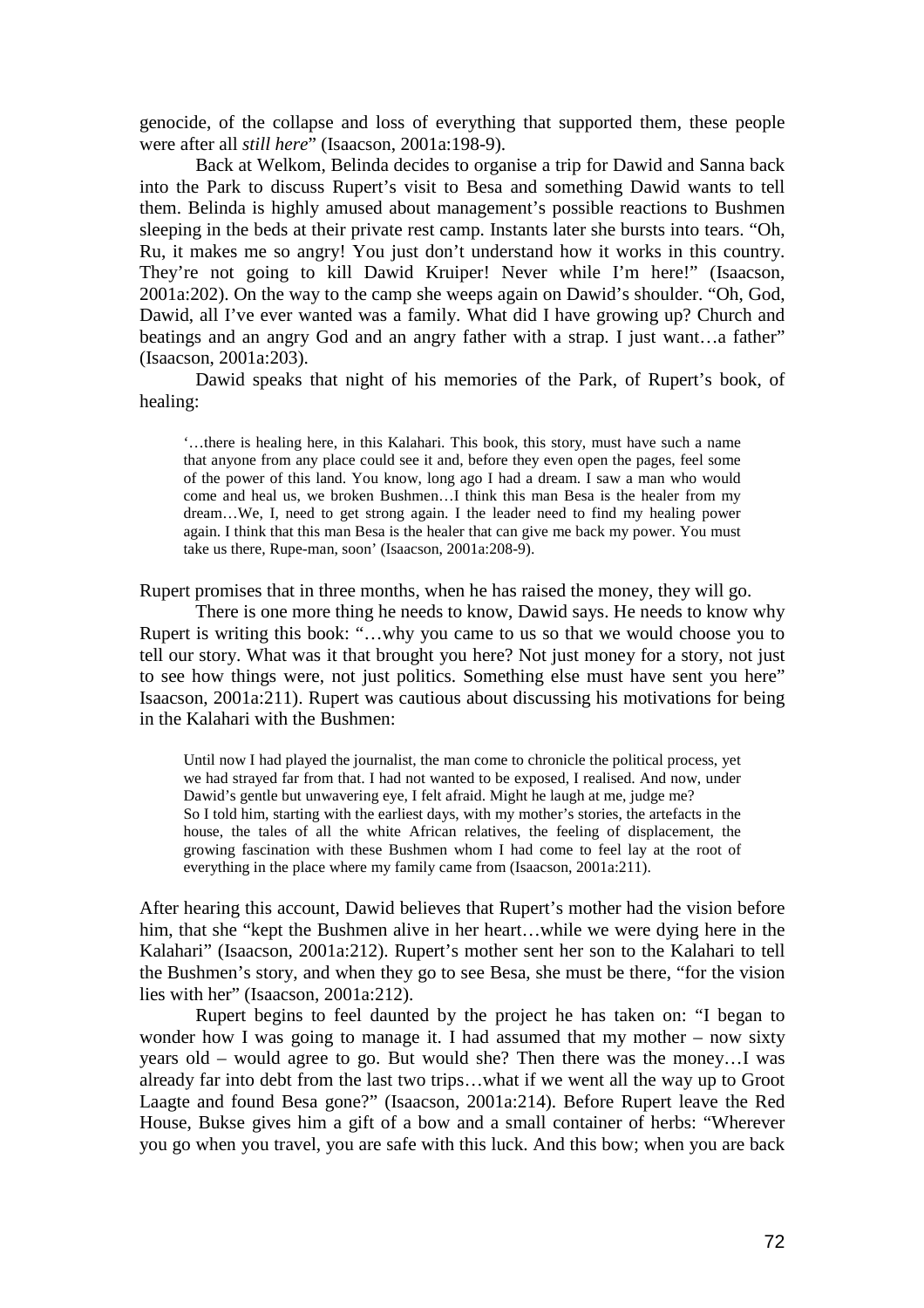genocide, of the collapse and loss of everything that supported them, these people were after all *still here*" (Isaacson, 2001a:198-9).

Back at Welkom, Belinda decides to organise a trip for Dawid and Sanna back into the Park to discuss Rupert's visit to Besa and something Dawid wants to tell them. Belinda is highly amused about management's possible reactions to Bushmen sleeping in the beds at their private rest camp. Instants later she bursts into tears. "Oh, Ru, it makes me so angry! You just don't understand how it works in this country. They're not going to kill Dawid Kruiper! Never while I'm here!" (Isaacson, 2001a:202). On the way to the camp she weeps again on Dawid's shoulder. "Oh, God, Dawid, all I've ever wanted was a family. What did I have growing up? Church and beatings and an angry God and an angry father with a strap. I just want…a father" (Isaacson, 2001a:203).

Dawid speaks that night of his memories of the Park, of Rupert's book, of healing:

> '…there is healing here, in this Kalahari. This book, this story, must have such a name that anyone from any place could see it and, before they even open the pages, feel some of the power of this land. You know, long ago I had a dream. I saw a man who would come and heal us, we broken Bushmen…I think this man Besa is the healer from my dream…We, I, need to get strong again. I the leader need to find my healing power again. I think that this man Besa is the healer that can give me back my power. You must take us there, Rupe-man, soon' (Isaacson, 2001a:208-9).

Rupert promises that in three months, when he has raised the money, they will go.

There is one more thing he needs to know, Dawid says. He needs to know why Rupert is writing this book: "…why you came to us so that we would choose you to tell our story. What was it that brought you here? Not just money for a story, not just to see how things were, not just politics. Something else must have sent you here" Isaacson, 2001a:211). Rupert was cautious about discussing his motivations for being in the Kalahari with the Bushmen:

> Until now I had played the journalist, the man come to chronicle the political process, yet we had strayed far from that. I had not wanted to be exposed, I realised. And now, under Dawid's gentle but unwavering eye, I felt afraid. Might he laugh at me, judge me?
> So I told him, starting with the earliest days, with my mother's stories, the artefacts in the house, the tales of all the white African relatives, the feeling of displacement, the growing fascination with these Bushmen whom I had come to feel lay at the root of everything in the place where my family came from (Isaacson, 2001a:211).

After hearing this account, Dawid believes that Rupert's mother had the vision before him, that she "kept the Bushmen alive in her heart…while we were dying here in the Kalahari" (Isaacson, 2001a:212). Rupert's mother sent her son to the Kalahari to tell the Bushmen's story, and when they go to see Besa, she must be there, "for the vision lies with her" (Isaacson, 2001a:212).

Rupert begins to feel daunted by the project he has taken on: "I began to wonder how I was going to manage it. I had assumed that my mother – now sixty years old – would agree to go. But would she? Then there was the money…I was already far into debt from the last two trips…what if we went all the way up to Groot Laagte and found Besa gone?" (Isaacson, 2001a:214). Before Rupert leave the Red House, Bukse gives him a gift of a bow and a small container of herbs: "Wherever you go when you travel, you are safe with this luck. And this bow; when you are back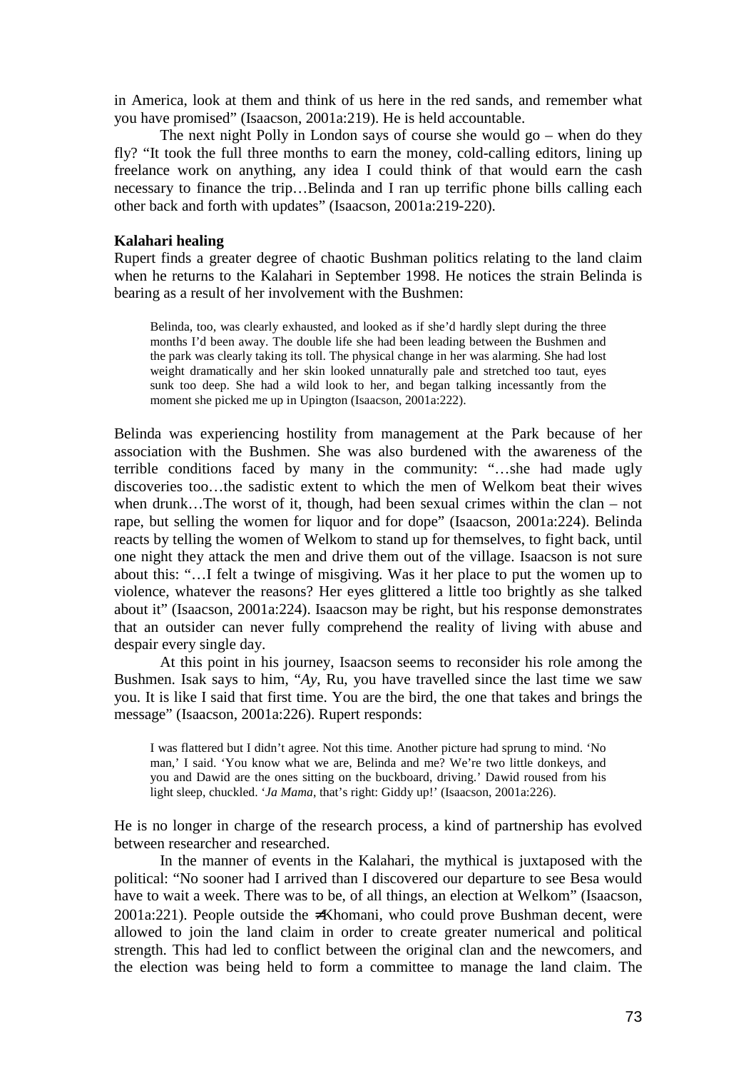in America, look at them and think of us here in the red sands, and remember what you have promised" (Isaacson, 2001a:219). He is held accountable.

The next night Polly in London says of course she would go – when do they fly? "It took the full three months to earn the money, cold-calling editors, lining up freelance work on anything, any idea I could think of that would earn the cash necessary to finance the trip…Belinda and I ran up terrific phone bills calling each other back and forth with updates" (Isaacson, 2001a:219-220).

**Kalahari healing**

Rupert finds a greater degree of chaotic Bushman politics relating to the land claim when he returns to the Kalahari in September 1998. He notices the strain Belinda is bearing as a result of her involvement with the Bushmen:

> Belinda, too, was clearly exhausted, and looked as if she'd hardly slept during the three months I'd been away. The double life she had been leading between the Bushmen and the park was clearly taking its toll. The physical change in her was alarming. She had lost weight dramatically and her skin looked unnaturally pale and stretched too taut, eyes sunk too deep. She had a wild look to her, and began talking incessantly from the moment she picked me up in Upington (Isaacson, 2001a:222).

Belinda was experiencing hostility from management at the Park because of her association with the Bushmen. She was also burdened with the awareness of the terrible conditions faced by many in the community: "…she had made ugly discoveries too…the sadistic extent to which the men of Welkom beat their wives when drunk…The worst of it, though, had been sexual crimes within the clan – not rape, but selling the women for liquor and for dope" (Isaacson, 2001a:224). Belinda reacts by telling the women of Welkom to stand up for themselves, to fight back, until one night they attack the men and drive them out of the village. Isaacson is not sure about this: "…I felt a twinge of misgiving. Was it her place to put the women up to violence, whatever the reasons? Her eyes glittered a little too brightly as she talked about it" (Isaacson, 2001a:224). Isaacson may be right, but his response demonstrates that an outsider can never fully comprehend the reality of living with abuse and despair every single day.

At this point in his journey, Isaacson seems to reconsider his role among the Bushmen. Isak says to him, "*Ay*, Ru, you have travelled since the last time we saw you. It is like I said that first time. You are the bird, the one that takes and brings the message" (Isaacson, 2001a:226). Rupert responds:

> I was flattered but I didn't agree. Not this time. Another picture had sprung to mind. 'No man,' I said. 'You know what we are, Belinda and me? We're two little donkeys, and you and Dawid are the ones sitting on the buckboard, driving.' Dawid roused from his light sleep, chuckled. '*Ja Mama*, that's right: Giddy up!' (Isaacson, 2001a:226).

He is no longer in charge of the research process, a kind of partnership has evolved between researcher and researched.

In the manner of events in the Kalahari, the mythical is juxtaposed with the political: "No sooner had I arrived than I discovered our departure to see Besa would have to wait a week. There was to be, of all things, an election at Welkom" (Isaacson, 2001a:221). People outside the ≠Khomani, who could prove Bushman decent, were allowed to join the land claim in order to create greater numerical and political strength. This had led to conflict between the original clan and the newcomers, and the election was being held to form a committee to manage the land claim. The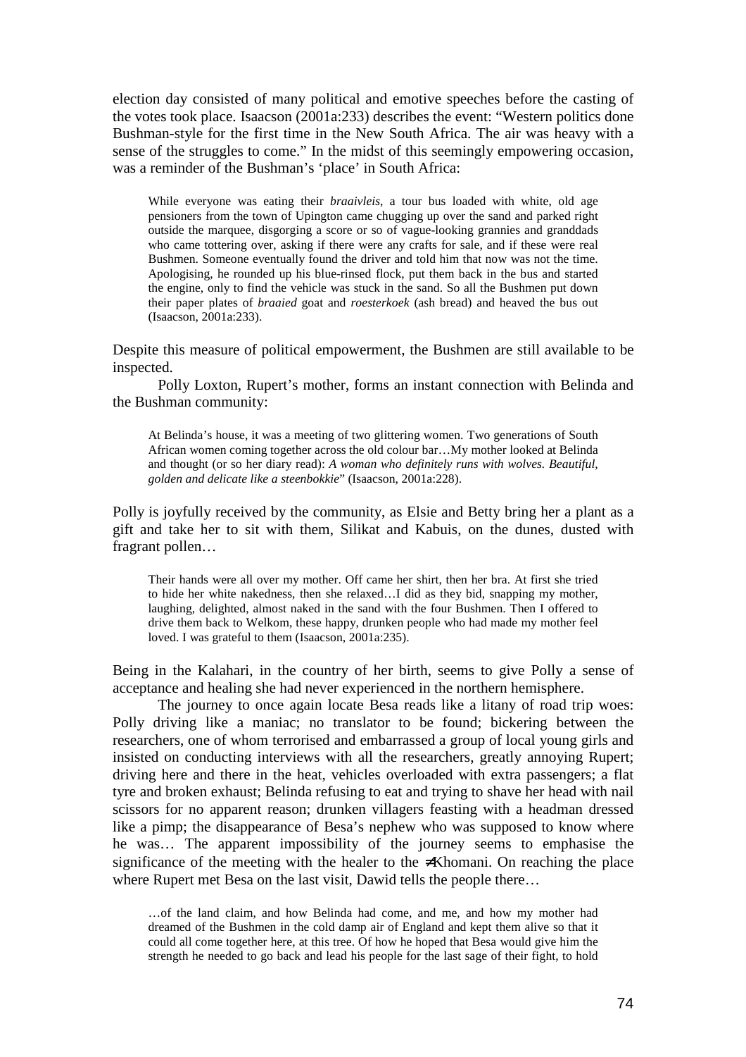election day consisted of many political and emotive speeches before the casting of the votes took place. Isaacson (2001a:233) describes the event: "Western politics done Bushman-style for the first time in the New South Africa. The air was heavy with a sense of the struggles to come." In the midst of this seemingly empowering occasion, was a reminder of the Bushman's 'place' in South Africa:

> While everyone was eating their *braaivleis*, a tour bus loaded with white, old age pensioners from the town of Upington came chugging up over the sand and parked right outside the marquee, disgorging a score or so of vague-looking grannies and granddads who came tottering over, asking if there were any crafts for sale, and if these were real Bushmen. Someone eventually found the driver and told him that now was not the time. Apologising, he rounded up his blue-rinsed flock, put them back in the bus and started the engine, only to find the vehicle was stuck in the sand. So all the Bushmen put down their paper plates of *braaied* goat and *roesterkoek* (ash bread) and heaved the bus out (Isaacson, 2001a:233).

Despite this measure of political empowerment, the Bushmen are still available to be inspected.

Polly Loxton, Rupert's mother, forms an instant connection with Belinda and the Bushman community:

> At Belinda's house, it was a meeting of two glittering women. Two generations of South African women coming together across the old colour bar…My mother looked at Belinda and thought (or so her diary read): *A woman who definitely runs with wolves. Beautiful, golden and delicate like a steenbokkie*" (Isaacson, 2001a:228).

Polly is joyfully received by the community, as Elsie and Betty bring her a plant as a gift and take her to sit with them, Silikat and Kabuis, on the dunes, dusted with fragrant pollen…

> Their hands were all over my mother. Off came her shirt, then her bra. At first she tried to hide her white nakedness, then she relaxed…I did as they bid, snapping my mother, laughing, delighted, almost naked in the sand with the four Bushmen. Then I offered to drive them back to Welkom, these happy, drunken people who had made my mother feel loved. I was grateful to them (Isaacson, 2001a:235).

Being in the Kalahari, in the country of her birth, seems to give Polly a sense of acceptance and healing she had never experienced in the northern hemisphere.

The journey to once again locate Besa reads like a litany of road trip woes: Polly driving like a maniac; no translator to be found; bickering between the researchers, one of whom terrorised and embarrassed a group of local young girls and insisted on conducting interviews with all the researchers, greatly annoying Rupert; driving here and there in the heat, vehicles overloaded with extra passengers; a flat tyre and broken exhaust; Belinda refusing to eat and trying to shave her head with nail scissors for no apparent reason; drunken villagers feasting with a headman dressed like a pimp; the disappearance of Besa's nephew who was supposed to know where he was… The apparent impossibility of the journey seems to emphasise the significance of the meeting with the healer to the ≠Khomani. On reaching the place where Rupert met Besa on the last visit, Dawid tells the people there…

> …of the land claim, and how Belinda had come, and me, and how my mother had dreamed of the Bushmen in the cold damp air of England and kept them alive so that it could all come together here, at this tree. Of how he hoped that Besa would give him the strength he needed to go back and lead his people for the last sage of their fight, to hold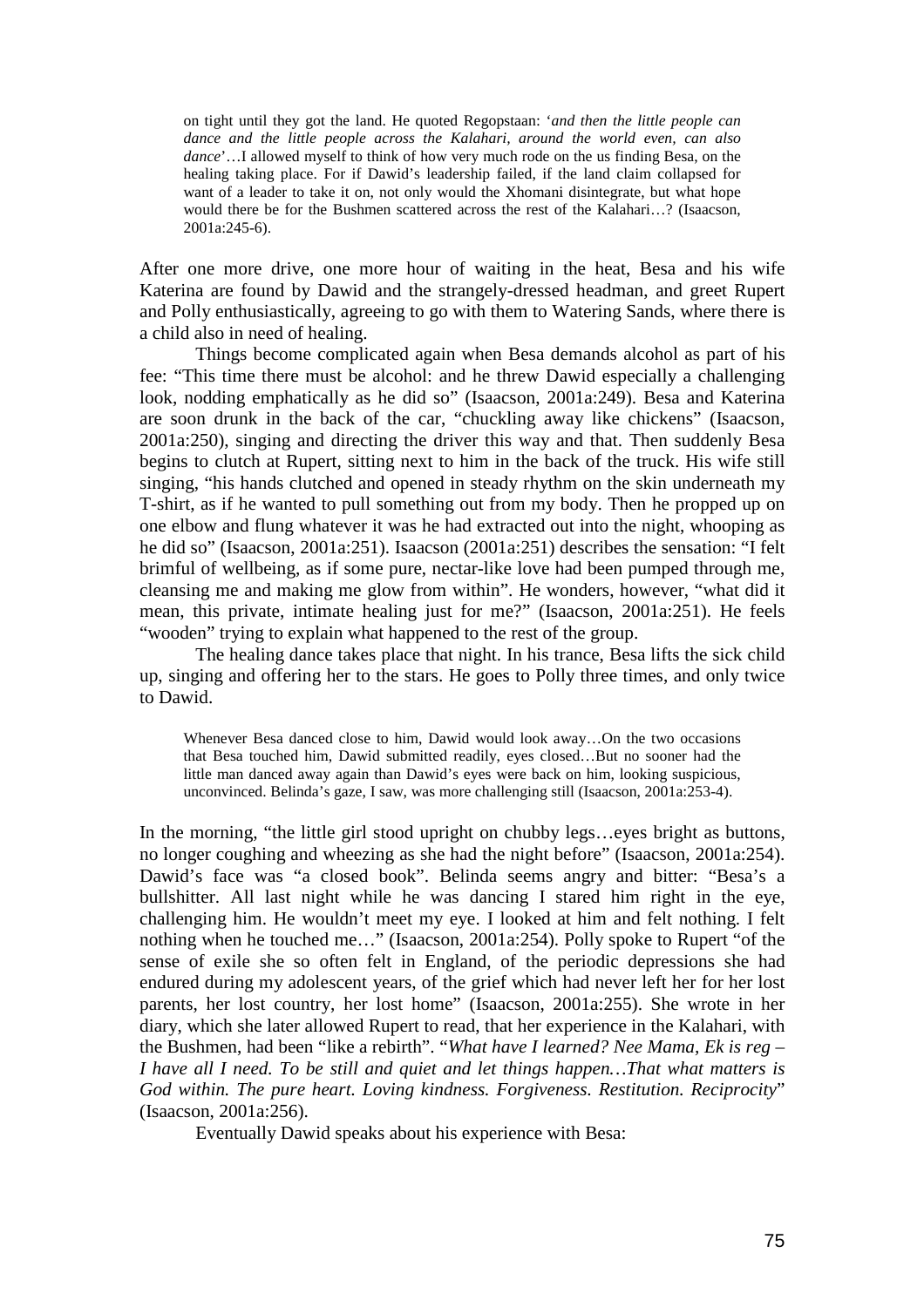> on tight until they got the land. He quoted Regopstaan: '*and then the little people can dance and the little people across the Kalahari, around the world even, can also dance*'…I allowed myself to think of how very much rode on the us finding Besa, on the healing taking place. For if Dawid's leadership failed, if the land claim collapsed for want of a leader to take it on, not only would the Xhomani disintegrate, but what hope would there be for the Bushmen scattered across the rest of the Kalahari…? (Isaacson, 2001a:245-6).

After one more drive, one more hour of waiting in the heat, Besa and his wife Katerina are found by Dawid and the strangely-dressed headman, and greet Rupert and Polly enthusiastically, agreeing to go with them to Watering Sands, where there is a child also in need of healing.

Things become complicated again when Besa demands alcohol as part of his fee: "This time there must be alcohol: and he threw Dawid especially a challenging look, nodding emphatically as he did so" (Isaacson, 2001a:249). Besa and Katerina are soon drunk in the back of the car, "chuckling away like chickens" (Isaacson, 2001a:250), singing and directing the driver this way and that. Then suddenly Besa begins to clutch at Rupert, sitting next to him in the back of the truck. His wife still singing, "his hands clutched and opened in steady rhythm on the skin underneath my T-shirt, as if he wanted to pull something out from my body. Then he propped up on one elbow and flung whatever it was he had extracted out into the night, whooping as he did so" (Isaacson, 2001a:251). Isaacson (2001a:251) describes the sensation: "I felt brimful of wellbeing, as if some pure, nectar-like love had been pumped through me, cleansing me and making me glow from within". He wonders, however, "what did it mean, this private, intimate healing just for me?" (Isaacson, 2001a:251). He feels "wooden" trying to explain what happened to the rest of the group.

The healing dance takes place that night. In his trance, Besa lifts the sick child up, singing and offering her to the stars. He goes to Polly three times, and only twice to Dawid.

> Whenever Besa danced close to him, Dawid would look away…On the two occasions that Besa touched him, Dawid submitted readily, eyes closed…But no sooner had the little man danced away again than Dawid's eyes were back on him, looking suspicious, unconvinced. Belinda's gaze, I saw, was more challenging still (Isaacson, 2001a:253-4).

In the morning, "the little girl stood upright on chubby legs…eyes bright as buttons, no longer coughing and wheezing as she had the night before" (Isaacson, 2001a:254). Dawid's face was "a closed book". Belinda seems angry and bitter: "Besa's a bullshitter. All last night while he was dancing I stared him right in the eye, challenging him. He wouldn't meet my eye. I looked at him and felt nothing. I felt nothing when he touched me…" (Isaacson, 2001a:254). Polly spoke to Rupert "of the sense of exile she so often felt in England, of the periodic depressions she had endured during my adolescent years, of the grief which had never left her for her lost parents, her lost country, her lost home" (Isaacson, 2001a:255). She wrote in her diary, which she later allowed Rupert to read, that her experience in the Kalahari, with the Bushmen, had been "like a rebirth". "*What have I learned? Nee Mama, Ek is reg – I have all I need. To be still and quiet and let things happen…That what matters is God within. The pure heart. Loving kindness. Forgiveness. Restitution. Reciprocity*" (Isaacson, 2001a:256).

Eventually Dawid speaks about his experience with Besa: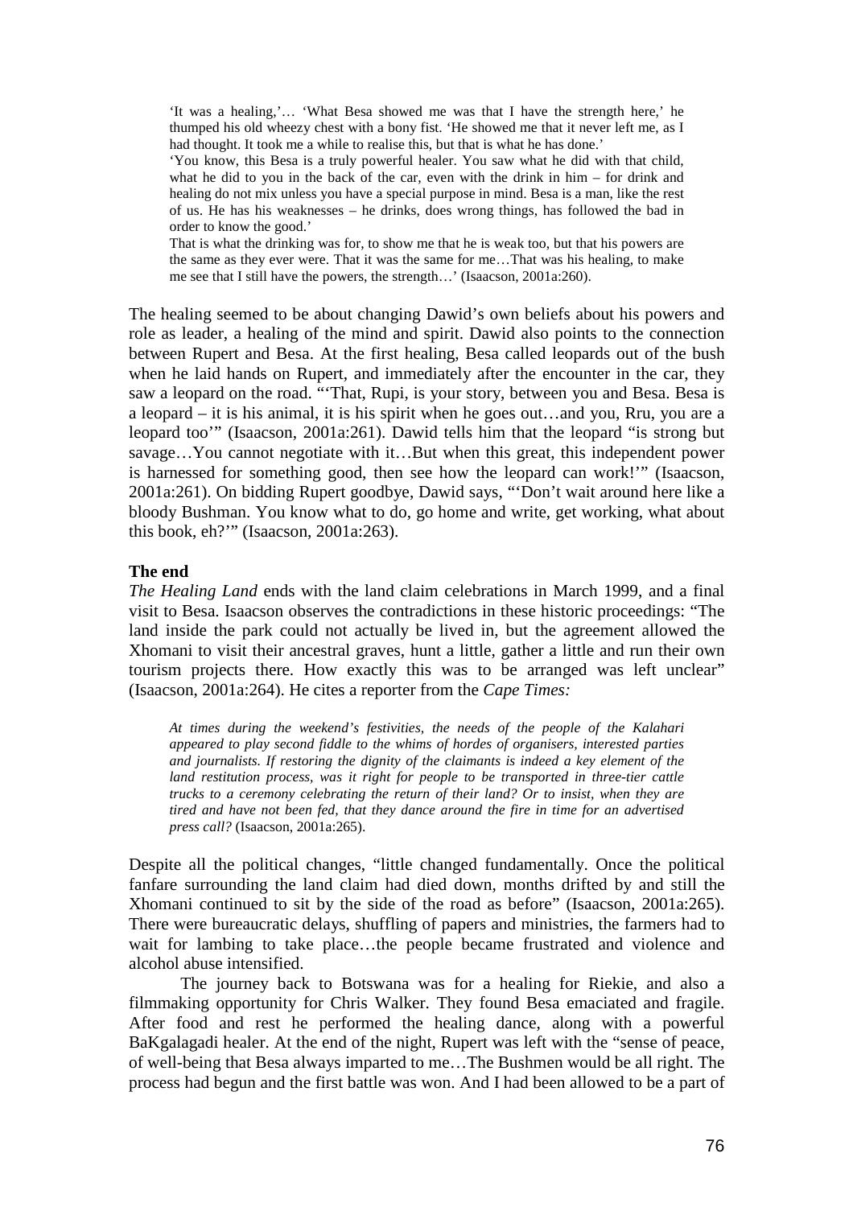> 'It was a healing,'… 'What Besa showed me was that I have the strength here,' he thumped his old wheezy chest with a bony fist. 'He showed me that it never left me, as I had thought. It took me a while to realise this, but that is what he has done.'
>
> 'You know, this Besa is a truly powerful healer. You saw what he did with that child, what he did to you in the back of the car, even with the drink in him – for drink and healing do not mix unless you have a special purpose in mind. Besa is a man, like the rest of us. He has his weaknesses – he drinks, does wrong things, has followed the bad in order to know the good.'
>
> That is what the drinking was for, to show me that he is weak too, but that his powers are the same as they ever were. That it was the same for me…That was his healing, to make me see that I still have the powers, the strength…' (Isaacson, 2001a:260).

The healing seemed to be about changing Dawid's own beliefs about his powers and role as leader, a healing of the mind and spirit. Dawid also points to the connection between Rupert and Besa. At the first healing, Besa called leopards out of the bush when he laid hands on Rupert, and immediately after the encounter in the car, they saw a leopard on the road. "'That, Rupi, is your story, between you and Besa. Besa is a leopard – it is his animal, it is his spirit when he goes out…and you, Rru, you are a leopard too'" (Isaacson, 2001a:261). Dawid tells him that the leopard "is strong but savage…You cannot negotiate with it…But when this great, this independent power is harnessed for something good, then see how the leopard can work!'" (Isaacson, 2001a:261). On bidding Rupert goodbye, Dawid says, "'Don't wait around here like a bloody Bushman. You know what to do, go home and write, get working, what about this book, eh?'" (Isaacson, 2001a:263).

**The end**

*The Healing Land* ends with the land claim celebrations in March 1999, and a final visit to Besa. Isaacson observes the contradictions in these historic proceedings: "The land inside the park could not actually be lived in, but the agreement allowed the Xhomani to visit their ancestral graves, hunt a little, gather a little and run their own tourism projects there. How exactly this was to be arranged was left unclear" (Isaacson, 2001a:264). He cites a reporter from the *Cape Times:*

> *At times during the weekend's festivities, the needs of the people of the Kalahari appeared to play second fiddle to the whims of hordes of organisers, interested parties and journalists. If restoring the dignity of the claimants is indeed a key element of the land restitution process, was it right for people to be transported in three-tier cattle trucks to a ceremony celebrating the return of their land? Or to insist, when they are tired and have not been fed, that they dance around the fire in time for an advertised press call?* (Isaacson, 2001a:265).

Despite all the political changes, "little changed fundamentally. Once the political fanfare surrounding the land claim had died down, months drifted by and still the Xhomani continued to sit by the side of the road as before" (Isaacson, 2001a:265). There were bureaucratic delays, shuffling of papers and ministries, the farmers had to wait for lambing to take place…the people became frustrated and violence and alcohol abuse intensified.

The journey back to Botswana was for a healing for Riekie, and also a filmmaking opportunity for Chris Walker. They found Besa emaciated and fragile. After food and rest he performed the healing dance, along with a powerful BaKgalagadi healer. At the end of the night, Rupert was left with the "sense of peace, of well-being that Besa always imparted to me…The Bushmen would be all right. The process had begun and the first battle was won. And I had been allowed to be a part of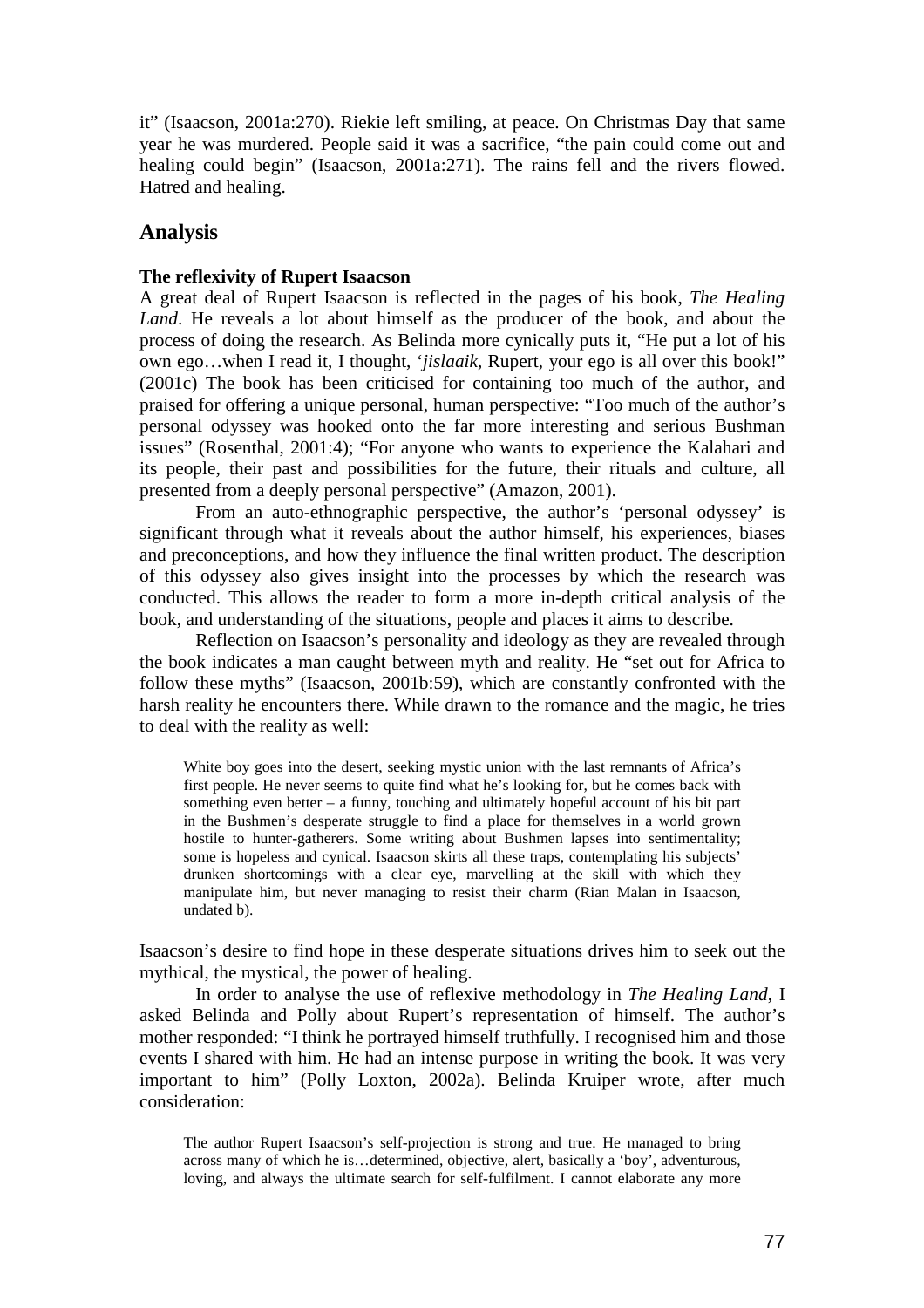it" (Isaacson, 2001a:270). Riekie left smiling, at peace. On Christmas Day that same year he was murdered. People said it was a sacrifice, "the pain could come out and healing could begin" (Isaacson, 2001a:271). The rains fell and the rivers flowed. Hatred and healing.

## Analysis

**The reflexivity of Rupert Isaacson**

A great deal of Rupert Isaacson is reflected in the pages of his book, *The Healing Land*. He reveals a lot about himself as the producer of the book, and about the process of doing the research. As Belinda more cynically puts it, "He put a lot of his own ego…when I read it, I thought, '*jislaaik*, Rupert, your ego is all over this book!" (2001c) The book has been criticised for containing too much of the author, and praised for offering a unique personal, human perspective: "Too much of the author's personal odyssey was hooked onto the far more interesting and serious Bushman issues" (Rosenthal, 2001:4); "For anyone who wants to experience the Kalahari and its people, their past and possibilities for the future, their rituals and culture, all presented from a deeply personal perspective" (Amazon, 2001).

From an auto-ethnographic perspective, the author's 'personal odyssey' is significant through what it reveals about the author himself, his experiences, biases and preconceptions, and how they influence the final written product. The description of this odyssey also gives insight into the processes by which the research was conducted. This allows the reader to form a more in-depth critical analysis of the book, and understanding of the situations, people and places it aims to describe.

Reflection on Isaacson's personality and ideology as they are revealed through the book indicates a man caught between myth and reality. He "set out for Africa to follow these myths" (Isaacson, 2001b:59), which are constantly confronted with the harsh reality he encounters there. While drawn to the romance and the magic, he tries to deal with the reality as well:

> White boy goes into the desert, seeking mystic union with the last remnants of Africa's first people. He never seems to quite find what he's looking for, but he comes back with something even better – a funny, touching and ultimately hopeful account of his bit part in the Bushmen's desperate struggle to find a place for themselves in a world grown hostile to hunter-gatherers. Some writing about Bushmen lapses into sentimentality; some is hopeless and cynical. Isaacson skirts all these traps, contemplating his subjects' drunken shortcomings with a clear eye, marvelling at the skill with which they manipulate him, but never managing to resist their charm (Rian Malan in Isaacson, undated b).

Isaacson's desire to find hope in these desperate situations drives him to seek out the mythical, the mystical, the power of healing.

In order to analyse the use of reflexive methodology in *The Healing Land*, I asked Belinda and Polly about Rupert's representation of himself. The author's mother responded: "I think he portrayed himself truthfully. I recognised him and those events I shared with him. He had an intense purpose in writing the book. It was very important to him" (Polly Loxton, 2002a). Belinda Kruiper wrote, after much consideration:

> The author Rupert Isaacson's self-projection is strong and true. He managed to bring across many of which he is…determined, objective, alert, basically a 'boy', adventurous, loving, and always the ultimate search for self-fulfilment. I cannot elaborate any more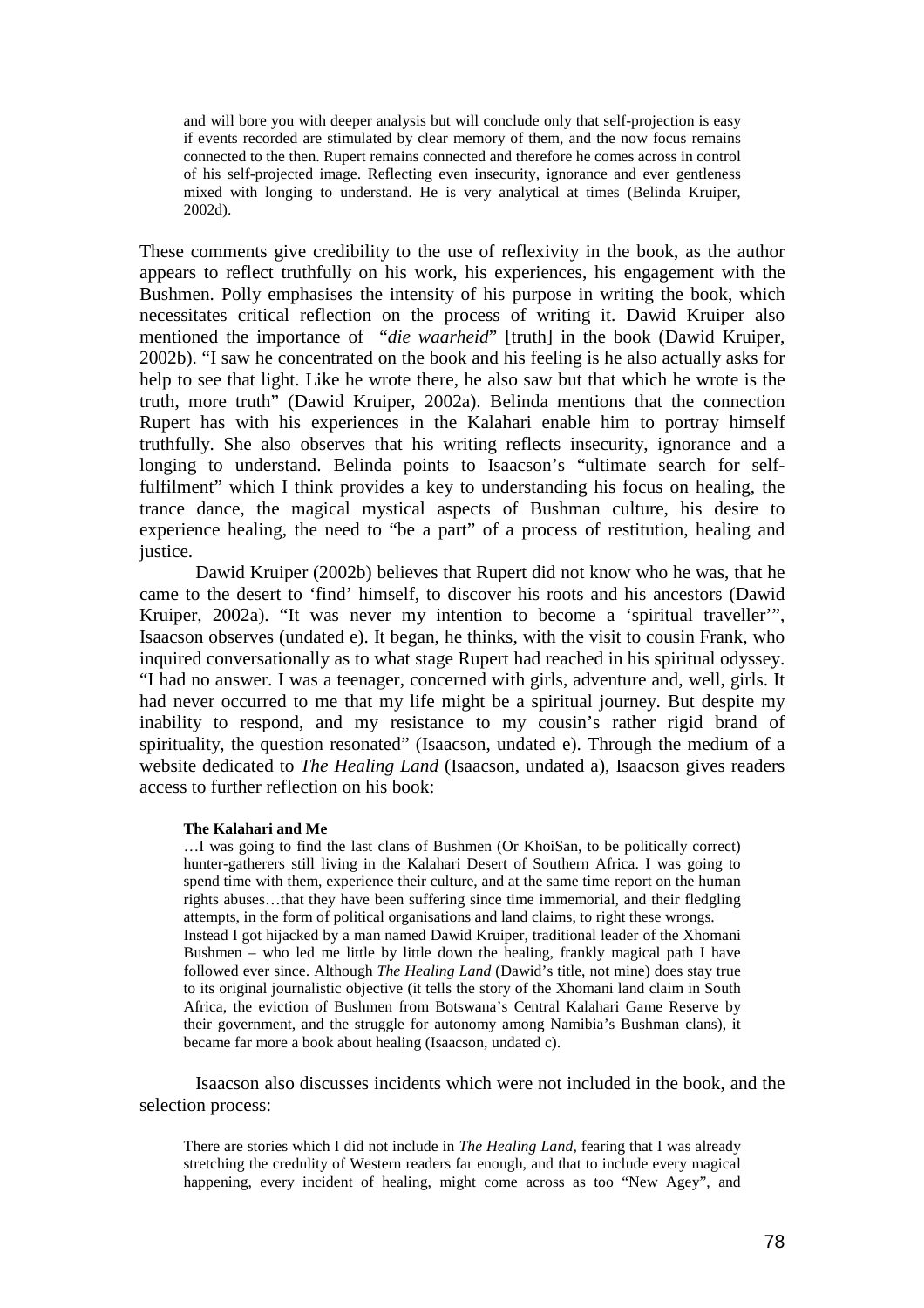> and will bore you with deeper analysis but will conclude only that self-projection is easy if events recorded are stimulated by clear memory of them, and the now focus remains connected to the then. Rupert remains connected and therefore he comes across in control of his self-projected image. Reflecting even insecurity, ignorance and ever gentleness mixed with longing to understand. He is very analytical at times (Belinda Kruiper, 2002d).

These comments give credibility to the use of reflexivity in the book, as the author appears to reflect truthfully on his work, his experiences, his engagement with the Bushmen. Polly emphasises the intensity of his purpose in writing the book, which necessitates critical reflection on the process of writing it. Dawid Kruiper also mentioned the importance of "*die waarheid*" [truth] in the book (Dawid Kruiper, 2002b). "I saw he concentrated on the book and his feeling is he also actually asks for help to see that light. Like he wrote there, he also saw but that which he wrote is the truth, more truth" (Dawid Kruiper, 2002a). Belinda mentions that the connection Rupert has with his experiences in the Kalahari enable him to portray himself truthfully. She also observes that his writing reflects insecurity, ignorance and a longing to understand. Belinda points to Isaacson's "ultimate search for self-fulfilment" which I think provides a key to understanding his focus on healing, the trance dance, the magical mystical aspects of Bushman culture, his desire to experience healing, the need to "be a part" of a process of restitution, healing and justice.

Dawid Kruiper (2002b) believes that Rupert did not know who he was, that he came to the desert to 'find' himself, to discover his roots and his ancestors (Dawid Kruiper, 2002a). "It was never my intention to become a 'spiritual traveller'", Isaacson observes (undated e). It began, he thinks, with the visit to cousin Frank, who inquired conversationally as to what stage Rupert had reached in his spiritual odyssey. "I had no answer. I was a teenager, concerned with girls, adventure and, well, girls. It had never occurred to me that my life might be a spiritual journey. But despite my inability to respond, and my resistance to my cousin's rather rigid brand of spirituality, the question resonated" (Isaacson, undated e). Through the medium of a website dedicated to *The Healing Land* (Isaacson, undated a), Isaacson gives readers access to further reflection on his book:

> **The Kalahari and Me**
>
> …I was going to find the last clans of Bushmen (Or KhoiSan, to be politically correct) hunter-gatherers still living in the Kalahari Desert of Southern Africa. I was going to spend time with them, experience their culture, and at the same time report on the human rights abuses…that they have been suffering since time immemorial, and their fledgling attempts, in the form of political organisations and land claims, to right these wrongs.
> Instead I got hijacked by a man named Dawid Kruiper, traditional leader of the Xhomani Bushmen – who led me little by little down the healing, frankly magical path I have followed ever since. Although *The Healing Land* (Dawid's title, not mine) does stay true to its original journalistic objective (it tells the story of the Xhomani land claim in South Africa, the eviction of Bushmen from Botswana's Central Kalahari Game Reserve by their government, and the struggle for autonomy among Namibia's Bushman clans), it became far more a book about healing (Isaacson, undated c).

Isaacson also discusses incidents which were not included in the book, and the selection process:

> There are stories which I did not include in *The Healing Land*, fearing that I was already stretching the credulity of Western readers far enough, and that to include every magical happening, every incident of healing, might come across as too "New Agey", and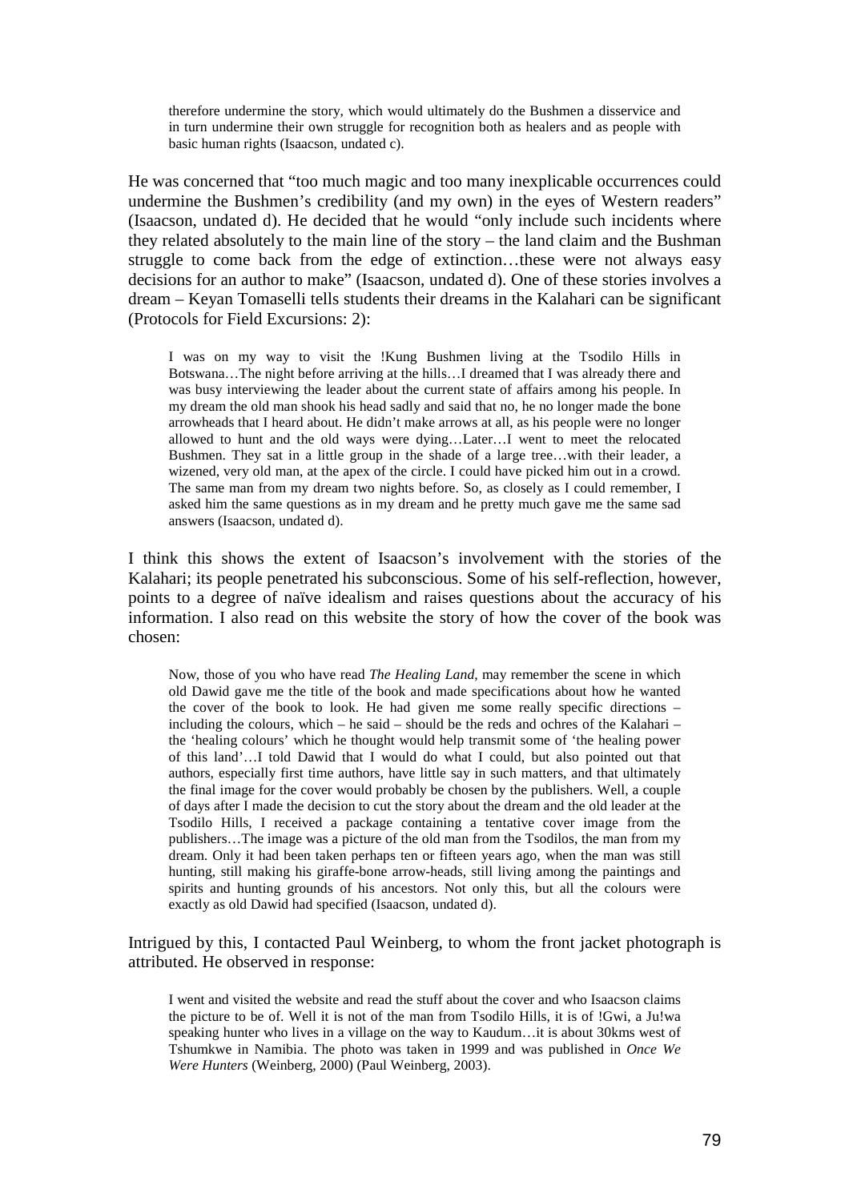> therefore undermine the story, which would ultimately do the Bushmen a disservice and in turn undermine their own struggle for recognition both as healers and as people with basic human rights (Isaacson, undated c).

He was concerned that "too much magic and too many inexplicable occurrences could undermine the Bushmen's credibility (and my own) in the eyes of Western readers" (Isaacson, undated d). He decided that he would "only include such incidents where they related absolutely to the main line of the story – the land claim and the Bushman struggle to come back from the edge of extinction…these were not always easy decisions for an author to make" (Isaacson, undated d). One of these stories involves a dream – Keyan Tomaselli tells students their dreams in the Kalahari can be significant (Protocols for Field Excursions: 2):

> I was on my way to visit the !Kung Bushmen living at the Tsodilo Hills in Botswana…The night before arriving at the hills…I dreamed that I was already there and was busy interviewing the leader about the current state of affairs among his people. In my dream the old man shook his head sadly and said that no, he no longer made the bone arrowheads that I heard about. He didn't make arrows at all, as his people were no longer allowed to hunt and the old ways were dying…Later…I went to meet the relocated Bushmen. They sat in a little group in the shade of a large tree…with their leader, a wizened, very old man, at the apex of the circle. I could have picked him out in a crowd. The same man from my dream two nights before. So, as closely as I could remember, I asked him the same questions as in my dream and he pretty much gave me the same sad answers (Isaacson, undated d).

I think this shows the extent of Isaacson's involvement with the stories of the Kalahari; its people penetrated his subconscious. Some of his self-reflection, however, points to a degree of naïve idealism and raises questions about the accuracy of his information. I also read on this website the story of how the cover of the book was chosen:

> Now, those of you who have read *The Healing Land*, may remember the scene in which old Dawid gave me the title of the book and made specifications about how he wanted the cover of the book to look. He had given me some really specific directions – including the colours, which – he said – should be the reds and ochres of the Kalahari – the 'healing colours' which he thought would help transmit some of 'the healing power of this land'…I told Dawid that I would do what I could, but also pointed out that authors, especially first time authors, have little say in such matters, and that ultimately the final image for the cover would probably be chosen by the publishers. Well, a couple of days after I made the decision to cut the story about the dream and the old leader at the Tsodilo Hills, I received a package containing a tentative cover image from the publishers…The image was a picture of the old man from the Tsodilos, the man from my dream. Only it had been taken perhaps ten or fifteen years ago, when the man was still hunting, still making his giraffe-bone arrow-heads, still living among the paintings and spirits and hunting grounds of his ancestors. Not only this, but all the colours were exactly as old Dawid had specified (Isaacson, undated d).

Intrigued by this, I contacted Paul Weinberg, to whom the front jacket photograph is attributed. He observed in response:

> I went and visited the website and read the stuff about the cover and who Isaacson claims the picture to be of. Well it is not of the man from Tsodilo Hills, it is of !Gwi, a Ju!wa speaking hunter who lives in a village on the way to Kaudum…it is about 30kms west of Tshumkwe in Namibia. The photo was taken in 1999 and was published in *Once We Were Hunters* (Weinberg, 2000) (Paul Weinberg, 2003).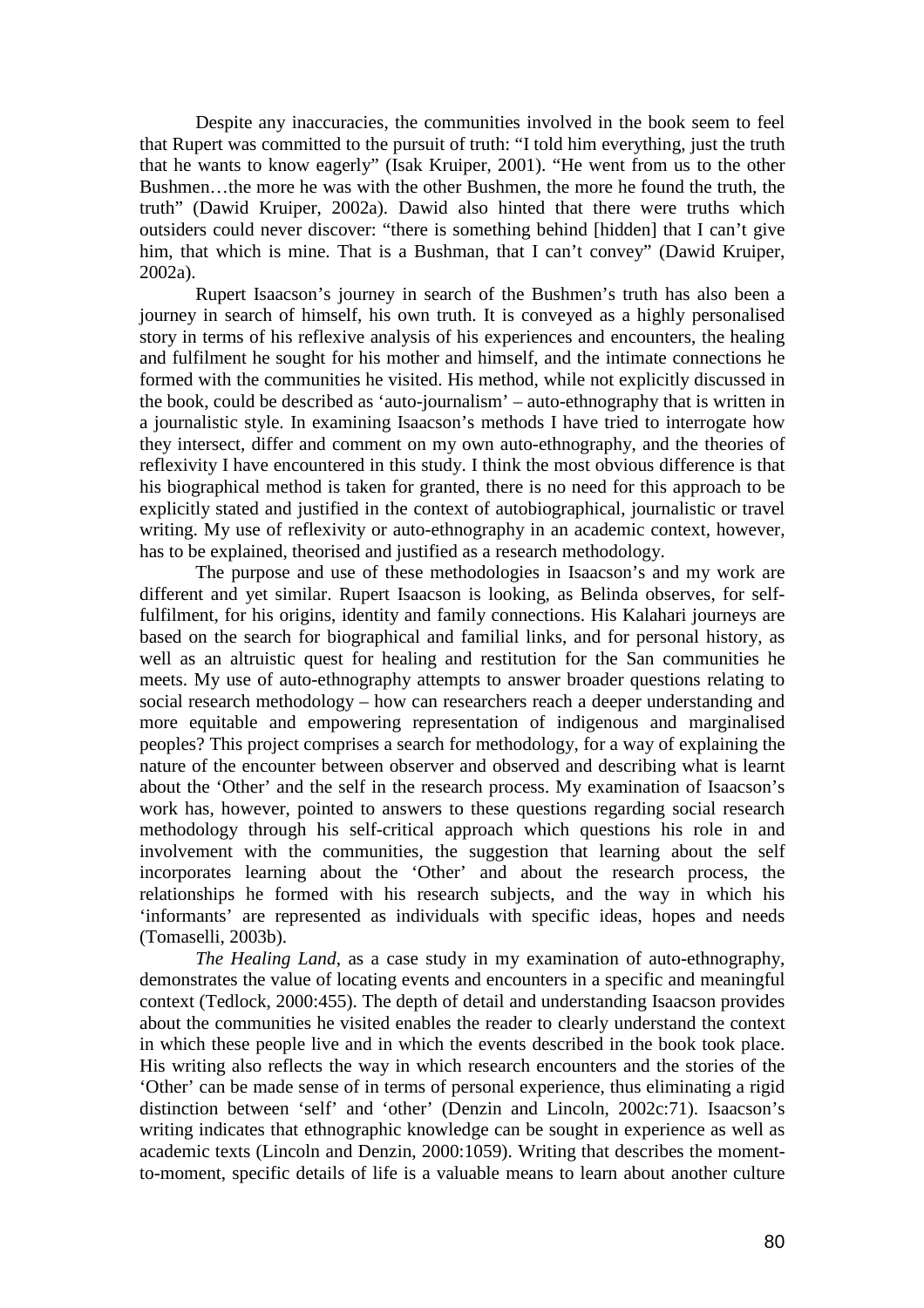Despite any inaccuracies, the communities involved in the book seem to feel that Rupert was committed to the pursuit of truth: "I told him everything, just the truth that he wants to know eagerly" (Isak Kruiper, 2001). "He went from us to the other Bushmen…the more he was with the other Bushmen, the more he found the truth, the truth" (Dawid Kruiper, 2002a). Dawid also hinted that there were truths which outsiders could never discover: "there is something behind [hidden] that I can't give him, that which is mine. That is a Bushman, that I can't convey" (Dawid Kruiper, 2002a).

Rupert Isaacson's journey in search of the Bushmen's truth has also been a journey in search of himself, his own truth. It is conveyed as a highly personalised story in terms of his reflexive analysis of his experiences and encounters, the healing and fulfilment he sought for his mother and himself, and the intimate connections he formed with the communities he visited. His method, while not explicitly discussed in the book, could be described as 'auto-journalism' – auto-ethnography that is written in a journalistic style. In examining Isaacson's methods I have tried to interrogate how they intersect, differ and comment on my own auto-ethnography, and the theories of reflexivity I have encountered in this study. I think the most obvious difference is that his biographical method is taken for granted, there is no need for this approach to be explicitly stated and justified in the context of autobiographical, journalistic or travel writing. My use of reflexivity or auto-ethnography in an academic context, however, has to be explained, theorised and justified as a research methodology.

The purpose and use of these methodologies in Isaacson's and my work are different and yet similar. Rupert Isaacson is looking, as Belinda observes, for self-fulfilment, for his origins, identity and family connections. His Kalahari journeys are based on the search for biographical and familial links, and for personal history, as well as an altruistic quest for healing and restitution for the San communities he meets. My use of auto-ethnography attempts to answer broader questions relating to social research methodology – how can researchers reach a deeper understanding and more equitable and empowering representation of indigenous and marginalised peoples? This project comprises a search for methodology, for a way of explaining the nature of the encounter between observer and observed and describing what is learnt about the 'Other' and the self in the research process. My examination of Isaacson's work has, however, pointed to answers to these questions regarding social research methodology through his self-critical approach which questions his role in and involvement with the communities, the suggestion that learning about the self incorporates learning about the 'Other' and about the research process, the relationships he formed with his research subjects, and the way in which his 'informants' are represented as individuals with specific ideas, hopes and needs (Tomaselli, 2003b).

*The Healing Land*, as a case study in my examination of auto-ethnography, demonstrates the value of locating events and encounters in a specific and meaningful context (Tedlock, 2000:455). The depth of detail and understanding Isaacson provides about the communities he visited enables the reader to clearly understand the context in which these people live and in which the events described in the book took place. His writing also reflects the way in which research encounters and the stories of the 'Other' can be made sense of in terms of personal experience, thus eliminating a rigid distinction between 'self' and 'other' (Denzin and Lincoln, 2002c:71). Isaacson's writing indicates that ethnographic knowledge can be sought in experience as well as academic texts (Lincoln and Denzin, 2000:1059). Writing that describes the moment-to-moment, specific details of life is a valuable means to learn about another culture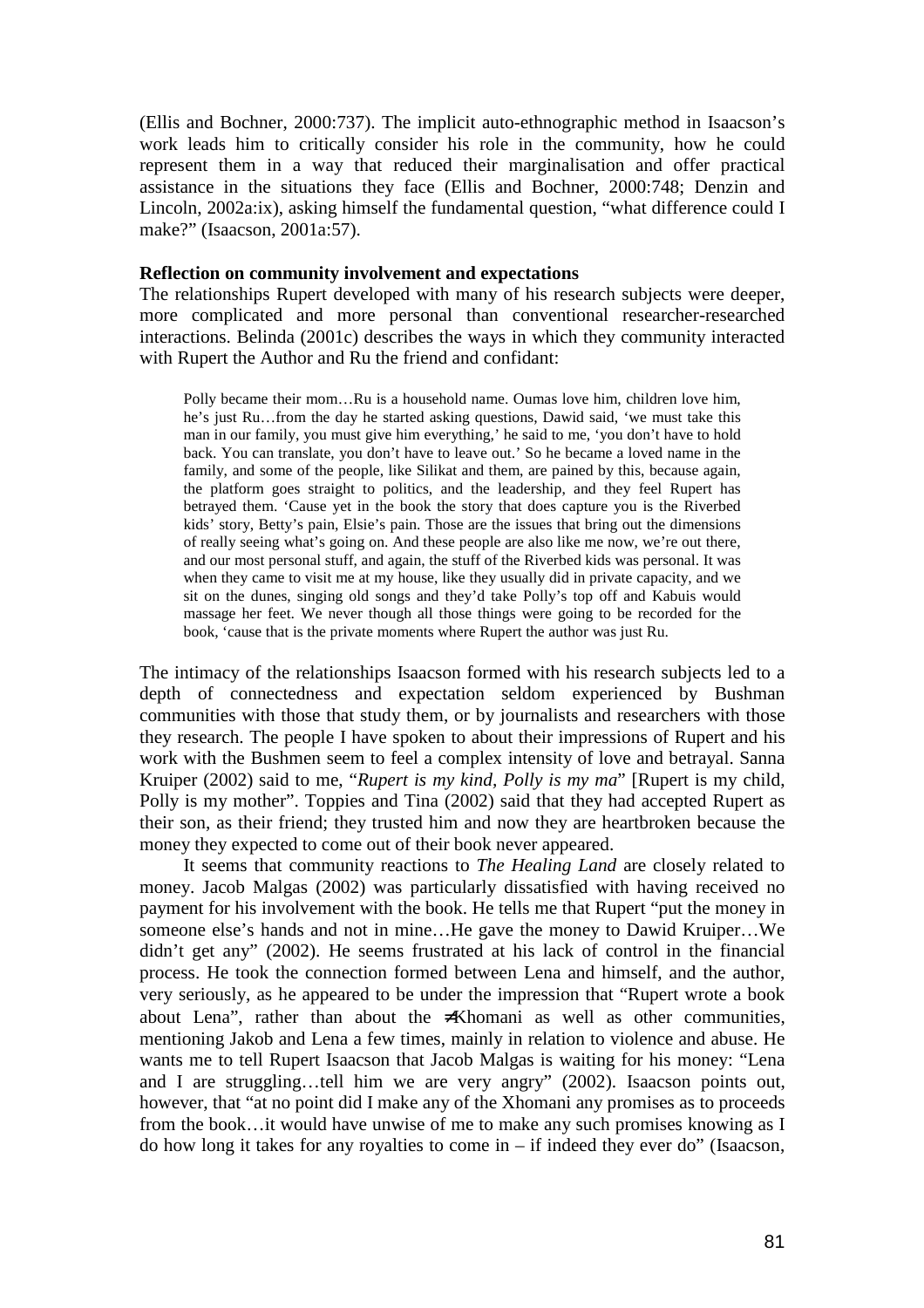(Ellis and Bochner, 2000:737). The implicit auto-ethnographic method in Isaacson's work leads him to critically consider his role in the community, how he could represent them in a way that reduced their marginalisation and offer practical assistance in the situations they face (Ellis and Bochner, 2000:748; Denzin and Lincoln, 2002a:ix), asking himself the fundamental question, "what difference could I make?" (Isaacson, 2001a:57).

**Reflection on community involvement and expectations**

The relationships Rupert developed with many of his research subjects were deeper, more complicated and more personal than conventional researcher-researched interactions. Belinda (2001c) describes the ways in which they community interacted with Rupert the Author and Ru the friend and confidant:

> Polly became their mom…Ru is a household name. Oumas love him, children love him, he's just Ru…from the day he started asking questions, Dawid said, 'we must take this man in our family, you must give him everything,' he said to me, 'you don't have to hold back. You can translate, you don't have to leave out.' So he became a loved name in the family, and some of the people, like Silikat and them, are pained by this, because again, the platform goes straight to politics, and the leadership, and they feel Rupert has betrayed them. 'Cause yet in the book the story that does capture you is the Riverbed kids' story, Betty's pain, Elsie's pain. Those are the issues that bring out the dimensions of really seeing what's going on. And these people are also like me now, we're out there, and our most personal stuff, and again, the stuff of the Riverbed kids was personal. It was when they came to visit me at my house, like they usually did in private capacity, and we sit on the dunes, singing old songs and they'd take Polly's top off and Kabuis would massage her feet. We never though all those things were going to be recorded for the book, 'cause that is the private moments where Rupert the author was just Ru.

The intimacy of the relationships Isaacson formed with his research subjects led to a depth of connectedness and expectation seldom experienced by Bushman communities with those that study them, or by journalists and researchers with those they research. The people I have spoken to about their impressions of Rupert and his work with the Bushmen seem to feel a complex intensity of love and betrayal. Sanna Kruiper (2002) said to me, "*Rupert is my kind, Polly is my ma*" [Rupert is my child, Polly is my mother". Toppies and Tina (2002) said that they had accepted Rupert as their son, as their friend; they trusted him and now they are heartbroken because the money they expected to come out of their book never appeared.

It seems that community reactions to *The Healing Land* are closely related to money. Jacob Malgas (2002) was particularly dissatisfied with having received no payment for his involvement with the book. He tells me that Rupert "put the money in someone else's hands and not in mine…He gave the money to Dawid Kruiper…We didn't get any" (2002). He seems frustrated at his lack of control in the financial process. He took the connection formed between Lena and himself, and the author, very seriously, as he appeared to be under the impression that "Rupert wrote a book about Lena", rather than about the ≠Khomani as well as other communities, mentioning Jakob and Lena a few times, mainly in relation to violence and abuse. He wants me to tell Rupert Isaacson that Jacob Malgas is waiting for his money: "Lena and I are struggling…tell him we are very angry" (2002). Isaacson points out, however, that "at no point did I make any of the Xhomani any promises as to proceeds from the book…it would have unwise of me to make any such promises knowing as I do how long it takes for any royalties to come in – if indeed they ever do" (Isaacson,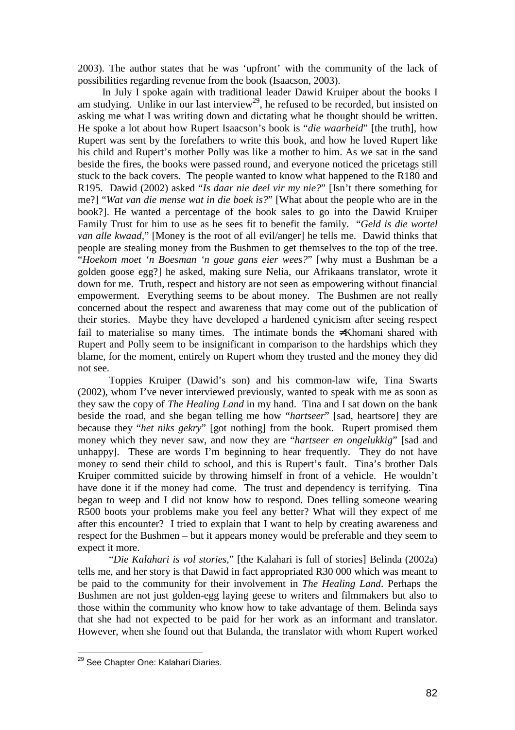2003). The author states that he was 'upfront' with the community of the lack of possibilities regarding revenue from the book (Isaacson, 2003).

In July I spoke again with traditional leader Dawid Kruiper about the books I am studying. Unlike in our last interview[29], he refused to be recorded, but insisted on asking me what I was writing down and dictating what he thought should be written. He spoke a lot about how Rupert Isaacson's book is "*die waarheid*" [the truth], how Rupert was sent by the forefathers to write this book, and how he loved Rupert like his child and Rupert's mother Polly was like a mother to him. As we sat in the sand beside the fires, the books were passed round, and everyone noticed the pricetags still stuck to the back covers. The people wanted to know what happened to the R180 and R195. Dawid (2002) asked "*Is daar nie deel vir my nie?*" [Isn't there something for me?] "*Wat van die mense wat in die boek is?*" [What about the people who are in the book?]. He wanted a percentage of the book sales to go into the Dawid Kruiper Family Trust for him to use as he sees fit to benefit the family. "*Geld is die wortel van alle kwaad*," [Money is the root of all evil/anger] he tells me. Dawid thinks that people are stealing money from the Bushmen to get themselves to the top of the tree. "*Hoekom moet 'n Boesman 'n goue gans eier wees?*" [why must a Bushman be a golden goose egg?] he asked, making sure Nelia, our Afrikaans translator, wrote it down for me. Truth, respect and history are not seen as empowering without financial empowerment. Everything seems to be about money. The Bushmen are not really concerned about the respect and awareness that may come out of the publication of their stories. Maybe they have developed a hardened cynicism after seeing respect fail to materialise so many times. The intimate bonds the ≠Khomani shared with Rupert and Polly seem to be insignificant in comparison to the hardships which they blame, for the moment, entirely on Rupert whom they trusted and the money they did not see.

Toppies Kruiper (Dawid's son) and his common-law wife, Tina Swarts (2002), whom I've never interviewed previously, wanted to speak with me as soon as they saw the copy of *The Healing Land* in my hand. Tina and I sat down on the bank beside the road, and she began telling me how "*hartseer*" [sad, heartsore] they are because they "*het niks gekry*" [got nothing] from the book. Rupert promised them money which they never saw, and now they are "*hartseer en ongelukkig*" [sad and unhappy]. These are words I'm beginning to hear frequently. They do not have money to send their child to school, and this is Rupert's fault. Tina's brother Dals Kruiper committed suicide by throwing himself in front of a vehicle. He wouldn't have done it if the money had come. The trust and dependency is terrifying. Tina began to weep and I did not know how to respond. Does telling someone wearing R500 boots your problems make you feel any better? What will they expect of me after this encounter? I tried to explain that I want to help by creating awareness and respect for the Bushmen – but it appears money would be preferable and they seem to expect it more.

"*Die Kalahari is vol stories*," [the Kalahari is full of stories] Belinda (2002a) tells me, and her story is that Dawid in fact appropriated R30 000 which was meant to be paid to the community for their involvement in *The Healing Land*. Perhaps the Bushmen are not just golden-egg laying geese to writers and filmmakers but also to those within the community who know how to take advantage of them. Belinda says that she had not expected to be paid for her work as an informant and translator. However, when she found out that Bulanda, the translator with whom Rupert worked

---

[29] See Chapter One: Kalahari Diaries.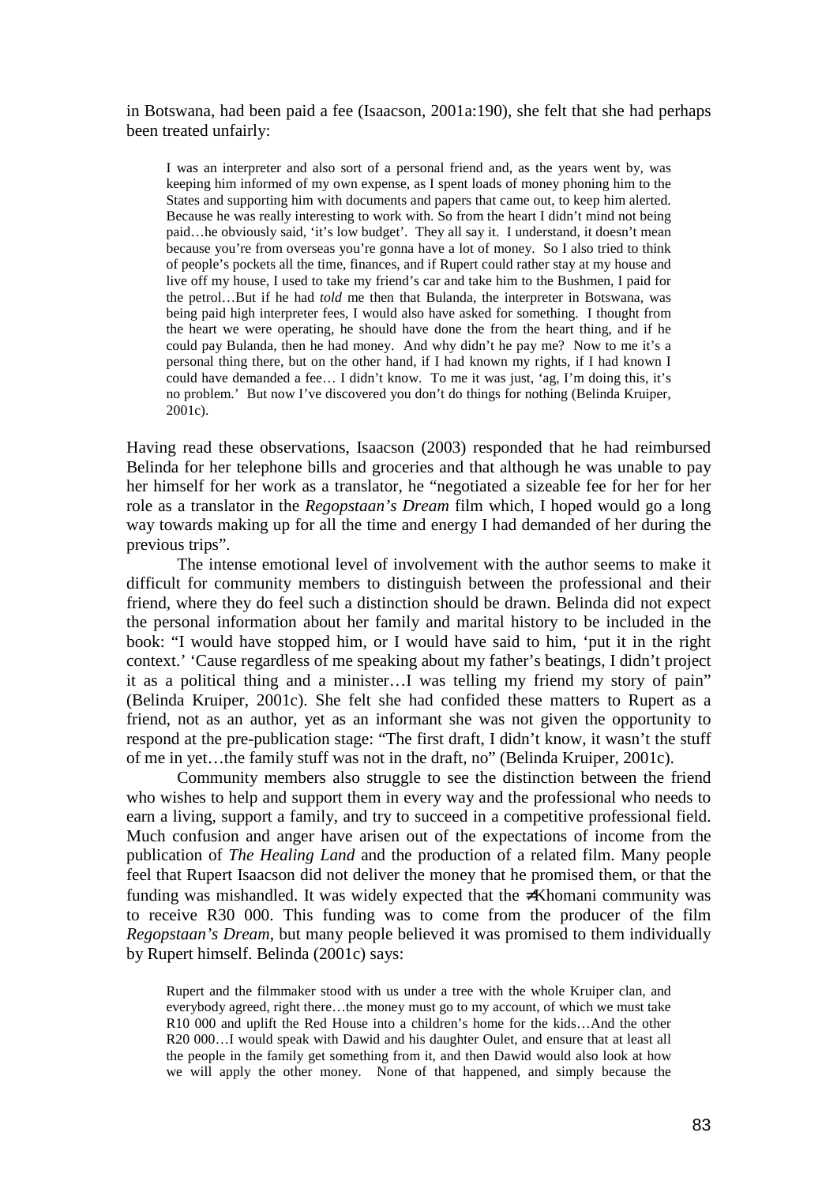in Botswana, had been paid a fee (Isaacson, 2001a:190), she felt that she had perhaps been treated unfairly:

> I was an interpreter and also sort of a personal friend and, as the years went by, was keeping him informed of my own expense, as I spent loads of money phoning him to the States and supporting him with documents and papers that came out, to keep him alerted. Because he was really interesting to work with. So from the heart I didn't mind not being paid…he obviously said, 'it's low budget'. They all say it. I understand, it doesn't mean because you're from overseas you're gonna have a lot of money. So I also tried to think of people's pockets all the time, finances, and if Rupert could rather stay at my house and live off my house, I used to take my friend's car and take him to the Bushmen, I paid for the petrol…But if he had *told* me then that Bulanda, the interpreter in Botswana, was being paid high interpreter fees, I would also have asked for something. I thought from the heart we were operating, he should have done the from the heart thing, and if he could pay Bulanda, then he had money. And why didn't he pay me? Now to me it's a personal thing there, but on the other hand, if I had known my rights, if I had known I could have demanded a fee… I didn't know. To me it was just, 'ag, I'm doing this, it's no problem.' But now I've discovered you don't do things for nothing (Belinda Kruiper, 2001c).

Having read these observations, Isaacson (2003) responded that he had reimbursed Belinda for her telephone bills and groceries and that although he was unable to pay her himself for her work as a translator, he "negotiated a sizeable fee for her for her role as a translator in the *Regopstaan's Dream* film which, I hoped would go a long way towards making up for all the time and energy I had demanded of her during the previous trips".

The intense emotional level of involvement with the author seems to make it difficult for community members to distinguish between the professional and their friend, where they do feel such a distinction should be drawn. Belinda did not expect the personal information about her family and marital history to be included in the book: "I would have stopped him, or I would have said to him, 'put it in the right context.' 'Cause regardless of me speaking about my father's beatings, I didn't project it as a political thing and a minister…I was telling my friend my story of pain" (Belinda Kruiper, 2001c). She felt she had confided these matters to Rupert as a friend, not as an author, yet as an informant she was not given the opportunity to respond at the pre-publication stage: "The first draft, I didn't know, it wasn't the stuff of me in yet…the family stuff was not in the draft, no" (Belinda Kruiper, 2001c).

Community members also struggle to see the distinction between the friend who wishes to help and support them in every way and the professional who needs to earn a living, support a family, and try to succeed in a competitive professional field. Much confusion and anger have arisen out of the expectations of income from the publication of *The Healing Land* and the production of a related film. Many people feel that Rupert Isaacson did not deliver the money that he promised them, or that the funding was mishandled. It was widely expected that the ≠Khomani community was to receive R30 000. This funding was to come from the producer of the film *Regopstaan's Dream*, but many people believed it was promised to them individually by Rupert himself. Belinda (2001c) says:

> Rupert and the filmmaker stood with us under a tree with the whole Kruiper clan, and everybody agreed, right there…the money must go to my account, of which we must take R10 000 and uplift the Red House into a children's home for the kids…And the other R20 000…I would speak with Dawid and his daughter Oulet, and ensure that at least all the people in the family get something from it, and then Dawid would also look at how we will apply the other money. None of that happened, and simply because the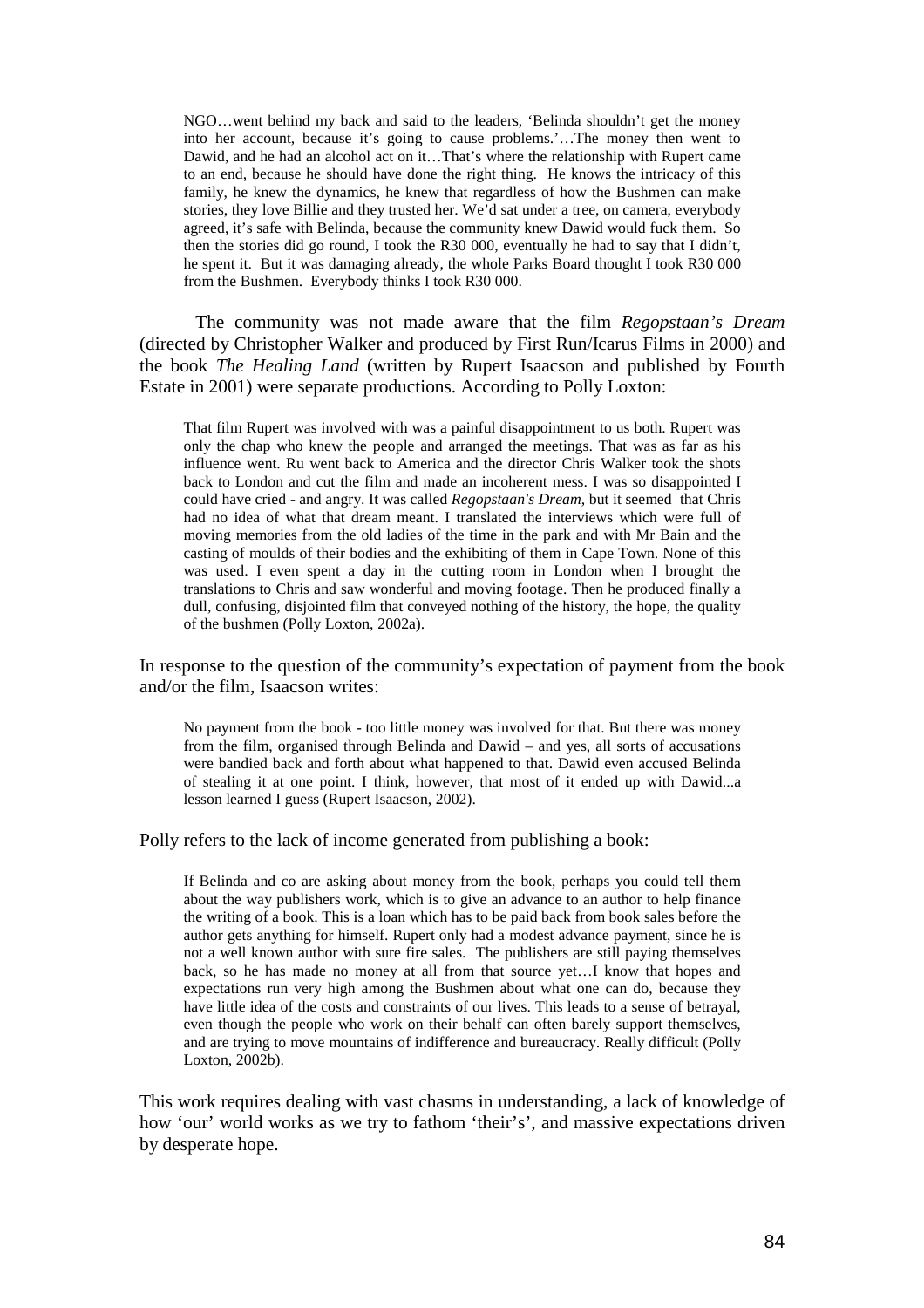> NGO…went behind my back and said to the leaders, 'Belinda shouldn't get the money into her account, because it's going to cause problems.'…The money then went to Dawid, and he had an alcohol act on it…That's where the relationship with Rupert came to an end, because he should have done the right thing. He knows the intricacy of this family, he knew the dynamics, he knew that regardless of how the Bushmen can make stories, they love Billie and they trusted her. We'd sat under a tree, on camera, everybody agreed, it's safe with Belinda, because the community knew Dawid would fuck them. So then the stories did go round, I took the R30 000, eventually he had to say that I didn't, he spent it. But it was damaging already, the whole Parks Board thought I took R30 000 from the Bushmen. Everybody thinks I took R30 000.

The community was not made aware that the film *Regopstaan's Dream* (directed by Christopher Walker and produced by First Run/Icarus Films in 2000) and the book *The Healing Land* (written by Rupert Isaacson and published by Fourth Estate in 2001) were separate productions. According to Polly Loxton:

> That film Rupert was involved with was a painful disappointment to us both. Rupert was only the chap who knew the people and arranged the meetings. That was as far as his influence went. Ru went back to America and the director Chris Walker took the shots back to London and cut the film and made an incoherent mess. I was so disappointed I could have cried - and angry. It was called *Regopstaan's Dream*, but it seemed that Chris had no idea of what that dream meant. I translated the interviews which were full of moving memories from the old ladies of the time in the park and with Mr Bain and the casting of moulds of their bodies and the exhibiting of them in Cape Town. None of this was used. I even spent a day in the cutting room in London when I brought the translations to Chris and saw wonderful and moving footage. Then he produced finally a dull, confusing, disjointed film that conveyed nothing of the history, the hope, the quality of the bushmen (Polly Loxton, 2002a).

In response to the question of the community's expectation of payment from the book and/or the film, Isaacson writes:

> No payment from the book - too little money was involved for that. But there was money from the film, organised through Belinda and Dawid – and yes, all sorts of accusations were bandied back and forth about what happened to that. Dawid even accused Belinda of stealing it at one point. I think, however, that most of it ended up with Dawid...a lesson learned I guess (Rupert Isaacson, 2002).

Polly refers to the lack of income generated from publishing a book:

> If Belinda and co are asking about money from the book, perhaps you could tell them about the way publishers work, which is to give an advance to an author to help finance the writing of a book. This is a loan which has to be paid back from book sales before the author gets anything for himself. Rupert only had a modest advance payment, since he is not a well known author with sure fire sales. The publishers are still paying themselves back, so he has made no money at all from that source yet…I know that hopes and expectations run very high among the Bushmen about what one can do, because they have little idea of the costs and constraints of our lives. This leads to a sense of betrayal, even though the people who work on their behalf can often barely support themselves, and are trying to move mountains of indifference and bureaucracy. Really difficult (Polly Loxton, 2002b).

This work requires dealing with vast chasms in understanding, a lack of knowledge of how 'our' world works as we try to fathom 'their's', and massive expectations driven by desperate hope.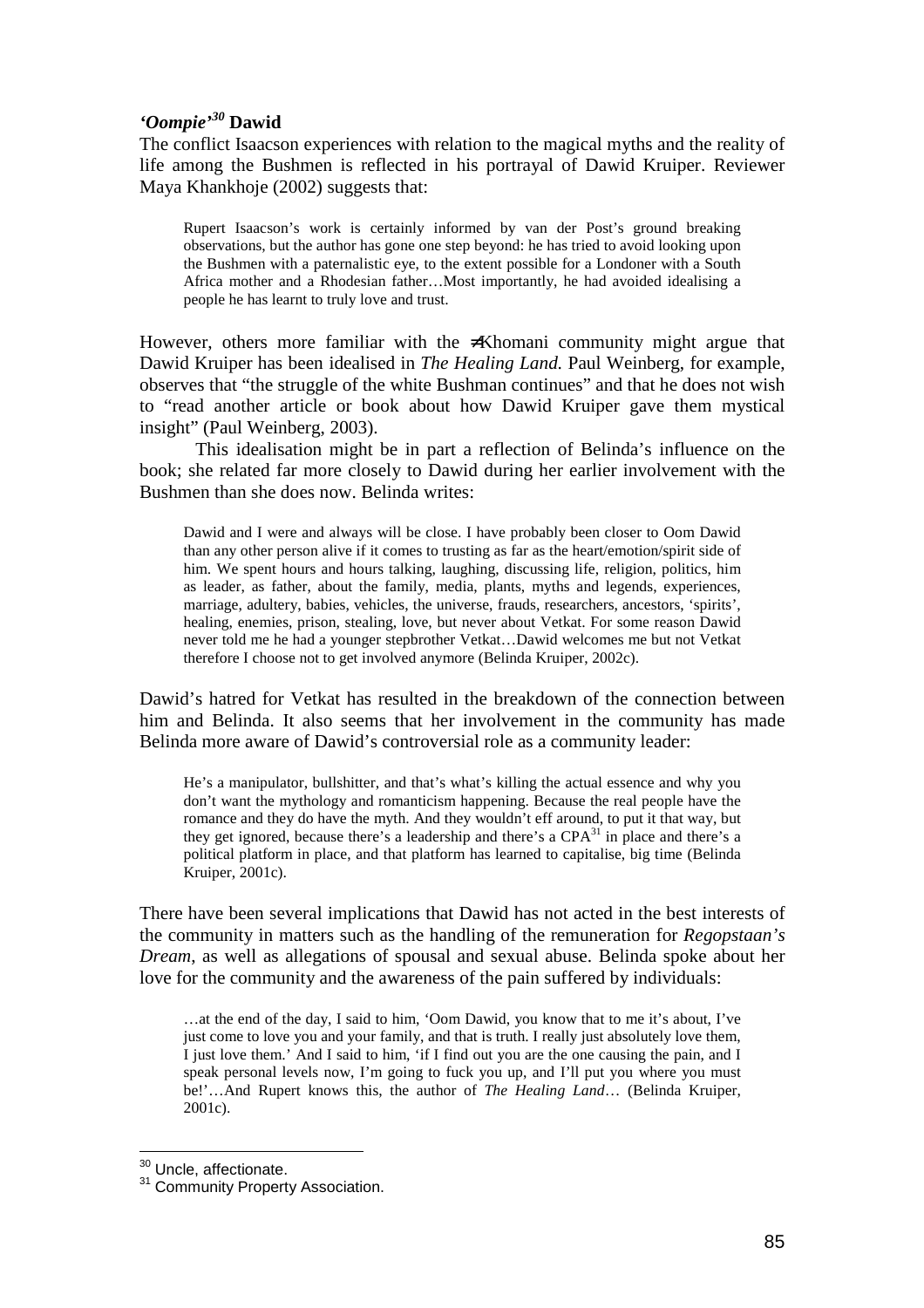### *'Oompie'*[30] **Dawid**

The conflict Isaacson experiences with relation to the magical myths and the reality of life among the Bushmen is reflected in his portrayal of Dawid Kruiper. Reviewer Maya Khankhoje (2002) suggests that:

> Rupert Isaacson's work is certainly informed by van der Post's ground breaking observations, but the author has gone one step beyond: he has tried to avoid looking upon the Bushmen with a paternalistic eye, to the extent possible for a Londoner with a South Africa mother and a Rhodesian father…Most importantly, he had avoided idealising a people he has learnt to truly love and trust.

However, others more familiar with the ≠Khomani community might argue that Dawid Kruiper has been idealised in *The Healing Land.* Paul Weinberg, for example, observes that "the struggle of the white Bushman continues" and that he does not wish to "read another article or book about how Dawid Kruiper gave them mystical insight" (Paul Weinberg, 2003).

This idealisation might be in part a reflection of Belinda's influence on the book; she related far more closely to Dawid during her earlier involvement with the Bushmen than she does now. Belinda writes:

> Dawid and I were and always will be close. I have probably been closer to Oom Dawid than any other person alive if it comes to trusting as far as the heart/emotion/spirit side of him. We spent hours and hours talking, laughing, discussing life, religion, politics, him as leader, as father, about the family, media, plants, myths and legends, experiences, marriage, adultery, babies, vehicles, the universe, frauds, researchers, ancestors, 'spirits', healing, enemies, prison, stealing, love, but never about Vetkat. For some reason Dawid never told me he had a younger stepbrother Vetkat…Dawid welcomes me but not Vetkat therefore I choose not to get involved anymore (Belinda Kruiper, 2002c).

Dawid's hatred for Vetkat has resulted in the breakdown of the connection between him and Belinda. It also seems that her involvement in the community has made Belinda more aware of Dawid's controversial role as a community leader:

> He's a manipulator, bullshitter, and that's what's killing the actual essence and why you don't want the mythology and romanticism happening. Because the real people have the romance and they do have the myth. And they wouldn't eff around, to put it that way, but they get ignored, because there's a leadership and there's a CPA[31] in place and there's a political platform in place, and that platform has learned to capitalise, big time (Belinda Kruiper, 2001c).

There have been several implications that Dawid has not acted in the best interests of the community in matters such as the handling of the remuneration for *Regopstaan's Dream*, as well as allegations of spousal and sexual abuse. Belinda spoke about her love for the community and the awareness of the pain suffered by individuals:

> …at the end of the day, I said to him, 'Oom Dawid, you know that to me it's about, I've just come to love you and your family, and that is truth. I really just absolutely love them, I just love them.' And I said to him, 'if I find out you are the one causing the pain, and I speak personal levels now, I'm going to fuck you up, and I'll put you where you must be!'…And Rupert knows this, the author of *The Healing Land*… (Belinda Kruiper, 2001c).

---

[30] Uncle, affectionate.

[31] Community Property Association.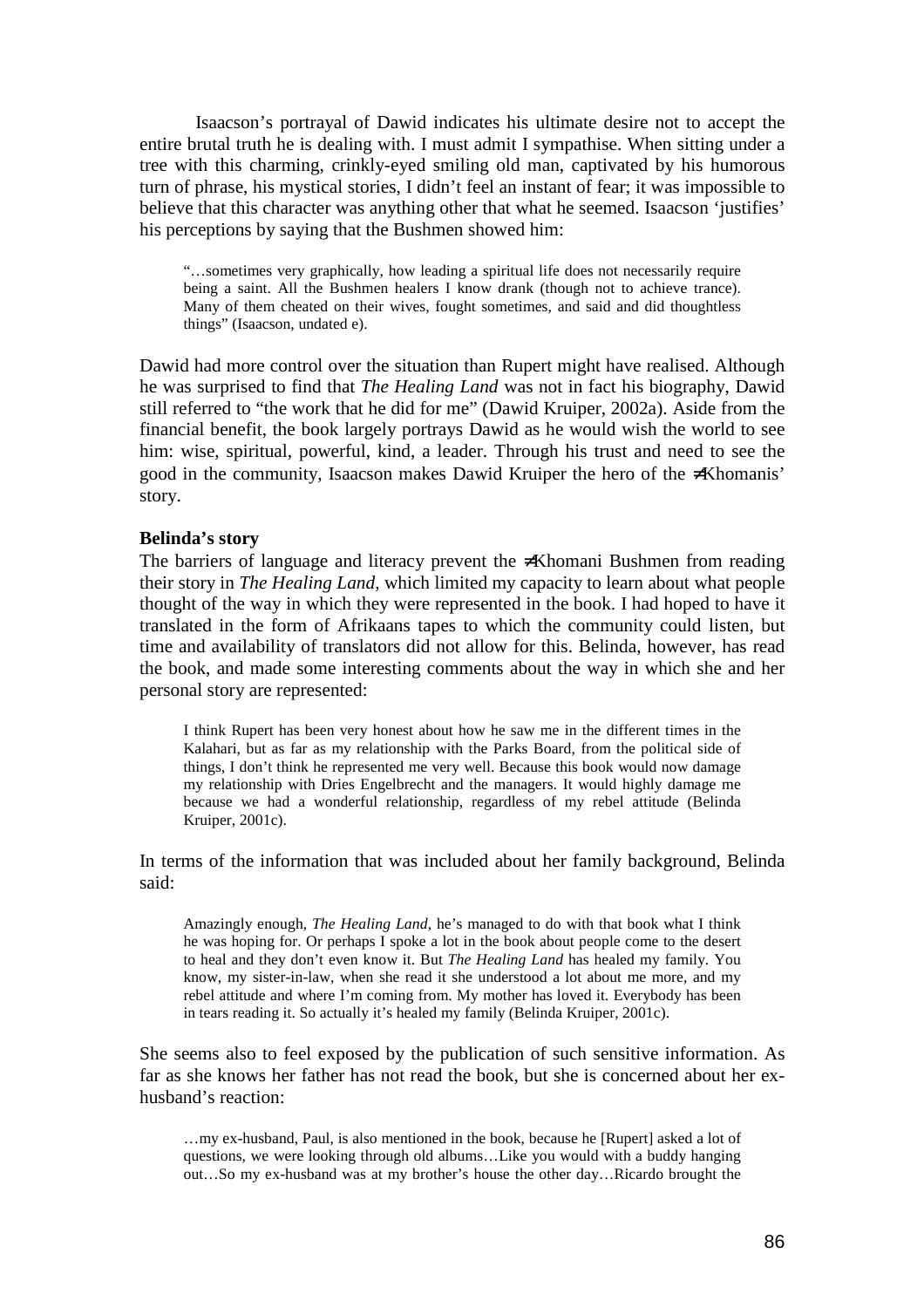Isaacson's portrayal of Dawid indicates his ultimate desire not to accept the entire brutal truth he is dealing with. I must admit I sympathise. When sitting under a tree with this charming, crinkly-eyed smiling old man, captivated by his humorous turn of phrase, his mystical stories, I didn't feel an instant of fear; it was impossible to believe that this character was anything other that what he seemed. Isaacson 'justifies' his perceptions by saying that the Bushmen showed him:

> "…sometimes very graphically, how leading a spiritual life does not necessarily require being a saint. All the Bushmen healers I know drank (though not to achieve trance). Many of them cheated on their wives, fought sometimes, and said and did thoughtless things" (Isaacson, undated e).

Dawid had more control over the situation than Rupert might have realised. Although he was surprised to find that *The Healing Land* was not in fact his biography, Dawid still referred to "the work that he did for me" (Dawid Kruiper, 2002a). Aside from the financial benefit, the book largely portrays Dawid as he would wish the world to see him: wise, spiritual, powerful, kind, a leader. Through his trust and need to see the good in the community, Isaacson makes Dawid Kruiper the hero of the ≠Khomanis' story.

**Belinda's story**

The barriers of language and literacy prevent the ≠Khomani Bushmen from reading their story in *The Healing Land*, which limited my capacity to learn about what people thought of the way in which they were represented in the book. I had hoped to have it translated in the form of Afrikaans tapes to which the community could listen, but time and availability of translators did not allow for this. Belinda, however, has read the book, and made some interesting comments about the way in which she and her personal story are represented:

> I think Rupert has been very honest about how he saw me in the different times in the Kalahari, but as far as my relationship with the Parks Board, from the political side of things, I don't think he represented me very well. Because this book would now damage my relationship with Dries Engelbrecht and the managers. It would highly damage me because we had a wonderful relationship, regardless of my rebel attitude (Belinda Kruiper, 2001c).

In terms of the information that was included about her family background, Belinda said:

> Amazingly enough, *The Healing Land*, he's managed to do with that book what I think he was hoping for. Or perhaps I spoke a lot in the book about people come to the desert to heal and they don't even know it. But *The Healing Land* has healed my family. You know, my sister-in-law, when she read it she understood a lot about me more, and my rebel attitude and where I'm coming from. My mother has loved it. Everybody has been in tears reading it. So actually it's healed my family (Belinda Kruiper, 2001c).

She seems also to feel exposed by the publication of such sensitive information. As far as she knows her father has not read the book, but she is concerned about her ex-husband's reaction:

> …my ex-husband, Paul, is also mentioned in the book, because he [Rupert] asked a lot of questions, we were looking through old albums…Like you would with a buddy hanging out…So my ex-husband was at my brother's house the other day…Ricardo brought the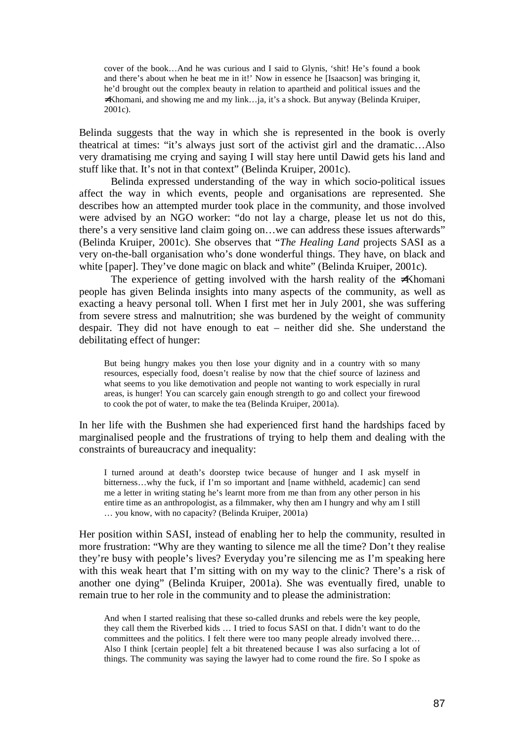> cover of the book…And he was curious and I said to Glynis, 'shit! He's found a book and there's about when he beat me in it!' Now in essence he [Isaacson] was bringing it, he'd brought out the complex beauty in relation to apartheid and political issues and the ≠Khomani, and showing me and my link…ja, it's a shock. But anyway (Belinda Kruiper, 2001c).

Belinda suggests that the way in which she is represented in the book is overly theatrical at times: "it's always just sort of the activist girl and the dramatic…Also very dramatising me crying and saying I will stay here until Dawid gets his land and stuff like that. It's not in that context" (Belinda Kruiper, 2001c).

Belinda expressed understanding of the way in which socio-political issues affect the way in which events, people and organisations are represented. She describes how an attempted murder took place in the community, and those involved were advised by an NGO worker: "do not lay a charge, please let us not do this, there's a very sensitive land claim going on…we can address these issues afterwards" (Belinda Kruiper, 2001c). She observes that "*The Healing Land* projects SASI as a very on-the-ball organisation who's done wonderful things. They have, on black and white [paper]. They've done magic on black and white" (Belinda Kruiper, 2001c).

The experience of getting involved with the harsh reality of the ≠Khomani people has given Belinda insights into many aspects of the community, as well as exacting a heavy personal toll. When I first met her in July 2001, she was suffering from severe stress and malnutrition; she was burdened by the weight of community despair. They did not have enough to eat – neither did she. She understand the debilitating effect of hunger:

> But being hungry makes you then lose your dignity and in a country with so many resources, especially food, doesn't realise by now that the chief source of laziness and what seems to you like demotivation and people not wanting to work especially in rural areas, is hunger! You can scarcely gain enough strength to go and collect your firewood to cook the pot of water, to make the tea (Belinda Kruiper, 2001a).

In her life with the Bushmen she had experienced first hand the hardships faced by marginalised people and the frustrations of trying to help them and dealing with the constraints of bureaucracy and inequality:

> I turned around at death's doorstep twice because of hunger and I ask myself in bitterness…why the fuck, if I'm so important and [name withheld, academic] can send me a letter in writing stating he's learnt more from me than from any other person in his entire time as an anthropologist, as a filmmaker, why then am I hungry and why am I still … you know, with no capacity? (Belinda Kruiper, 2001a)

Her position within SASI, instead of enabling her to help the community, resulted in more frustration: "Why are they wanting to silence me all the time? Don't they realise they're busy with people's lives? Everyday you're silencing me as I'm speaking here with this weak heart that I'm sitting with on my way to the clinic? There's a risk of another one dying" (Belinda Kruiper, 2001a). She was eventually fired, unable to remain true to her role in the community and to please the administration:

> And when I started realising that these so-called drunks and rebels were the key people, they call them the Riverbed kids … I tried to focus SASI on that. I didn't want to do the committees and the politics. I felt there were too many people already involved there… Also I think [certain people] felt a bit threatened because I was also surfacing a lot of things. The community was saying the lawyer had to come round the fire. So I spoke as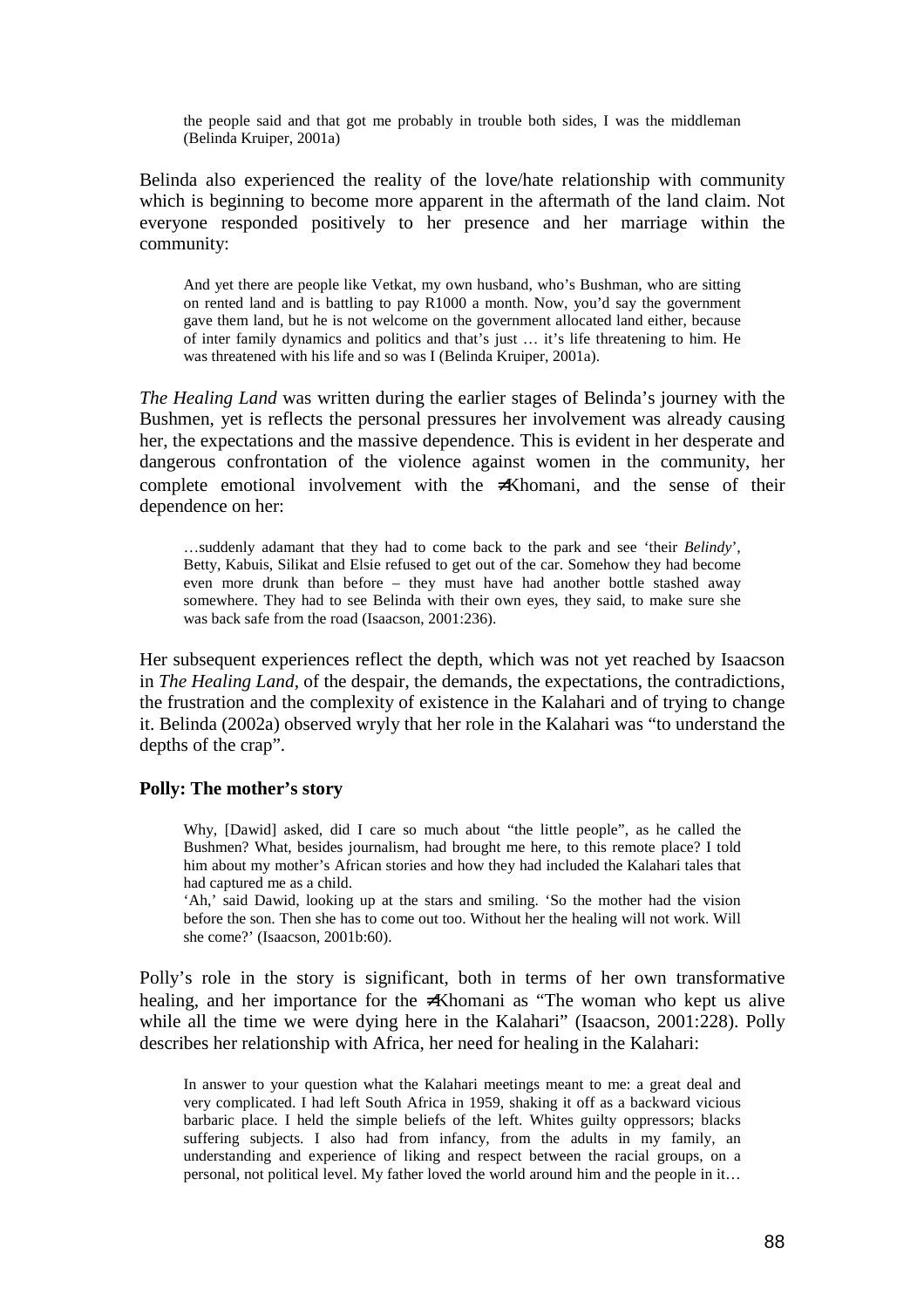> the people said and that got me probably in trouble both sides, I was the middleman (Belinda Kruiper, 2001a)

Belinda also experienced the reality of the love/hate relationship with community which is beginning to become more apparent in the aftermath of the land claim. Not everyone responded positively to her presence and her marriage within the community:

> And yet there are people like Vetkat, my own husband, who's Bushman, who are sitting on rented land and is battling to pay R1000 a month. Now, you'd say the government gave them land, but he is not welcome on the government allocated land either, because of inter family dynamics and politics and that's just … it's life threatening to him. He was threatened with his life and so was I (Belinda Kruiper, 2001a).

*The Healing Land* was written during the earlier stages of Belinda's journey with the Bushmen, yet is reflects the personal pressures her involvement was already causing her, the expectations and the massive dependence. This is evident in her desperate and dangerous confrontation of the violence against women in the community, her complete emotional involvement with the ≠Khomani, and the sense of their dependence on her:

> …suddenly adamant that they had to come back to the park and see 'their *Belindy*', Betty, Kabuis, Silikat and Elsie refused to get out of the car. Somehow they had become even more drunk than before – they must have had another bottle stashed away somewhere. They had to see Belinda with their own eyes, they said, to make sure she was back safe from the road (Isaacson, 2001:236).

Her subsequent experiences reflect the depth, which was not yet reached by Isaacson in *The Healing Land*, of the despair, the demands, the expectations, the contradictions, the frustration and the complexity of existence in the Kalahari and of trying to change it. Belinda (2002a) observed wryly that her role in the Kalahari was "to understand the depths of the crap".

**Polly: The mother's story**

> Why, [Dawid] asked, did I care so much about "the little people", as he called the Bushmen? What, besides journalism, had brought me here, to this remote place? I told him about my mother's African stories and how they had included the Kalahari tales that had captured me as a child.
> 'Ah,' said Dawid, looking up at the stars and smiling. 'So the mother had the vision before the son. Then she has to come out too. Without her the healing will not work. Will she come?' (Isaacson, 2001b:60).

Polly's role in the story is significant, both in terms of her own transformative healing, and her importance for the ≠Khomani as "The woman who kept us alive while all the time we were dying here in the Kalahari" (Isaacson, 2001:228). Polly describes her relationship with Africa, her need for healing in the Kalahari:

> In answer to your question what the Kalahari meetings meant to me: a great deal and very complicated. I had left South Africa in 1959, shaking it off as a backward vicious barbaric place. I held the simple beliefs of the left. Whites guilty oppressors; blacks suffering subjects. I also had from infancy, from the adults in my family, an understanding and experience of liking and respect between the racial groups, on a personal, not political level. My father loved the world around him and the people in it…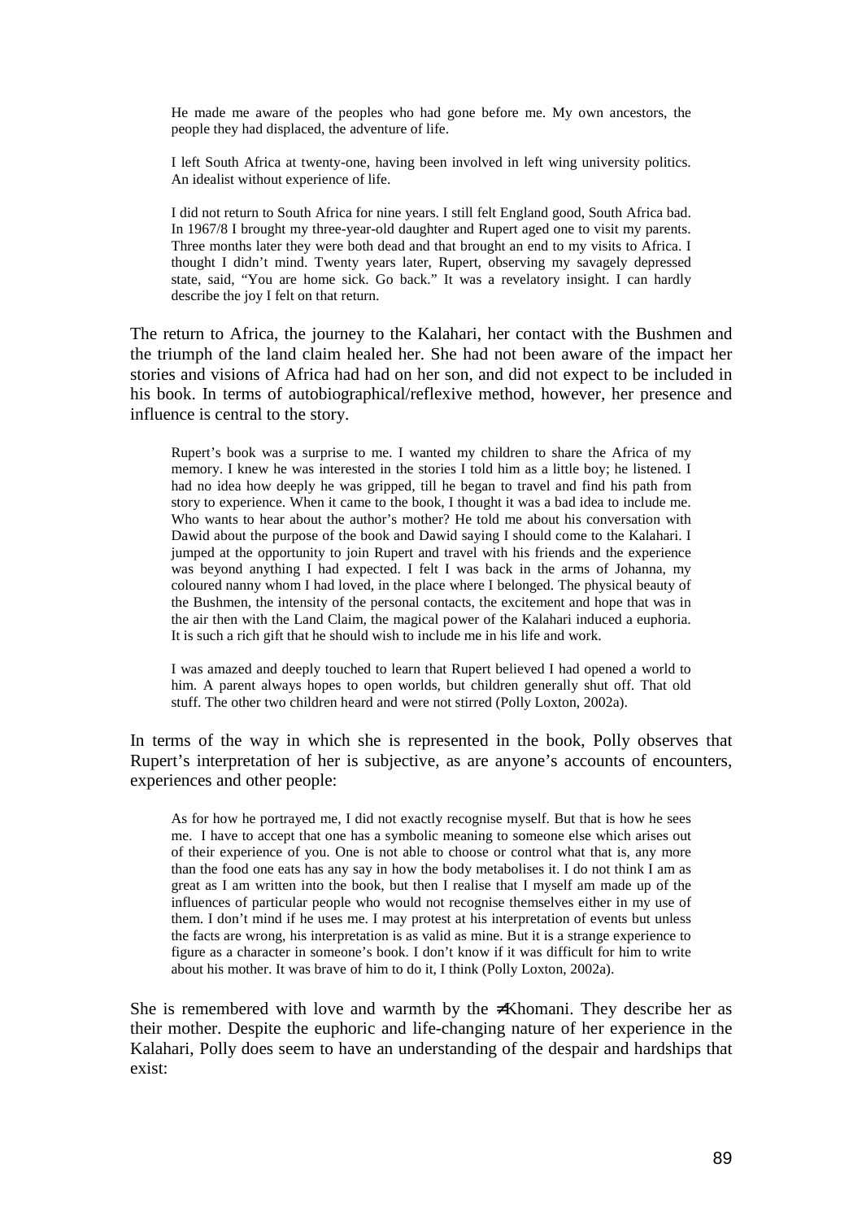> He made me aware of the peoples who had gone before me. My own ancestors, the people they had displaced, the adventure of life.
>
> I left South Africa at twenty-one, having been involved in left wing university politics. An idealist without experience of life.
>
> I did not return to South Africa for nine years. I still felt England good, South Africa bad. In 1967/8 I brought my three-year-old daughter and Rupert aged one to visit my parents. Three months later they were both dead and that brought an end to my visits to Africa. I thought I didn't mind. Twenty years later, Rupert, observing my savagely depressed state, said, "You are home sick. Go back." It was a revelatory insight. I can hardly describe the joy I felt on that return.

The return to Africa, the journey to the Kalahari, her contact with the Bushmen and the triumph of the land claim healed her. She had not been aware of the impact her stories and visions of Africa had had on her son, and did not expect to be included in his book. In terms of autobiographical/reflexive method, however, her presence and influence is central to the story.

> Rupert's book was a surprise to me. I wanted my children to share the Africa of my memory. I knew he was interested in the stories I told him as a little boy; he listened. I had no idea how deeply he was gripped, till he began to travel and find his path from story to experience. When it came to the book, I thought it was a bad idea to include me. Who wants to hear about the author's mother? He told me about his conversation with Dawid about the purpose of the book and Dawid saying I should come to the Kalahari. I jumped at the opportunity to join Rupert and travel with his friends and the experience was beyond anything I had expected. I felt I was back in the arms of Johanna, my coloured nanny whom I had loved, in the place where I belonged. The physical beauty of the Bushmen, the intensity of the personal contacts, the excitement and hope that was in the air then with the Land Claim, the magical power of the Kalahari induced a euphoria. It is such a rich gift that he should wish to include me in his life and work.
>
> I was amazed and deeply touched to learn that Rupert believed I had opened a world to him. A parent always hopes to open worlds, but children generally shut off. That old stuff. The other two children heard and were not stirred (Polly Loxton, 2002a).

In terms of the way in which she is represented in the book, Polly observes that Rupert's interpretation of her is subjective, as are anyone's accounts of encounters, experiences and other people:

> As for how he portrayed me, I did not exactly recognise myself. But that is how he sees me. I have to accept that one has a symbolic meaning to someone else which arises out of their experience of you. One is not able to choose or control what that is, any more than the food one eats has any say in how the body metabolises it. I do not think I am as great as I am written into the book, but then I realise that I myself am made up of the influences of particular people who would not recognise themselves either in my use of them. I don't mind if he uses me. I may protest at his interpretation of events but unless the facts are wrong, his interpretation is as valid as mine. But it is a strange experience to figure as a character in someone's book. I don't know if it was difficult for him to write about his mother. It was brave of him to do it, I think (Polly Loxton, 2002a).

She is remembered with love and warmth by the ≠Khomani. They describe her as their mother. Despite the euphoric and life-changing nature of her experience in the Kalahari, Polly does seem to have an understanding of the despair and hardships that exist: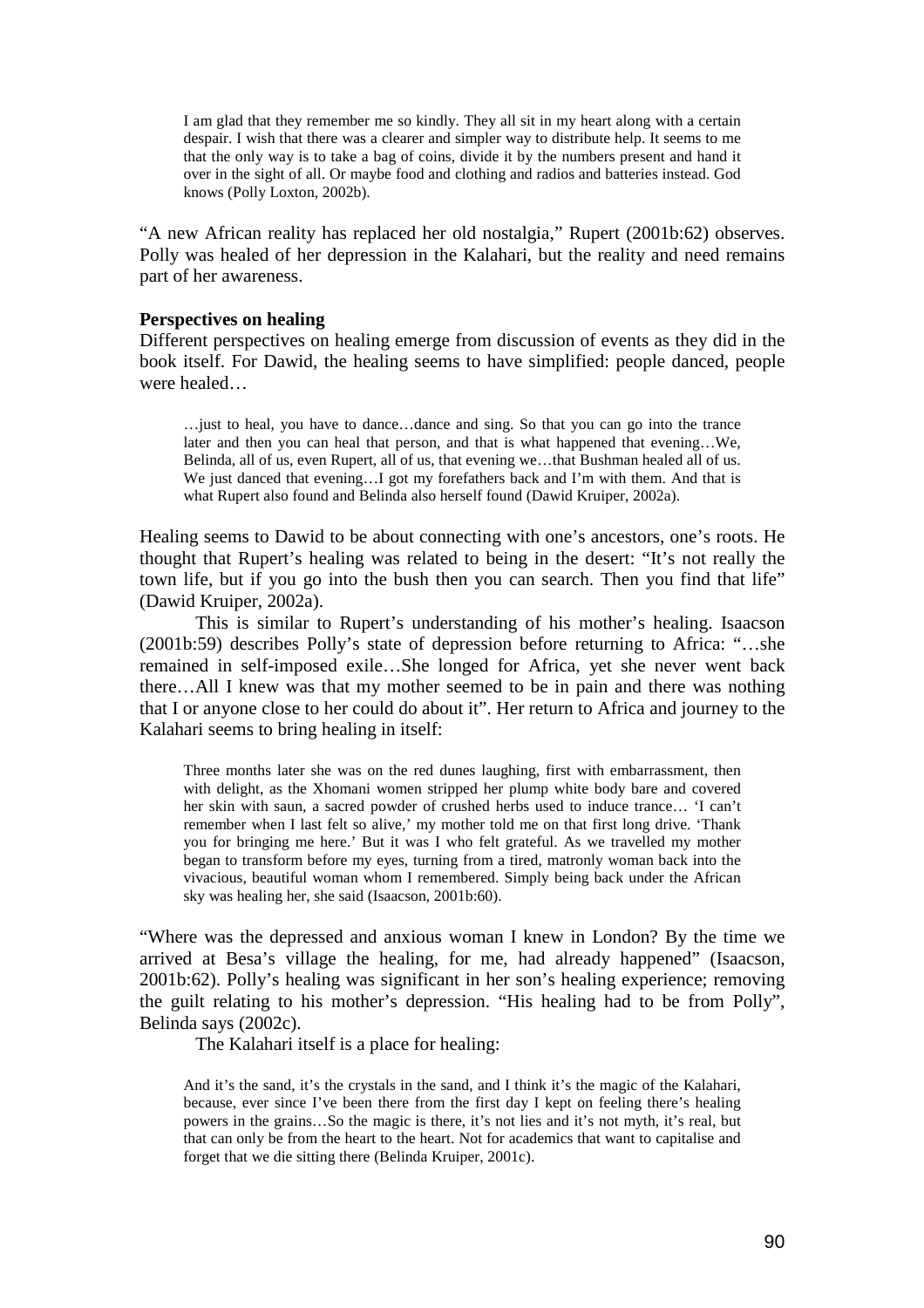> I am glad that they remember me so kindly. They all sit in my heart along with a certain despair. I wish that there was a clearer and simpler way to distribute help. It seems to me that the only way is to take a bag of coins, divide it by the numbers present and hand it over in the sight of all. Or maybe food and clothing and radios and batteries instead. God knows (Polly Loxton, 2002b).

"A new African reality has replaced her old nostalgia," Rupert (2001b:62) observes. Polly was healed of her depression in the Kalahari, but the reality and need remains part of her awareness.

**Perspectives on healing**

Different perspectives on healing emerge from discussion of events as they did in the book itself. For Dawid, the healing seems to have simplified: people danced, people were healed…

> …just to heal, you have to dance…dance and sing. So that you can go into the trance later and then you can heal that person, and that is what happened that evening…We, Belinda, all of us, even Rupert, all of us, that evening we…that Bushman healed all of us. We just danced that evening…I got my forefathers back and I'm with them. And that is what Rupert also found and Belinda also herself found (Dawid Kruiper, 2002a).

Healing seems to Dawid to be about connecting with one's ancestors, one's roots. He thought that Rupert's healing was related to being in the desert: "It's not really the town life, but if you go into the bush then you can search. Then you find that life" (Dawid Kruiper, 2002a).

This is similar to Rupert's understanding of his mother's healing. Isaacson (2001b:59) describes Polly's state of depression before returning to Africa: "…she remained in self-imposed exile…She longed for Africa, yet she never went back there…All I knew was that my mother seemed to be in pain and there was nothing that I or anyone close to her could do about it". Her return to Africa and journey to the Kalahari seems to bring healing in itself:

> Three months later she was on the red dunes laughing, first with embarrassment, then with delight, as the Xhomani women stripped her plump white body bare and covered her skin with saun, a sacred powder of crushed herbs used to induce trance… 'I can't remember when I last felt so alive,' my mother told me on that first long drive. 'Thank you for bringing me here.' But it was I who felt grateful. As we travelled my mother began to transform before my eyes, turning from a tired, matronly woman back into the vivacious, beautiful woman whom I remembered. Simply being back under the African sky was healing her, she said (Isaacson, 2001b:60).

"Where was the depressed and anxious woman I knew in London? By the time we arrived at Besa's village the healing, for me, had already happened" (Isaacson, 2001b:62). Polly's healing was significant in her son's healing experience; removing the guilt relating to his mother's depression. "His healing had to be from Polly", Belinda says (2002c).

The Kalahari itself is a place for healing:

> And it's the sand, it's the crystals in the sand, and I think it's the magic of the Kalahari, because, ever since I've been there from the first day I kept on feeling there's healing powers in the grains…So the magic is there, it's not lies and it's not myth, it's real, but that can only be from the heart to the heart. Not for academics that want to capitalise and forget that we die sitting there (Belinda Kruiper, 2001c).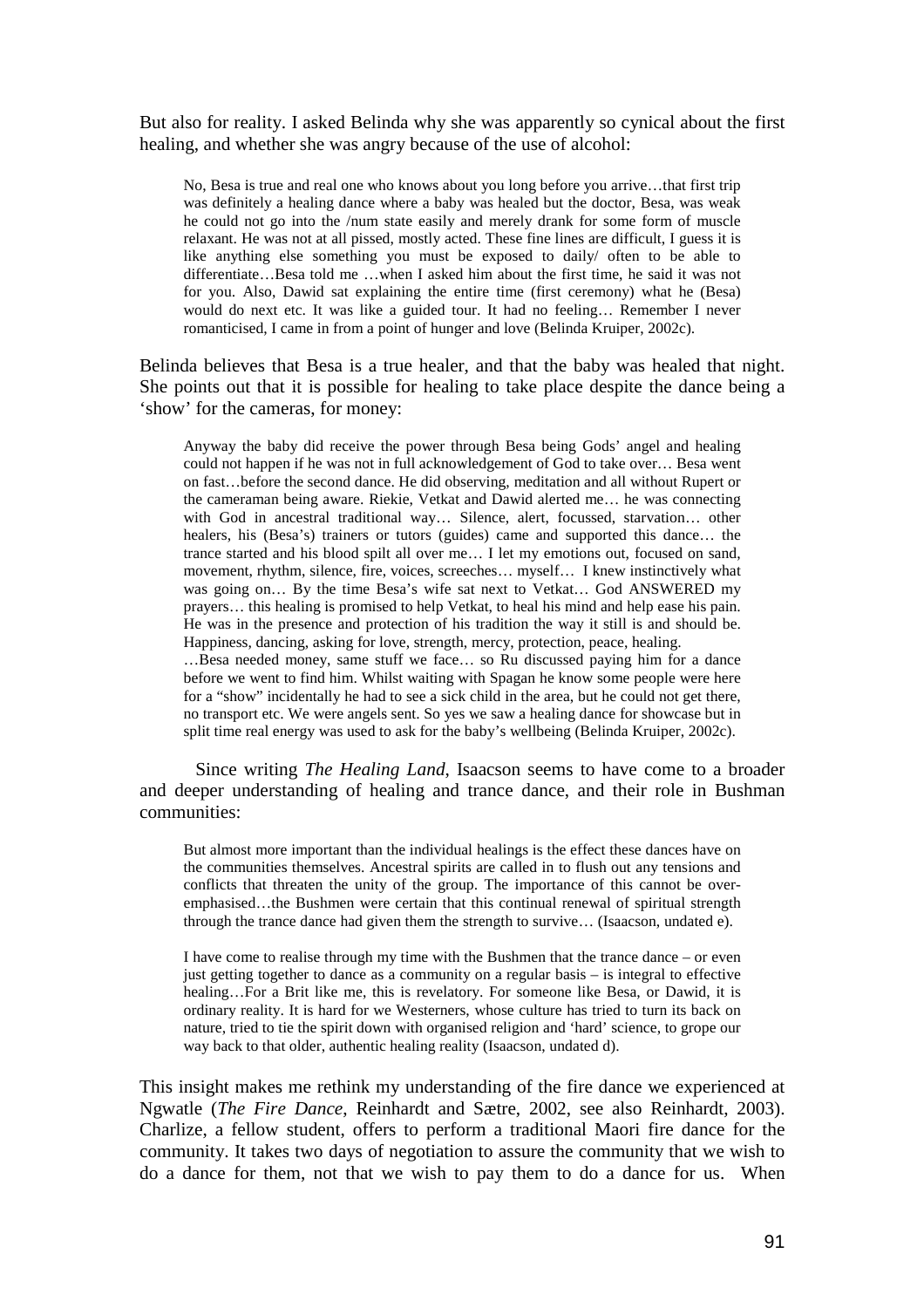But also for reality. I asked Belinda why she was apparently so cynical about the first healing, and whether she was angry because of the use of alcohol:

> No, Besa is true and real one who knows about you long before you arrive…that first trip was definitely a healing dance where a baby was healed but the doctor, Besa, was weak he could not go into the /num state easily and merely drank for some form of muscle relaxant. He was not at all pissed, mostly acted. These fine lines are difficult, I guess it is like anything else something you must be exposed to daily/ often to be able to differentiate…Besa told me …when I asked him about the first time, he said it was not for you. Also, Dawid sat explaining the entire time (first ceremony) what he (Besa) would do next etc. It was like a guided tour. It had no feeling… Remember I never romanticised, I came in from a point of hunger and love (Belinda Kruiper, 2002c).

Belinda believes that Besa is a true healer, and that the baby was healed that night. She points out that it is possible for healing to take place despite the dance being a 'show' for the cameras, for money:

> Anyway the baby did receive the power through Besa being Gods' angel and healing could not happen if he was not in full acknowledgement of God to take over… Besa went on fast…before the second dance. He did observing, meditation and all without Rupert or the cameraman being aware. Riekie, Vetkat and Dawid alerted me… he was connecting with God in ancestral traditional way… Silence, alert, focussed, starvation… other healers, his (Besa's) trainers or tutors (guides) came and supported this dance… the trance started and his blood spilt all over me… I let my emotions out, focused on sand, movement, rhythm, silence, fire, voices, screeches… myself… I knew instinctively what was going on… By the time Besa's wife sat next to Vetkat… God ANSWERED my prayers… this healing is promised to help Vetkat, to heal his mind and help ease his pain. He was in the presence and protection of his tradition the way it still is and should be. Happiness, dancing, asking for love, strength, mercy, protection, peace, healing.
>
> …Besa needed money, same stuff we face… so Ru discussed paying him for a dance before we went to find him. Whilst waiting with Spagan he know some people were here for a "show" incidentally he had to see a sick child in the area, but he could not get there, no transport etc. We were angels sent. So yes we saw a healing dance for showcase but in split time real energy was used to ask for the baby's wellbeing (Belinda Kruiper, 2002c).

Since writing *The Healing Land*, Isaacson seems to have come to a broader and deeper understanding of healing and trance dance, and their role in Bushman communities:

> But almost more important than the individual healings is the effect these dances have on the communities themselves. Ancestral spirits are called in to flush out any tensions and conflicts that threaten the unity of the group. The importance of this cannot be over-emphasised…the Bushmen were certain that this continual renewal of spiritual strength through the trance dance had given them the strength to survive… (Isaacson, undated e).

> I have come to realise through my time with the Bushmen that the trance dance – or even just getting together to dance as a community on a regular basis – is integral to effective healing…For a Brit like me, this is revelatory. For someone like Besa, or Dawid, it is ordinary reality. It is hard for we Westerners, whose culture has tried to turn its back on nature, tried to tie the spirit down with organised religion and 'hard' science, to grope our way back to that older, authentic healing reality (Isaacson, undated d).

This insight makes me rethink my understanding of the fire dance we experienced at Ngwatle (*The Fire Dance*, Reinhardt and Sætre, 2002, see also Reinhardt, 2003). Charlize, a fellow student, offers to perform a traditional Maori fire dance for the community. It takes two days of negotiation to assure the community that we wish to do a dance for them, not that we wish to pay them to do a dance for us. When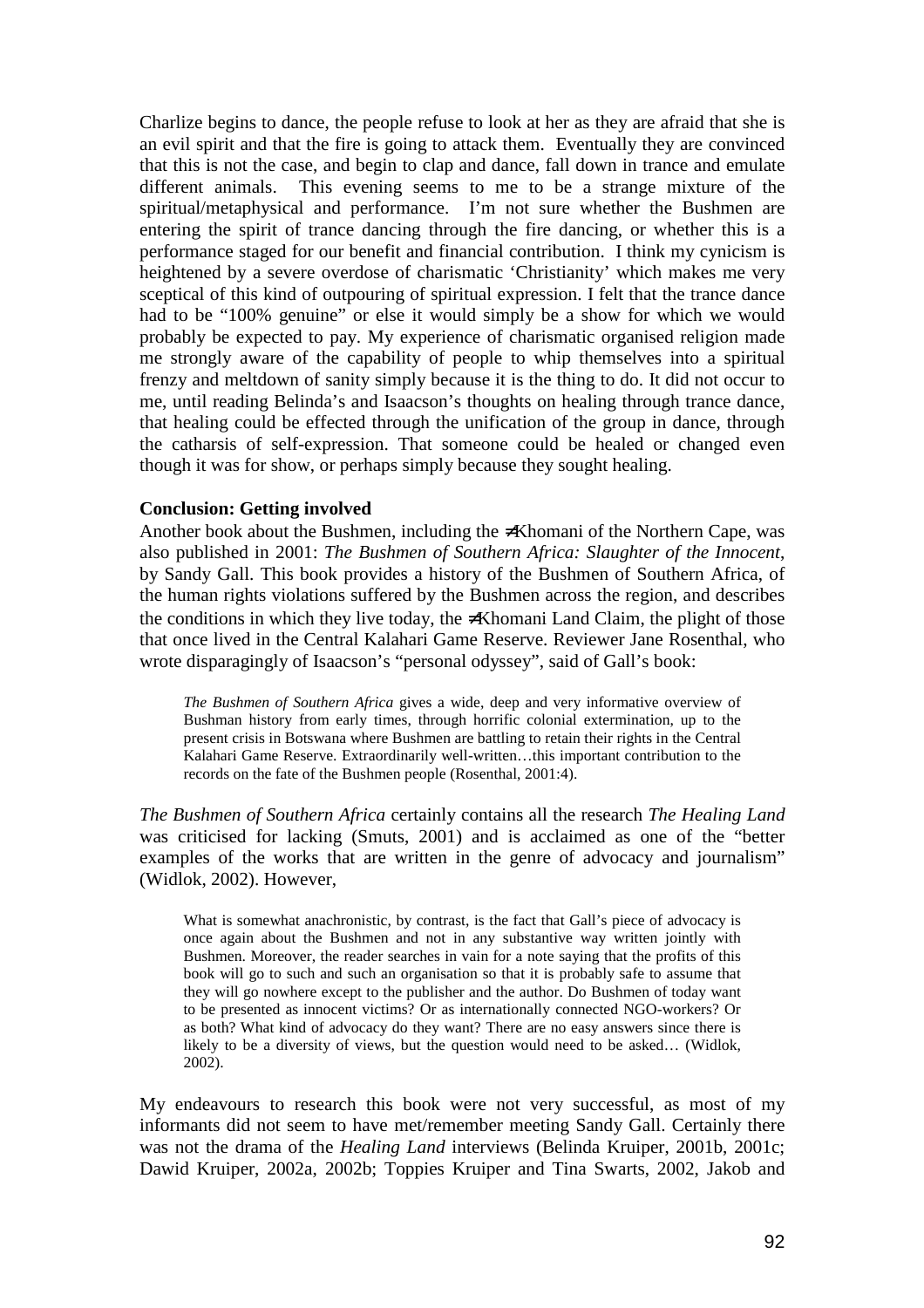Charlize begins to dance, the people refuse to look at her as they are afraid that she is an evil spirit and that the fire is going to attack them. Eventually they are convinced that this is not the case, and begin to clap and dance, fall down in trance and emulate different animals. This evening seems to me to be a strange mixture of the spiritual/metaphysical and performance. I'm not sure whether the Bushmen are entering the spirit of trance dancing through the fire dancing, or whether this is a performance staged for our benefit and financial contribution. I think my cynicism is heightened by a severe overdose of charismatic 'Christianity' which makes me very sceptical of this kind of outpouring of spiritual expression. I felt that the trance dance had to be "100% genuine" or else it would simply be a show for which we would probably be expected to pay. My experience of charismatic organised religion made me strongly aware of the capability of people to whip themselves into a spiritual frenzy and meltdown of sanity simply because it is the thing to do. It did not occur to me, until reading Belinda's and Isaacson's thoughts on healing through trance dance, that healing could be effected through the unification of the group in dance, through the catharsis of self-expression. That someone could be healed or changed even though it was for show, or perhaps simply because they sought healing.

**Conclusion: Getting involved**

Another book about the Bushmen, including the ≠Khomani of the Northern Cape, was also published in 2001: *The Bushmen of Southern Africa: Slaughter of the Innocent*, by Sandy Gall. This book provides a history of the Bushmen of Southern Africa, of the human rights violations suffered by the Bushmen across the region, and describes the conditions in which they live today, the ≠Khomani Land Claim, the plight of those that once lived in the Central Kalahari Game Reserve. Reviewer Jane Rosenthal, who wrote disparagingly of Isaacson's "personal odyssey", said of Gall's book:

> *The Bushmen of Southern Africa* gives a wide, deep and very informative overview of Bushman history from early times, through horrific colonial extermination, up to the present crisis in Botswana where Bushmen are battling to retain their rights in the Central Kalahari Game Reserve. Extraordinarily well-written…this important contribution to the records on the fate of the Bushmen people (Rosenthal, 2001:4).

*The Bushmen of Southern Africa* certainly contains all the research *The Healing Land* was criticised for lacking (Smuts, 2001) and is acclaimed as one of the "better examples of the works that are written in the genre of advocacy and journalism" (Widlok, 2002). However,

> What is somewhat anachronistic, by contrast, is the fact that Gall's piece of advocacy is once again about the Bushmen and not in any substantive way written jointly with Bushmen. Moreover, the reader searches in vain for a note saying that the profits of this book will go to such and such an organisation so that it is probably safe to assume that they will go nowhere except to the publisher and the author. Do Bushmen of today want to be presented as innocent victims? Or as internationally connected NGO-workers? Or as both? What kind of advocacy do they want? There are no easy answers since there is likely to be a diversity of views, but the question would need to be asked… (Widlok, 2002).

My endeavours to research this book were not very successful, as most of my informants did not seem to have met/remember meeting Sandy Gall. Certainly there was not the drama of the *Healing Land* interviews (Belinda Kruiper, 2001b, 2001c; Dawid Kruiper, 2002a, 2002b; Toppies Kruiper and Tina Swarts, 2002, Jakob and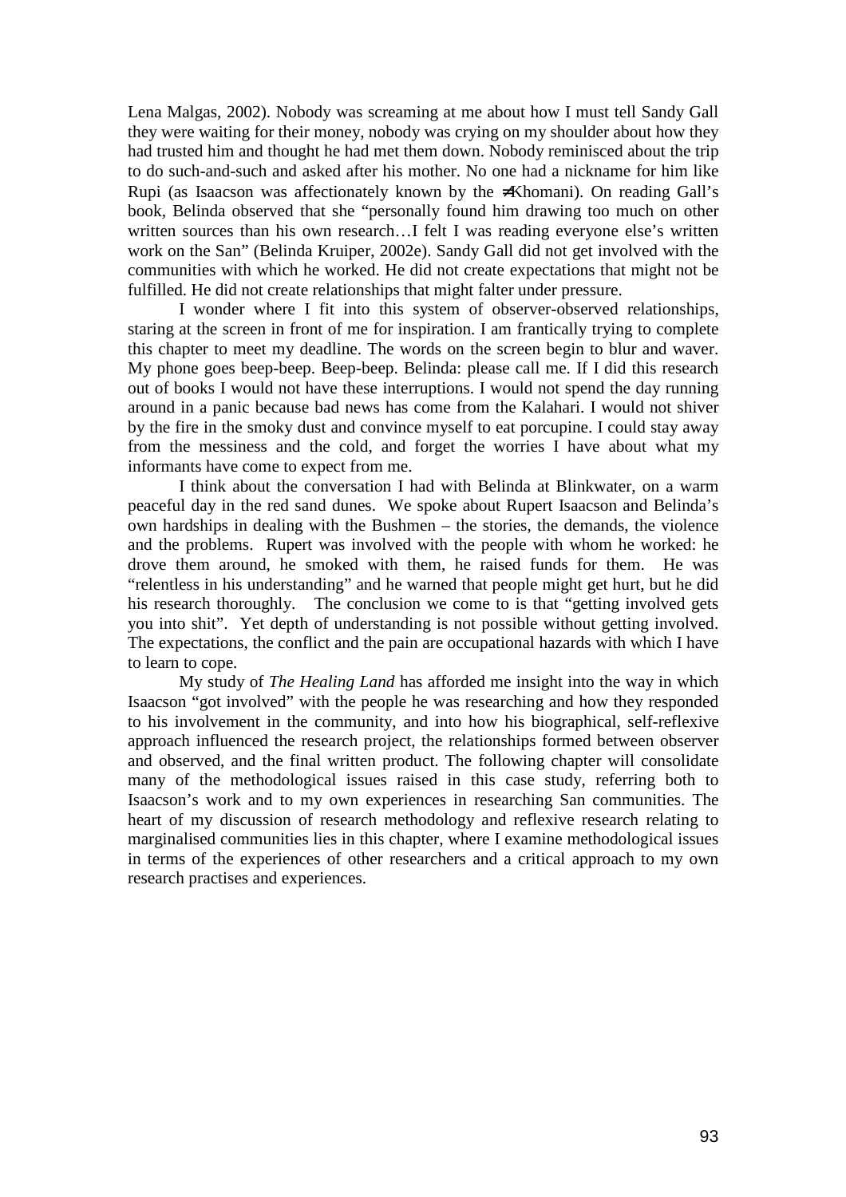Lena Malgas, 2002). Nobody was screaming at me about how I must tell Sandy Gall they were waiting for their money, nobody was crying on my shoulder about how they had trusted him and thought he had met them down. Nobody reminisced about the trip to do such-and-such and asked after his mother. No one had a nickname for him like Rupi (as Isaacson was affectionately known by the ≠Khomani). On reading Gall's book, Belinda observed that she "personally found him drawing too much on other written sources than his own research…I felt I was reading everyone else's written work on the San" (Belinda Kruiper, 2002e). Sandy Gall did not get involved with the communities with which he worked. He did not create expectations that might not be fulfilled. He did not create relationships that might falter under pressure.

I wonder where I fit into this system of observer-observed relationships, staring at the screen in front of me for inspiration. I am frantically trying to complete this chapter to meet my deadline. The words on the screen begin to blur and waver. My phone goes beep-beep. Beep-beep. Belinda: please call me. If I did this research out of books I would not have these interruptions. I would not spend the day running around in a panic because bad news has come from the Kalahari. I would not shiver by the fire in the smoky dust and convince myself to eat porcupine. I could stay away from the messiness and the cold, and forget the worries I have about what my informants have come to expect from me.

I think about the conversation I had with Belinda at Blinkwater, on a warm peaceful day in the red sand dunes. We spoke about Rupert Isaacson and Belinda's own hardships in dealing with the Bushmen – the stories, the demands, the violence and the problems. Rupert was involved with the people with whom he worked: he drove them around, he smoked with them, he raised funds for them. He was "relentless in his understanding" and he warned that people might get hurt, but he did his research thoroughly. The conclusion we come to is that "getting involved gets you into shit". Yet depth of understanding is not possible without getting involved. The expectations, the conflict and the pain are occupational hazards with which I have to learn to cope.

My study of *The Healing Land* has afforded me insight into the way in which Isaacson "got involved" with the people he was researching and how they responded to his involvement in the community, and into how his biographical, self-reflexive approach influenced the research project, the relationships formed between observer and observed, and the final written product. The following chapter will consolidate many of the methodological issues raised in this case study, referring both to Isaacson's work and to my own experiences in researching San communities. The heart of my discussion of research methodology and reflexive research relating to marginalised communities lies in this chapter, where I examine methodological issues in terms of the experiences of other researchers and a critical approach to my own research practises and experiences.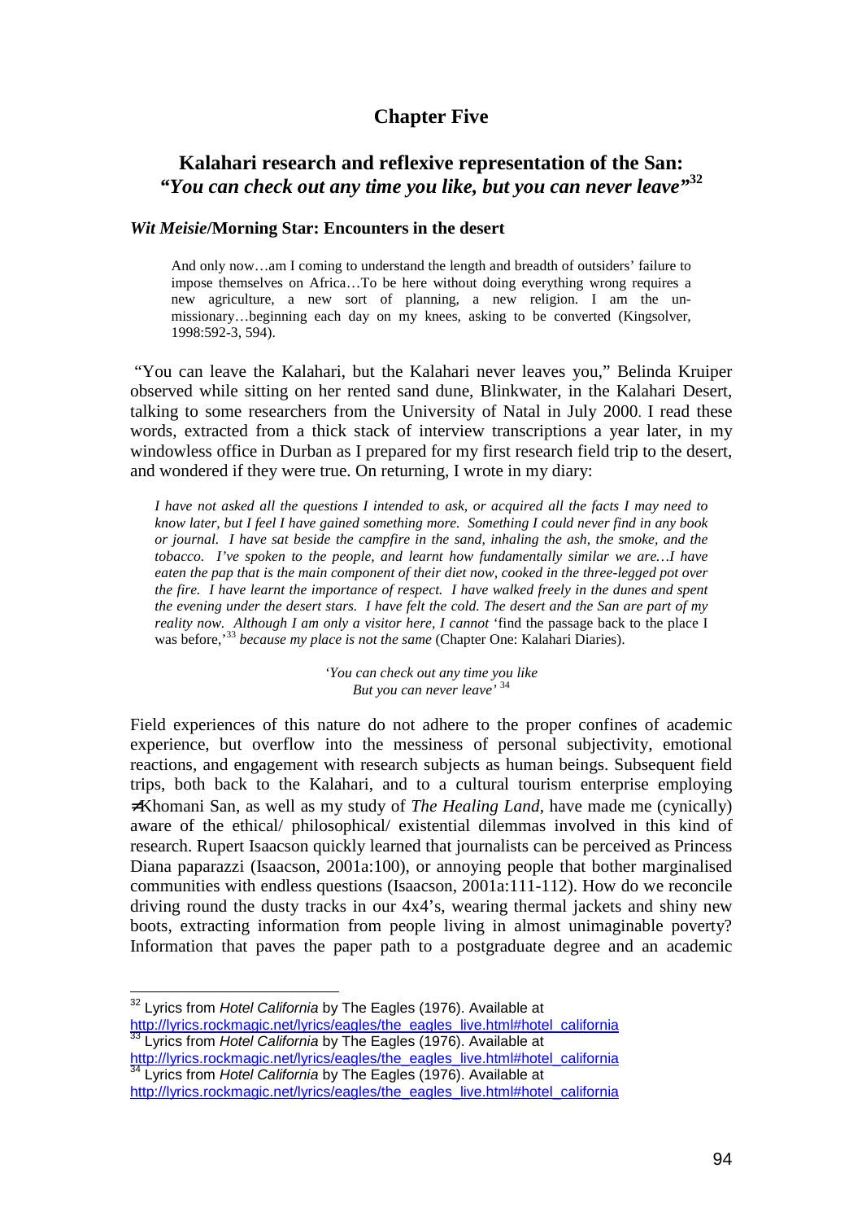# Chapter Five

## Kalahari research and reflexive representation of the San: *"You can check out any time you like, but you can never leave"*[32]

### *Wit Meisie*/Morning Star: Encounters in the desert

> And only now…am I coming to understand the length and breadth of outsiders' failure to impose themselves on Africa…To be here without doing everything wrong requires a new agriculture, a new sort of planning, a new religion. I am the un-missionary…beginning each day on my knees, asking to be converted (Kingsolver, 1998:592-3, 594).

"You can leave the Kalahari, but the Kalahari never leaves you," Belinda Kruiper observed while sitting on her rented sand dune, Blinkwater, in the Kalahari Desert, talking to some researchers from the University of Natal in July 2000. I read these words, extracted from a thick stack of interview transcriptions a year later, in my windowless office in Durban as I prepared for my first research field trip to the desert, and wondered if they were true. On returning, I wrote in my diary:

> *I have not asked all the questions I intended to ask, or acquired all the facts I may need to know later, but I feel I have gained something more. Something I could never find in any book or journal. I have sat beside the campfire in the sand, inhaling the ash, the smoke, and the tobacco. I've spoken to the people, and learnt how fundamentally similar we are…I have eaten the pap that is the main component of their diet now, cooked in the three-legged pot over the fire. I have learnt the importance of respect. I have walked freely in the dunes and spent the evening under the desert stars. I have felt the cold. The desert and the San are part of my reality now. Although I am only a visitor here, I cannot* 'find the passage back to the place I was before,'[33] *because my place is not the same* (Chapter One: Kalahari Diaries).

> *'You can check out any time you like*
> *But you can never leave'* [34]

Field experiences of this nature do not adhere to the proper confines of academic experience, but overflow into the messiness of personal subjectivity, emotional reactions, and engagement with research subjects as human beings. Subsequent field trips, both back to the Kalahari, and to a cultural tourism enterprise employing ≠Khomani San, as well as my study of *The Healing Land*, have made me (cynically) aware of the ethical/ philosophical/ existential dilemmas involved in this kind of research. Rupert Isaacson quickly learned that journalists can be perceived as Princess Diana paparazzi (Isaacson, 2001a:100), or annoying people that bother marginalised communities with endless questions (Isaacson, 2001a:111-112). How do we reconcile driving round the dusty tracks in our 4x4's, wearing thermal jackets and shiny new boots, extracting information from people living in almost unimaginable poverty? Information that paves the paper path to a postgraduate degree and an academic

---

[32] Lyrics from *Hotel California* by The Eagles (1976). Available at http://lyrics.rockmagic.net/lyrics/eagles/the_eagles_live.html#hotel_california

[33] Lyrics from *Hotel California* by The Eagles (1976). Available at http://lyrics.rockmagic.net/lyrics/eagles/the_eagles_live.html#hotel_california

[34] Lyrics from *Hotel California* by The Eagles (1976). Available at http://lyrics.rockmagic.net/lyrics/eagles/the_eagles_live.html#hotel_california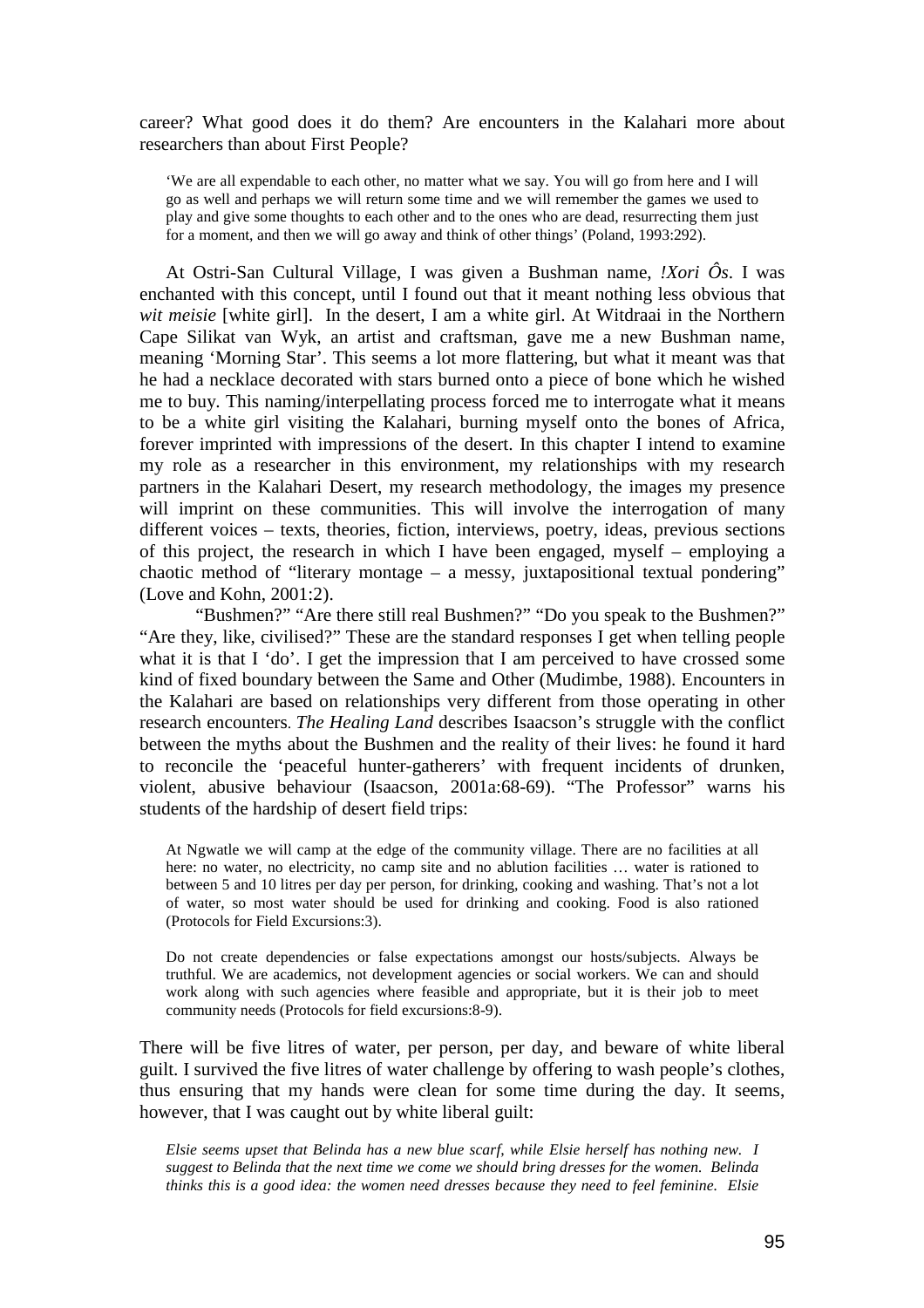career? What good does it do them? Are encounters in the Kalahari more about researchers than about First People?

> 'We are all expendable to each other, no matter what we say. You will go from here and I will go as well and perhaps we will return some time and we will remember the games we used to play and give some thoughts to each other and to the ones who are dead, resurrecting them just for a moment, and then we will go away and think of other things' (Poland, 1993:292).

At Ostri-San Cultural Village, I was given a Bushman name, *!Xori Ôs*. I was enchanted with this concept, until I found out that it meant nothing less obvious that *wit meisie* [white girl]. In the desert, I am a white girl. At Witdraai in the Northern Cape Silikat van Wyk, an artist and craftsman, gave me a new Bushman name, meaning 'Morning Star'. This seems a lot more flattering, but what it meant was that he had a necklace decorated with stars burned onto a piece of bone which he wished me to buy. This naming/interpellating process forced me to interrogate what it means to be a white girl visiting the Kalahari, burning myself onto the bones of Africa, forever imprinted with impressions of the desert. In this chapter I intend to examine my role as a researcher in this environment, my relationships with my research partners in the Kalahari Desert, my research methodology, the images my presence will imprint on these communities. This will involve the interrogation of many different voices – texts, theories, fiction, interviews, poetry, ideas, previous sections of this project, the research in which I have been engaged, myself – employing a chaotic method of "literary montage – a messy, juxtapositional textual pondering" (Love and Kohn, 2001:2).

"Bushmen?" "Are there still real Bushmen?" "Do you speak to the Bushmen?" "Are they, like, civilised?" These are the standard responses I get when telling people what it is that I 'do'. I get the impression that I am perceived to have crossed some kind of fixed boundary between the Same and Other (Mudimbe, 1988). Encounters in the Kalahari are based on relationships very different from those operating in other research encounters. *The Healing Land* describes Isaacson's struggle with the conflict between the myths about the Bushmen and the reality of their lives: he found it hard to reconcile the 'peaceful hunter-gatherers' with frequent incidents of drunken, violent, abusive behaviour (Isaacson, 2001a:68-69). "The Professor" warns his students of the hardship of desert field trips:

> At Ngwatle we will camp at the edge of the community village. There are no facilities at all here: no water, no electricity, no camp site and no ablution facilities … water is rationed to between 5 and 10 litres per day per person, for drinking, cooking and washing. That's not a lot of water, so most water should be used for drinking and cooking. Food is also rationed (Protocols for Field Excursions:3).

> Do not create dependencies or false expectations amongst our hosts/subjects. Always be truthful. We are academics, not development agencies or social workers. We can and should work along with such agencies where feasible and appropriate, but it is their job to meet community needs (Protocols for field excursions:8-9).

There will be five litres of water, per person, per day, and beware of white liberal guilt. I survived the five litres of water challenge by offering to wash people's clothes, thus ensuring that my hands were clean for some time during the day. It seems, however, that I was caught out by white liberal guilt:

> *Elsie seems upset that Belinda has a new blue scarf, while Elsie herself has nothing new. I suggest to Belinda that the next time we come we should bring dresses for the women. Belinda thinks this is a good idea: the women need dresses because they need to feel feminine. Elsie*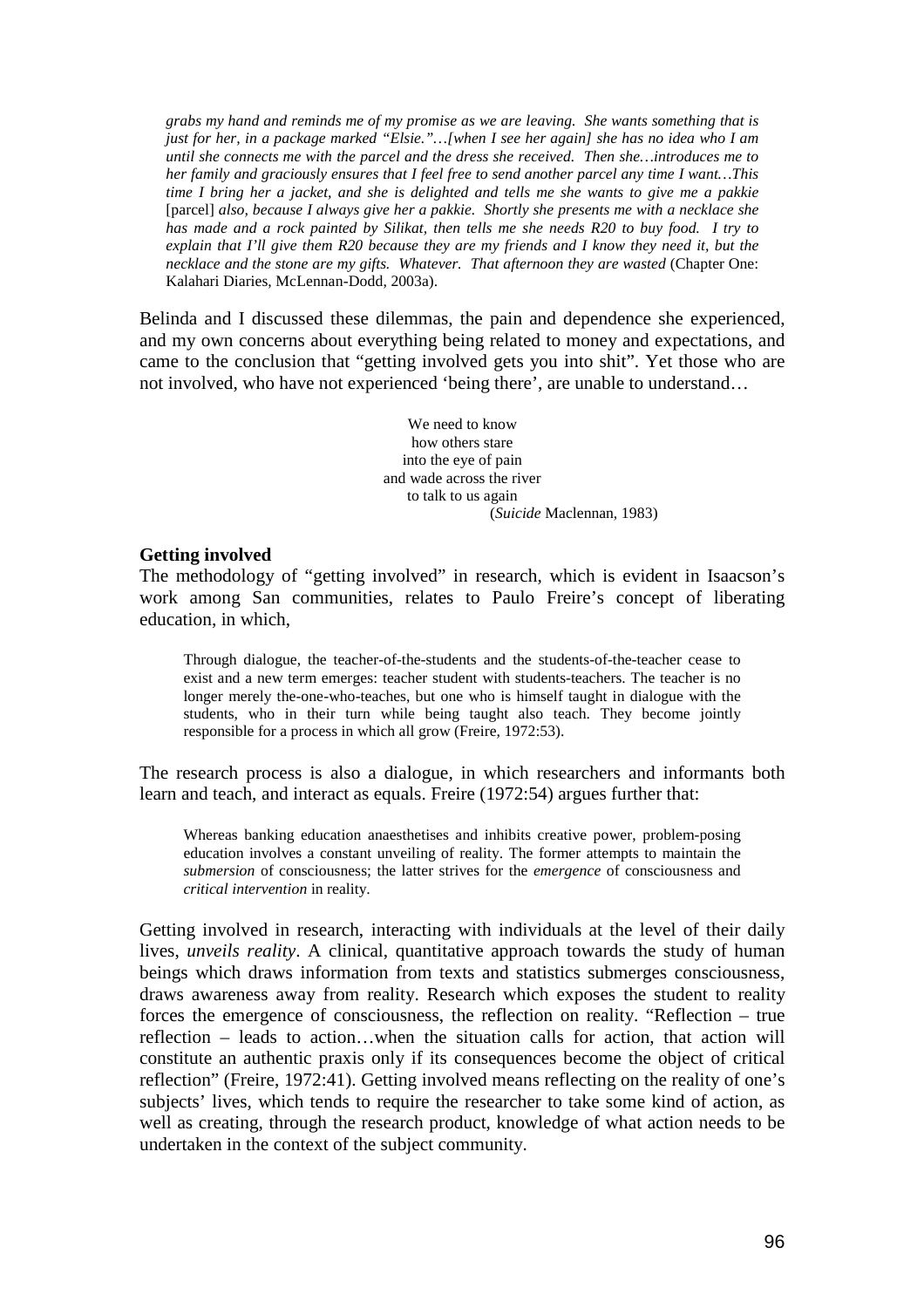> *grabs my hand and reminds me of my promise as we are leaving. She wants something that is just for her, in a package marked "Elsie."…[when I see her again] she has no idea who I am until she connects me with the parcel and the dress she received. Then she…introduces me to her family and graciously ensures that I feel free to send another parcel any time I want…This time I bring her a jacket, and she is delighted and tells me she wants to give me a pakkie* [parcel] *also, because I always give her a pakkie. Shortly she presents me with a necklace she has made and a rock painted by Silikat, then tells me she needs R20 to buy food. I try to explain that I'll give them R20 because they are my friends and I know they need it, but the necklace and the stone are my gifts. Whatever. That afternoon they are wasted* (Chapter One: Kalahari Diaries, McLennan-Dodd, 2003a).

Belinda and I discussed these dilemmas, the pain and dependence she experienced, and my own concerns about everything being related to money and expectations, and came to the conclusion that "getting involved gets you into shit". Yet those who are not involved, who have not experienced 'being there', are unable to understand…

> We need to know
> how others stare
> into the eye of pain
> and wade across the river
> to talk to us again
> (*Suicide* Maclennan, 1983)

**Getting involved**

The methodology of "getting involved" in research, which is evident in Isaacson's work among San communities, relates to Paulo Freire's concept of liberating education, in which,

> Through dialogue, the teacher-of-the-students and the students-of-the-teacher cease to exist and a new term emerges: teacher student with students-teachers. The teacher is no longer merely the-one-who-teaches, but one who is himself taught in dialogue with the students, who in their turn while being taught also teach. They become jointly responsible for a process in which all grow (Freire, 1972:53).

The research process is also a dialogue, in which researchers and informants both learn and teach, and interact as equals. Freire (1972:54) argues further that:

> Whereas banking education anaesthetises and inhibits creative power, problem-posing education involves a constant unveiling of reality. The former attempts to maintain the *submersion* of consciousness; the latter strives for the *emergence* of consciousness and *critical intervention* in reality.

Getting involved in research, interacting with individuals at the level of their daily lives, *unveils reality*. A clinical, quantitative approach towards the study of human beings which draws information from texts and statistics submerges consciousness, draws awareness away from reality. Research which exposes the student to reality forces the emergence of consciousness, the reflection on reality. "Reflection – true reflection – leads to action…when the situation calls for action, that action will constitute an authentic praxis only if its consequences become the object of critical reflection" (Freire, 1972:41). Getting involved means reflecting on the reality of one's subjects' lives, which tends to require the researcher to take some kind of action, as well as creating, through the research product, knowledge of what action needs to be undertaken in the context of the subject community.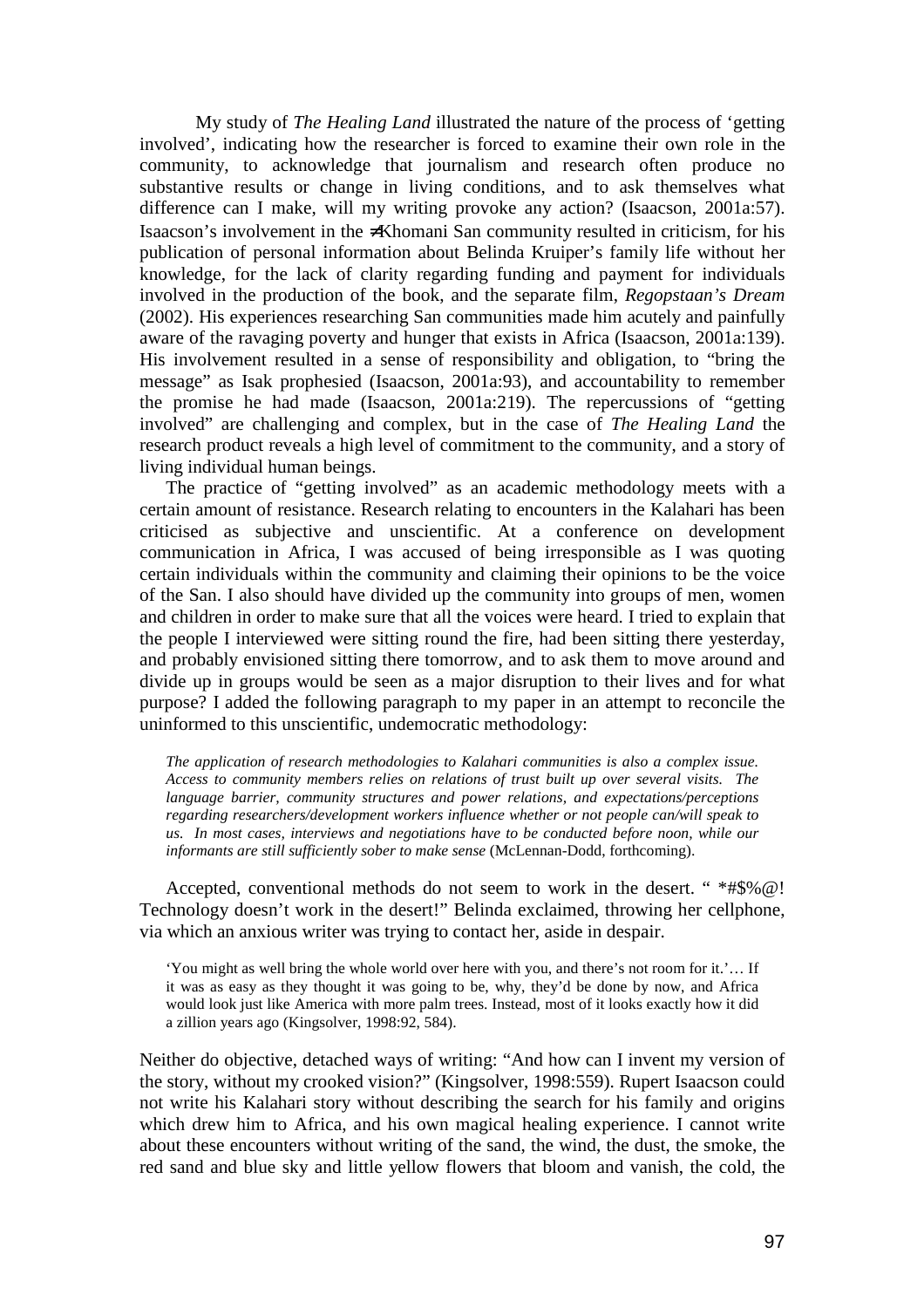My study of *The Healing Land* illustrated the nature of the process of 'getting involved', indicating how the researcher is forced to examine their own role in the community, to acknowledge that journalism and research often produce no substantive results or change in living conditions, and to ask themselves what difference can I make, will my writing provoke any action? (Isaacson, 2001a:57). Isaacson's involvement in the ≠Khomani San community resulted in criticism, for his publication of personal information about Belinda Kruiper's family life without her knowledge, for the lack of clarity regarding funding and payment for individuals involved in the production of the book, and the separate film, *Regopstaan's Dream* (2002). His experiences researching San communities made him acutely and painfully aware of the ravaging poverty and hunger that exists in Africa (Isaacson, 2001a:139). His involvement resulted in a sense of responsibility and obligation, to "bring the message" as Isak prophesied (Isaacson, 2001a:93), and accountability to remember the promise he had made (Isaacson, 2001a:219). The repercussions of "getting involved" are challenging and complex, but in the case of *The Healing Land* the research product reveals a high level of commitment to the community, and a story of living individual human beings.

The practice of "getting involved" as an academic methodology meets with a certain amount of resistance. Research relating to encounters in the Kalahari has been criticised as subjective and unscientific. At a conference on development communication in Africa, I was accused of being irresponsible as I was quoting certain individuals within the community and claiming their opinions to be the voice of the San. I also should have divided up the community into groups of men, women and children in order to make sure that all the voices were heard. I tried to explain that the people I interviewed were sitting round the fire, had been sitting there yesterday, and probably envisioned sitting there tomorrow, and to ask them to move around and divide up in groups would be seen as a major disruption to their lives and for what purpose? I added the following paragraph to my paper in an attempt to reconcile the uninformed to this unscientific, undemocratic methodology:

> *The application of research methodologies to Kalahari communities is also a complex issue. Access to community members relies on relations of trust built up over several visits. The language barrier, community structures and power relations, and expectations/perceptions regarding researchers/development workers influence whether or not people can/will speak to us. In most cases, interviews and negotiations have to be conducted before noon, while our informants are still sufficiently sober to make sense* (McLennan-Dodd, forthcoming).

Accepted, conventional methods do not seem to work in the desert. " *#$%@! Technology doesn't work in the desert!" Belinda exclaimed, throwing her cellphone, via which an anxious writer was trying to contact her, aside in despair.

> 'You might as well bring the whole world over here with you, and there's not room for it.'… If it was as easy as they thought it was going to be, why, they'd be done by now, and Africa would look just like America with more palm trees. Instead, most of it looks exactly how it did a zillion years ago (Kingsolver, 1998:92, 584).

Neither do objective, detached ways of writing: "And how can I invent my version of the story, without my crooked vision?" (Kingsolver, 1998:559). Rupert Isaacson could not write his Kalahari story without describing the search for his family and origins which drew him to Africa, and his own magical healing experience. I cannot write about these encounters without writing of the sand, the wind, the dust, the smoke, the red sand and blue sky and little yellow flowers that bloom and vanish, the cold, the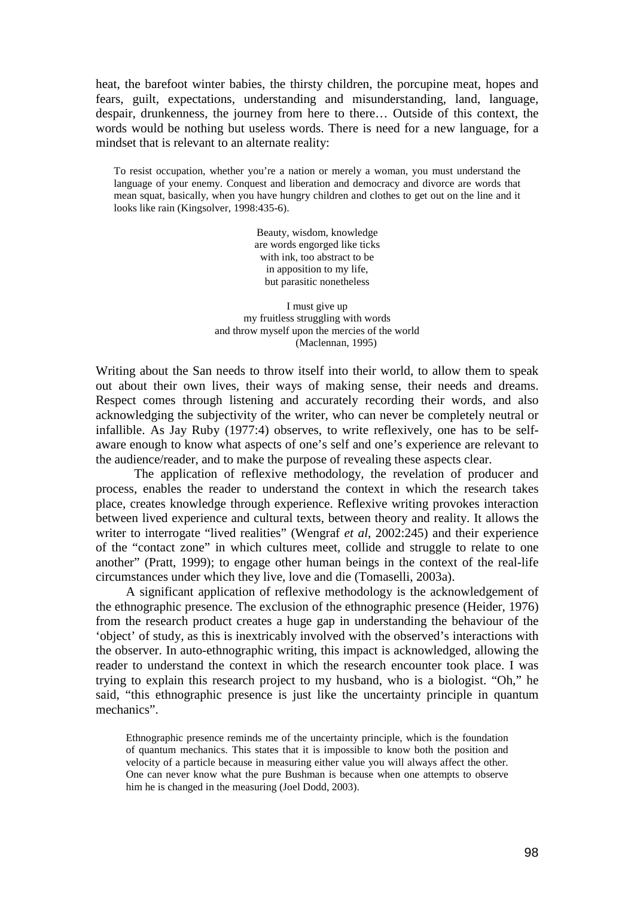heat, the barefoot winter babies, the thirsty children, the porcupine meat, hopes and fears, guilt, expectations, understanding and misunderstanding, land, language, despair, drunkenness, the journey from here to there… Outside of this context, the words would be nothing but useless words. There is need for a new language, for a mindset that is relevant to an alternate reality:

> To resist occupation, whether you're a nation or merely a woman, you must understand the language of your enemy. Conquest and liberation and democracy and divorce are words that mean squat, basically, when you have hungry children and clothes to get out on the line and it looks like rain (Kingsolver, 1998:435-6).

> Beauty, wisdom, knowledge
> are words engorged like ticks
> with ink, too abstract to be
> in apposition to my life,
> but parasitic nonetheless
>
> I must give up
> my fruitless struggling with words
> and throw myself upon the mercies of the world
> (Maclennan, 1995)

Writing about the San needs to throw itself into their world, to allow them to speak out about their own lives, their ways of making sense, their needs and dreams. Respect comes through listening and accurately recording their words, and also acknowledging the subjectivity of the writer, who can never be completely neutral or infallible. As Jay Ruby (1977:4) observes, to write reflexively, one has to be self-aware enough to know what aspects of one's self and one's experience are relevant to the audience/reader, and to make the purpose of revealing these aspects clear.

The application of reflexive methodology, the revelation of producer and process, enables the reader to understand the context in which the research takes place, creates knowledge through experience. Reflexive writing provokes interaction between lived experience and cultural texts, between theory and reality. It allows the writer to interrogate "lived realities" (Wengraf *et al*, 2002:245) and their experience of the "contact zone" in which cultures meet, collide and struggle to relate to one another" (Pratt, 1999); to engage other human beings in the context of the real-life circumstances under which they live, love and die (Tomaselli, 2003a).

A significant application of reflexive methodology is the acknowledgement of the ethnographic presence. The exclusion of the ethnographic presence (Heider, 1976) from the research product creates a huge gap in understanding the behaviour of the 'object' of study, as this is inextricably involved with the observed's interactions with the observer. In auto-ethnographic writing, this impact is acknowledged, allowing the reader to understand the context in which the research encounter took place. I was trying to explain this research project to my husband, who is a biologist. "Oh," he said, "this ethnographic presence is just like the uncertainty principle in quantum mechanics".

> Ethnographic presence reminds me of the uncertainty principle, which is the foundation of quantum mechanics. This states that it is impossible to know both the position and velocity of a particle because in measuring either value you will always affect the other. One can never know what the pure Bushman is because when one attempts to observe him he is changed in the measuring (Joel Dodd, 2003).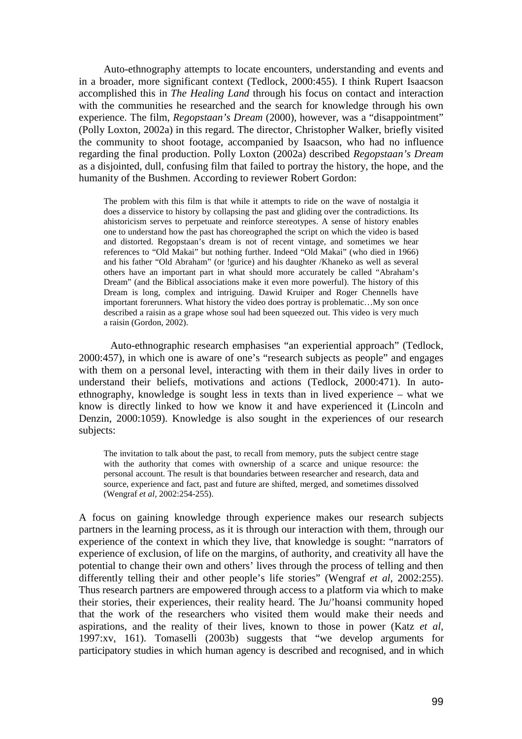Auto-ethnography attempts to locate encounters, understanding and events and in a broader, more significant context (Tedlock, 2000:455). I think Rupert Isaacson accomplished this in *The Healing Land* through his focus on contact and interaction with the communities he researched and the search for knowledge through his own experience. The film, *Regopstaan's Dream* (2000), however, was a "disappointment" (Polly Loxton, 2002a) in this regard. The director, Christopher Walker, briefly visited the community to shoot footage, accompanied by Isaacson, who had no influence regarding the final production. Polly Loxton (2002a) described *Regopstaan's Dream* as a disjointed, dull, confusing film that failed to portray the history, the hope, and the humanity of the Bushmen. According to reviewer Robert Gordon:

> The problem with this film is that while it attempts to ride on the wave of nostalgia it does a disservice to history by collapsing the past and gliding over the contradictions. Its ahistoricism serves to perpetuate and reinforce stereotypes. A sense of history enables one to understand how the past has choreographed the script on which the video is based and distorted. Regopstaan's dream is not of recent vintage, and sometimes we hear references to "Old Makai" but nothing further. Indeed "Old Makai" (who died in 1966) and his father "Old Abraham" (or !gurice) and his daughter /Khaneko as well as several others have an important part in what should more accurately be called "Abraham's Dream" (and the Biblical associations make it even more powerful). The history of this Dream is long, complex and intriguing. Dawid Kruiper and Roger Chennells have important forerunners. What history the video does portray is problematic…My son once described a raisin as a grape whose soul had been squeezed out. This video is very much a raisin (Gordon, 2002).

Auto-ethnographic research emphasises "an experiential approach" (Tedlock, 2000:457), in which one is aware of one's "research subjects as people" and engages with them on a personal level, interacting with them in their daily lives in order to understand their beliefs, motivations and actions (Tedlock, 2000:471). In auto-ethnography, knowledge is sought less in texts than in lived experience – what we know is directly linked to how we know it and have experienced it (Lincoln and Denzin, 2000:1059). Knowledge is also sought in the experiences of our research subjects:

> The invitation to talk about the past, to recall from memory, puts the subject centre stage with the authority that comes with ownership of a scarce and unique resource: the personal account. The result is that boundaries between researcher and research, data and source, experience and fact, past and future are shifted, merged, and sometimes dissolved (Wengraf *et al*, 2002:254-255).

A focus on gaining knowledge through experience makes our research subjects partners in the learning process, as it is through our interaction with them, through our experience of the context in which they live, that knowledge is sought: "narrators of experience of exclusion, of life on the margins, of authority, and creativity all have the potential to change their own and others' lives through the process of telling and then differently telling their and other people's life stories" (Wengraf *et al*, 2002:255). Thus research partners are empowered through access to a platform via which to make their stories, their experiences, their reality heard. The Ju/'hoansi community hoped that the work of the researchers who visited them would make their needs and aspirations, and the reality of their lives, known to those in power (Katz *et al*, 1997:xv, 161). Tomaselli (2003b) suggests that "we develop arguments for participatory studies in which human agency is described and recognised, and in which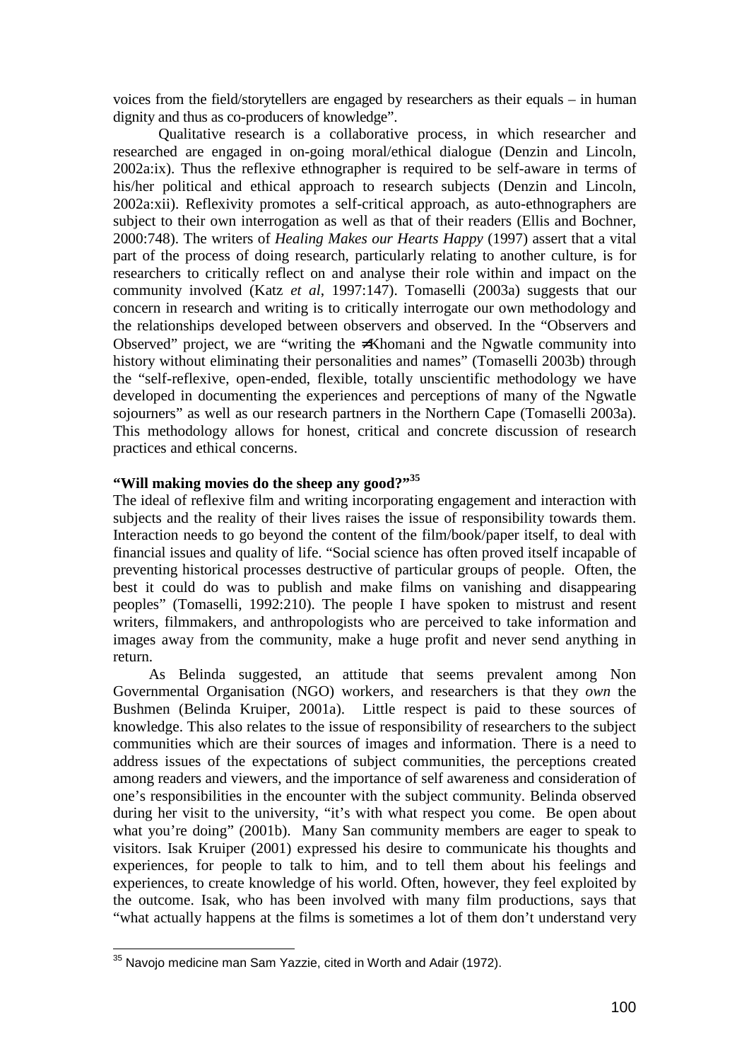voices from the field/storytellers are engaged by researchers as their equals – in human dignity and thus as co-producers of knowledge".

Qualitative research is a collaborative process, in which researcher and researched are engaged in on-going moral/ethical dialogue (Denzin and Lincoln, 2002a:ix). Thus the reflexive ethnographer is required to be self-aware in terms of his/her political and ethical approach to research subjects (Denzin and Lincoln, 2002a:xii). Reflexivity promotes a self-critical approach, as auto-ethnographers are subject to their own interrogation as well as that of their readers (Ellis and Bochner, 2000:748). The writers of *Healing Makes our Hearts Happy* (1997) assert that a vital part of the process of doing research, particularly relating to another culture, is for researchers to critically reflect on and analyse their role within and impact on the community involved (Katz *et al*, 1997:147). Tomaselli (2003a) suggests that our concern in research and writing is to critically interrogate our own methodology and the relationships developed between observers and observed. In the "Observers and Observed" project, we are "writing the ≠Khomani and the Ngwatle community into history without eliminating their personalities and names" (Tomaselli 2003b) through the "self-reflexive, open-ended, flexible, totally unscientific methodology we have developed in documenting the experiences and perceptions of many of the Ngwatle sojourners" as well as our research partners in the Northern Cape (Tomaselli 2003a). This methodology allows for honest, critical and concrete discussion of research practices and ethical concerns.

### "Will making movies do the sheep any good?"[35]

The ideal of reflexive film and writing incorporating engagement and interaction with subjects and the reality of their lives raises the issue of responsibility towards them. Interaction needs to go beyond the content of the film/book/paper itself, to deal with financial issues and quality of life. "Social science has often proved itself incapable of preventing historical processes destructive of particular groups of people. Often, the best it could do was to publish and make films on vanishing and disappearing peoples" (Tomaselli, 1992:210). The people I have spoken to mistrust and resent writers, filmmakers, and anthropologists who are perceived to take information and images away from the community, make a huge profit and never send anything in return.

As Belinda suggested, an attitude that seems prevalent among Non Governmental Organisation (NGO) workers, and researchers is that they *own* the Bushmen (Belinda Kruiper, 2001a). Little respect is paid to these sources of knowledge. This also relates to the issue of responsibility of researchers to the subject communities which are their sources of images and information. There is a need to address issues of the expectations of subject communities, the perceptions created among readers and viewers, and the importance of self awareness and consideration of one's responsibilities in the encounter with the subject community. Belinda observed during her visit to the university, "it's with what respect you come. Be open about what you're doing" (2001b). Many San community members are eager to speak to visitors. Isak Kruiper (2001) expressed his desire to communicate his thoughts and experiences, for people to talk to him, and to tell them about his feelings and experiences, to create knowledge of his world. Often, however, they feel exploited by the outcome. Isak, who has been involved with many film productions, says that "what actually happens at the films is sometimes a lot of them don't understand very

---

[35] Navojo medicine man Sam Yazzie, cited in Worth and Adair (1972).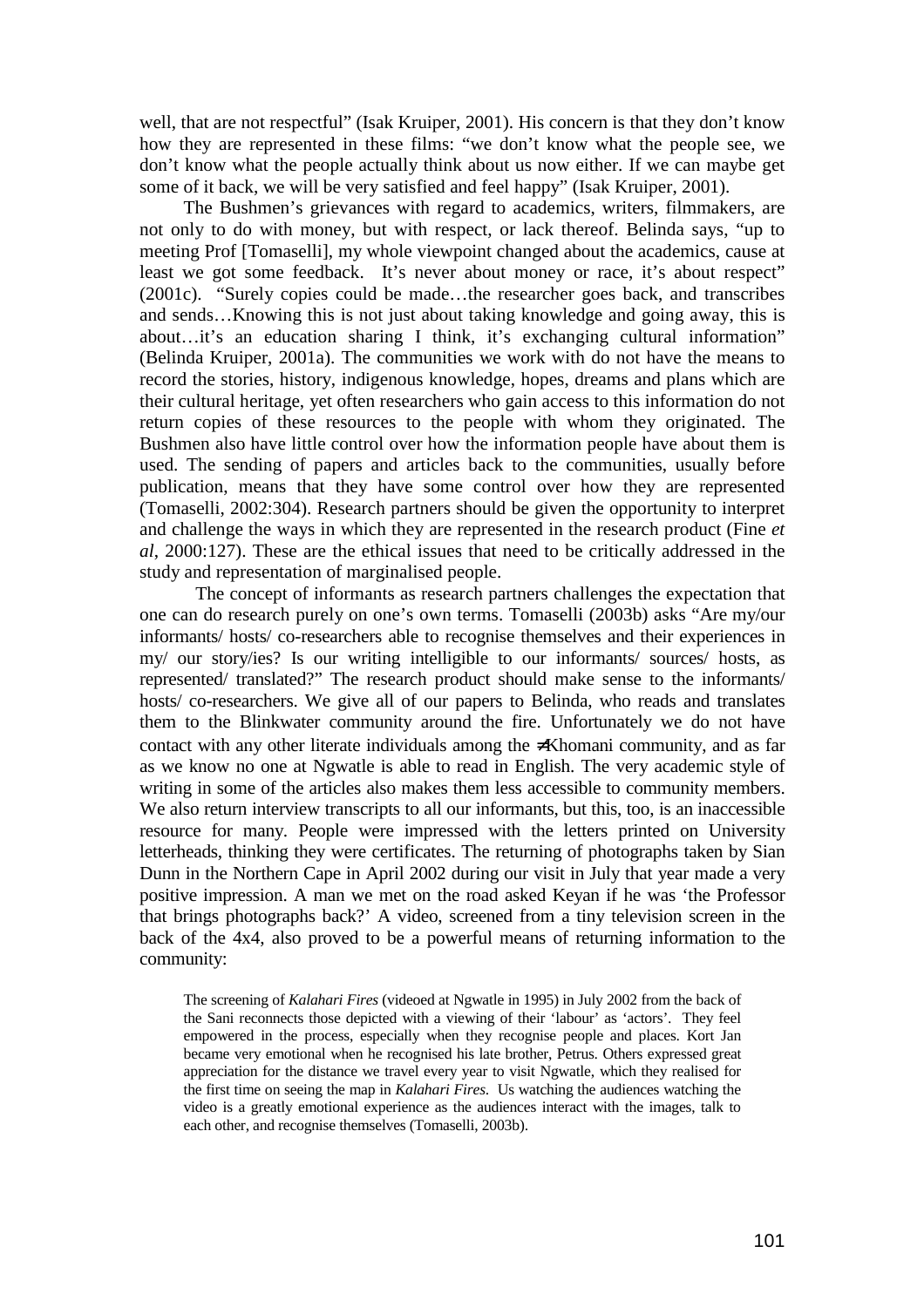well, that are not respectful" (Isak Kruiper, 2001). His concern is that they don't know how they are represented in these films: "we don't know what the people see, we don't know what the people actually think about us now either. If we can maybe get some of it back, we will be very satisfied and feel happy" (Isak Kruiper, 2001).

The Bushmen's grievances with regard to academics, writers, filmmakers, are not only to do with money, but with respect, or lack thereof. Belinda says, "up to meeting Prof [Tomaselli], my whole viewpoint changed about the academics, cause at least we got some feedback. It's never about money or race, it's about respect" (2001c). "Surely copies could be made…the researcher goes back, and transcribes and sends…Knowing this is not just about taking knowledge and going away, this is about…it's an education sharing I think, it's exchanging cultural information" (Belinda Kruiper, 2001a). The communities we work with do not have the means to record the stories, history, indigenous knowledge, hopes, dreams and plans which are their cultural heritage, yet often researchers who gain access to this information do not return copies of these resources to the people with whom they originated. The Bushmen also have little control over how the information people have about them is used. The sending of papers and articles back to the communities, usually before publication, means that they have some control over how they are represented (Tomaselli, 2002:304). Research partners should be given the opportunity to interpret and challenge the ways in which they are represented in the research product (Fine *et al*, 2000:127). These are the ethical issues that need to be critically addressed in the study and representation of marginalised people.

The concept of informants as research partners challenges the expectation that one can do research purely on one's own terms. Tomaselli (2003b) asks "Are my/our informants/ hosts/ co-researchers able to recognise themselves and their experiences in my/ our story/ies? Is our writing intelligible to our informants/ sources/ hosts, as represented/ translated?" The research product should make sense to the informants/ hosts/ co-researchers. We give all of our papers to Belinda, who reads and translates them to the Blinkwater community around the fire. Unfortunately we do not have contact with any other literate individuals among the ≠Khomani community, and as far as we know no one at Ngwatle is able to read in English. The very academic style of writing in some of the articles also makes them less accessible to community members. We also return interview transcripts to all our informants, but this, too, is an inaccessible resource for many. People were impressed with the letters printed on University letterheads, thinking they were certificates. The returning of photographs taken by Sian Dunn in the Northern Cape in April 2002 during our visit in July that year made a very positive impression. A man we met on the road asked Keyan if he was 'the Professor that brings photographs back?' A video, screened from a tiny television screen in the back of the 4x4, also proved to be a powerful means of returning information to the community:

> The screening of *Kalahari Fires* (videoed at Ngwatle in 1995) in July 2002 from the back of the Sani reconnects those depicted with a viewing of their 'labour' as 'actors'. They feel empowered in the process, especially when they recognise people and places. Kort Jan became very emotional when he recognised his late brother, Petrus. Others expressed great appreciation for the distance we travel every year to visit Ngwatle, which they realised for the first time on seeing the map in *Kalahari Fires*. Us watching the audiences watching the video is a greatly emotional experience as the audiences interact with the images, talk to each other, and recognise themselves (Tomaselli, 2003b).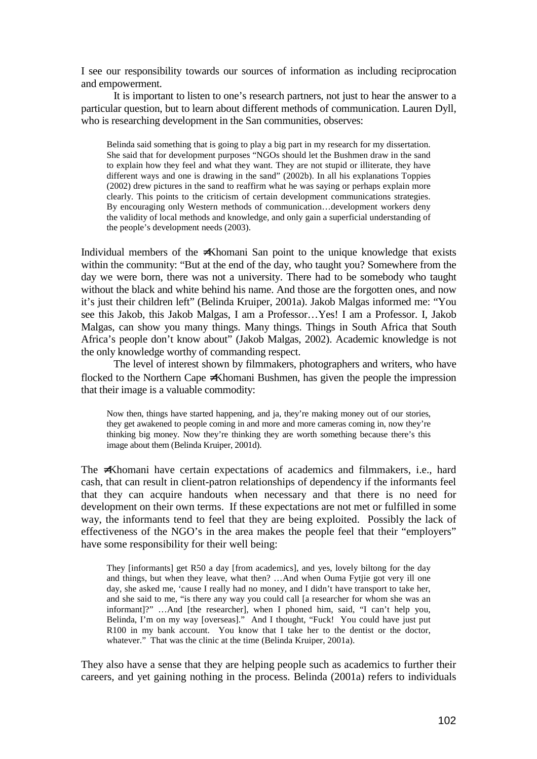I see our responsibility towards our sources of information as including reciprocation and empowerment.

It is important to listen to one's research partners, not just to hear the answer to a particular question, but to learn about different methods of communication. Lauren Dyll, who is researching development in the San communities, observes:

> Belinda said something that is going to play a big part in my research for my dissertation. She said that for development purposes "NGOs should let the Bushmen draw in the sand to explain how they feel and what they want. They are not stupid or illiterate, they have different ways and one is drawing in the sand" (2002b). In all his explanations Toppies (2002) drew pictures in the sand to reaffirm what he was saying or perhaps explain more clearly. This points to the criticism of certain development communications strategies. By encouraging only Western methods of communication…development workers deny the validity of local methods and knowledge, and only gain a superficial understanding of the people's development needs (2003).

Individual members of the ≠Khomani San point to the unique knowledge that exists within the community: "But at the end of the day, who taught you? Somewhere from the day we were born, there was not a university. There had to be somebody who taught without the black and white behind his name. And those are the forgotten ones, and now it's just their children left" (Belinda Kruiper, 2001a). Jakob Malgas informed me: "You see this Jakob, this Jakob Malgas, I am a Professor…Yes! I am a Professor. I, Jakob Malgas, can show you many things. Many things. Things in South Africa that South Africa's people don't know about" (Jakob Malgas, 2002). Academic knowledge is not the only knowledge worthy of commanding respect.

The level of interest shown by filmmakers, photographers and writers, who have flocked to the Northern Cape ≠Khomani Bushmen, has given the people the impression that their image is a valuable commodity:

> Now then, things have started happening, and ja, they're making money out of our stories, they get awakened to people coming in and more and more cameras coming in, now they're thinking big money. Now they're thinking they are worth something because there's this image about them (Belinda Kruiper, 2001d).

The ≠Khomani have certain expectations of academics and filmmakers, i.e., hard cash, that can result in client-patron relationships of dependency if the informants feel that they can acquire handouts when necessary and that there is no need for development on their own terms. If these expectations are not met or fulfilled in some way, the informants tend to feel that they are being exploited. Possibly the lack of effectiveness of the NGO's in the area makes the people feel that their "employers" have some responsibility for their well being:

> They [informants] get R50 a day [from academics], and yes, lovely biltong for the day and things, but when they leave, what then? …And when Ouma Fytjie got very ill one day, she asked me, 'cause I really had no money, and I didn't have transport to take her, and she said to me, "is there any way you could call [a researcher for whom she was an informant]?" …And [the researcher], when I phoned him, said, "I can't help you, Belinda, I'm on my way [overseas]." And I thought, "Fuck! You could have just put R100 in my bank account. You know that I take her to the dentist or the doctor, whatever." That was the clinic at the time (Belinda Kruiper, 2001a).

They also have a sense that they are helping people such as academics to further their careers, and yet gaining nothing in the process. Belinda (2001a) refers to individuals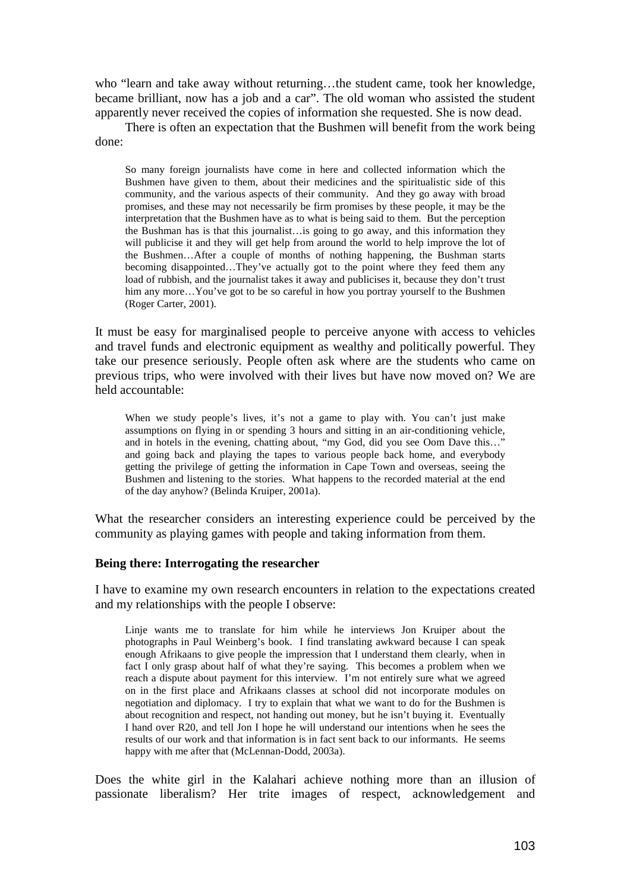who "learn and take away without returning…the student came, took her knowledge, became brilliant, now has a job and a car". The old woman who assisted the student apparently never received the copies of information she requested. She is now dead.

There is often an expectation that the Bushmen will benefit from the work being done:

> So many foreign journalists have come in here and collected information which the Bushmen have given to them, about their medicines and the spiritualistic side of this community, and the various aspects of their community. And they go away with broad promises, and these may not necessarily be firm promises by these people, it may be the interpretation that the Bushmen have as to what is being said to them. But the perception the Bushman has is that this journalist…is going to go away, and this information they will publicise it and they will get help from around the world to help improve the lot of the Bushmen…After a couple of months of nothing happening, the Bushman starts becoming disappointed…They've actually got to the point where they feed them any load of rubbish, and the journalist takes it away and publicises it, because they don't trust him any more…You've got to be so careful in how you portray yourself to the Bushmen (Roger Carter, 2001).

It must be easy for marginalised people to perceive anyone with access to vehicles and travel funds and electronic equipment as wealthy and politically powerful. They take our presence seriously. People often ask where are the students who came on previous trips, who were involved with their lives but have now moved on? We are held accountable:

> When we study people's lives, it's not a game to play with. You can't just make assumptions on flying in or spending 3 hours and sitting in an air-conditioning vehicle, and in hotels in the evening, chatting about, "my God, did you see Oom Dave this…" and going back and playing the tapes to various people back home, and everybody getting the privilege of getting the information in Cape Town and overseas, seeing the Bushmen and listening to the stories. What happens to the recorded material at the end of the day anyhow? (Belinda Kruiper, 2001a).

What the researcher considers an interesting experience could be perceived by the community as playing games with people and taking information from them.

**Being there: Interrogating the researcher**

I have to examine my own research encounters in relation to the expectations created and my relationships with the people I observe:

> Linje wants me to translate for him while he interviews Jon Kruiper about the photographs in Paul Weinberg's book. I find translating awkward because I can speak enough Afrikaans to give people the impression that I understand them clearly, when in fact I only grasp about half of what they're saying. This becomes a problem when we reach a dispute about payment for this interview. I'm not entirely sure what we agreed on in the first place and Afrikaans classes at school did not incorporate modules on negotiation and diplomacy. I try to explain that what we want to do for the Bushmen is about recognition and respect, not handing out money, but he isn't buying it. Eventually I hand over R20, and tell Jon I hope he will understand our intentions when he sees the results of our work and that information is in fact sent back to our informants. He seems happy with me after that (McLennan-Dodd, 2003a).

Does the white girl in the Kalahari achieve nothing more than an illusion of passionate liberalism? Her trite images of respect, acknowledgement and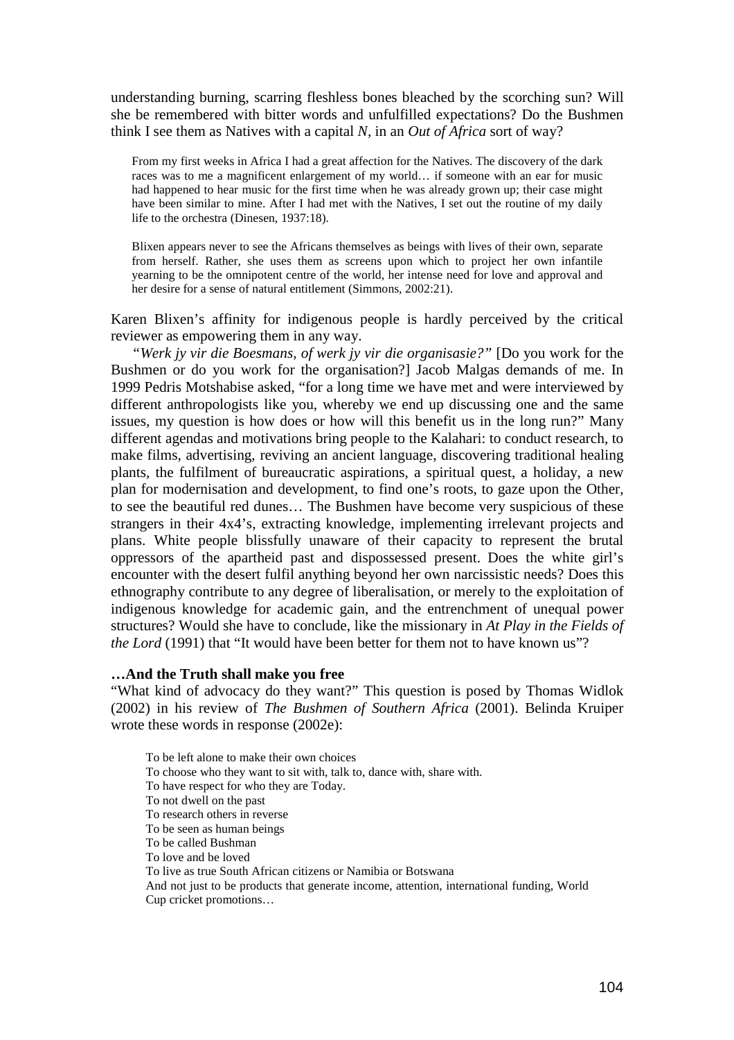understanding burning, scarring fleshless bones bleached by the scorching sun? Will she be remembered with bitter words and unfulfilled expectations? Do the Bushmen think I see them as Natives with a capital *N*, in an *Out of Africa* sort of way?

> From my first weeks in Africa I had a great affection for the Natives. The discovery of the dark races was to me a magnificent enlargement of my world… if someone with an ear for music had happened to hear music for the first time when he was already grown up; their case might have been similar to mine. After I had met with the Natives, I set out the routine of my daily life to the orchestra (Dinesen, 1937:18).

> Blixen appears never to see the Africans themselves as beings with lives of their own, separate from herself. Rather, she uses them as screens upon which to project her own infantile yearning to be the omnipotent centre of the world, her intense need for love and approval and her desire for a sense of natural entitlement (Simmons, 2002:21).

Karen Blixen's affinity for indigenous people is hardly perceived by the critical reviewer as empowering them in any way.

*"Werk jy vir die Boesmans, of werk jy vir die organisasie?"* [Do you work for the Bushmen or do you work for the organisation?] Jacob Malgas demands of me. In 1999 Pedris Motshabise asked, "for a long time we have met and were interviewed by different anthropologists like you, whereby we end up discussing one and the same issues, my question is how does or how will this benefit us in the long run?" Many different agendas and motivations bring people to the Kalahari: to conduct research, to make films, advertising, reviving an ancient language, discovering traditional healing plants, the fulfilment of bureaucratic aspirations, a spiritual quest, a holiday, a new plan for modernisation and development, to find one's roots, to gaze upon the Other, to see the beautiful red dunes… The Bushmen have become very suspicious of these strangers in their 4x4's, extracting knowledge, implementing irrelevant projects and plans. White people blissfully unaware of their capacity to represent the brutal oppressors of the apartheid past and dispossessed present. Does the white girl's encounter with the desert fulfil anything beyond her own narcissistic needs? Does this ethnography contribute to any degree of liberalisation, or merely to the exploitation of indigenous knowledge for academic gain, and the entrenchment of unequal power structures? Would she have to conclude, like the missionary in *At Play in the Fields of the Lord* (1991) that "It would have been better for them not to have known us"?

**…And the Truth shall make you free**

"What kind of advocacy do they want?" This question is posed by Thomas Widlok (2002) in his review of *The Bushmen of Southern Africa* (2001). Belinda Kruiper wrote these words in response (2002e):

> To be left alone to make their own choices
> To choose who they want to sit with, talk to, dance with, share with.
> To have respect for who they are Today.
> To not dwell on the past
> To research others in reverse
> To be seen as human beings
> To be called Bushman
> To love and be loved
> To live as true South African citizens or Namibia or Botswana
> And not just to be products that generate income, attention, international funding, World Cup cricket promotions…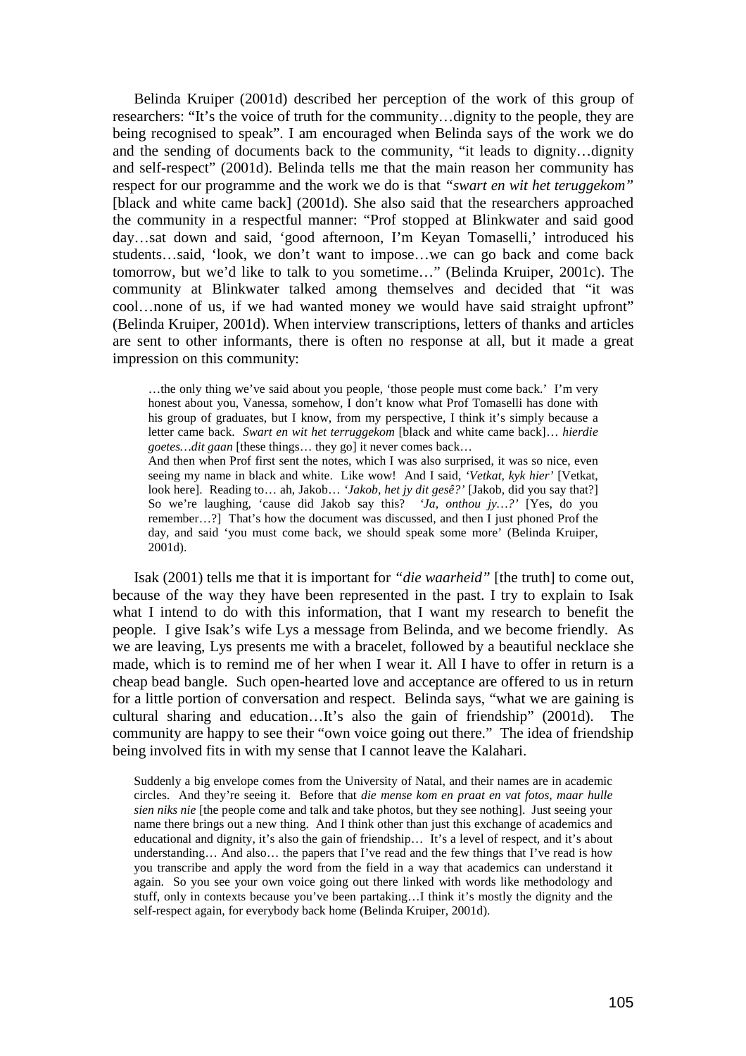Belinda Kruiper (2001d) described her perception of the work of this group of researchers: "It's the voice of truth for the community…dignity to the people, they are being recognised to speak". I am encouraged when Belinda says of the work we do and the sending of documents back to the community, "it leads to dignity…dignity and self-respect" (2001d). Belinda tells me that the main reason her community has respect for our programme and the work we do is that *"swart en wit het teruggekom"* [black and white came back] (2001d). She also said that the researchers approached the community in a respectful manner: "Prof stopped at Blinkwater and said good day…sat down and said, 'good afternoon, I'm Keyan Tomaselli,' introduced his students…said, 'look, we don't want to impose…we can go back and come back tomorrow, but we'd like to talk to you sometime…" (Belinda Kruiper, 2001c). The community at Blinkwater talked among themselves and decided that "it was cool…none of us, if we had wanted money we would have said straight upfront" (Belinda Kruiper, 2001d). When interview transcriptions, letters of thanks and articles are sent to other informants, there is often no response at all, but it made a great impression on this community:

> …the only thing we've said about you people, 'those people must come back.' I'm very honest about you, Vanessa, somehow, I don't know what Prof Tomaselli has done with his group of graduates, but I know, from my perspective, I think it's simply because a letter came back. *Swart en wit het terruggekom* [black and white came back]… *hierdie goetes…dit gaan* [these things… they go] it never comes back…
>
> And then when Prof first sent the notes, which I was also surprised, it was so nice, even seeing my name in black and white. Like wow! And I said, *'Vetkat, kyk hier'* [Vetkat, look here]. Reading to… ah, Jakob… *'Jakob, het jy dit gesê?'* [Jakob, did you say that?] So we're laughing, 'cause did Jakob say this? *'Ja, onthou jy…?'* [Yes, do you remember…?] That's how the document was discussed, and then I just phoned Prof the day, and said 'you must come back, we should speak some more' (Belinda Kruiper, 2001d).

Isak (2001) tells me that it is important for *"die waarheid"* [the truth] to come out, because of the way they have been represented in the past. I try to explain to Isak what I intend to do with this information, that I want my research to benefit the people. I give Isak's wife Lys a message from Belinda, and we become friendly. As we are leaving, Lys presents me with a bracelet, followed by a beautiful necklace she made, which is to remind me of her when I wear it. All I have to offer in return is a cheap bead bangle. Such open-hearted love and acceptance are offered to us in return for a little portion of conversation and respect. Belinda says, "what we are gaining is cultural sharing and education…It's also the gain of friendship" (2001d). The community are happy to see their "own voice going out there." The idea of friendship being involved fits in with my sense that I cannot leave the Kalahari.

> Suddenly a big envelope comes from the University of Natal, and their names are in academic circles. And they're seeing it. Before that *die mense kom en praat en vat fotos, maar hulle sien niks nie* [the people come and talk and take photos, but they see nothing]. Just seeing your name there brings out a new thing. And I think other than just this exchange of academics and educational and dignity, it's also the gain of friendship… It's a level of respect, and it's about understanding… And also… the papers that I've read and the few things that I've read is how you transcribe and apply the word from the field in a way that academics can understand it again. So you see your own voice going out there linked with words like methodology and stuff, only in contexts because you've been partaking…I think it's mostly the dignity and the self-respect again, for everybody back home (Belinda Kruiper, 2001d).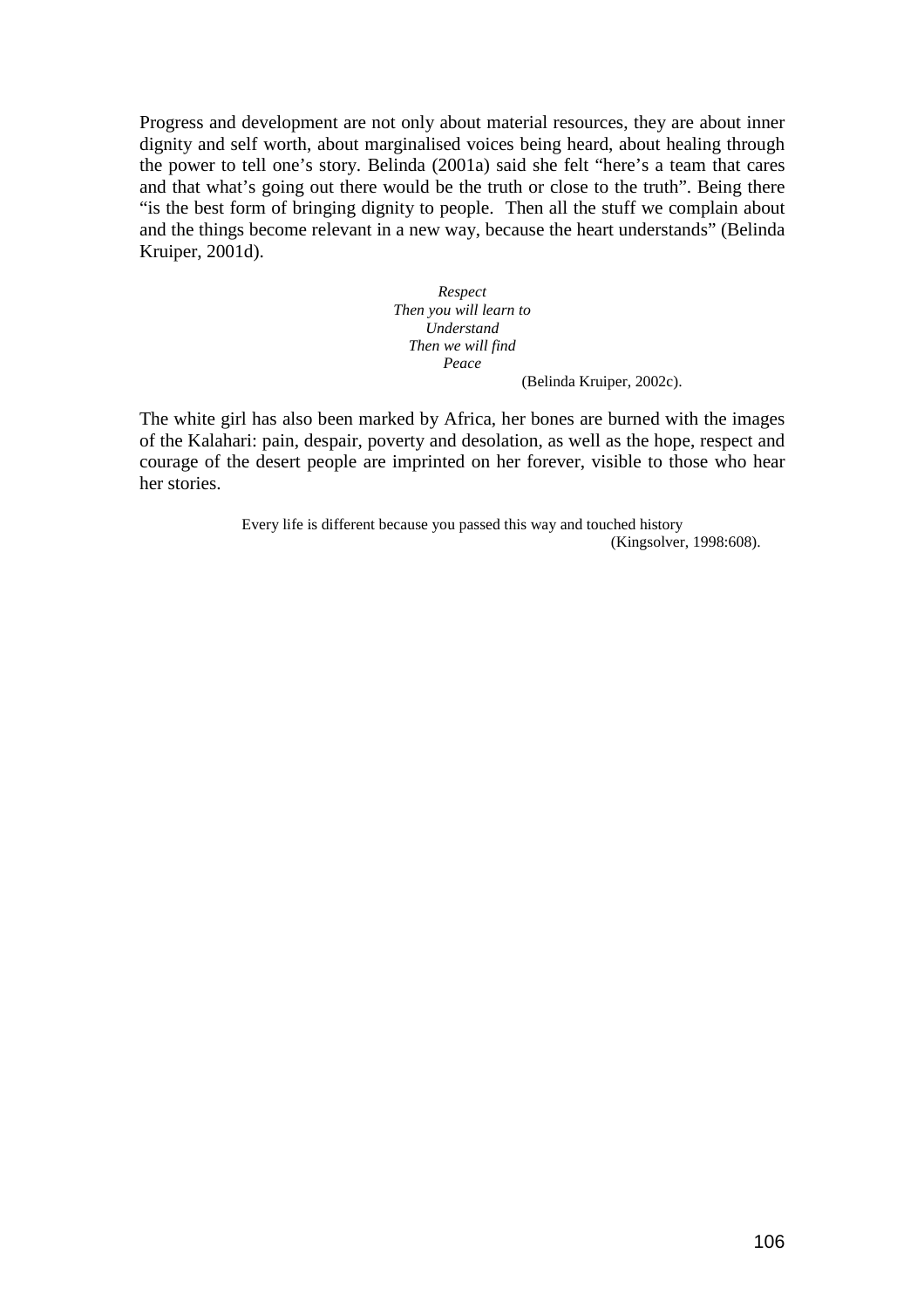Progress and development are not only about material resources, they are about inner dignity and self worth, about marginalised voices being heard, about healing through the power to tell one's story. Belinda (2001a) said she felt "here's a team that cares and that what's going out there would be the truth or close to the truth". Being there "is the best form of bringing dignity to people. Then all the stuff we complain about and the things become relevant in a new way, because the heart understands" (Belinda Kruiper, 2001d).

*Respect*
*Then you will learn to*
*Understand*
*Then we will find*
*Peace*
(Belinda Kruiper, 2002c).

The white girl has also been marked by Africa, her bones are burned with the images of the Kalahari: pain, despair, poverty and desolation, as well as the hope, respect and courage of the desert people are imprinted on her forever, visible to those who hear her stories.

> Every life is different because you passed this way and touched history
> (Kingsolver, 1998:608).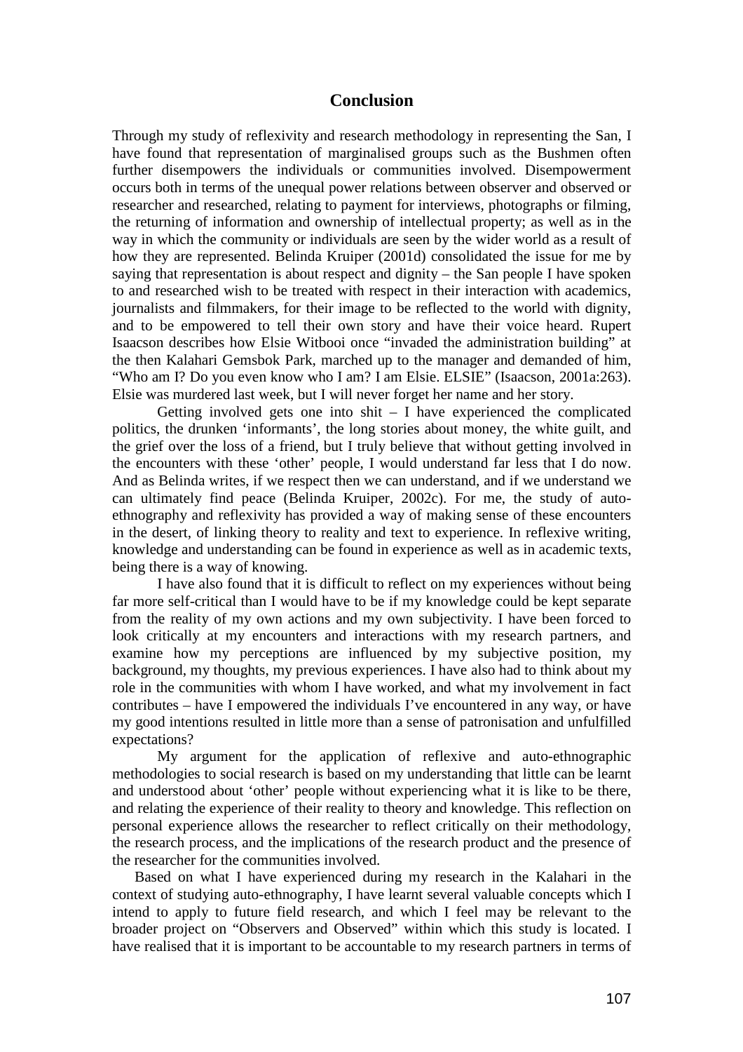## Conclusion

Through my study of reflexivity and research methodology in representing the San, I have found that representation of marginalised groups such as the Bushmen often further disempowers the individuals or communities involved. Disempowerment occurs both in terms of the unequal power relations between observer and observed or researcher and researched, relating to payment for interviews, photographs or filming, the returning of information and ownership of intellectual property; as well as in the way in which the community or individuals are seen by the wider world as a result of how they are represented. Belinda Kruiper (2001d) consolidated the issue for me by saying that representation is about respect and dignity – the San people I have spoken to and researched wish to be treated with respect in their interaction with academics, journalists and filmmakers, for their image to be reflected to the world with dignity, and to be empowered to tell their own story and have their voice heard. Rupert Isaacson describes how Elsie Witbooi once "invaded the administration building" at the then Kalahari Gemsbok Park, marched up to the manager and demanded of him, "Who am I? Do you even know who I am? I am Elsie. ELSIE" (Isaacson, 2001a:263). Elsie was murdered last week, but I will never forget her name and her story.

Getting involved gets one into shit – I have experienced the complicated politics, the drunken 'informants', the long stories about money, the white guilt, and the grief over the loss of a friend, but I truly believe that without getting involved in the encounters with these 'other' people, I would understand far less that I do now. And as Belinda writes, if we respect then we can understand, and if we understand we can ultimately find peace (Belinda Kruiper, 2002c). For me, the study of auto-ethnography and reflexivity has provided a way of making sense of these encounters in the desert, of linking theory to reality and text to experience. In reflexive writing, knowledge and understanding can be found in experience as well as in academic texts, being there is a way of knowing.

I have also found that it is difficult to reflect on my experiences without being far more self-critical than I would have to be if my knowledge could be kept separate from the reality of my own actions and my own subjectivity. I have been forced to look critically at my encounters and interactions with my research partners, and examine how my perceptions are influenced by my subjective position, my background, my thoughts, my previous experiences. I have also had to think about my role in the communities with whom I have worked, and what my involvement in fact contributes – have I empowered the individuals I've encountered in any way, or have my good intentions resulted in little more than a sense of patronisation and unfulfilled expectations?

My argument for the application of reflexive and auto-ethnographic methodologies to social research is based on my understanding that little can be learnt and understood about 'other' people without experiencing what it is like to be there, and relating the experience of their reality to theory and knowledge. This reflection on personal experience allows the researcher to reflect critically on their methodology, the research process, and the implications of the research product and the presence of the researcher for the communities involved.

Based on what I have experienced during my research in the Kalahari in the context of studying auto-ethnography, I have learnt several valuable concepts which I intend to apply to future field research, and which I feel may be relevant to the broader project on "Observers and Observed" within which this study is located. I have realised that it is important to be accountable to my research partners in terms of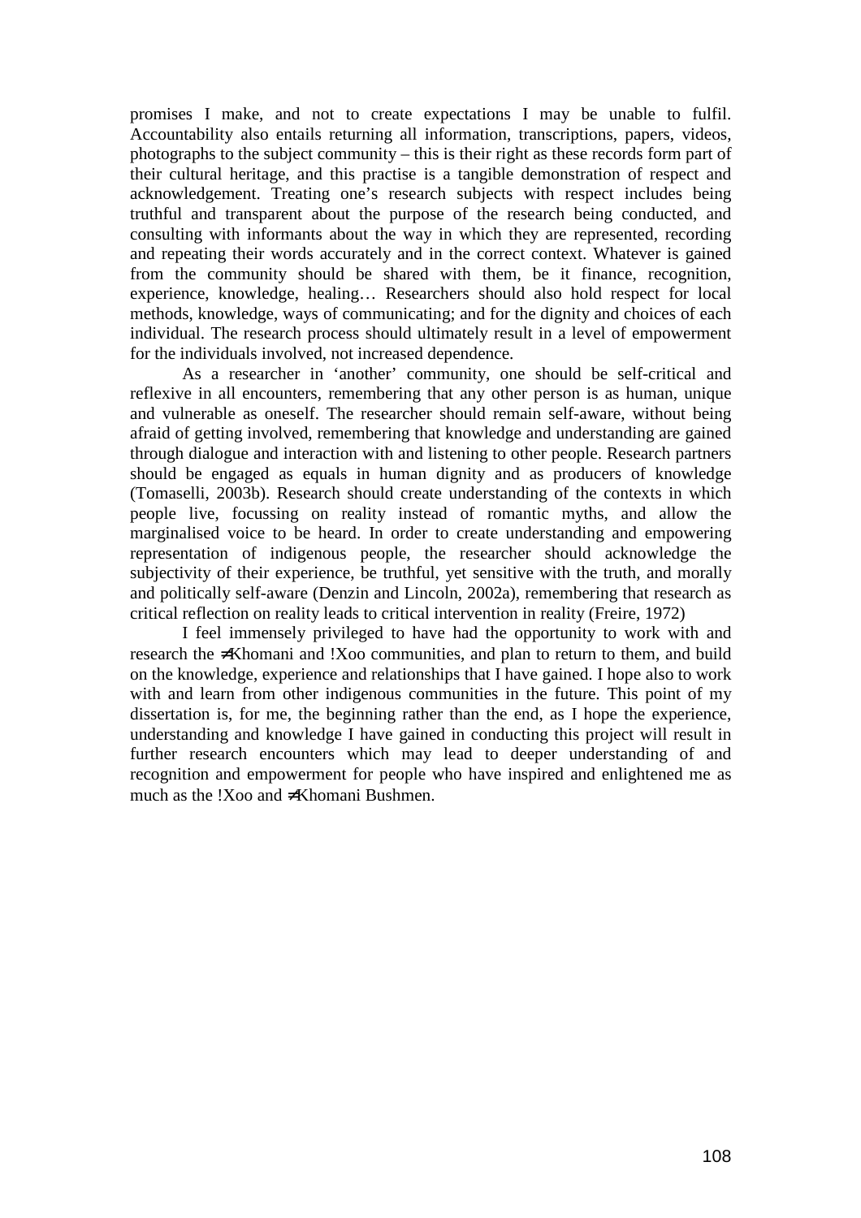promises I make, and not to create expectations I may be unable to fulfil. Accountability also entails returning all information, transcriptions, papers, videos, photographs to the subject community – this is their right as these records form part of their cultural heritage, and this practise is a tangible demonstration of respect and acknowledgement. Treating one's research subjects with respect includes being truthful and transparent about the purpose of the research being conducted, and consulting with informants about the way in which they are represented, recording and repeating their words accurately and in the correct context. Whatever is gained from the community should be shared with them, be it finance, recognition, experience, knowledge, healing… Researchers should also hold respect for local methods, knowledge, ways of communicating; and for the dignity and choices of each individual. The research process should ultimately result in a level of empowerment for the individuals involved, not increased dependence.

As a researcher in 'another' community, one should be self-critical and reflexive in all encounters, remembering that any other person is as human, unique and vulnerable as oneself. The researcher should remain self-aware, without being afraid of getting involved, remembering that knowledge and understanding are gained through dialogue and interaction with and listening to other people. Research partners should be engaged as equals in human dignity and as producers of knowledge (Tomaselli, 2003b). Research should create understanding of the contexts in which people live, focussing on reality instead of romantic myths, and allow the marginalised voice to be heard. In order to create understanding and empowering representation of indigenous people, the researcher should acknowledge the subjectivity of their experience, be truthful, yet sensitive with the truth, and morally and politically self-aware (Denzin and Lincoln, 2002a), remembering that research as critical reflection on reality leads to critical intervention in reality (Freire, 1972)

I feel immensely privileged to have had the opportunity to work with and research the ≠Khomani and !Xoo communities, and plan to return to them, and build on the knowledge, experience and relationships that I have gained. I hope also to work with and learn from other indigenous communities in the future. This point of my dissertation is, for me, the beginning rather than the end, as I hope the experience, understanding and knowledge I have gained in conducting this project will result in further research encounters which may lead to deeper understanding of and recognition and empowerment for people who have inspired and enlightened me as much as the !Xoo and ≠Khomani Bushmen.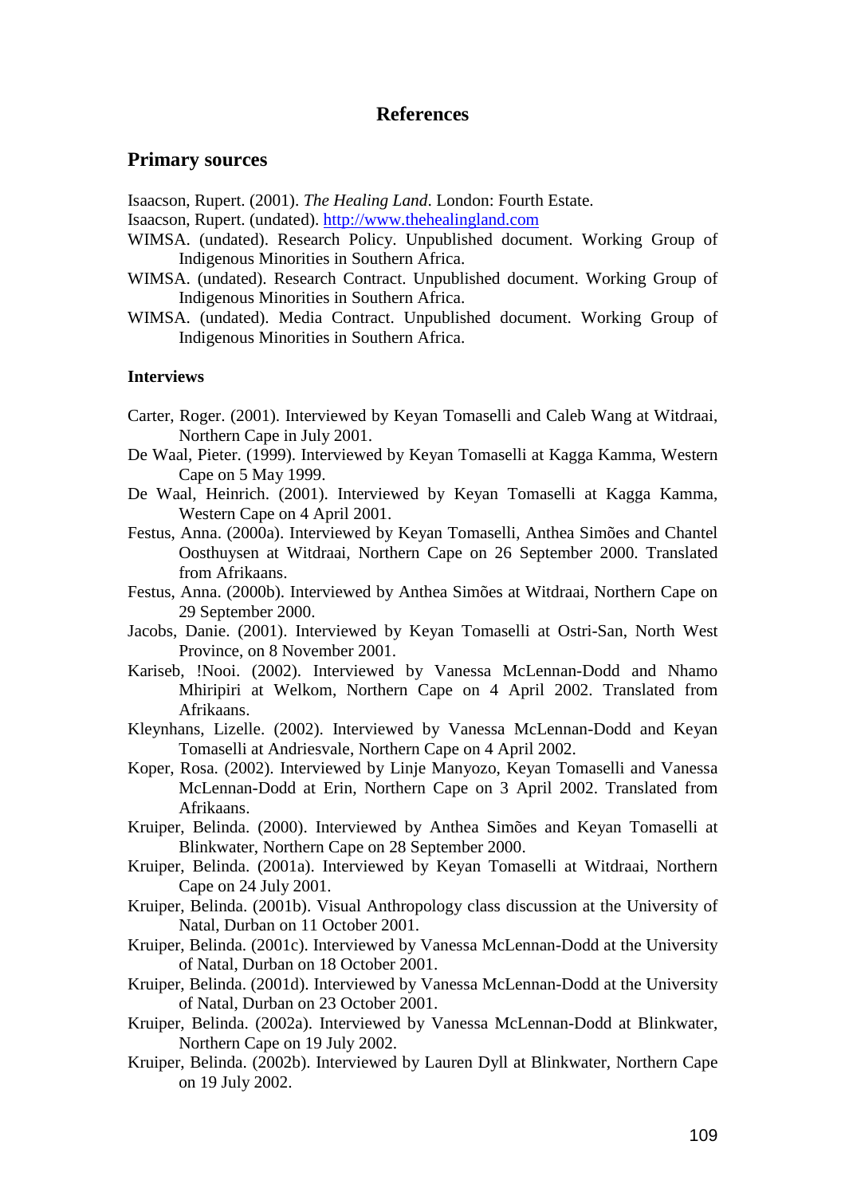# References

## Primary sources

Isaacson, Rupert. (2001). *The Healing Land*. London: Fourth Estate.

Isaacson, Rupert. (undated). http://www.thehealingland.com

WIMSA. (undated). Research Policy. Unpublished document. Working Group of Indigenous Minorities in Southern Africa.

WIMSA. (undated). Research Contract. Unpublished document. Working Group of Indigenous Minorities in Southern Africa.

WIMSA. (undated). Media Contract. Unpublished document. Working Group of Indigenous Minorities in Southern Africa.

### Interviews

Carter, Roger. (2001). Interviewed by Keyan Tomaselli and Caleb Wang at Witdraai, Northern Cape in July 2001.

De Waal, Pieter. (1999). Interviewed by Keyan Tomaselli at Kagga Kamma, Western Cape on 5 May 1999.

De Waal, Heinrich. (2001). Interviewed by Keyan Tomaselli at Kagga Kamma, Western Cape on 4 April 2001.

Festus, Anna. (2000a). Interviewed by Keyan Tomaselli, Anthea Simões and Chantel Oosthuysen at Witdraai, Northern Cape on 26 September 2000. Translated from Afrikaans.

Festus, Anna. (2000b). Interviewed by Anthea Simões at Witdraai, Northern Cape on 29 September 2000.

Jacobs, Danie. (2001). Interviewed by Keyan Tomaselli at Ostri-San, North West Province, on 8 November 2001.

Kariseb, !Nooi. (2002). Interviewed by Vanessa McLennan-Dodd and Nhamo Mhiripiri at Welkom, Northern Cape on 4 April 2002. Translated from Afrikaans.

Kleynhans, Lizelle. (2002). Interviewed by Vanessa McLennan-Dodd and Keyan Tomaselli at Andriesvale, Northern Cape on 4 April 2002.

Koper, Rosa. (2002). Interviewed by Linje Manyozo, Keyan Tomaselli and Vanessa McLennan-Dodd at Erin, Northern Cape on 3 April 2002. Translated from Afrikaans.

Kruiper, Belinda. (2000). Interviewed by Anthea Simões and Keyan Tomaselli at Blinkwater, Northern Cape on 28 September 2000.

Kruiper, Belinda. (2001a). Interviewed by Keyan Tomaselli at Witdraai, Northern Cape on 24 July 2001.

Kruiper, Belinda. (2001b). Visual Anthropology class discussion at the University of Natal, Durban on 11 October 2001.

Kruiper, Belinda. (2001c). Interviewed by Vanessa McLennan-Dodd at the University of Natal, Durban on 18 October 2001.

Kruiper, Belinda. (2001d). Interviewed by Vanessa McLennan-Dodd at the University of Natal, Durban on 23 October 2001.

Kruiper, Belinda. (2002a). Interviewed by Vanessa McLennan-Dodd at Blinkwater, Northern Cape on 19 July 2002.

Kruiper, Belinda. (2002b). Interviewed by Lauren Dyll at Blinkwater, Northern Cape on 19 July 2002.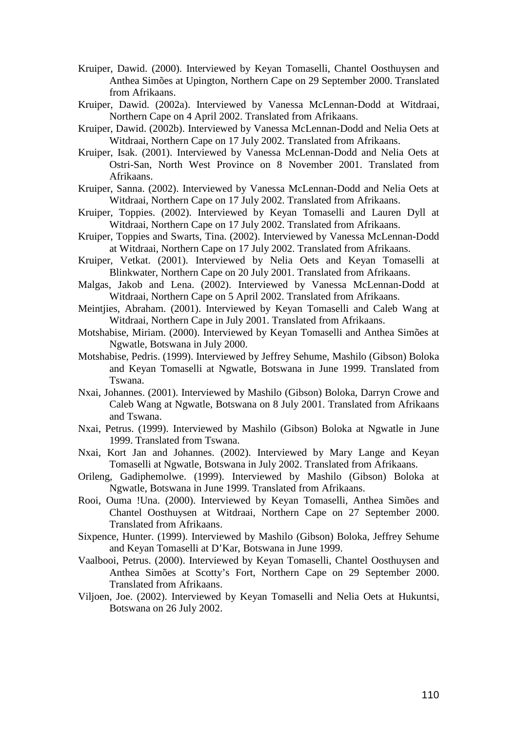Kruiper, Dawid. (2000). Interviewed by Keyan Tomaselli, Chantel Oosthuysen and Anthea Simões at Upington, Northern Cape on 29 September 2000. Translated from Afrikaans.

Kruiper, Dawid. (2002a). Interviewed by Vanessa McLennan-Dodd at Witdraai, Northern Cape on 4 April 2002. Translated from Afrikaans.

Kruiper, Dawid. (2002b). Interviewed by Vanessa McLennan-Dodd and Nelia Oets at Witdraai, Northern Cape on 17 July 2002. Translated from Afrikaans.

Kruiper, Isak. (2001). Interviewed by Vanessa McLennan-Dodd and Nelia Oets at Ostri-San, North West Province on 8 November 2001. Translated from Afrikaans.

Kruiper, Sanna. (2002). Interviewed by Vanessa McLennan-Dodd and Nelia Oets at Witdraai, Northern Cape on 17 July 2002. Translated from Afrikaans.

Kruiper, Toppies. (2002). Interviewed by Keyan Tomaselli and Lauren Dyll at Witdraai, Northern Cape on 17 July 2002. Translated from Afrikaans.

Kruiper, Toppies and Swarts, Tina. (2002). Interviewed by Vanessa McLennan-Dodd at Witdraai, Northern Cape on 17 July 2002. Translated from Afrikaans.

Kruiper, Vetkat. (2001). Interviewed by Nelia Oets and Keyan Tomaselli at Blinkwater, Northern Cape on 20 July 2001. Translated from Afrikaans.

Malgas, Jakob and Lena. (2002). Interviewed by Vanessa McLennan-Dodd at Witdraai, Northern Cape on 5 April 2002. Translated from Afrikaans.

Meintjies, Abraham. (2001). Interviewed by Keyan Tomaselli and Caleb Wang at Witdraai, Northern Cape in July 2001. Translated from Afrikaans.

Motshabise, Miriam. (2000). Interviewed by Keyan Tomaselli and Anthea Simões at Ngwatle, Botswana in July 2000.

Motshabise, Pedris. (1999). Interviewed by Jeffrey Sehume, Mashilo (Gibson) Boloka and Keyan Tomaselli at Ngwatle, Botswana in June 1999. Translated from Tswana.

Nxai, Johannes. (2001). Interviewed by Mashilo (Gibson) Boloka, Darryn Crowe and Caleb Wang at Ngwatle, Botswana on 8 July 2001. Translated from Afrikaans and Tswana.

Nxai, Petrus. (1999). Interviewed by Mashilo (Gibson) Boloka at Ngwatle in June 1999. Translated from Tswana.

Nxai, Kort Jan and Johannes. (2002). Interviewed by Mary Lange and Keyan Tomaselli at Ngwatle, Botswana in July 2002. Translated from Afrikaans.

Orileng, Gadiphemolwe. (1999). Interviewed by Mashilo (Gibson) Boloka at Ngwatle, Botswana in June 1999. Translated from Afrikaans.

Rooi, Ouma !Una. (2000). Interviewed by Keyan Tomaselli, Anthea Simões and Chantel Oosthuysen at Witdraai, Northern Cape on 27 September 2000. Translated from Afrikaans.

Sixpence, Hunter. (1999). Interviewed by Mashilo (Gibson) Boloka, Jeffrey Sehume and Keyan Tomaselli at D'Kar, Botswana in June 1999.

Vaalbooi, Petrus. (2000). Interviewed by Keyan Tomaselli, Chantel Oosthuysen and Anthea Simões at Scotty's Fort, Northern Cape on 29 September 2000. Translated from Afrikaans.

Viljoen, Joe. (2002). Interviewed by Keyan Tomaselli and Nelia Oets at Hukuntsi, Botswana on 26 July 2002.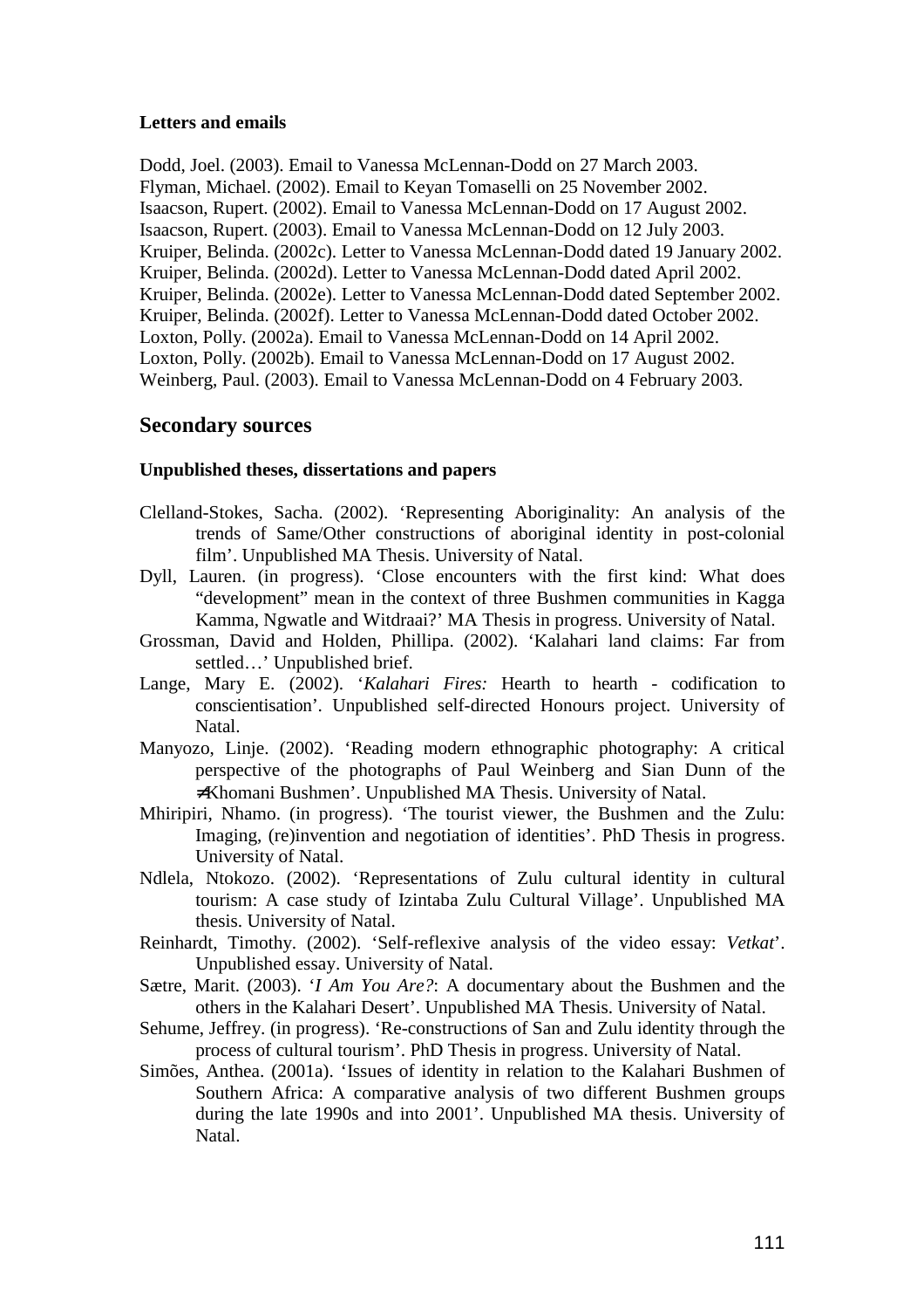#### Letters and emails

Dodd, Joel. (2003). Email to Vanessa McLennan-Dodd on 27 March 2003.
Flyman, Michael. (2002). Email to Keyan Tomaselli on 25 November 2002.
Isaacson, Rupert. (2002). Email to Vanessa McLennan-Dodd on 17 August 2002.
Isaacson, Rupert. (2003). Email to Vanessa McLennan-Dodd on 12 July 2003.
Kruiper, Belinda. (2002c). Letter to Vanessa McLennan-Dodd dated 19 January 2002.
Kruiper, Belinda. (2002d). Letter to Vanessa McLennan-Dodd dated April 2002.
Kruiper, Belinda. (2002e). Letter to Vanessa McLennan-Dodd dated September 2002.
Kruiper, Belinda. (2002f). Letter to Vanessa McLennan-Dodd dated October 2002.
Loxton, Polly. (2002a). Email to Vanessa McLennan-Dodd on 14 April 2002.
Loxton, Polly. (2002b). Email to Vanessa McLennan-Dodd on 17 August 2002.
Weinberg, Paul. (2003). Email to Vanessa McLennan-Dodd on 4 February 2003.

## Secondary sources

#### Unpublished theses, dissertations and papers

Clelland-Stokes, Sacha. (2002). 'Representing Aboriginality: An analysis of the trends of Same/Other constructions of aboriginal identity in post-colonial film'. Unpublished MA Thesis. University of Natal.

Dyll, Lauren. (in progress). 'Close encounters with the first kind: What does "development" mean in the context of three Bushmen communities in Kagga Kamma, Ngwatle and Witdraai?' MA Thesis in progress. University of Natal.

Grossman, David and Holden, Phillipa. (2002). 'Kalahari land claims: Far from settled…' Unpublished brief.

Lange, Mary E. (2002). '*Kalahari Fires:* Hearth to hearth - codification to conscientisation'. Unpublished self-directed Honours project. University of Natal.

Manyozo, Linje. (2002). 'Reading modern ethnographic photography: A critical perspective of the photographs of Paul Weinberg and Sian Dunn of the ≠Khomani Bushmen'. Unpublished MA Thesis. University of Natal.

Mhiripiri, Nhamo. (in progress). 'The tourist viewer, the Bushmen and the Zulu: Imaging, (re)invention and negotiation of identities'. PhD Thesis in progress. University of Natal.

Ndlela, Ntokozo. (2002). 'Representations of Zulu cultural identity in cultural tourism: A case study of Izintaba Zulu Cultural Village'. Unpublished MA thesis. University of Natal.

Reinhardt, Timothy. (2002). 'Self-reflexive analysis of the video essay: *Vetkat*'. Unpublished essay. University of Natal.

Sætre, Marit. (2003). '*I Am You Are?*: A documentary about the Bushmen and the others in the Kalahari Desert'. Unpublished MA Thesis. University of Natal.

Sehume, Jeffrey. (in progress). 'Re-constructions of San and Zulu identity through the process of cultural tourism'. PhD Thesis in progress. University of Natal.

Simões, Anthea. (2001a). 'Issues of identity in relation to the Kalahari Bushmen of Southern Africa: A comparative analysis of two different Bushmen groups during the late 1990s and into 2001'. Unpublished MA thesis. University of Natal.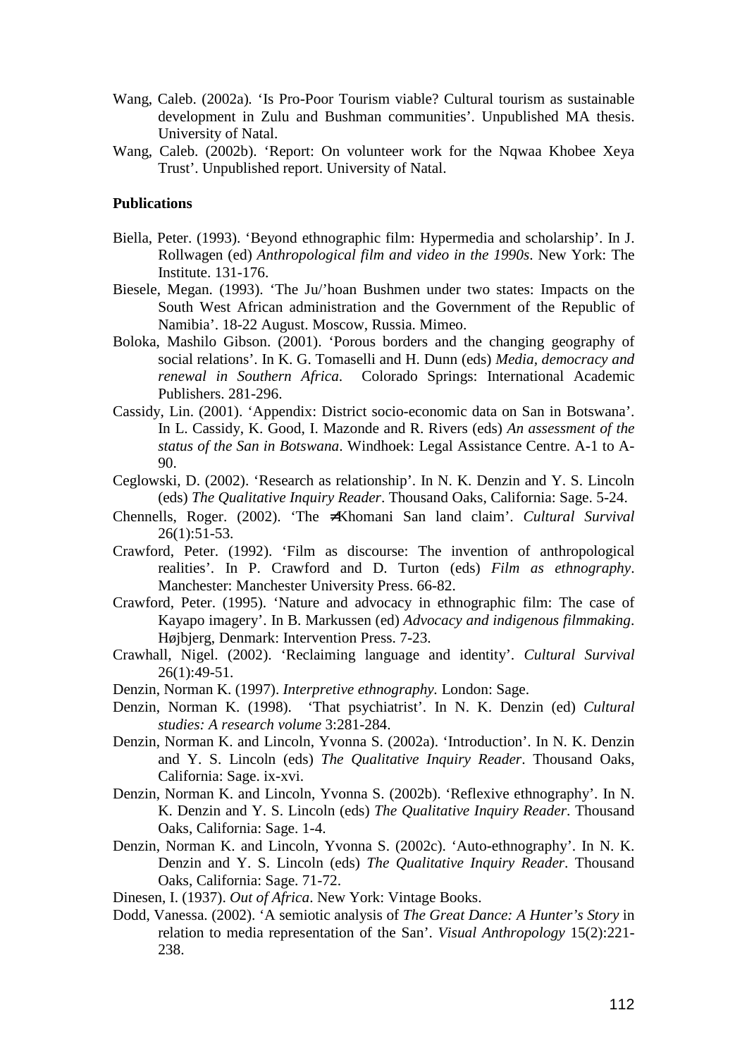Wang, Caleb. (2002a). 'Is Pro-Poor Tourism viable? Cultural tourism as sustainable development in Zulu and Bushman communities'. Unpublished MA thesis. University of Natal.

Wang, Caleb. (2002b). 'Report: On volunteer work for the Nqwaa Khobee Xeya Trust'. Unpublished report. University of Natal.

**Publications**

Biella, Peter. (1993). 'Beyond ethnographic film: Hypermedia and scholarship'. In J. Rollwagen (ed) *Anthropological film and video in the 1990s*. New York: The Institute. 131-176.

Biesele, Megan. (1993). 'The Ju/'hoan Bushmen under two states: Impacts on the South West African administration and the Government of the Republic of Namibia'. 18-22 August. Moscow, Russia. Mimeo.

Boloka, Mashilo Gibson. (2001). 'Porous borders and the changing geography of social relations'. In K. G. Tomaselli and H. Dunn (eds) *Media, democracy and renewal in Southern Africa*. Colorado Springs: International Academic Publishers. 281-296.

Cassidy, Lin. (2001). 'Appendix: District socio-economic data on San in Botswana'. In L. Cassidy, K. Good, I. Mazonde and R. Rivers (eds) *An assessment of the status of the San in Botswana*. Windhoek: Legal Assistance Centre. A-1 to A-90.

Ceglowski, D. (2002). 'Research as relationship'. In N. K. Denzin and Y. S. Lincoln (eds) *The Qualitative Inquiry Reader*. Thousand Oaks, California: Sage. 5-24.

Chennells, Roger. (2002). 'The ≠Khomani San land claim'. *Cultural Survival* 26(1):51-53.

Crawford, Peter. (1992). 'Film as discourse: The invention of anthropological realities'. In P. Crawford and D. Turton (eds) *Film as ethnography*. Manchester: Manchester University Press. 66-82.

Crawford, Peter. (1995). 'Nature and advocacy in ethnographic film: The case of Kayapo imagery'. In B. Markussen (ed) *Advocacy and indigenous filmmaking*. Højbjerg, Denmark: Intervention Press. 7-23.

Crawhall, Nigel. (2002). 'Reclaiming language and identity'. *Cultural Survival* 26(1):49-51.

Denzin, Norman K. (1997). *Interpretive ethnography*. London: Sage.

Denzin, Norman K. (1998). 'That psychiatrist'. In N. K. Denzin (ed) *Cultural studies: A research volume* 3:281-284.

Denzin, Norman K. and Lincoln, Yvonna S. (2002a). 'Introduction'. In N. K. Denzin and Y. S. Lincoln (eds) *The Qualitative Inquiry Reader*. Thousand Oaks, California: Sage. ix-xvi.

Denzin, Norman K. and Lincoln, Yvonna S. (2002b). 'Reflexive ethnography'. In N. K. Denzin and Y. S. Lincoln (eds) *The Qualitative Inquiry Reader*. Thousand Oaks, California: Sage. 1-4.

Denzin, Norman K. and Lincoln, Yvonna S. (2002c). 'Auto-ethnography'. In N. K. Denzin and Y. S. Lincoln (eds) *The Qualitative Inquiry Reader*. Thousand Oaks, California: Sage. 71-72.

Dinesen, I. (1937). *Out of Africa*. New York: Vintage Books.

Dodd, Vanessa. (2002). 'A semiotic analysis of *The Great Dance: A Hunter's Story* in relation to media representation of the San'. *Visual Anthropology* 15(2):221-238.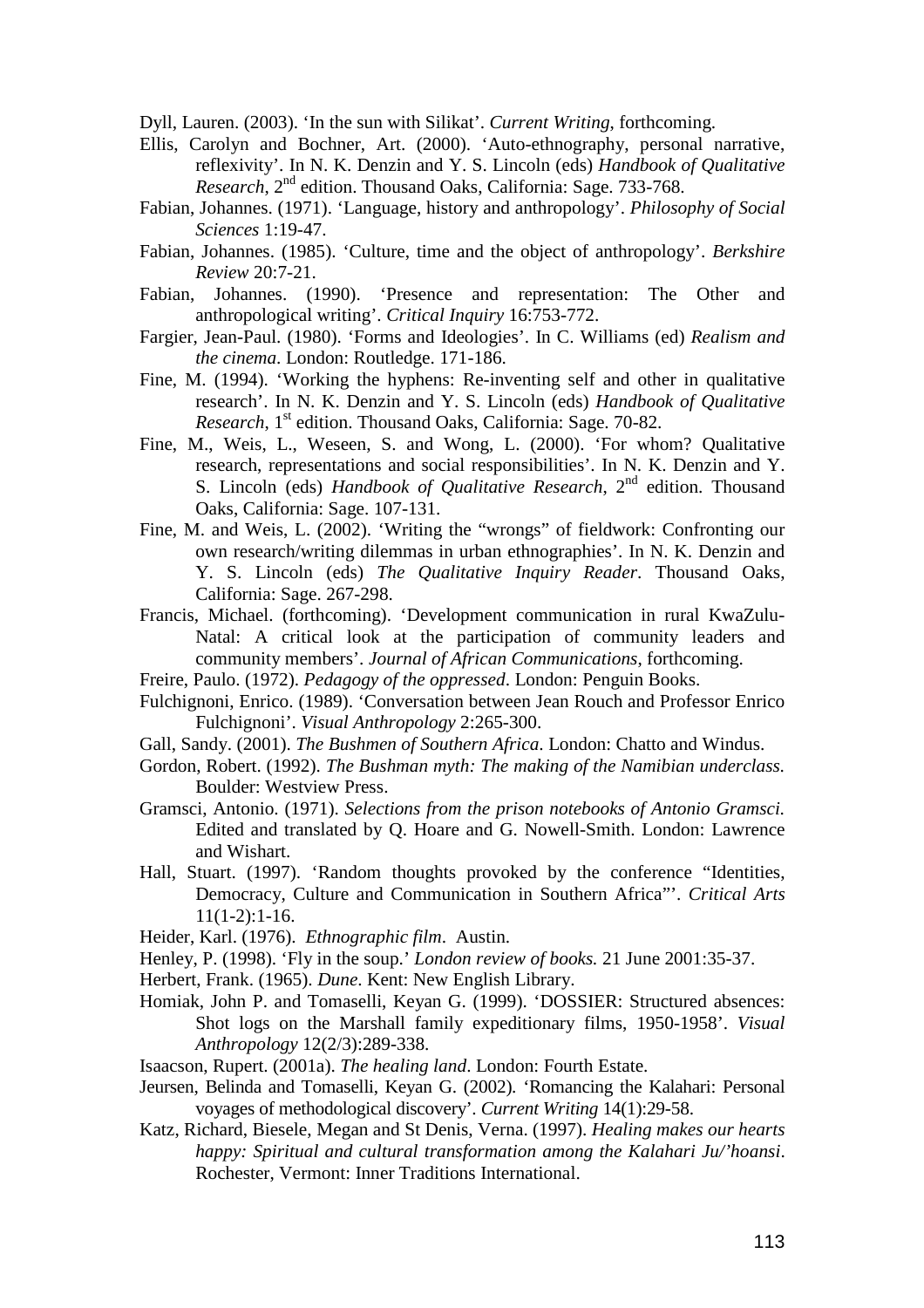Dyll, Lauren. (2003). 'In the sun with Silikat'. *Current Writing*, forthcoming.

Ellis, Carolyn and Bochner, Art. (2000). 'Auto-ethnography, personal narrative, reflexivity'. In N. K. Denzin and Y. S. Lincoln (eds) *Handbook of Qualitative Research*, 2nd edition. Thousand Oaks, California: Sage. 733-768.

Fabian, Johannes. (1971). 'Language, history and anthropology'. *Philosophy of Social Sciences* 1:19-47.

Fabian, Johannes. (1985). 'Culture, time and the object of anthropology'. *Berkshire Review* 20:7-21.

Fabian, Johannes. (1990). 'Presence and representation: The Other and anthropological writing'. *Critical Inquiry* 16:753-772.

Fargier, Jean-Paul. (1980). 'Forms and Ideologies'. In C. Williams (ed) *Realism and the cinema*. London: Routledge. 171-186.

Fine, M. (1994). 'Working the hyphens: Re-inventing self and other in qualitative research'. In N. K. Denzin and Y. S. Lincoln (eds) *Handbook of Qualitative Research*, 1st edition. Thousand Oaks, California: Sage. 70-82.

Fine, M., Weis, L., Weseen, S. and Wong, L. (2000). 'For whom? Qualitative research, representations and social responsibilities'. In N. K. Denzin and Y. S. Lincoln (eds) *Handbook of Qualitative Research*, 2nd edition. Thousand Oaks, California: Sage. 107-131.

Fine, M. and Weis, L. (2002). 'Writing the "wrongs" of fieldwork: Confronting our own research/writing dilemmas in urban ethnographies'. In N. K. Denzin and Y. S. Lincoln (eds) *The Qualitative Inquiry Reader*. Thousand Oaks, California: Sage. 267-298.

Francis, Michael. (forthcoming). 'Development communication in rural KwaZulu-Natal: A critical look at the participation of community leaders and community members'. *Journal of African Communications*, forthcoming.

Freire, Paulo. (1972). *Pedagogy of the oppressed*. London: Penguin Books.

Fulchignoni, Enrico. (1989). 'Conversation between Jean Rouch and Professor Enrico Fulchignoni'. *Visual Anthropology* 2:265-300.

Gall, Sandy. (2001). *The Bushmen of Southern Africa*. London: Chatto and Windus.

Gordon, Robert. (1992). *The Bushman myth: The making of the Namibian underclass*. Boulder: Westview Press.

Gramsci, Antonio. (1971). *Selections from the prison notebooks of Antonio Gramsci*. Edited and translated by Q. Hoare and G. Nowell-Smith. London: Lawrence and Wishart.

Hall, Stuart. (1997). 'Random thoughts provoked by the conference "Identities, Democracy, Culture and Communication in Southern Africa"'. *Critical Arts* 11(1-2):1-16.

Heider, Karl. (1976). *Ethnographic film*. Austin.

Henley, P. (1998). 'Fly in the soup.' *London review of books.* 21 June 2001:35-37.

Herbert, Frank. (1965). *Dune*. Kent: New English Library.

Homiak, John P. and Tomaselli, Keyan G. (1999). 'DOSSIER: Structured absences: Shot logs on the Marshall family expeditionary films, 1950-1958'. *Visual Anthropology* 12(2/3):289-338.

Isaacson, Rupert. (2001a). *The healing land*. London: Fourth Estate.

Jeursen, Belinda and Tomaselli, Keyan G. (2002). 'Romancing the Kalahari: Personal voyages of methodological discovery'. *Current Writing* 14(1):29-58.

Katz, Richard, Biesele, Megan and St Denis, Verna. (1997). *Healing makes our hearts happy: Spiritual and cultural transformation among the Kalahari Ju/'hoansi*. Rochester, Vermont: Inner Traditions International.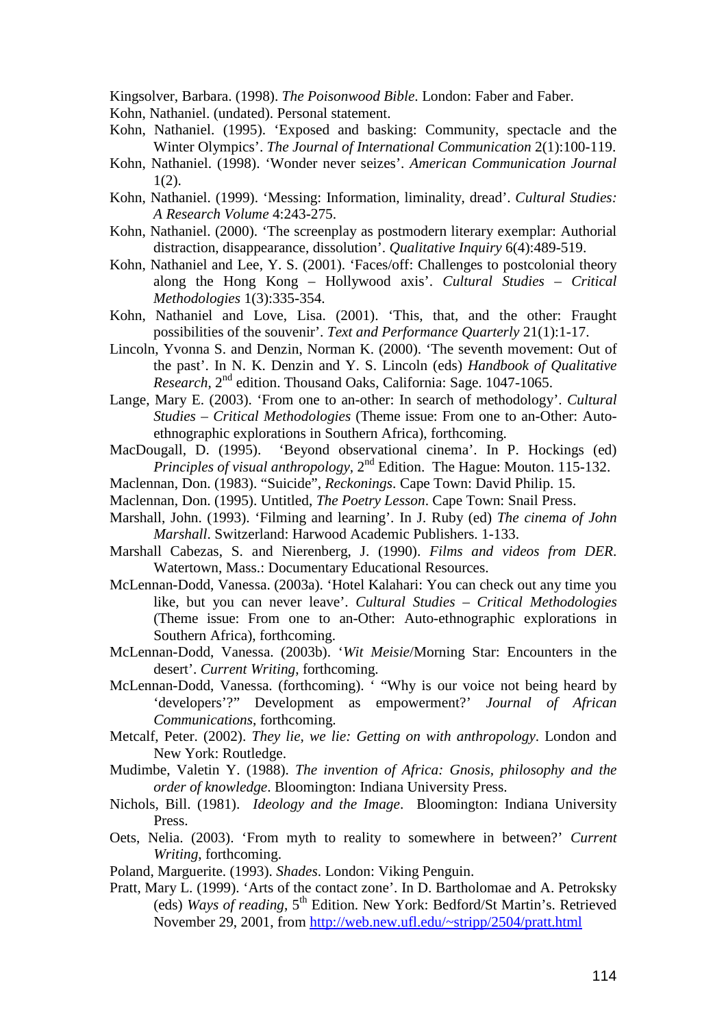Kingsolver, Barbara. (1998). *The Poisonwood Bible*. London: Faber and Faber.

Kohn, Nathaniel. (undated). Personal statement.

Kohn, Nathaniel. (1995). 'Exposed and basking: Community, spectacle and the Winter Olympics'. *The Journal of International Communication* 2(1):100-119.

Kohn, Nathaniel. (1998). 'Wonder never seizes'. *American Communication Journal* 1(2).

Kohn, Nathaniel. (1999). 'Messing: Information, liminality, dread'. *Cultural Studies: A Research Volume* 4:243-275.

Kohn, Nathaniel. (2000). 'The screenplay as postmodern literary exemplar: Authorial distraction, disappearance, dissolution'. *Qualitative Inquiry* 6(4):489-519.

Kohn, Nathaniel and Lee, Y. S. (2001). 'Faces/off: Challenges to postcolonial theory along the Hong Kong – Hollywood axis'. *Cultural Studies – Critical Methodologies* 1(3):335-354.

Kohn, Nathaniel and Love, Lisa. (2001). 'This, that, and the other: Fraught possibilities of the souvenir'. *Text and Performance Quarterly* 21(1):1-17.

Lincoln, Yvonna S. and Denzin, Norman K. (2000). 'The seventh movement: Out of the past'. In N. K. Denzin and Y. S. Lincoln (eds) *Handbook of Qualitative Research*, 2nd edition. Thousand Oaks, California: Sage. 1047-1065.

Lange, Mary E. (2003). 'From one to an-other: In search of methodology'. *Cultural Studies – Critical Methodologies* (Theme issue: From one to an-Other: Auto-ethnographic explorations in Southern Africa), forthcoming.

MacDougall, D. (1995). 'Beyond observational cinema'. In P. Hockings (ed) *Principles of visual anthropology*, 2nd Edition. The Hague: Mouton. 115-132.

Maclennan, Don. (1983). "Suicide", *Reckonings*. Cape Town: David Philip. 15.

Maclennan, Don. (1995). Untitled, *The Poetry Lesson*. Cape Town: Snail Press.

Marshall, John. (1993). 'Filming and learning'. In J. Ruby (ed) *The cinema of John Marshall*. Switzerland: Harwood Academic Publishers. 1-133.

Marshall Cabezas, S. and Nierenberg, J. (1990). *Films and videos from DER*. Watertown, Mass.: Documentary Educational Resources.

McLennan-Dodd, Vanessa. (2003a). 'Hotel Kalahari: You can check out any time you like, but you can never leave'. *Cultural Studies – Critical Methodologies* (Theme issue: From one to an-Other: Auto-ethnographic explorations in Southern Africa), forthcoming.

McLennan-Dodd, Vanessa. (2003b). '*Wit Meisie*/Morning Star: Encounters in the desert'. *Current Writing*, forthcoming.

McLennan-Dodd, Vanessa. (forthcoming). ' "Why is our voice not being heard by 'developers'?" Development as empowerment?' *Journal of African Communications*, forthcoming.

Metcalf, Peter. (2002). *They lie, we lie: Getting on with anthropology*. London and New York: Routledge.

Mudimbe, Valetin Y. (1988). *The invention of Africa: Gnosis, philosophy and the order of knowledge*. Bloomington: Indiana University Press.

Nichols, Bill. (1981). *Ideology and the Image*. Bloomington: Indiana University Press.

Oets, Nelia. (2003). 'From myth to reality to somewhere in between?' *Current Writing*, forthcoming.

Poland, Marguerite. (1993). *Shades*. London: Viking Penguin.

Pratt, Mary L. (1999). 'Arts of the contact zone'. In D. Bartholomae and A. Petroksky (eds) *Ways of reading*, 5th Edition. New York: Bedford/St Martin's. Retrieved November 29, 2001, from http://web.new.ufl.edu/~stripp/2504/pratt.html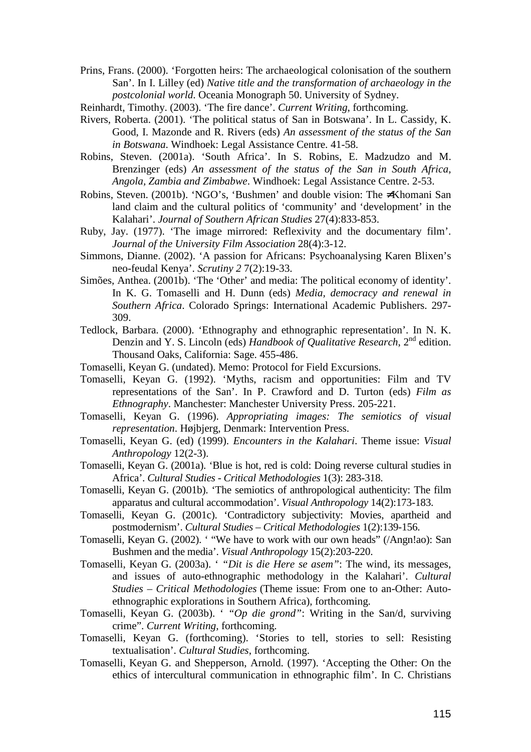Prins, Frans. (2000). 'Forgotten heirs: The archaeological colonisation of the southern San'. In I. Lilley (ed) *Native title and the transformation of archaeology in the postcolonial world*. Oceania Monograph 50. University of Sydney.

Reinhardt, Timothy. (2003). 'The fire dance'. *Current Writing*, forthcoming.

Rivers, Roberta. (2001). 'The political status of San in Botswana'. In L. Cassidy, K. Good, I. Mazonde and R. Rivers (eds) *An assessment of the status of the San in Botswana*. Windhoek: Legal Assistance Centre. 41-58.

Robins, Steven. (2001a). 'South Africa'. In S. Robins, E. Madzudzo and M. Brenzinger (eds) *An assessment of the status of the San in South Africa, Angola, Zambia and Zimbabwe*. Windhoek: Legal Assistance Centre. 2-53.

Robins, Steven. (2001b). 'NGO's, 'Bushmen' and double vision: The ≠Khomani San land claim and the cultural politics of 'community' and 'development' in the Kalahari'. *Journal of Southern African Studies* 27(4):833-853.

Ruby, Jay. (1977). 'The image mirrored: Reflexivity and the documentary film'. *Journal of the University Film Association* 28(4):3-12.

Simmons, Dianne. (2002). 'A passion for Africans: Psychoanalysing Karen Blixen's neo-feudal Kenya'. *Scrutiny 2* 7(2):19-33.

Simões, Anthea. (2001b). 'The 'Other' and media: The political economy of identity'. In K. G. Tomaselli and H. Dunn (eds) *Media, democracy and renewal in Southern Africa*. Colorado Springs: International Academic Publishers. 297-309.

Tedlock, Barbara. (2000). 'Ethnography and ethnographic representation'. In N. K. Denzin and Y. S. Lincoln (eds) *Handbook of Qualitative Research*, 2nd edition. Thousand Oaks, California: Sage. 455-486.

Tomaselli, Keyan G. (undated). Memo: Protocol for Field Excursions.

Tomaselli, Keyan G. (1992). 'Myths, racism and opportunities: Film and TV representations of the San'. In P. Crawford and D. Turton (eds) *Film as Ethnography*. Manchester: Manchester University Press. 205-221.

Tomaselli, Keyan G. (1996). *Appropriating images: The semiotics of visual representation*. Højbjerg, Denmark: Intervention Press.

Tomaselli, Keyan G. (ed) (1999). *Encounters in the Kalahari*. Theme issue: *Visual Anthropology* 12(2-3).

Tomaselli, Keyan G. (2001a). 'Blue is hot, red is cold: Doing reverse cultural studies in Africa'. *Cultural Studies - Critical Methodologies* 1(3): 283-318.

Tomaselli, Keyan G. (2001b). 'The semiotics of anthropological authenticity: The film apparatus and cultural accommodation'. *Visual Anthropology* 14(2):173-183.

Tomaselli, Keyan G. (2001c). 'Contradictory subjectivity: Movies, apartheid and postmodernism'. *Cultural Studies – Critical Methodologies* 1(2):139-156.

Tomaselli, Keyan G. (2002). ' "We have to work with our own heads" (/Angn!ao): San Bushmen and the media'. *Visual Anthropology* 15(2):203-220.

Tomaselli, Keyan G. (2003a). ' *"Dit is die Here se asem"*: The wind, its messages, and issues of auto-ethnographic methodology in the Kalahari'. *Cultural Studies – Critical Methodologies* (Theme issue: From one to an-Other: Auto-ethnographic explorations in Southern Africa), forthcoming.

Tomaselli, Keyan G. (2003b). ' *"Op die grond"*: Writing in the San/d, surviving crime". *Current Writing*, forthcoming.

Tomaselli, Keyan G. (forthcoming). 'Stories to tell, stories to sell: Resisting textualisation'. *Cultural Studies*, forthcoming.

Tomaselli, Keyan G. and Shepperson, Arnold. (1997). 'Accepting the Other: On the ethics of intercultural communication in ethnographic film'. In C. Christians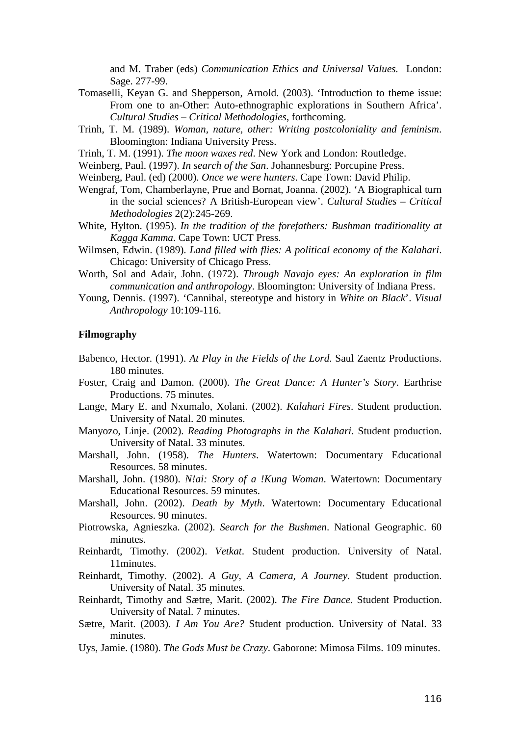and M. Traber (eds) *Communication Ethics and Universal Values.* London: Sage. 277-99.

Tomaselli, Keyan G. and Shepperson, Arnold. (2003). 'Introduction to theme issue: From one to an-Other: Auto-ethnographic explorations in Southern Africa'. *Cultural Studies – Critical Methodologies*, forthcoming.

Trinh, T. M. (1989). *Woman, nature, other: Writing postcoloniality and feminism*. Bloomington: Indiana University Press.

Trinh, T. M. (1991). *The moon waxes red*. New York and London: Routledge.

Weinberg, Paul. (1997). *In search of the San*. Johannesburg: Porcupine Press.

Weinberg, Paul. (ed) (2000). *Once we were hunters*. Cape Town: David Philip.

Wengraf, Tom, Chamberlayne, Prue and Bornat, Joanna. (2002). 'A Biographical turn in the social sciences? A British-European view'. *Cultural Studies – Critical Methodologies* 2(2):245-269.

White, Hylton. (1995). *In the tradition of the forefathers: Bushman traditionality at Kagga Kamma*. Cape Town: UCT Press.

Wilmsen, Edwin. (1989). *Land filled with flies: A political economy of the Kalahari*. Chicago: University of Chicago Press.

Worth, Sol and Adair, John. (1972). *Through Navajo eyes: An exploration in film communication and anthropology*. Bloomington: University of Indiana Press.

Young, Dennis. (1997). 'Cannibal, stereotype and history in *White on Black*'. *Visual Anthropology* 10:109-116.

**Filmography**

Babenco, Hector. (1991). *At Play in the Fields of the Lord*. Saul Zaentz Productions. 180 minutes.

Foster, Craig and Damon. (2000). *The Great Dance: A Hunter's Story*. Earthrise Productions. 75 minutes.

Lange, Mary E. and Nxumalo, Xolani. (2002). *Kalahari Fires*. Student production. University of Natal. 20 minutes.

Manyozo, Linje. (2002). *Reading Photographs in the Kalahari*. Student production. University of Natal. 33 minutes.

Marshall, John. (1958). *The Hunters*. Watertown: Documentary Educational Resources. 58 minutes.

Marshall, John. (1980). *N!ai: Story of a !Kung Woman*. Watertown: Documentary Educational Resources. 59 minutes.

Marshall, John. (2002). *Death by Myth*. Watertown: Documentary Educational Resources. 90 minutes.

Piotrowska, Agnieszka. (2002). *Search for the Bushmen*. National Geographic. 60 minutes.

Reinhardt, Timothy. (2002). *Vetkat*. Student production. University of Natal. 11minutes.

Reinhardt, Timothy. (2002). *A Guy, A Camera, A Journey*. Student production. University of Natal. 35 minutes.

Reinhardt, Timothy and Sætre, Marit. (2002). *The Fire Dance*. Student Production. University of Natal. 7 minutes.

Sætre, Marit. (2003). *I Am You Are?* Student production. University of Natal. 33 minutes.

Uys, Jamie. (1980). *The Gods Must be Crazy*. Gaborone: Mimosa Films. 109 minutes.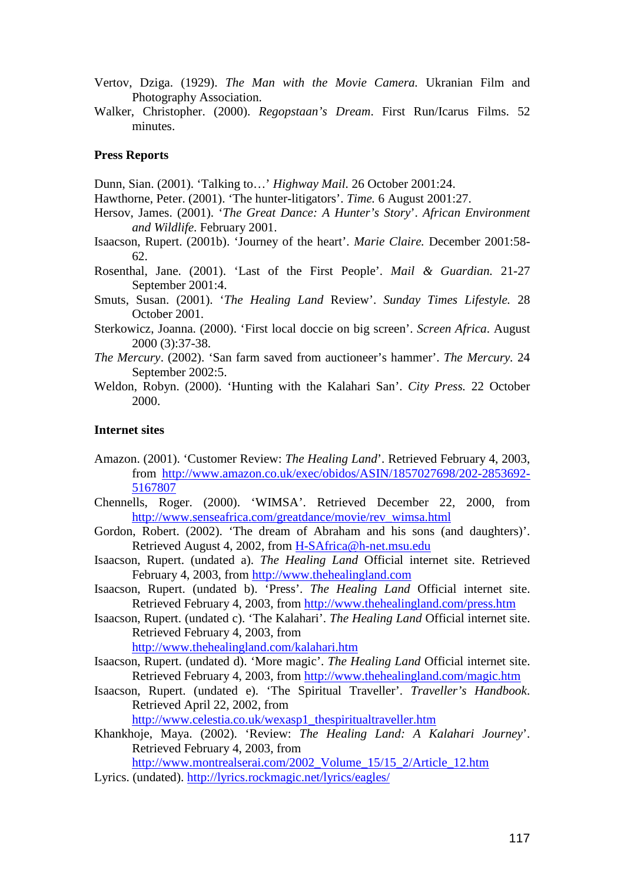Vertov, Dziga. (1929). *The Man with the Movie Camera.* Ukranian Film and Photography Association.

Walker, Christopher. (2000). *Regopstaan's Dream*. First Run/Icarus Films. 52 minutes.

**Press Reports**

Dunn, Sian. (2001). 'Talking to…' *Highway Mail.* 26 October 2001:24.

Hawthorne, Peter. (2001). 'The hunter-litigators'. *Time.* 6 August 2001:27.

Hersov, James. (2001). '*The Great Dance: A Hunter's Story*'. *African Environment and Wildlife*. February 2001.

Isaacson, Rupert. (2001b). 'Journey of the heart'. *Marie Claire.* December 2001:58-62.

Rosenthal, Jane. (2001). 'Last of the First People'. *Mail & Guardian.* 21-27 September 2001:4.

Smuts, Susan. (2001). '*The Healing Land* Review'. *Sunday Times Lifestyle.* 28 October 2001.

Sterkowicz, Joanna. (2000). 'First local doccie on big screen'. *Screen Africa*. August 2000 (3):37-38.

*The Mercury*. (2002). 'San farm saved from auctioneer's hammer'. *The Mercury.* 24 September 2002:5.

Weldon, Robyn. (2000). 'Hunting with the Kalahari San'. *City Press.* 22 October 2000.

**Internet sites**

Amazon. (2001). 'Customer Review: *The Healing Land*'. Retrieved February 4, 2003, from http://www.amazon.co.uk/exec/obidos/ASIN/1857027698/202-2853692-5167807

Chennells, Roger. (2000). 'WIMSA'. Retrieved December 22, 2000, from http://www.senseafrica.com/greatdance/movie/rev_wimsa.html

Gordon, Robert. (2002). 'The dream of Abraham and his sons (and daughters)'. Retrieved August 4, 2002, from H-SAfrica@h-net.msu.edu

Isaacson, Rupert. (undated a). *The Healing Land* Official internet site. Retrieved February 4, 2003, from http://www.thehealingland.com

Isaacson, Rupert. (undated b). 'Press'. *The Healing Land* Official internet site. Retrieved February 4, 2003, from http://www.thehealingland.com/press.htm

Isaacson, Rupert. (undated c). 'The Kalahari'. *The Healing Land* Official internet site. Retrieved February 4, 2003, from http://www.thehealingland.com/kalahari.htm

Isaacson, Rupert. (undated d). 'More magic'. *The Healing Land* Official internet site. Retrieved February 4, 2003, from http://www.thehealingland.com/magic.htm

Isaacson, Rupert. (undated e). 'The Spiritual Traveller'. *Traveller's Handbook*. Retrieved April 22, 2002, from http://www.celestia.co.uk/wexasp1_thespiritualtraveller.htm

Khankhoje, Maya. (2002). 'Review: *The Healing Land: A Kalahari Journey*'. Retrieved February 4, 2003, from http://www.montrealserai.com/2002_Volume_15/15_2/Article_12.htm

Lyrics. (undated). http://lyrics.rockmagic.net/lyrics/eagles/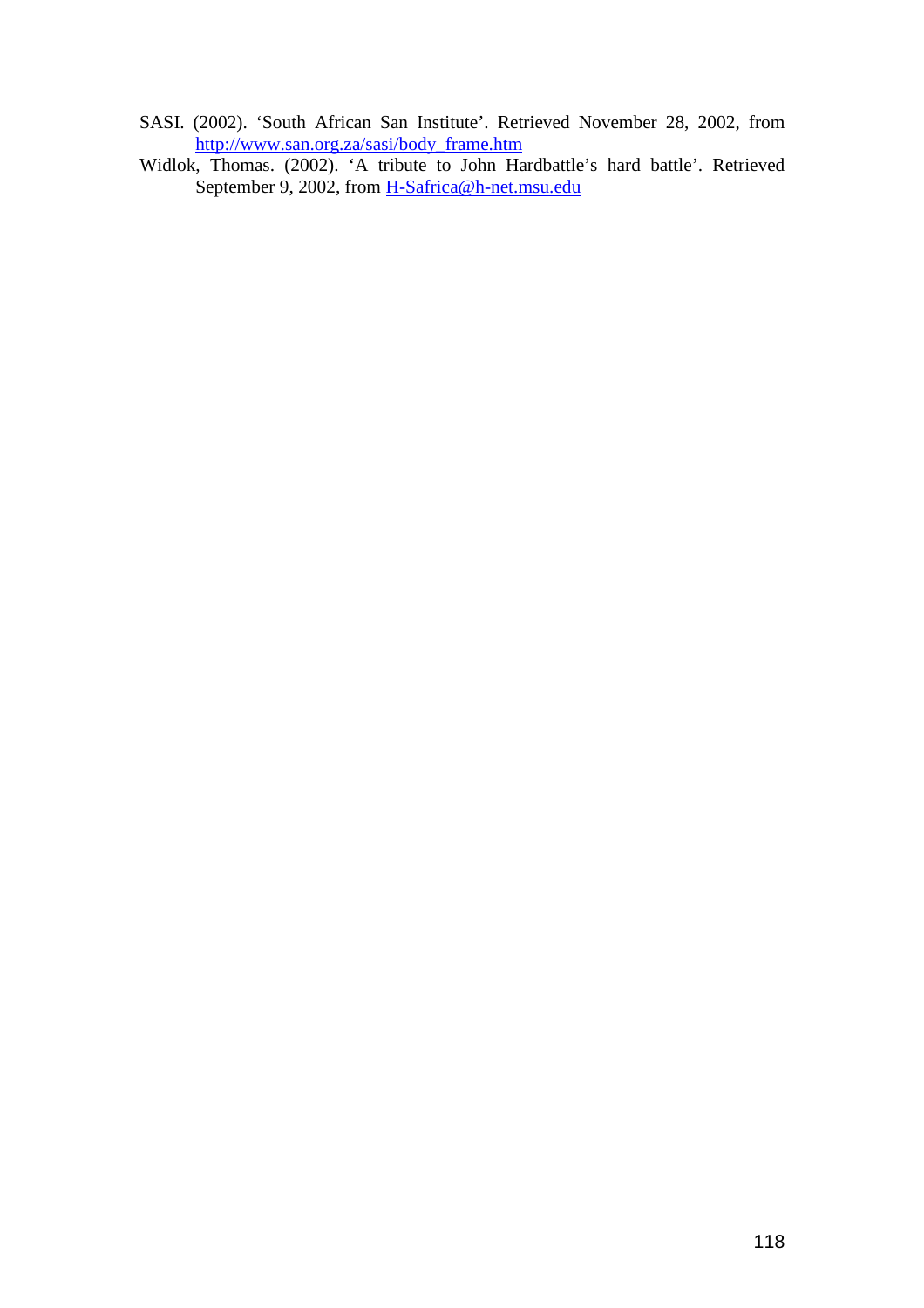SASI. (2002). 'South African San Institute'. Retrieved November 28, 2002, from http://www.san.org.za/sasi/body_frame.htm

Widlok, Thomas. (2002). 'A tribute to John Hardbattle's hard battle'. Retrieved September 9, 2002, from H-Safrica@h-net.msu.edu